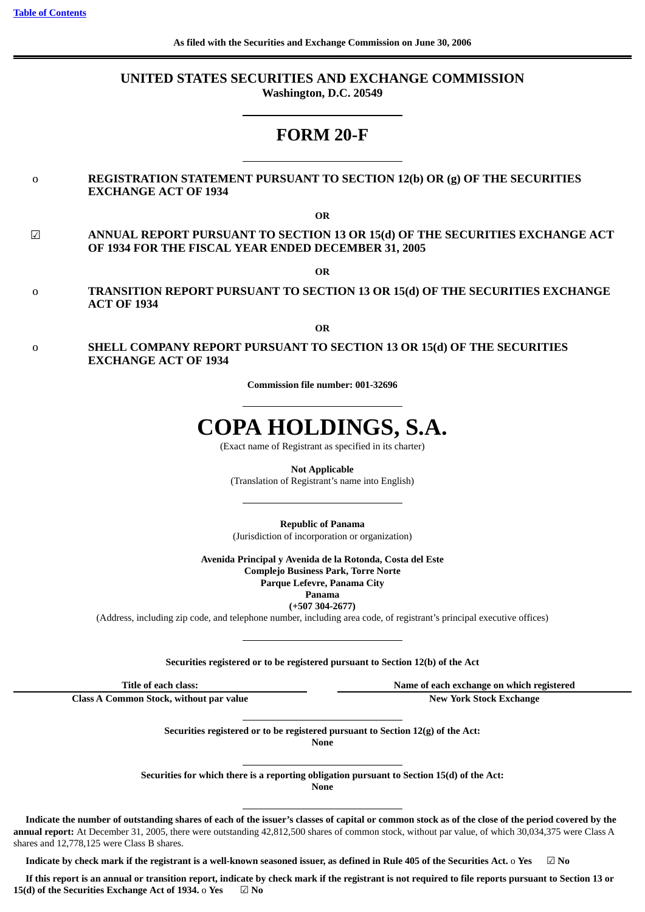[Table of Contents]

**As filed with the Securities and Exchange Commission on June 30, 2006**

# UNITED STATES SECURITIES AND EXCHANGE COMMISSION

**Washington, D.C. 20549**

# FORM 20-F

o **REGISTRATION STATEMENT PURSUANT TO SECTION 12(b) OR (g) OF THE SECURITIES EXCHANGE ACT OF 1934**

**OR**

☑ **ANNUAL REPORT PURSUANT TO SECTION 13 OR 15(d) OF THE SECURITIES EXCHANGE ACT OF 1934 FOR THE FISCAL YEAR ENDED DECEMBER 31, 2005**

**OR**

o **TRANSITION REPORT PURSUANT TO SECTION 13 OR 15(d) OF THE SECURITIES EXCHANGE ACT OF 1934**

**OR**

o **SHELL COMPANY REPORT PURSUANT TO SECTION 13 OR 15(d) OF THE SECURITIES EXCHANGE ACT OF 1934**

**Commission file number: 001-32696**

# COPA HOLDINGS, S.A.

(Exact name of Registrant as specified in its charter)

**Not Applicable**
(Translation of Registrant's name into English)

**Republic of Panama**
(Jurisdiction of incorporation or organization)

**Avenida Principal y Avenida de la Rotonda, Costa del Este**
**Complejo Business Park, Torre Norte**
**Parque Lefevre, Panama City**
**Panama**
**(+507 304-2677)**
(Address, including zip code, and telephone number, including area code, of registrant's principal executive offices)

**Securities registered or to be registered pursuant to Section 12(b) of the Act**

| Title of each class: | Name of each exchange on which registered |
|---|---|
| Class A Common Stock, without par value | New York Stock Exchange |

**Securities registered or to be registered pursuant to Section 12(g) of the Act:**
**None**

**Securities for which there is a reporting obligation pursuant to Section 15(d) of the Act:**
**None**

**Indicate the number of outstanding shares of each of the issuer's classes of capital or common stock as of the close of the period covered by the annual report:** At December 31, 2005, there were outstanding 42,812,500 shares of common stock, without par value, of which 30,034,375 were Class A shares and 12,778,125 were Class B shares.

**Indicate by check mark if the registrant is a well-known seasoned issuer, as defined in Rule 405 of the Securities Act.** o **Yes** ☑ **No**

**If this report is an annual or transition report, indicate by check mark if the registrant is not required to file reports pursuant to Section 13 or 15(d) of the Securities Exchange Act of 1934.** o **Yes** ☑ **No**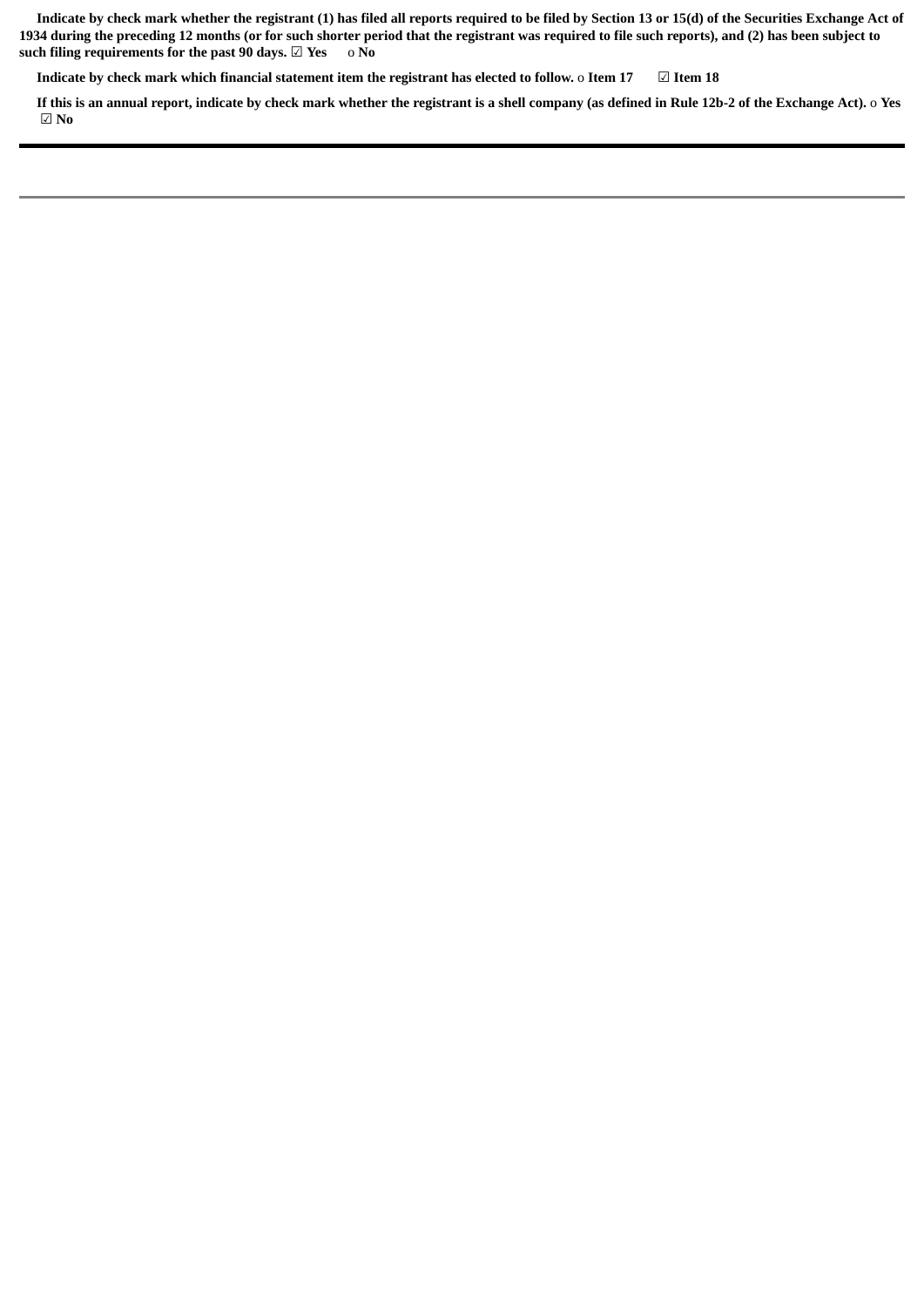**Indicate by check mark whether the registrant (1) has filed all reports required to be filed by Section 13 or 15(d) of the Securities Exchange Act of 1934 during the preceding 12 months (or for such shorter period that the registrant was required to file such reports), and (2) has been subject to such filing requirements for the past 90 days.** ☑ **Yes** o **No**

**Indicate by check mark which financial statement item the registrant has elected to follow.** o **Item 17** ☑ **Item 18**

**If this is an annual report, indicate by check mark whether the registrant is a shell company (as defined in Rule 12b-2 of the Exchange Act).** o **Yes** ☑ **No**

---

---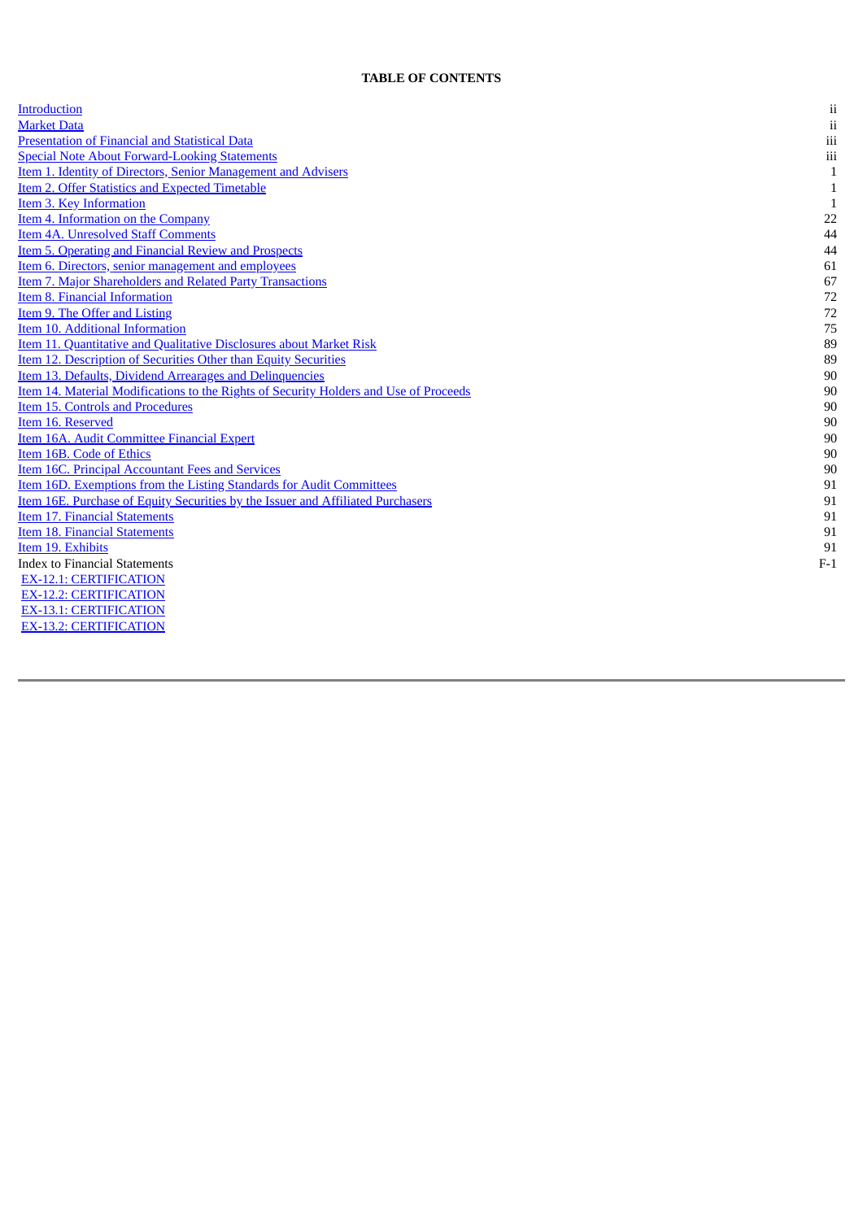**TABLE OF CONTENTS**

| | |
|---|---|
| Introduction | ii |
| Market Data | ii |
| Presentation of Financial and Statistical Data | iii |
| Special Note About Forward-Looking Statements | iii |
| Item 1. Identity of Directors, Senior Management and Advisers | 1 |
| Item 2. Offer Statistics and Expected Timetable | 1 |
| Item 3. Key Information | 1 |
| Item 4. Information on the Company | 22 |
| Item 4A. Unresolved Staff Comments | 44 |
| Item 5. Operating and Financial Review and Prospects | 44 |
| Item 6. Directors, senior management and employees | 61 |
| Item 7. Major Shareholders and Related Party Transactions | 67 |
| Item 8. Financial Information | 72 |
| Item 9. The Offer and Listing | 72 |
| Item 10. Additional Information | 75 |
| Item 11. Quantitative and Qualitative Disclosures about Market Risk | 89 |
| Item 12. Description of Securities Other than Equity Securities | 89 |
| Item 13. Defaults, Dividend Arrearages and Delinquencies | 90 |
| Item 14. Material Modifications to the Rights of Security Holders and Use of Proceeds | 90 |
| Item 15. Controls and Procedures | 90 |
| Item 16. Reserved | 90 |
| Item 16A. Audit Committee Financial Expert | 90 |
| Item 16B. Code of Ethics | 90 |
| Item 16C. Principal Accountant Fees and Services | 90 |
| Item 16D. Exemptions from the Listing Standards for Audit Committees | 91 |
| Item 16E. Purchase of Equity Securities by the Issuer and Affiliated Purchasers | 91 |
| Item 17. Financial Statements | 91 |
| Item 18. Financial Statements | 91 |
| Item 19. Exhibits | 91 |
| Index to Financial Statements | F-1 |
| EX-12.1: CERTIFICATION | |
| EX-12.2: CERTIFICATION | |
| EX-13.1: CERTIFICATION | |
| EX-13.2: CERTIFICATION | |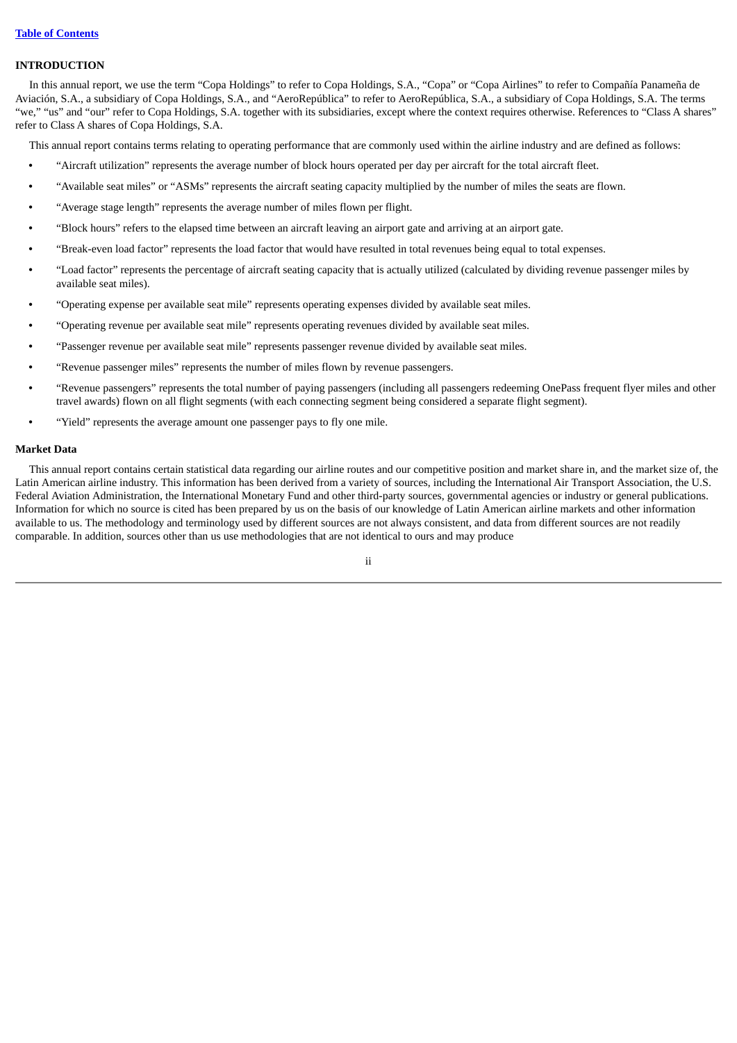## INTRODUCTION

In this annual report, we use the term "Copa Holdings" to refer to Copa Holdings, S.A., "Copa" or "Copa Airlines" to refer to Compañía Panameña de Aviación, S.A., a subsidiary of Copa Holdings, S.A., and "AeroRepública" to refer to AeroRepública, S.A., a subsidiary of Copa Holdings, S.A. The terms "we," "us" and "our" refer to Copa Holdings, S.A. together with its subsidiaries, except where the context requires otherwise. References to "Class A shares" refer to Class A shares of Copa Holdings, S.A.

This annual report contains terms relating to operating performance that are commonly used within the airline industry and are defined as follows:

- "Aircraft utilization" represents the average number of block hours operated per day per aircraft for the total aircraft fleet.
- "Available seat miles" or "ASMs" represents the aircraft seating capacity multiplied by the number of miles the seats are flown.
- "Average stage length" represents the average number of miles flown per flight.
- "Block hours" refers to the elapsed time between an aircraft leaving an airport gate and arriving at an airport gate.
- "Break-even load factor" represents the load factor that would have resulted in total revenues being equal to total expenses.
- "Load factor" represents the percentage of aircraft seating capacity that is actually utilized (calculated by dividing revenue passenger miles by available seat miles).
- "Operating expense per available seat mile" represents operating expenses divided by available seat miles.
- "Operating revenue per available seat mile" represents operating revenues divided by available seat miles.
- "Passenger revenue per available seat mile" represents passenger revenue divided by available seat miles.
- "Revenue passenger miles" represents the number of miles flown by revenue passengers.
- "Revenue passengers" represents the total number of paying passengers (including all passengers redeeming OnePass frequent flyer miles and other travel awards) flown on all flight segments (with each connecting segment being considered a separate flight segment).
- "Yield" represents the average amount one passenger pays to fly one mile.

### Market Data

This annual report contains certain statistical data regarding our airline routes and our competitive position and market share in, and the market size of, the Latin American airline industry. This information has been derived from a variety of sources, including the International Air Transport Association, the U.S. Federal Aviation Administration, the International Monetary Fund and other third-party sources, governmental agencies or industry or general publications. Information for which no source is cited has been prepared by us on the basis of our knowledge of Latin American airline markets and other information available to us. The methodology and terminology used by different sources are not always consistent, and data from different sources are not readily comparable. In addition, sources other than us use methodologies that are not identical to ours and may produce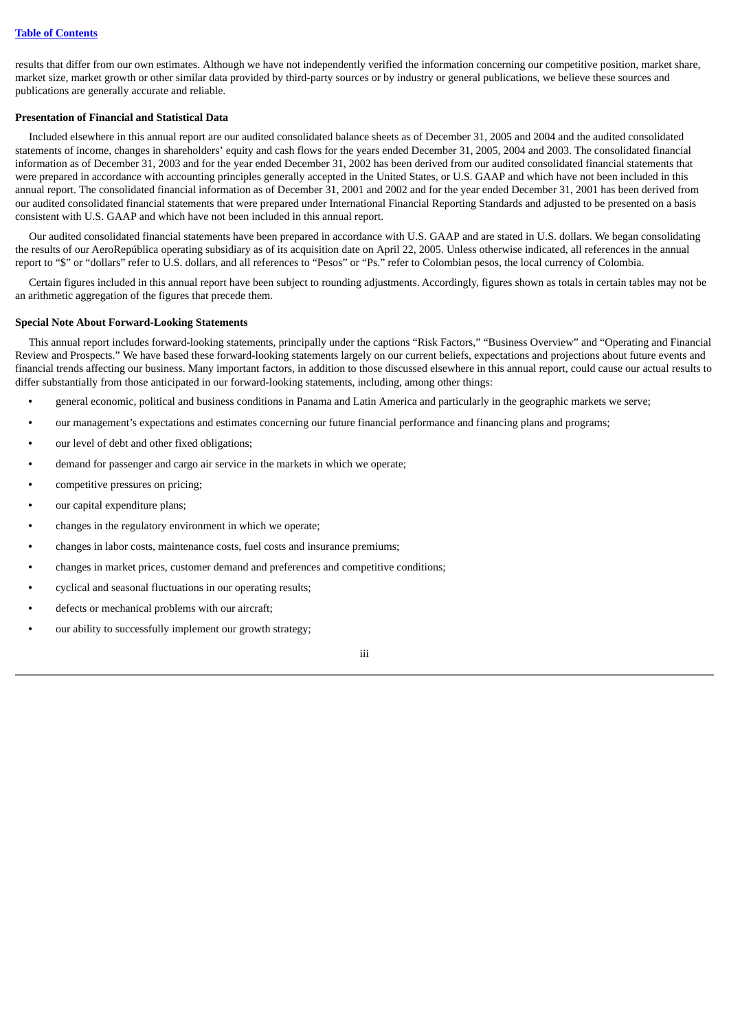results that differ from our own estimates. Although we have not independently verified the information concerning our competitive position, market share, market size, market growth or other similar data provided by third-party sources or by industry or general publications, we believe these sources and publications are generally accurate and reliable.

**Presentation of Financial and Statistical Data**

Included elsewhere in this annual report are our audited consolidated balance sheets as of December 31, 2005 and 2004 and the audited consolidated statements of income, changes in shareholders' equity and cash flows for the years ended December 31, 2005, 2004 and 2003. The consolidated financial information as of December 31, 2003 and for the year ended December 31, 2002 has been derived from our audited consolidated financial statements that were prepared in accordance with accounting principles generally accepted in the United States, or U.S. GAAP and which have not been included in this annual report. The consolidated financial information as of December 31, 2001 and 2002 and for the year ended December 31, 2001 has been derived from our audited consolidated financial statements that were prepared under International Financial Reporting Standards and adjusted to be presented on a basis consistent with U.S. GAAP and which have not been included in this annual report.

Our audited consolidated financial statements have been prepared in accordance with U.S. GAAP and are stated in U.S. dollars. We began consolidating the results of our AeroRepública operating subsidiary as of its acquisition date on April 22, 2005. Unless otherwise indicated, all references in the annual report to "$" or "dollars" refer to U.S. dollars, and all references to "Pesos" or "Ps." refer to Colombian pesos, the local currency of Colombia.

Certain figures included in this annual report have been subject to rounding adjustments. Accordingly, figures shown as totals in certain tables may not be an arithmetic aggregation of the figures that precede them.

**Special Note About Forward-Looking Statements**

This annual report includes forward-looking statements, principally under the captions "Risk Factors," "Business Overview" and "Operating and Financial Review and Prospects." We have based these forward-looking statements largely on our current beliefs, expectations and projections about future events and financial trends affecting our business. Many important factors, in addition to those discussed elsewhere in this annual report, could cause our actual results to differ substantially from those anticipated in our forward-looking statements, including, among other things:

- general economic, political and business conditions in Panama and Latin America and particularly in the geographic markets we serve;
- our management's expectations and estimates concerning our future financial performance and financing plans and programs;
- our level of debt and other fixed obligations;
- demand for passenger and cargo air service in the markets in which we operate;
- competitive pressures on pricing;
- our capital expenditure plans;
- changes in the regulatory environment in which we operate;
- changes in labor costs, maintenance costs, fuel costs and insurance premiums;
- changes in market prices, customer demand and preferences and competitive conditions;
- cyclical and seasonal fluctuations in our operating results;
- defects or mechanical problems with our aircraft;
- our ability to successfully implement our growth strategy;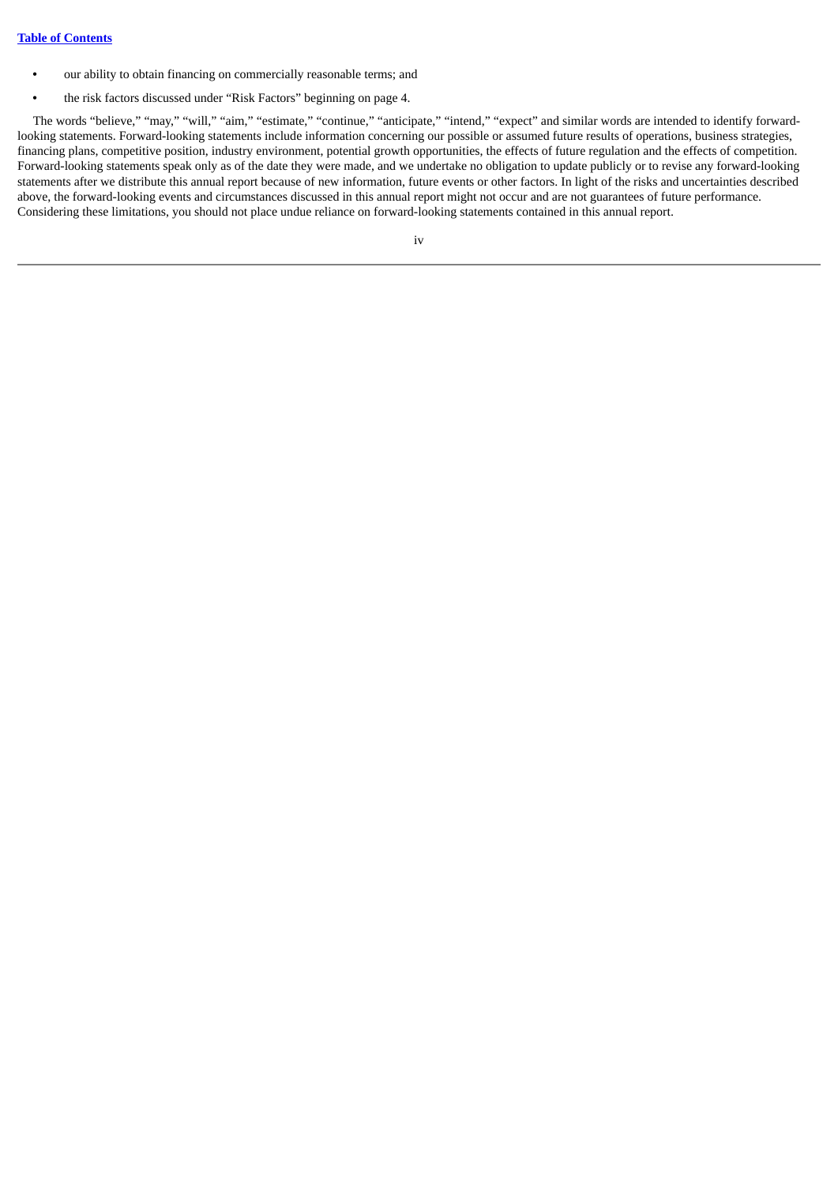- our ability to obtain financing on commercially reasonable terms; and
- the risk factors discussed under "Risk Factors" beginning on page 4.

The words "believe," "may," "will," "aim," "estimate," "continue," "anticipate," "intend," "expect" and similar words are intended to identify forward-looking statements. Forward-looking statements include information concerning our possible or assumed future results of operations, business strategies, financing plans, competitive position, industry environment, potential growth opportunities, the effects of future regulation and the effects of competition. Forward-looking statements speak only as of the date they were made, and we undertake no obligation to update publicly or to revise any forward-looking statements after we distribute this annual report because of new information, future events or other factors. In light of the risks and uncertainties described above, the forward-looking events and circumstances discussed in this annual report might not occur and are not guarantees of future performance. Considering these limitations, you should not place undue reliance on forward-looking statements contained in this annual report.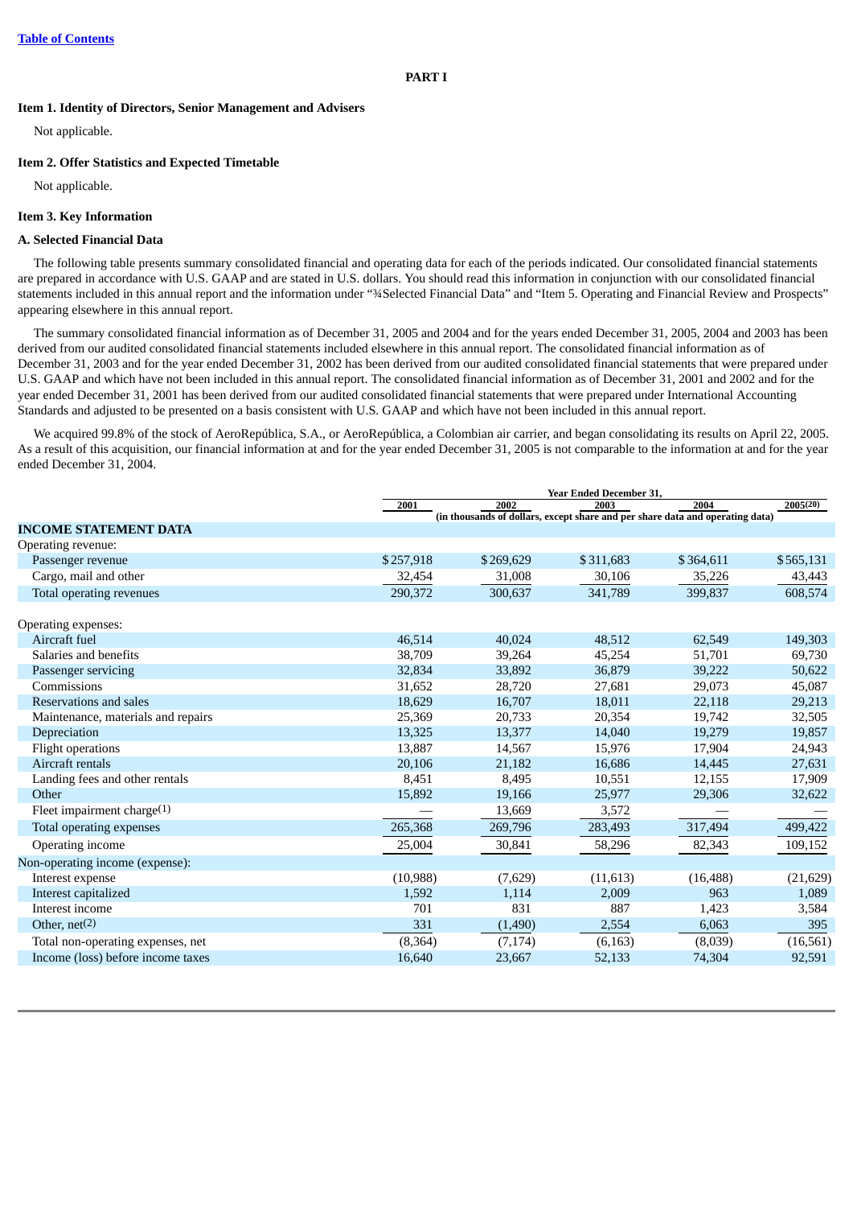Table of Contents

# PART I

### Item 1. Identity of Directors, Senior Management and Advisers

Not applicable.

### Item 2. Offer Statistics and Expected Timetable

Not applicable.

### Item 3. Key Information

### A. Selected Financial Data

The following table presents summary consolidated financial and operating data for each of the periods indicated. Our consolidated financial statements are prepared in accordance with U.S. GAAP and are stated in U.S. dollars. You should read this information in conjunction with our consolidated financial statements included in this annual report and the information under "¾Selected Financial Data" and "Item 5. Operating and Financial Review and Prospects" appearing elsewhere in this annual report.

The summary consolidated financial information as of December 31, 2005 and 2004 and for the years ended December 31, 2005, 2004 and 2003 has been derived from our audited consolidated financial statements included elsewhere in this annual report. The consolidated financial information as of December 31, 2003 and for the year ended December 31, 2002 has been derived from our audited consolidated financial statements that were prepared under U.S. GAAP and which have not been included in this annual report. The consolidated financial information as of December 31, 2001 and 2002 and for the year ended December 31, 2001 has been derived from our audited consolidated financial statements that were prepared under International Accounting Standards and adjusted to be presented on a basis consistent with U.S. GAAP and which have not been included in this annual report.

We acquired 99.8% of the stock of AeroRepública, S.A., or AeroRepública, a Colombian air carrier, and began consolidating its results on April 22, 2005. As a result of this acquisition, our financial information at and for the year ended December 31, 2005 is not comparable to the information at and for the year ended December 31, 2004.

| | Year Ended December 31, | | | | |
|---|---|---|---|---|---|
| | 2001 | 2002 | 2003 | 2004 | 2005[20] |
| | (in thousands of dollars, except share and per share data and operating data) | | | | |
| **INCOME STATEMENT DATA** | | | | | |
| Operating revenue: | | | | | |
| Passenger revenue | $257,918 | $269,629 | $311,683 | $364,611 | $565,131 |
| Cargo, mail and other | 32,454 | 31,008 | 30,106 | 35,226 | 43,443 |
| Total operating revenues | 290,372 | 300,637 | 341,789 | 399,837 | 608,574 |
| Operating expenses: | | | | | |
| Aircraft fuel | 46,514 | 40,024 | 48,512 | 62,549 | 149,303 |
| Salaries and benefits | 38,709 | 39,264 | 45,254 | 51,701 | 69,730 |
| Passenger servicing | 32,834 | 33,892 | 36,879 | 39,222 | 50,622 |
| Commissions | 31,652 | 28,720 | 27,681 | 29,073 | 45,087 |
| Reservations and sales | 18,629 | 16,707 | 18,011 | 22,118 | 29,213 |
| Maintenance, materials and repairs | 25,369 | 20,733 | 20,354 | 19,742 | 32,505 |
| Depreciation | 13,325 | 13,377 | 14,040 | 19,279 | 19,857 |
| Flight operations | 13,887 | 14,567 | 15,976 | 17,904 | 24,943 |
| Aircraft rentals | 20,106 | 21,182 | 16,686 | 14,445 | 27,631 |
| Landing fees and other rentals | 8,451 | 8,495 | 10,551 | 12,155 | 17,909 |
| Other | 15,892 | 19,166 | 25,977 | 29,306 | 32,622 |
| Fleet impairment charge[1] | — | 13,669 | 3,572 | — | — |
| Total operating expenses | 265,368 | 269,796 | 283,493 | 317,494 | 499,422 |
| Operating income | 25,004 | 30,841 | 58,296 | 82,343 | 109,152 |
| Non-operating income (expense): | | | | | |
| Interest expense | (10,988) | (7,629) | (11,613) | (16,488) | (21,629) |
| Interest capitalized | 1,592 | 1,114 | 2,009 | 963 | 1,089 |
| Interest income | 701 | 831 | 887 | 1,423 | 3,584 |
| Other, net[2] | 331 | (1,490) | 2,554 | 6,063 | 395 |
| Total non-operating expenses, net | (8,364) | (7,174) | (6,163) | (8,039) | (16,561) |
| Income (loss) before income taxes | 16,640 | 23,667 | 52,133 | 74,304 | 92,591 |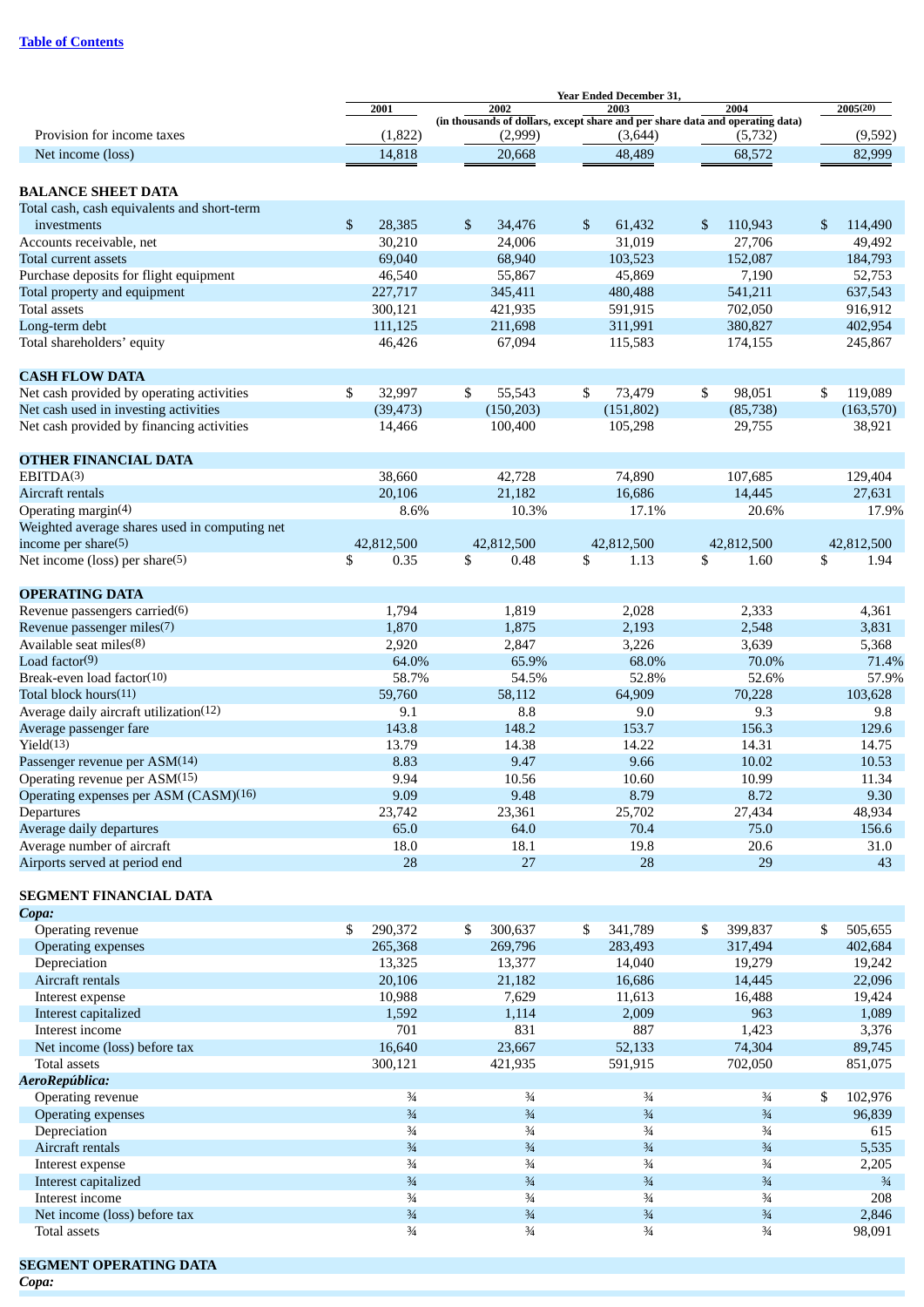[Table of Contents](#)

| | Year Ended December 31, | | | | |
|---|---|---|---|---|---|
| | 2001 | 2002 | 2003 | 2004 | 2005[20] |
| | (in thousands of dollars, except share and per share data and operating data) | | | | |
| Provision for income taxes | (1,822) | (2,999) | (3,644) | (5,732) | (9,592) |
| Net income (loss) | 14,818 | 20,668 | 48,489 | 68,572 | 82,999 |
| **BALANCE SHEET DATA** | | | | | |
| Total cash, cash equivalents and short-term investments | $ 28,385 | $ 34,476 | $ 61,432 | $ 110,943 | $ 114,490 |
| Accounts receivable, net | 30,210 | 24,006 | 31,019 | 27,706 | 49,492 |
| Total current assets | 69,040 | 68,940 | 103,523 | 152,087 | 184,793 |
| Purchase deposits for flight equipment | 46,540 | 55,867 | 45,869 | 7,190 | 52,753 |
| Total property and equipment | 227,717 | 345,411 | 480,488 | 541,211 | 637,543 |
| Total assets | 300,121 | 421,935 | 591,915 | 702,050 | 916,912 |
| Long-term debt | 111,125 | 211,698 | 311,991 | 380,827 | 402,954 |
| Total shareholders' equity | 46,426 | 67,094 | 115,583 | 174,155 | 245,867 |
| **CASH FLOW DATA** | | | | | |
| Net cash provided by operating activities | $ 32,997 | $ 55,543 | $ 73,479 | $ 98,051 | $ 119,089 |
| Net cash used in investing activities | (39,473) | (150,203) | (151,802) | (85,738) | (163,570) |
| Net cash provided by financing activities | 14,466 | 100,400 | 105,298 | 29,755 | 38,921 |
| **OTHER FINANCIAL DATA** | | | | | |
| EBITDA[3] | 38,660 | 42,728 | 74,890 | 107,685 | 129,404 |
| Aircraft rentals | 20,106 | 21,182 | 16,686 | 14,445 | 27,631 |
| Operating margin[4] | 8.6% | 10.3% | 17.1% | 20.6% | 17.9% |
| Weighted average shares used in computing net income per share[5] | 42,812,500 | 42,812,500 | 42,812,500 | 42,812,500 | 42,812,500 |
| Net income (loss) per share[5] | $ 0.35 | $ 0.48 | $ 1.13 | $ 1.60 | $ 1.94 |
| **OPERATING DATA** | | | | | |
| Revenue passengers carried[6] | 1,794 | 1,819 | 2,028 | 2,333 | 4,361 |
| Revenue passenger miles[7] | 1,870 | 1,875 | 2,193 | 2,548 | 3,831 |
| Available seat miles[8] | 2,920 | 2,847 | 3,226 | 3,639 | 5,368 |
| Load factor[9] | 64.0% | 65.9% | 68.0% | 70.0% | 71.4% |
| Break-even load factor[10] | 58.7% | 54.5% | 52.8% | 52.6% | 57.9% |
| Total block hours[11] | 59,760 | 58,112 | 64,909 | 70,228 | 103,628 |
| Average daily aircraft utilization[12] | 9.1 | 8.8 | 9.0 | 9.3 | 9.8 |
| Average passenger fare | 143.8 | 148.2 | 153.7 | 156.3 | 129.6 |
| Yield[13] | 13.79 | 14.38 | 14.22 | 14.31 | 14.75 |
| Passenger revenue per ASM[14] | 8.83 | 9.47 | 9.66 | 10.02 | 10.53 |
| Operating revenue per ASM[15] | 9.94 | 10.56 | 10.60 | 10.99 | 11.34 |
| Operating expenses per ASM (CASM)[16] | 9.09 | 9.48 | 8.79 | 8.72 | 9.30 |
| Departures | 23,742 | 23,361 | 25,702 | 27,434 | 48,934 |
| Average daily departures | 65.0 | 64.0 | 70.4 | 75.0 | 156.6 |
| Average number of aircraft | 18.0 | 18.1 | 19.8 | 20.6 | 31.0 |
| Airports served at period end | 28 | 27 | 28 | 29 | 43 |
| **SEGMENT FINANCIAL DATA** | | | | | |
| ***Copa:*** | | | | | |
| Operating revenue | $ 290,372 | $ 300,637 | $ 341,789 | $ 399,837 | $ 505,655 |
| Operating expenses | 265,368 | 269,796 | 283,493 | 317,494 | 402,684 |
| Depreciation | 13,325 | 13,377 | 14,040 | 19,279 | 19,242 |
| Aircraft rentals | 20,106 | 21,182 | 16,686 | 14,445 | 22,096 |
| Interest expense | 10,988 | 7,629 | 11,613 | 16,488 | 19,424 |
| Interest capitalized | 1,592 | 1,114 | 2,009 | 963 | 1,089 |
| Interest income | 701 | 831 | 887 | 1,423 | 3,376 |
| Net income (loss) before tax | 16,640 | 23,667 | 52,133 | 74,304 | 89,745 |
| Total assets | 300,121 | 421,935 | 591,915 | 702,050 | 851,075 |
| ***AeroRepública:*** | | | | | |
| Operating revenue | ¾ | ¾ | ¾ | ¾ | $ 102,976 |
| Operating expenses | ¾ | ¾ | ¾ | ¾ | 96,839 |
| Depreciation | ¾ | ¾ | ¾ | ¾ | 615 |
| Aircraft rentals | ¾ | ¾ | ¾ | ¾ | 5,535 |
| Interest expense | ¾ | ¾ | ¾ | ¾ | 2,205 |
| Interest capitalized | ¾ | ¾ | ¾ | ¾ | ¾ |
| Interest income | ¾ | ¾ | ¾ | ¾ | 208 |
| Net income (loss) before tax | ¾ | ¾ | ¾ | ¾ | 2,846 |
| Total assets | ¾ | ¾ | ¾ | ¾ | 98,091 |
| **SEGMENT OPERATING DATA** | | | | | |
| ***Copa:*** | | | | | |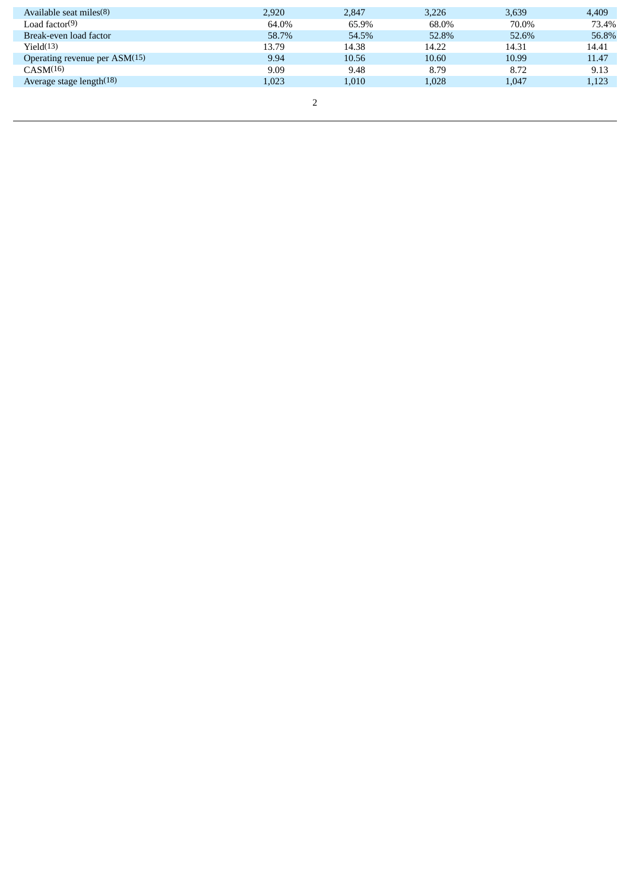| | | | | | |
|---|---|---|---|---|---|
| Available seat miles[8] | 2,920 | 2,847 | 3,226 | 3,639 | 4,409 |
| Load factor[9] | 64.0% | 65.9% | 68.0% | 70.0% | 73.4% |
| Break-even load factor | 58.7% | 54.5% | 52.8% | 52.6% | 56.8% |
| Yield[13] | 13.79 | 14.38 | 14.22 | 14.31 | 14.41 |
| Operating revenue per ASM[15] | 9.94 | 10.56 | 10.60 | 10.99 | 11.47 |
| CASM[16] | 9.09 | 9.48 | 8.79 | 8.72 | 9.13 |
| Average stage length[18] | 1,023 | 1,010 | 1,028 | 1,047 | 1,123 |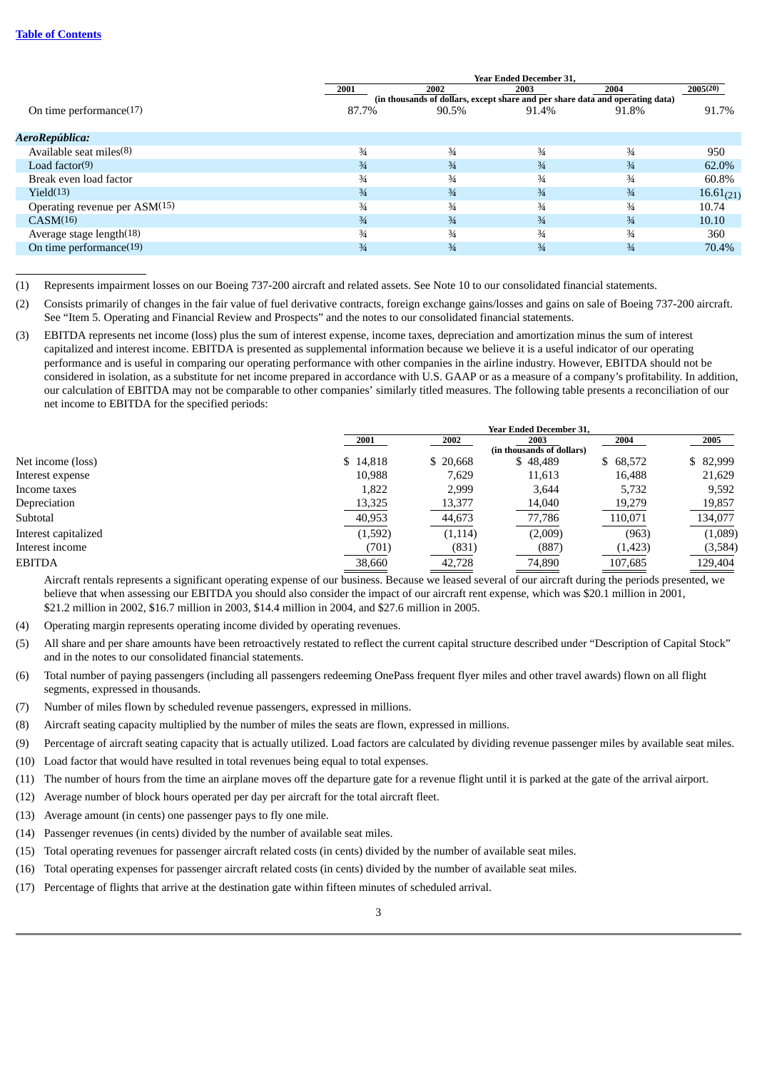[Table of Contents](#)

| | Year Ended December 31, | | | | |
|---|---|---|---|---|---|
| | 2001 | 2002 | 2003 | 2004 | 2005(20) |
| | (in thousands of dollars, except share and per share data and operating data) | | | | |
| On time performance(17) | 87.7% | 90.5% | 91.4% | 91.8% | 91.7% |
| ***AeroRepública:*** | | | | | |
| Available seat miles(8) | ¾ | ¾ | ¾ | ¾ | 950 |
| Load factor(9) | ¾ | ¾ | ¾ | ¾ | 62.0% |
| Break even load factor | ¾ | ¾ | ¾ | ¾ | 60.8% |
| Yield(13) | ¾ | ¾ | ¾ | ¾ | 16.61(21) |
| Operating revenue per ASM(15) | ¾ | ¾ | ¾ | ¾ | 10.74 |
| CASM(16) | ¾ | ¾ | ¾ | ¾ | 10.10 |
| Average stage length(18) | ¾ | ¾ | ¾ | ¾ | 360 |
| On time performance(19) | ¾ | ¾ | ¾ | ¾ | 70.4% |

(1) Represents impairment losses on our Boeing 737-200 aircraft and related assets. See Note 10 to our consolidated financial statements.

(2) Consists primarily of changes in the fair value of fuel derivative contracts, foreign exchange gains/losses and gains on sale of Boeing 737-200 aircraft. See "Item 5. Operating and Financial Review and Prospects" and the notes to our consolidated financial statements.

(3) EBITDA represents net income (loss) plus the sum of interest expense, income taxes, depreciation and amortization minus the sum of interest capitalized and interest income. EBITDA is presented as supplemental information because we believe it is a useful indicator of our operating performance and is useful in comparing our operating performance with other companies in the airline industry. However, EBITDA should not be considered in isolation, as a substitute for net income prepared in accordance with U.S. GAAP or as a measure of a company's profitability. In addition, our calculation of EBITDA may not be comparable to other companies' similarly titled measures. The following table presents a reconciliation of our net income to EBITDA for the specified periods:

| | Year Ended December 31, | | | | |
|---|---|---|---|---|---|
| | 2001 | 2002 | 2003 | 2004 | 2005 |
| | (in thousands of dollars) | | | | |
| Net income (loss) | $ 14,818 | $ 20,668 | $ 48,489 | $ 68,572 | $ 82,999 |
| Interest expense | 10,988 | 7,629 | 11,613 | 16,488 | 21,629 |
| Income taxes | 1,822 | 2,999 | 3,644 | 5,732 | 9,592 |
| Depreciation | 13,325 | 13,377 | 14,040 | 19,279 | 19,857 |
| Subtotal | 40,953 | 44,673 | 77,786 | 110,071 | 134,077 |
| Interest capitalized | (1,592) | (1,114) | (2,009) | (963) | (1,089) |
| Interest income | (701) | (831) | (887) | (1,423) | (3,584) |
| EBITDA | 38,660 | 42,728 | 74,890 | 107,685 | 129,404 |

Aircraft rentals represents a significant operating expense of our business. Because we leased several of our aircraft during the periods presented, we believe that when assessing our EBITDA you should also consider the impact of our aircraft rent expense, which was $20.1 million in 2001, $21.2 million in 2002, $16.7 million in 2003, $14.4 million in 2004, and $27.6 million in 2005.

(4) Operating margin represents operating income divided by operating revenues.

(5) All share and per share amounts have been retroactively restated to reflect the current capital structure described under "Description of Capital Stock" and in the notes to our consolidated financial statements.

(6) Total number of paying passengers (including all passengers redeeming OnePass frequent flyer miles and other travel awards) flown on all flight segments, expressed in thousands.

(7) Number of miles flown by scheduled revenue passengers, expressed in millions.

(8) Aircraft seating capacity multiplied by the number of miles the seats are flown, expressed in millions.

(9) Percentage of aircraft seating capacity that is actually utilized. Load factors are calculated by dividing revenue passenger miles by available seat miles.

(10) Load factor that would have resulted in total revenues being equal to total expenses.

(11) The number of hours from the time an airplane moves off the departure gate for a revenue flight until it is parked at the gate of the arrival airport.

(12) Average number of block hours operated per day per aircraft for the total aircraft fleet.

(13) Average amount (in cents) one passenger pays to fly one mile.

(14) Passenger revenues (in cents) divided by the number of available seat miles.

(15) Total operating revenues for passenger aircraft related costs (in cents) divided by the number of available seat miles.

(16) Total operating expenses for passenger aircraft related costs (in cents) divided by the number of available seat miles.

(17) Percentage of flights that arrive at the destination gate within fifteen minutes of scheduled arrival.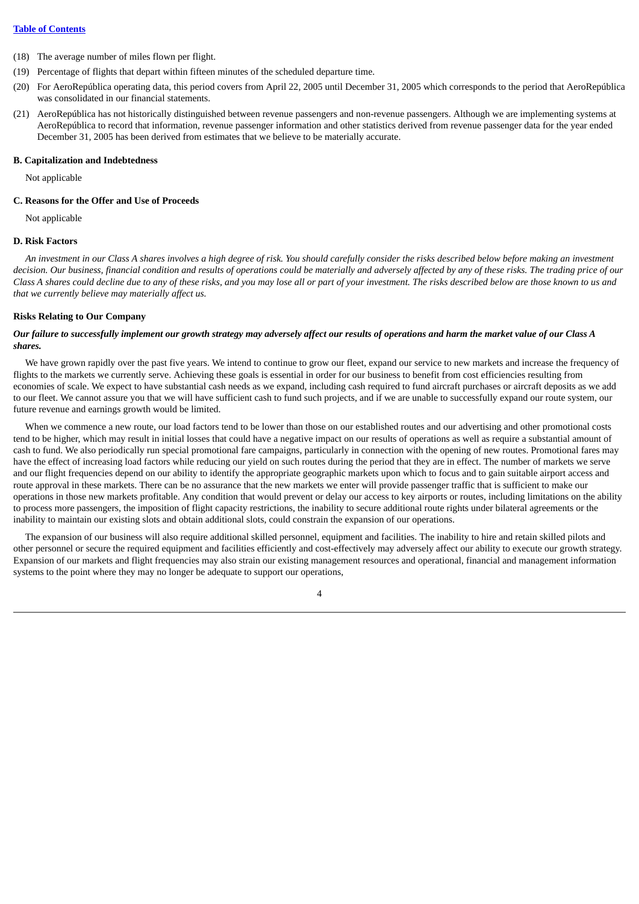(18) The average number of miles flown per flight.

(19) Percentage of flights that depart within fifteen minutes of the scheduled departure time.

(20) For AeroRepública operating data, this period covers from April 22, 2005 until December 31, 2005 which corresponds to the period that AeroRepública was consolidated in our financial statements.

(21) AeroRepública has not historically distinguished between revenue passengers and non-revenue passengers. Although we are implementing systems at AeroRepública to record that information, revenue passenger information and other statistics derived from revenue passenger data for the year ended December 31, 2005 has been derived from estimates that we believe to be materially accurate.

### B. Capitalization and Indebtedness

Not applicable

### C. Reasons for the Offer and Use of Proceeds

Not applicable

### D. Risk Factors

*An investment in our Class A shares involves a high degree of risk. You should carefully consider the risks described below before making an investment decision. Our business, financial condition and results of operations could be materially and adversely affected by any of these risks. The trading price of our Class A shares could decline due to any of these risks, and you may lose all or part of your investment. The risks described below are those known to us and that we currently believe may materially affect us.*

#### Risks Relating to Our Company

***Our failure to successfully implement our growth strategy may adversely affect our results of operations and harm the market value of our Class A shares.***

We have grown rapidly over the past five years. We intend to continue to grow our fleet, expand our service to new markets and increase the frequency of flights to the markets we currently serve. Achieving these goals is essential in order for our business to benefit from cost efficiencies resulting from economies of scale. We expect to have substantial cash needs as we expand, including cash required to fund aircraft purchases or aircraft deposits as we add to our fleet. We cannot assure you that we will have sufficient cash to fund such projects, and if we are unable to successfully expand our route system, our future revenue and earnings growth would be limited.

When we commence a new route, our load factors tend to be lower than those on our established routes and our advertising and other promotional costs tend to be higher, which may result in initial losses that could have a negative impact on our results of operations as well as require a substantial amount of cash to fund. We also periodically run special promotional fare campaigns, particularly in connection with the opening of new routes. Promotional fares may have the effect of increasing load factors while reducing our yield on such routes during the period that they are in effect. The number of markets we serve and our flight frequencies depend on our ability to identify the appropriate geographic markets upon which to focus and to gain suitable airport access and route approval in these markets. There can be no assurance that the new markets we enter will provide passenger traffic that is sufficient to make our operations in those new markets profitable. Any condition that would prevent or delay our access to key airports or routes, including limitations on the ability to process more passengers, the imposition of flight capacity restrictions, the inability to secure additional route rights under bilateral agreements or the inability to maintain our existing slots and obtain additional slots, could constrain the expansion of our operations.

The expansion of our business will also require additional skilled personnel, equipment and facilities. The inability to hire and retain skilled pilots and other personnel or secure the required equipment and facilities efficiently and cost-effectively may adversely affect our ability to execute our growth strategy. Expansion of our markets and flight frequencies may also strain our existing management resources and operational, financial and management information systems to the point where they may no longer be adequate to support our operations,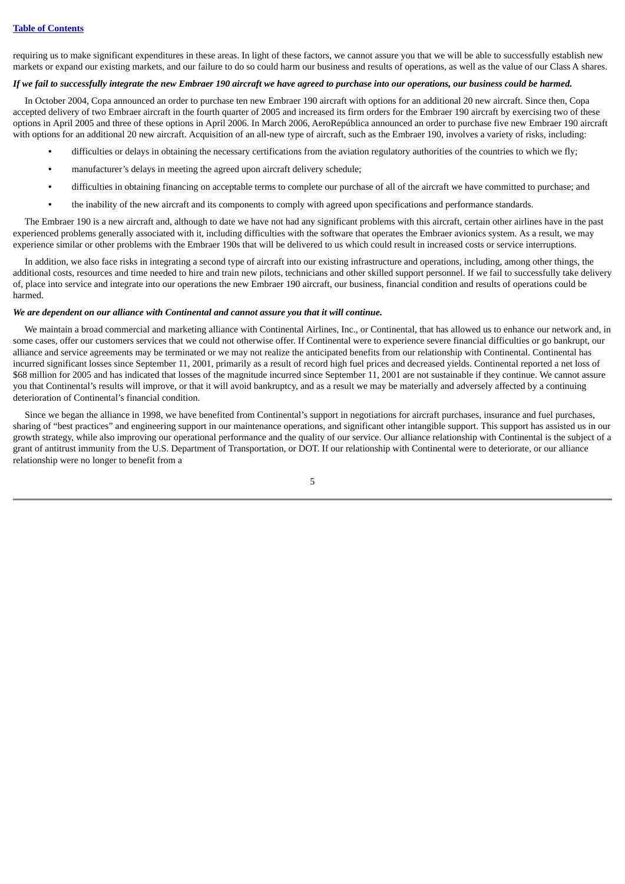requiring us to make significant expenditures in these areas. In light of these factors, we cannot assure you that we will be able to successfully establish new markets or expand our existing markets, and our failure to do so could harm our business and results of operations, as well as the value of our Class A shares.

***If we fail to successfully integrate the new Embraer 190 aircraft we have agreed to purchase into our operations, our business could be harmed.***

In October 2004, Copa announced an order to purchase ten new Embraer 190 aircraft with options for an additional 20 new aircraft. Since then, Copa accepted delivery of two Embraer aircraft in the fourth quarter of 2005 and increased its firm orders for the Embraer 190 aircraft by exercising two of these options in April 2005 and three of these options in April 2006. In March 2006, AeroRepública announced an order to purchase five new Embraer 190 aircraft with options for an additional 20 new aircraft. Acquisition of an all-new type of aircraft, such as the Embraer 190, involves a variety of risks, including:

- difficulties or delays in obtaining the necessary certifications from the aviation regulatory authorities of the countries to which we fly;
- manufacturer's delays in meeting the agreed upon aircraft delivery schedule;
- difficulties in obtaining financing on acceptable terms to complete our purchase of all of the aircraft we have committed to purchase; and
- the inability of the new aircraft and its components to comply with agreed upon specifications and performance standards.

The Embraer 190 is a new aircraft and, although to date we have not had any significant problems with this aircraft, certain other airlines have in the past experienced problems generally associated with it, including difficulties with the software that operates the Embraer avionics system. As a result, we may experience similar or other problems with the Embraer 190s that will be delivered to us which could result in increased costs or service interruptions.

In addition, we also face risks in integrating a second type of aircraft into our existing infrastructure and operations, including, among other things, the additional costs, resources and time needed to hire and train new pilots, technicians and other skilled support personnel. If we fail to successfully take delivery of, place into service and integrate into our operations the new Embraer 190 aircraft, our business, financial condition and results of operations could be harmed.

***We are dependent on our alliance with Continental and cannot assure you that it will continue.***

We maintain a broad commercial and marketing alliance with Continental Airlines, Inc., or Continental, that has allowed us to enhance our network and, in some cases, offer our customers services that we could not otherwise offer. If Continental were to experience severe financial difficulties or go bankrupt, our alliance and service agreements may be terminated or we may not realize the anticipated benefits from our relationship with Continental. Continental has incurred significant losses since September 11, 2001, primarily as a result of record high fuel prices and decreased yields. Continental reported a net loss of $68 million for 2005 and has indicated that losses of the magnitude incurred since September 11, 2001 are not sustainable if they continue. We cannot assure you that Continental's results will improve, or that it will avoid bankruptcy, and as a result we may be materially and adversely affected by a continuing deterioration of Continental's financial condition.

Since we began the alliance in 1998, we have benefited from Continental's support in negotiations for aircraft purchases, insurance and fuel purchases, sharing of "best practices" and engineering support in our maintenance operations, and significant other intangible support. This support has assisted us in our growth strategy, while also improving our operational performance and the quality of our service. Our alliance relationship with Continental is the subject of a grant of antitrust immunity from the U.S. Department of Transportation, or DOT. If our relationship with Continental were to deteriorate, or our alliance relationship were no longer to benefit from a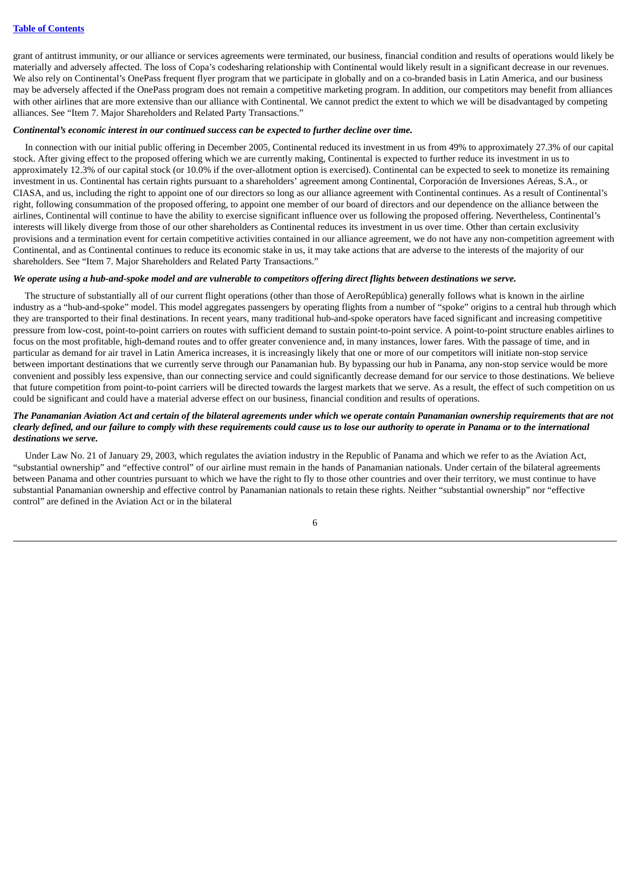grant of antitrust immunity, or our alliance or services agreements were terminated, our business, financial condition and results of operations would likely be materially and adversely affected. The loss of Copa's codesharing relationship with Continental would likely result in a significant decrease in our revenues. We also rely on Continental's OnePass frequent flyer program that we participate in globally and on a co-branded basis in Latin America, and our business may be adversely affected if the OnePass program does not remain a competitive marketing program. In addition, our competitors may benefit from alliances with other airlines that are more extensive than our alliance with Continental. We cannot predict the extent to which we will be disadvantaged by competing alliances. See "Item 7. Major Shareholders and Related Party Transactions."

***Continental's economic interest in our continued success can be expected to further decline over time.***

In connection with our initial public offering in December 2005, Continental reduced its investment in us from 49% to approximately 27.3% of our capital stock. After giving effect to the proposed offering which we are currently making, Continental is expected to further reduce its investment in us to approximately 12.3% of our capital stock (or 10.0% if the over-allotment option is exercised). Continental can be expected to seek to monetize its remaining investment in us. Continental has certain rights pursuant to a shareholders' agreement among Continental, Corporación de Inversiones Aéreas, S.A., or CIASA, and us, including the right to appoint one of our directors so long as our alliance agreement with Continental continues. As a result of Continental's right, following consummation of the proposed offering, to appoint one member of our board of directors and our dependence on the alliance between the airlines, Continental will continue to have the ability to exercise significant influence over us following the proposed offering. Nevertheless, Continental's interests will likely diverge from those of our other shareholders as Continental reduces its investment in us over time. Other than certain exclusivity provisions and a termination event for certain competitive activities contained in our alliance agreement, we do not have any non-competition agreement with Continental, and as Continental continues to reduce its economic stake in us, it may take actions that are adverse to the interests of the majority of our shareholders. See "Item 7. Major Shareholders and Related Party Transactions."

***We operate using a hub-and-spoke model and are vulnerable to competitors offering direct flights between destinations we serve.***

The structure of substantially all of our current flight operations (other than those of AeroRepública) generally follows what is known in the airline industry as a "hub-and-spoke" model. This model aggregates passengers by operating flights from a number of "spoke" origins to a central hub through which they are transported to their final destinations. In recent years, many traditional hub-and-spoke operators have faced significant and increasing competitive pressure from low-cost, point-to-point carriers on routes with sufficient demand to sustain point-to-point service. A point-to-point structure enables airlines to focus on the most profitable, high-demand routes and to offer greater convenience and, in many instances, lower fares. With the passage of time, and in particular as demand for air travel in Latin America increases, it is increasingly likely that one or more of our competitors will initiate non-stop service between important destinations that we currently serve through our Panamanian hub. By bypassing our hub in Panama, any non-stop service would be more convenient and possibly less expensive, than our connecting service and could significantly decrease demand for our service to those destinations. We believe that future competition from point-to-point carriers will be directed towards the largest markets that we serve. As a result, the effect of such competition on us could be significant and could have a material adverse effect on our business, financial condition and results of operations.

***The Panamanian Aviation Act and certain of the bilateral agreements under which we operate contain Panamanian ownership requirements that are not clearly defined, and our failure to comply with these requirements could cause us to lose our authority to operate in Panama or to the international destinations we serve.***

Under Law No. 21 of January 29, 2003, which regulates the aviation industry in the Republic of Panama and which we refer to as the Aviation Act, "substantial ownership" and "effective control" of our airline must remain in the hands of Panamanian nationals. Under certain of the bilateral agreements between Panama and other countries pursuant to which we have the right to fly to those other countries and over their territory, we must continue to have substantial Panamanian ownership and effective control by Panamanian nationals to retain these rights. Neither "substantial ownership" nor "effective control" are defined in the Aviation Act or in the bilateral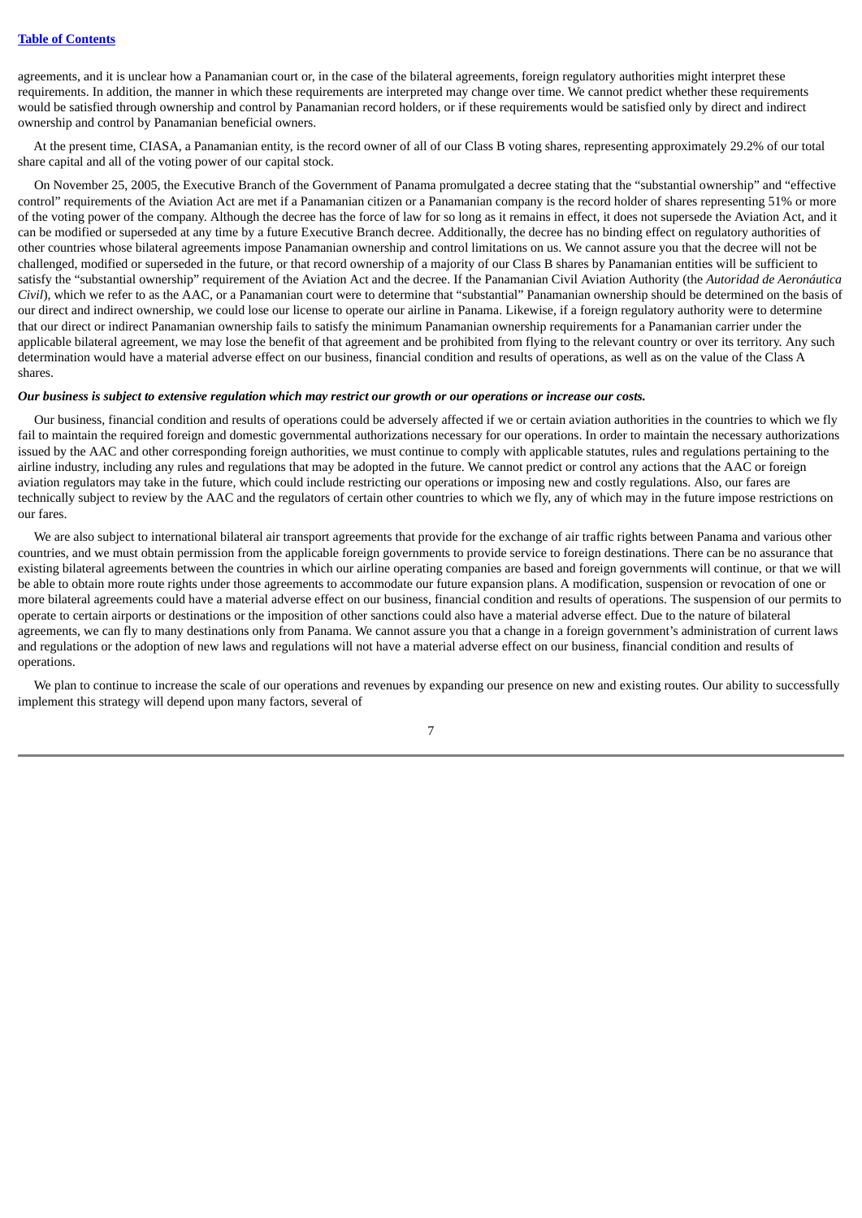agreements, and it is unclear how a Panamanian court or, in the case of the bilateral agreements, foreign regulatory authorities might interpret these requirements. In addition, the manner in which these requirements are interpreted may change over time. We cannot predict whether these requirements would be satisfied through ownership and control by Panamanian record holders, or if these requirements would be satisfied only by direct and indirect ownership and control by Panamanian beneficial owners.

At the present time, CIASA, a Panamanian entity, is the record owner of all of our Class B voting shares, representing approximately 29.2% of our total share capital and all of the voting power of our capital stock.

On November 25, 2005, the Executive Branch of the Government of Panama promulgated a decree stating that the "substantial ownership" and "effective control" requirements of the Aviation Act are met if a Panamanian citizen or a Panamanian company is the record holder of shares representing 51% or more of the voting power of the company. Although the decree has the force of law for so long as it remains in effect, it does not supersede the Aviation Act, and it can be modified or superseded at any time by a future Executive Branch decree. Additionally, the decree has no binding effect on regulatory authorities of other countries whose bilateral agreements impose Panamanian ownership and control limitations on us. We cannot assure you that the decree will not be challenged, modified or superseded in the future, or that record ownership of a majority of our Class B shares by Panamanian entities will be sufficient to satisfy the "substantial ownership" requirement of the Aviation Act and the decree. If the Panamanian Civil Aviation Authority (the *Autoridad de Aeronáutica Civil*), which we refer to as the AAC, or a Panamanian court were to determine that "substantial" Panamanian ownership should be determined on the basis of our direct and indirect ownership, we could lose our license to operate our airline in Panama. Likewise, if a foreign regulatory authority were to determine that our direct or indirect Panamanian ownership fails to satisfy the minimum Panamanian ownership requirements for a Panamanian carrier under the applicable bilateral agreement, we may lose the benefit of that agreement and be prohibited from flying to the relevant country or over its territory. Any such determination would have a material adverse effect on our business, financial condition and results of operations, as well as on the value of the Class A shares.

***Our business is subject to extensive regulation which may restrict our growth or our operations or increase our costs.***

Our business, financial condition and results of operations could be adversely affected if we or certain aviation authorities in the countries to which we fly fail to maintain the required foreign and domestic governmental authorizations necessary for our operations. In order to maintain the necessary authorizations issued by the AAC and other corresponding foreign authorities, we must continue to comply with applicable statutes, rules and regulations pertaining to the airline industry, including any rules and regulations that may be adopted in the future. We cannot predict or control any actions that the AAC or foreign aviation regulators may take in the future, which could include restricting our operations or imposing new and costly regulations. Also, our fares are technically subject to review by the AAC and the regulators of certain other countries to which we fly, any of which may in the future impose restrictions on our fares.

We are also subject to international bilateral air transport agreements that provide for the exchange of air traffic rights between Panama and various other countries, and we must obtain permission from the applicable foreign governments to provide service to foreign destinations. There can be no assurance that existing bilateral agreements between the countries in which our airline operating companies are based and foreign governments will continue, or that we will be able to obtain more route rights under those agreements to accommodate our future expansion plans. A modification, suspension or revocation of one or more bilateral agreements could have a material adverse effect on our business, financial condition and results of operations. The suspension of our permits to operate to certain airports or destinations or the imposition of other sanctions could also have a material adverse effect. Due to the nature of bilateral agreements, we can fly to many destinations only from Panama. We cannot assure you that a change in a foreign government's administration of current laws and regulations or the adoption of new laws and regulations will not have a material adverse effect on our business, financial condition and results of operations.

We plan to continue to increase the scale of our operations and revenues by expanding our presence on new and existing routes. Our ability to successfully implement this strategy will depend upon many factors, several of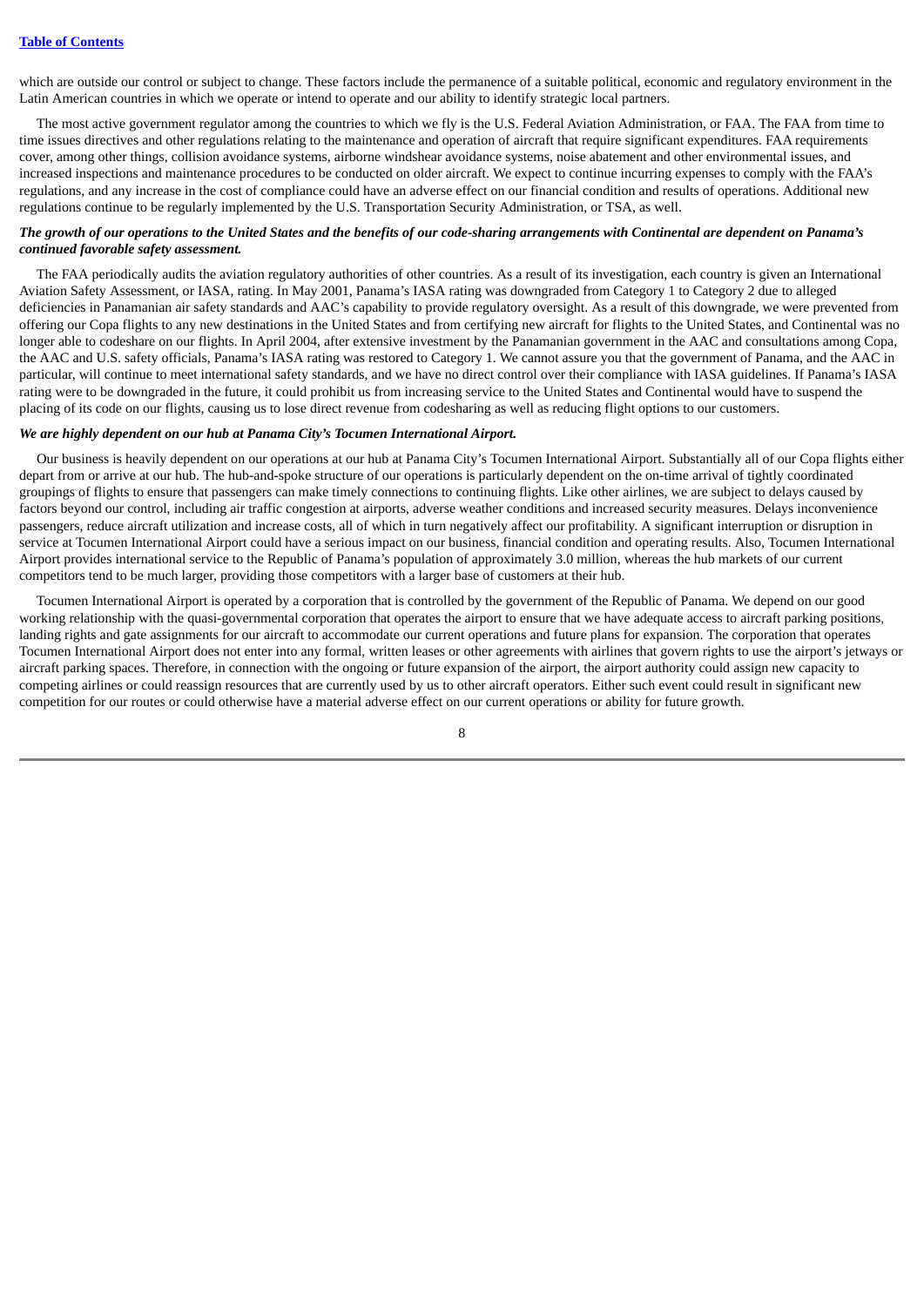which are outside our control or subject to change. These factors include the permanence of a suitable political, economic and regulatory environment in the Latin American countries in which we operate or intend to operate and our ability to identify strategic local partners.

The most active government regulator among the countries to which we fly is the U.S. Federal Aviation Administration, or FAA. The FAA from time to time issues directives and other regulations relating to the maintenance and operation of aircraft that require significant expenditures. FAA requirements cover, among other things, collision avoidance systems, airborne windshear avoidance systems, noise abatement and other environmental issues, and increased inspections and maintenance procedures to be conducted on older aircraft. We expect to continue incurring expenses to comply with the FAA's regulations, and any increase in the cost of compliance could have an adverse effect on our financial condition and results of operations. Additional new regulations continue to be regularly implemented by the U.S. Transportation Security Administration, or TSA, as well.

***The growth of our operations to the United States and the benefits of our code-sharing arrangements with Continental are dependent on Panama's continued favorable safety assessment.***

The FAA periodically audits the aviation regulatory authorities of other countries. As a result of its investigation, each country is given an International Aviation Safety Assessment, or IASA, rating. In May 2001, Panama's IASA rating was downgraded from Category 1 to Category 2 due to alleged deficiencies in Panamanian air safety standards and AAC's capability to provide regulatory oversight. As a result of this downgrade, we were prevented from offering our Copa flights to any new destinations in the United States and from certifying new aircraft for flights to the United States, and Continental was no longer able to codeshare on our flights. In April 2004, after extensive investment by the Panamanian government in the AAC and consultations among Copa, the AAC and U.S. safety officials, Panama's IASA rating was restored to Category 1. We cannot assure you that the government of Panama, and the AAC in particular, will continue to meet international safety standards, and we have no direct control over their compliance with IASA guidelines. If Panama's IASA rating were to be downgraded in the future, it could prohibit us from increasing service to the United States and Continental would have to suspend the placing of its code on our flights, causing us to lose direct revenue from codesharing as well as reducing flight options to our customers.

***We are highly dependent on our hub at Panama City's Tocumen International Airport.***

Our business is heavily dependent on our operations at our hub at Panama City's Tocumen International Airport. Substantially all of our Copa flights either depart from or arrive at our hub. The hub-and-spoke structure of our operations is particularly dependent on the on-time arrival of tightly coordinated groupings of flights to ensure that passengers can make timely connections to continuing flights. Like other airlines, we are subject to delays caused by factors beyond our control, including air traffic congestion at airports, adverse weather conditions and increased security measures. Delays inconvenience passengers, reduce aircraft utilization and increase costs, all of which in turn negatively affect our profitability. A significant interruption or disruption in service at Tocumen International Airport could have a serious impact on our business, financial condition and operating results. Also, Tocumen International Airport provides international service to the Republic of Panama's population of approximately 3.0 million, whereas the hub markets of our current competitors tend to be much larger, providing those competitors with a larger base of customers at their hub.

Tocumen International Airport is operated by a corporation that is controlled by the government of the Republic of Panama. We depend on our good working relationship with the quasi-governmental corporation that operates the airport to ensure that we have adequate access to aircraft parking positions, landing rights and gate assignments for our aircraft to accommodate our current operations and future plans for expansion. The corporation that operates Tocumen International Airport does not enter into any formal, written leases or other agreements with airlines that govern rights to use the airport's jetways or aircraft parking spaces. Therefore, in connection with the ongoing or future expansion of the airport, the airport authority could assign new capacity to competing airlines or could reassign resources that are currently used by us to other aircraft operators. Either such event could result in significant new competition for our routes or could otherwise have a material adverse effect on our current operations or ability for future growth.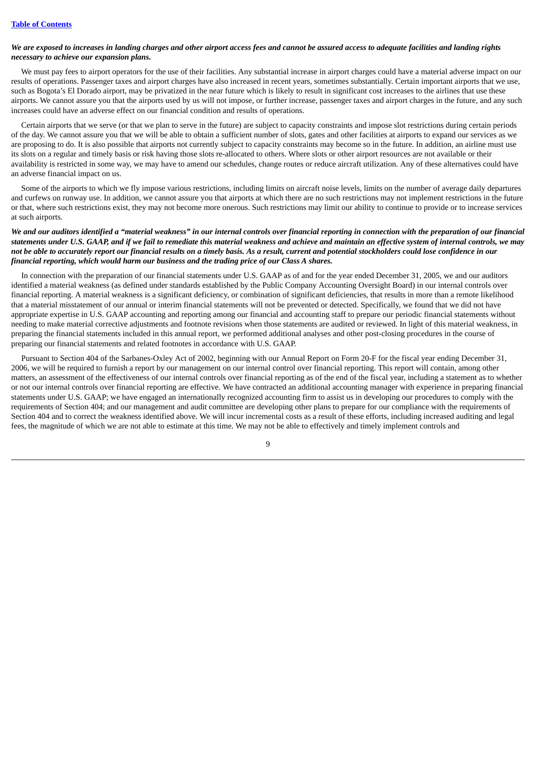*We are exposed to increases in landing charges and other airport access fees and cannot be assured access to adequate facilities and landing rights necessary to achieve our expansion plans.*

We must pay fees to airport operators for the use of their facilities. Any substantial increase in airport charges could have a material adverse impact on our results of operations. Passenger taxes and airport charges have also increased in recent years, sometimes substantially. Certain important airports that we use, such as Bogota's El Dorado airport, may be privatized in the near future which is likely to result in significant cost increases to the airlines that use these airports. We cannot assure you that the airports used by us will not impose, or further increase, passenger taxes and airport charges in the future, and any such increases could have an adverse effect on our financial condition and results of operations.

Certain airports that we serve (or that we plan to serve in the future) are subject to capacity constraints and impose slot restrictions during certain periods of the day. We cannot assure you that we will be able to obtain a sufficient number of slots, gates and other facilities at airports to expand our services as we are proposing to do. It is also possible that airports not currently subject to capacity constraints may become so in the future. In addition, an airline must use its slots on a regular and timely basis or risk having those slots re-allocated to others. Where slots or other airport resources are not available or their availability is restricted in some way, we may have to amend our schedules, change routes or reduce aircraft utilization. Any of these alternatives could have an adverse financial impact on us.

Some of the airports to which we fly impose various restrictions, including limits on aircraft noise levels, limits on the number of average daily departures and curfews on runway use. In addition, we cannot assure you that airports at which there are no such restrictions may not implement restrictions in the future or that, where such restrictions exist, they may not become more onerous. Such restrictions may limit our ability to continue to provide or to increase services at such airports.

*We and our auditors identified a "material weakness" in our internal controls over financial reporting in connection with the preparation of our financial statements under U.S. GAAP, and if we fail to remediate this material weakness and achieve and maintain an effective system of internal controls, we may not be able to accurately report our financial results on a timely basis. As a result, current and potential stockholders could lose confidence in our financial reporting, which would harm our business and the trading price of our Class A shares.*

In connection with the preparation of our financial statements under U.S. GAAP as of and for the year ended December 31, 2005, we and our auditors identified a material weakness (as defined under standards established by the Public Company Accounting Oversight Board) in our internal controls over financial reporting. A material weakness is a significant deficiency, or combination of significant deficiencies, that results in more than a remote likelihood that a material misstatement of our annual or interim financial statements will not be prevented or detected. Specifically, we found that we did not have appropriate expertise in U.S. GAAP accounting and reporting among our financial and accounting staff to prepare our periodic financial statements without needing to make material corrective adjustments and footnote revisions when those statements are audited or reviewed. In light of this material weakness, in preparing the financial statements included in this annual report, we performed additional analyses and other post-closing procedures in the course of preparing our financial statements and related footnotes in accordance with U.S. GAAP.

Pursuant to Section 404 of the Sarbanes-Oxley Act of 2002, beginning with our Annual Report on Form 20-F for the fiscal year ending December 31, 2006, we will be required to furnish a report by our management on our internal control over financial reporting. This report will contain, among other matters, an assessment of the effectiveness of our internal controls over financial reporting as of the end of the fiscal year, including a statement as to whether or not our internal controls over financial reporting are effective. We have contracted an additional accounting manager with experience in preparing financial statements under U.S. GAAP; we have engaged an internationally recognized accounting firm to assist us in developing our procedures to comply with the requirements of Section 404; and our management and audit committee are developing other plans to prepare for our compliance with the requirements of Section 404 and to correct the weakness identified above. We will incur incremental costs as a result of these efforts, including increased auditing and legal fees, the magnitude of which we are not able to estimate at this time. We may not be able to effectively and timely implement controls and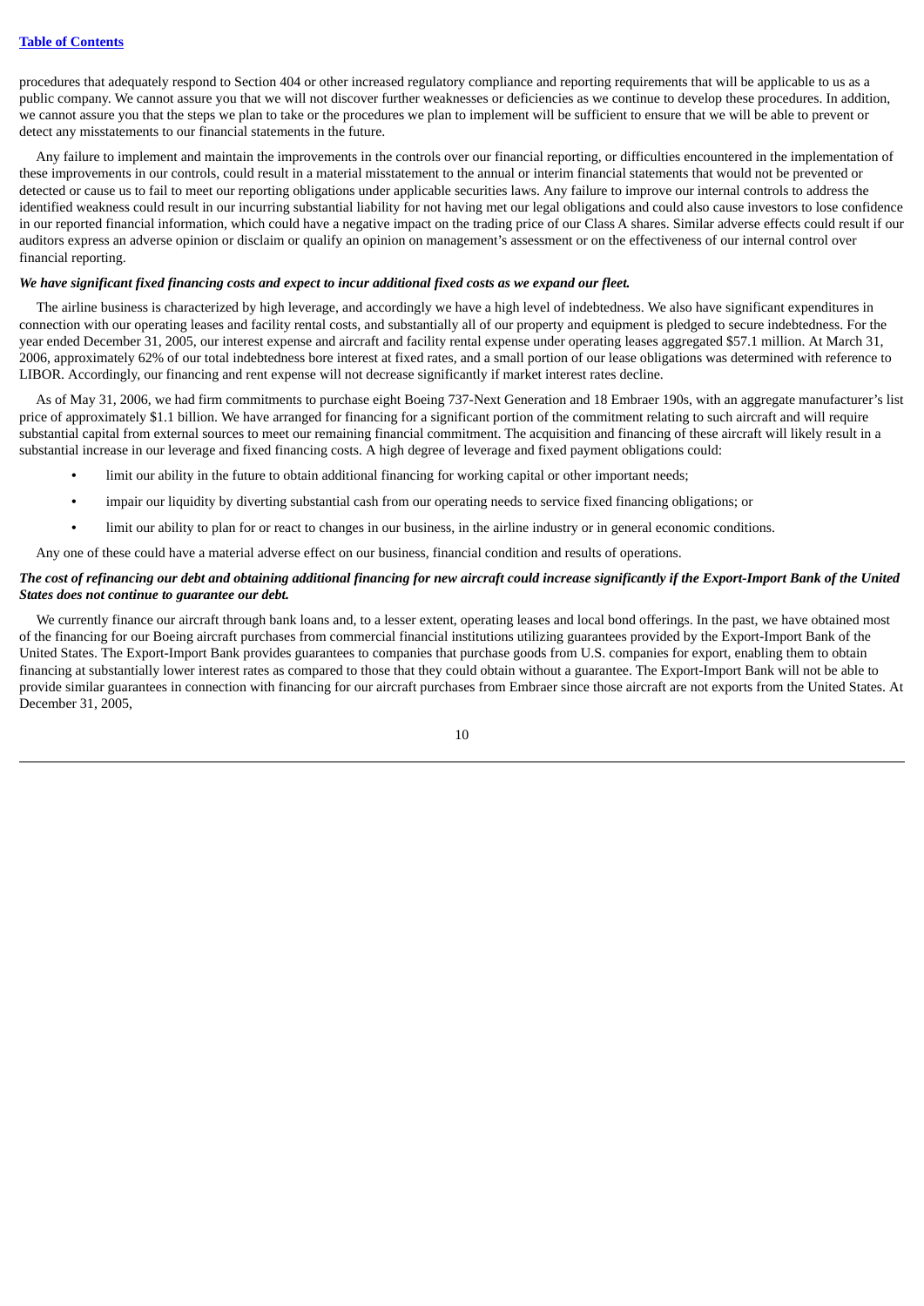procedures that adequately respond to Section 404 or other increased regulatory compliance and reporting requirements that will be applicable to us as a public company. We cannot assure you that we will not discover further weaknesses or deficiencies as we continue to develop these procedures. In addition, we cannot assure you that the steps we plan to take or the procedures we plan to implement will be sufficient to ensure that we will be able to prevent or detect any misstatements to our financial statements in the future.

Any failure to implement and maintain the improvements in the controls over our financial reporting, or difficulties encountered in the implementation of these improvements in our controls, could result in a material misstatement to the annual or interim financial statements that would not be prevented or detected or cause us to fail to meet our reporting obligations under applicable securities laws. Any failure to improve our internal controls to address the identified weakness could result in our incurring substantial liability for not having met our legal obligations and could also cause investors to lose confidence in our reported financial information, which could have a negative impact on the trading price of our Class A shares. Similar adverse effects could result if our auditors express an adverse opinion or disclaim or qualify an opinion on management's assessment or on the effectiveness of our internal control over financial reporting.

***We have significant fixed financing costs and expect to incur additional fixed costs as we expand our fleet.***

The airline business is characterized by high leverage, and accordingly we have a high level of indebtedness. We also have significant expenditures in connection with our operating leases and facility rental costs, and substantially all of our property and equipment is pledged to secure indebtedness. For the year ended December 31, 2005, our interest expense and aircraft and facility rental expense under operating leases aggregated $57.1 million. At March 31, 2006, approximately 62% of our total indebtedness bore interest at fixed rates, and a small portion of our lease obligations was determined with reference to LIBOR. Accordingly, our financing and rent expense will not decrease significantly if market interest rates decline.

As of May 31, 2006, we had firm commitments to purchase eight Boeing 737-Next Generation and 18 Embraer 190s, with an aggregate manufacturer's list price of approximately $1.1 billion. We have arranged for financing for a significant portion of the commitment relating to such aircraft and will require substantial capital from external sources to meet our remaining financial commitment. The acquisition and financing of these aircraft will likely result in a substantial increase in our leverage and fixed financing costs. A high degree of leverage and fixed payment obligations could:

- limit our ability in the future to obtain additional financing for working capital or other important needs;
- impair our liquidity by diverting substantial cash from our operating needs to service fixed financing obligations; or
- limit our ability to plan for or react to changes in our business, in the airline industry or in general economic conditions.

Any one of these could have a material adverse effect on our business, financial condition and results of operations.

***The cost of refinancing our debt and obtaining additional financing for new aircraft could increase significantly if the Export-Import Bank of the United States does not continue to guarantee our debt.***

We currently finance our aircraft through bank loans and, to a lesser extent, operating leases and local bond offerings. In the past, we have obtained most of the financing for our Boeing aircraft purchases from commercial financial institutions utilizing guarantees provided by the Export-Import Bank of the United States. The Export-Import Bank provides guarantees to companies that purchase goods from U.S. companies for export, enabling them to obtain financing at substantially lower interest rates as compared to those that they could obtain without a guarantee. The Export-Import Bank will not be able to provide similar guarantees in connection with financing for our aircraft purchases from Embraer since those aircraft are not exports from the United States. At December 31, 2005,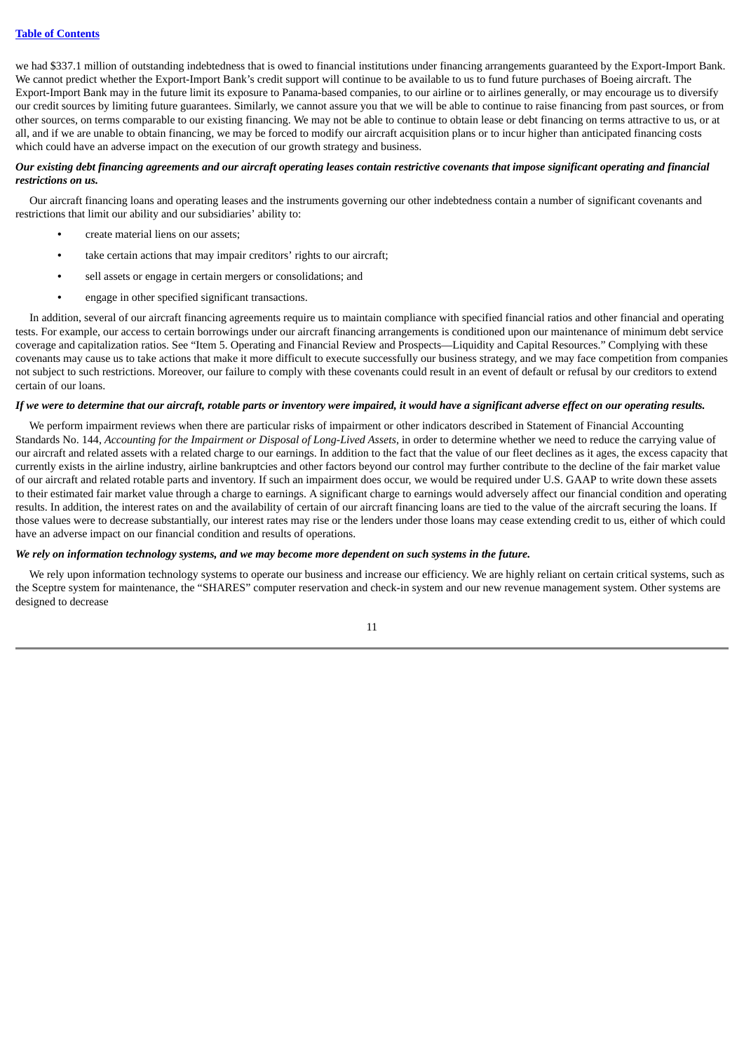we had $337.1 million of outstanding indebtedness that is owed to financial institutions under financing arrangements guaranteed by the Export-Import Bank. We cannot predict whether the Export-Import Bank's credit support will continue to be available to us to fund future purchases of Boeing aircraft. The Export-Import Bank may in the future limit its exposure to Panama-based companies, to our airline or to airlines generally, or may encourage us to diversify our credit sources by limiting future guarantees. Similarly, we cannot assure you that we will be able to continue to raise financing from past sources, or from other sources, on terms comparable to our existing financing. We may not be able to continue to obtain lease or debt financing on terms attractive to us, or at all, and if we are unable to obtain financing, we may be forced to modify our aircraft acquisition plans or to incur higher than anticipated financing costs which could have an adverse impact on the execution of our growth strategy and business.

***Our existing debt financing agreements and our aircraft operating leases contain restrictive covenants that impose significant operating and financial restrictions on us.***

Our aircraft financing loans and operating leases and the instruments governing our other indebtedness contain a number of significant covenants and restrictions that limit our ability and our subsidiaries' ability to:

- create material liens on our assets;
- take certain actions that may impair creditors' rights to our aircraft;
- sell assets or engage in certain mergers or consolidations; and
- engage in other specified significant transactions.

In addition, several of our aircraft financing agreements require us to maintain compliance with specified financial ratios and other financial and operating tests. For example, our access to certain borrowings under our aircraft financing arrangements is conditioned upon our maintenance of minimum debt service coverage and capitalization ratios. See "Item 5. Operating and Financial Review and Prospects—Liquidity and Capital Resources." Complying with these covenants may cause us to take actions that make it more difficult to execute successfully our business strategy, and we may face competition from companies not subject to such restrictions. Moreover, our failure to comply with these covenants could result in an event of default or refusal by our creditors to extend certain of our loans.

***If we were to determine that our aircraft, rotable parts or inventory were impaired, it would have a significant adverse effect on our operating results.***

We perform impairment reviews when there are particular risks of impairment or other indicators described in Statement of Financial Accounting Standards No. 144, *Accounting for the Impairment or Disposal of Long-Lived Assets*, in order to determine whether we need to reduce the carrying value of our aircraft and related assets with a related charge to our earnings. In addition to the fact that the value of our fleet declines as it ages, the excess capacity that currently exists in the airline industry, airline bankruptcies and other factors beyond our control may further contribute to the decline of the fair market value of our aircraft and related rotable parts and inventory. If such an impairment does occur, we would be required under U.S. GAAP to write down these assets to their estimated fair market value through a charge to earnings. A significant charge to earnings would adversely affect our financial condition and operating results. In addition, the interest rates on and the availability of certain of our aircraft financing loans are tied to the value of the aircraft securing the loans. If those values were to decrease substantially, our interest rates may rise or the lenders under those loans may cease extending credit to us, either of which could have an adverse impact on our financial condition and results of operations.

***We rely on information technology systems, and we may become more dependent on such systems in the future.***

We rely upon information technology systems to operate our business and increase our efficiency. We are highly reliant on certain critical systems, such as the Sceptre system for maintenance, the "SHARES" computer reservation and check-in system and our new revenue management system. Other systems are designed to decrease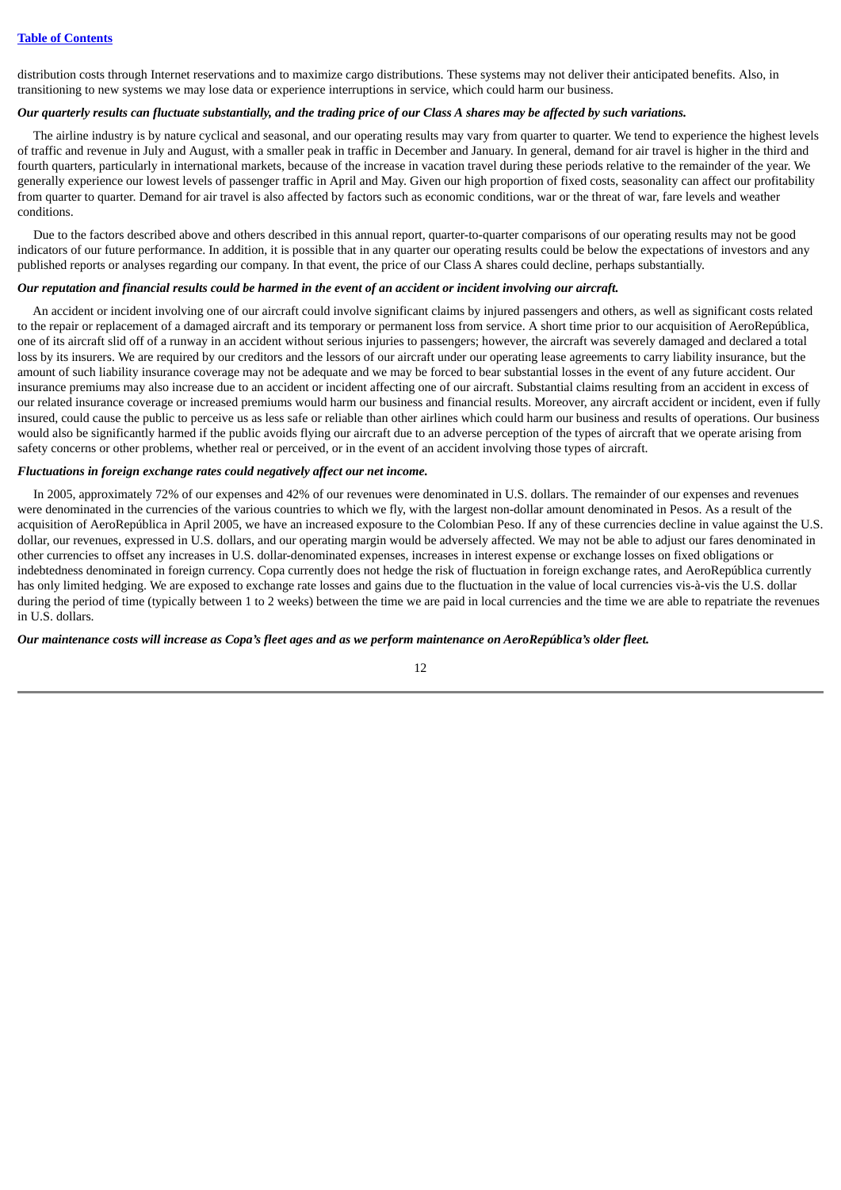distribution costs through Internet reservations and to maximize cargo distributions. These systems may not deliver their anticipated benefits. Also, in transitioning to new systems we may lose data or experience interruptions in service, which could harm our business.

***Our quarterly results can fluctuate substantially, and the trading price of our Class A shares may be affected by such variations.***

The airline industry is by nature cyclical and seasonal, and our operating results may vary from quarter to quarter. We tend to experience the highest levels of traffic and revenue in July and August, with a smaller peak in traffic in December and January. In general, demand for air travel is higher in the third and fourth quarters, particularly in international markets, because of the increase in vacation travel during these periods relative to the remainder of the year. We generally experience our lowest levels of passenger traffic in April and May. Given our high proportion of fixed costs, seasonality can affect our profitability from quarter to quarter. Demand for air travel is also affected by factors such as economic conditions, war or the threat of war, fare levels and weather conditions.

Due to the factors described above and others described in this annual report, quarter-to-quarter comparisons of our operating results may not be good indicators of our future performance. In addition, it is possible that in any quarter our operating results could be below the expectations of investors and any published reports or analyses regarding our company. In that event, the price of our Class A shares could decline, perhaps substantially.

***Our reputation and financial results could be harmed in the event of an accident or incident involving our aircraft.***

An accident or incident involving one of our aircraft could involve significant claims by injured passengers and others, as well as significant costs related to the repair or replacement of a damaged aircraft and its temporary or permanent loss from service. A short time prior to our acquisition of AeroRepública, one of its aircraft slid off of a runway in an accident without serious injuries to passengers; however, the aircraft was severely damaged and declared a total loss by its insurers. We are required by our creditors and the lessors of our aircraft under our operating lease agreements to carry liability insurance, but the amount of such liability insurance coverage may not be adequate and we may be forced to bear substantial losses in the event of any future accident. Our insurance premiums may also increase due to an accident or incident affecting one of our aircraft. Substantial claims resulting from an accident in excess of our related insurance coverage or increased premiums would harm our business and financial results. Moreover, any aircraft accident or incident, even if fully insured, could cause the public to perceive us as less safe or reliable than other airlines which could harm our business and results of operations. Our business would also be significantly harmed if the public avoids flying our aircraft due to an adverse perception of the types of aircraft that we operate arising from safety concerns or other problems, whether real or perceived, or in the event of an accident involving those types of aircraft.

***Fluctuations in foreign exchange rates could negatively affect our net income.***

In 2005, approximately 72% of our expenses and 42% of our revenues were denominated in U.S. dollars. The remainder of our expenses and revenues were denominated in the currencies of the various countries to which we fly, with the largest non-dollar amount denominated in Pesos. As a result of the acquisition of AeroRepública in April 2005, we have an increased exposure to the Colombian Peso. If any of these currencies decline in value against the U.S. dollar, our revenues, expressed in U.S. dollars, and our operating margin would be adversely affected. We may not be able to adjust our fares denominated in other currencies to offset any increases in U.S. dollar-denominated expenses, increases in interest expense or exchange losses on fixed obligations or indebtedness denominated in foreign currency. Copa currently does not hedge the risk of fluctuation in foreign exchange rates, and AeroRepública currently has only limited hedging. We are exposed to exchange rate losses and gains due to the fluctuation in the value of local currencies vis-à-vis the U.S. dollar during the period of time (typically between 1 to 2 weeks) between the time we are paid in local currencies and the time we are able to repatriate the revenues in U.S. dollars.

***Our maintenance costs will increase as Copa's fleet ages and as we perform maintenance on AeroRepública's older fleet.***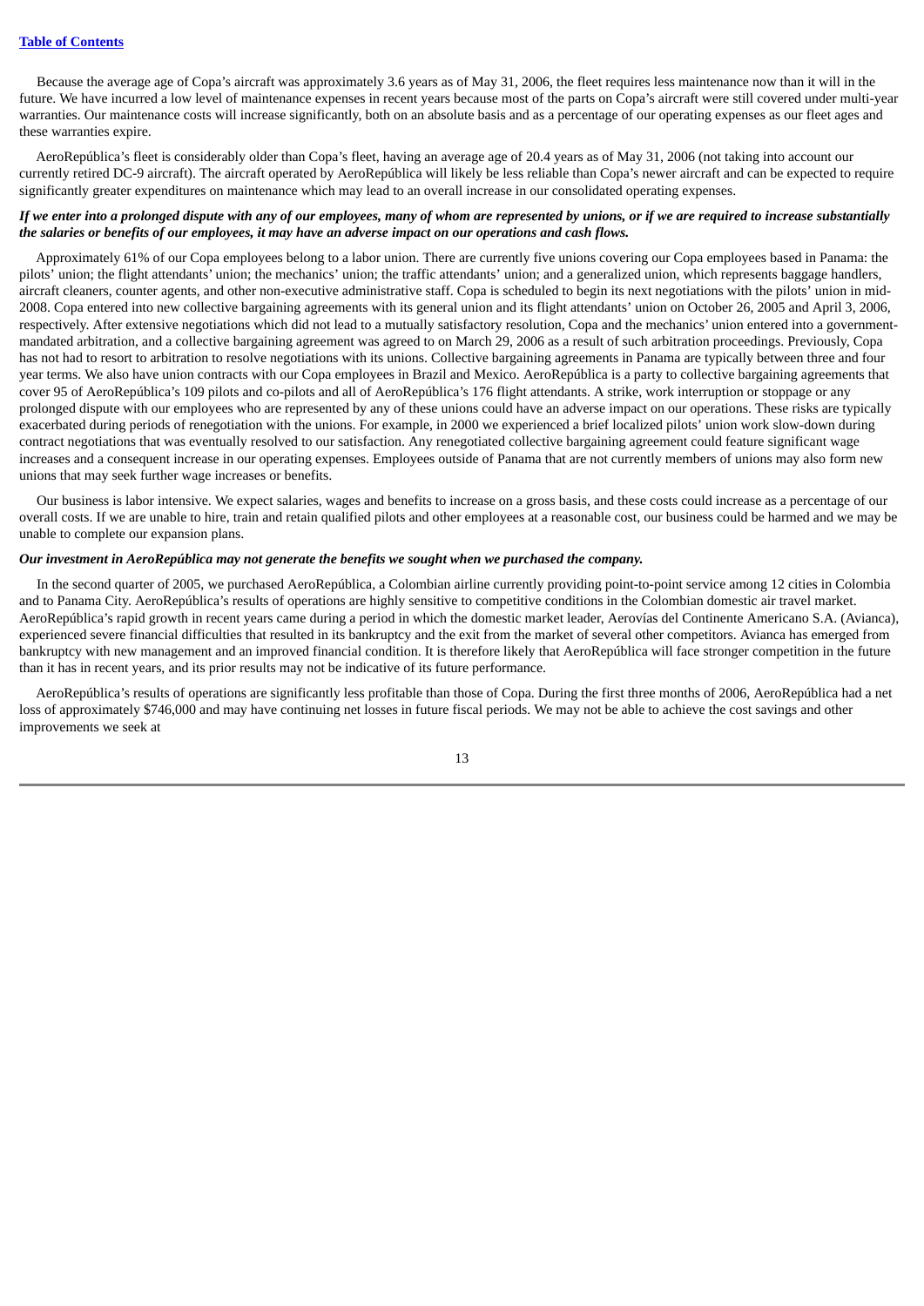Because the average age of Copa's aircraft was approximately 3.6 years as of May 31, 2006, the fleet requires less maintenance now than it will in the future. We have incurred a low level of maintenance expenses in recent years because most of the parts on Copa's aircraft were still covered under multi-year warranties. Our maintenance costs will increase significantly, both on an absolute basis and as a percentage of our operating expenses as our fleet ages and these warranties expire.

AeroRepública's fleet is considerably older than Copa's fleet, having an average age of 20.4 years as of May 31, 2006 (not taking into account our currently retired DC-9 aircraft). The aircraft operated by AeroRepública will likely be less reliable than Copa's newer aircraft and can be expected to require significantly greater expenditures on maintenance which may lead to an overall increase in our consolidated operating expenses.

***If we enter into a prolonged dispute with any of our employees, many of whom are represented by unions, or if we are required to increase substantially the salaries or benefits of our employees, it may have an adverse impact on our operations and cash flows.***

Approximately 61% of our Copa employees belong to a labor union. There are currently five unions covering our Copa employees based in Panama: the pilots' union; the flight attendants' union; the mechanics' union; the traffic attendants' union; and a generalized union, which represents baggage handlers, aircraft cleaners, counter agents, and other non-executive administrative staff. Copa is scheduled to begin its next negotiations with the pilots' union in mid-2008. Copa entered into new collective bargaining agreements with its general union and its flight attendants' union on October 26, 2005 and April 3, 2006, respectively. After extensive negotiations which did not lead to a mutually satisfactory resolution, Copa and the mechanics' union entered into a government-mandated arbitration, and a collective bargaining agreement was agreed to on March 29, 2006 as a result of such arbitration proceedings. Previously, Copa has not had to resort to arbitration to resolve negotiations with its unions. Collective bargaining agreements in Panama are typically between three and four year terms. We also have union contracts with our Copa employees in Brazil and Mexico. AeroRepública is a party to collective bargaining agreements that cover 95 of AeroRepública's 109 pilots and co-pilots and all of AeroRepública's 176 flight attendants. A strike, work interruption or stoppage or any prolonged dispute with our employees who are represented by any of these unions could have an adverse impact on our operations. These risks are typically exacerbated during periods of renegotiation with the unions. For example, in 2000 we experienced a brief localized pilots' union work slow-down during contract negotiations that was eventually resolved to our satisfaction. Any renegotiated collective bargaining agreement could feature significant wage increases and a consequent increase in our operating expenses. Employees outside of Panama that are not currently members of unions may also form new unions that may seek further wage increases or benefits.

Our business is labor intensive. We expect salaries, wages and benefits to increase on a gross basis, and these costs could increase as a percentage of our overall costs. If we are unable to hire, train and retain qualified pilots and other employees at a reasonable cost, our business could be harmed and we may be unable to complete our expansion plans.

***Our investment in AeroRepública may not generate the benefits we sought when we purchased the company.***

In the second quarter of 2005, we purchased AeroRepública, a Colombian airline currently providing point-to-point service among 12 cities in Colombia and to Panama City. AeroRepública's results of operations are highly sensitive to competitive conditions in the Colombian domestic air travel market. AeroRepública's rapid growth in recent years came during a period in which the domestic market leader, Aerovías del Continente Americano S.A. (Avianca), experienced severe financial difficulties that resulted in its bankruptcy and the exit from the market of several other competitors. Avianca has emerged from bankruptcy with new management and an improved financial condition. It is therefore likely that AeroRepública will face stronger competition in the future than it has in recent years, and its prior results may not be indicative of its future performance.

AeroRepública's results of operations are significantly less profitable than those of Copa. During the first three months of 2006, AeroRepública had a net loss of approximately $746,000 and may have continuing net losses in future fiscal periods. We may not be able to achieve the cost savings and other improvements we seek at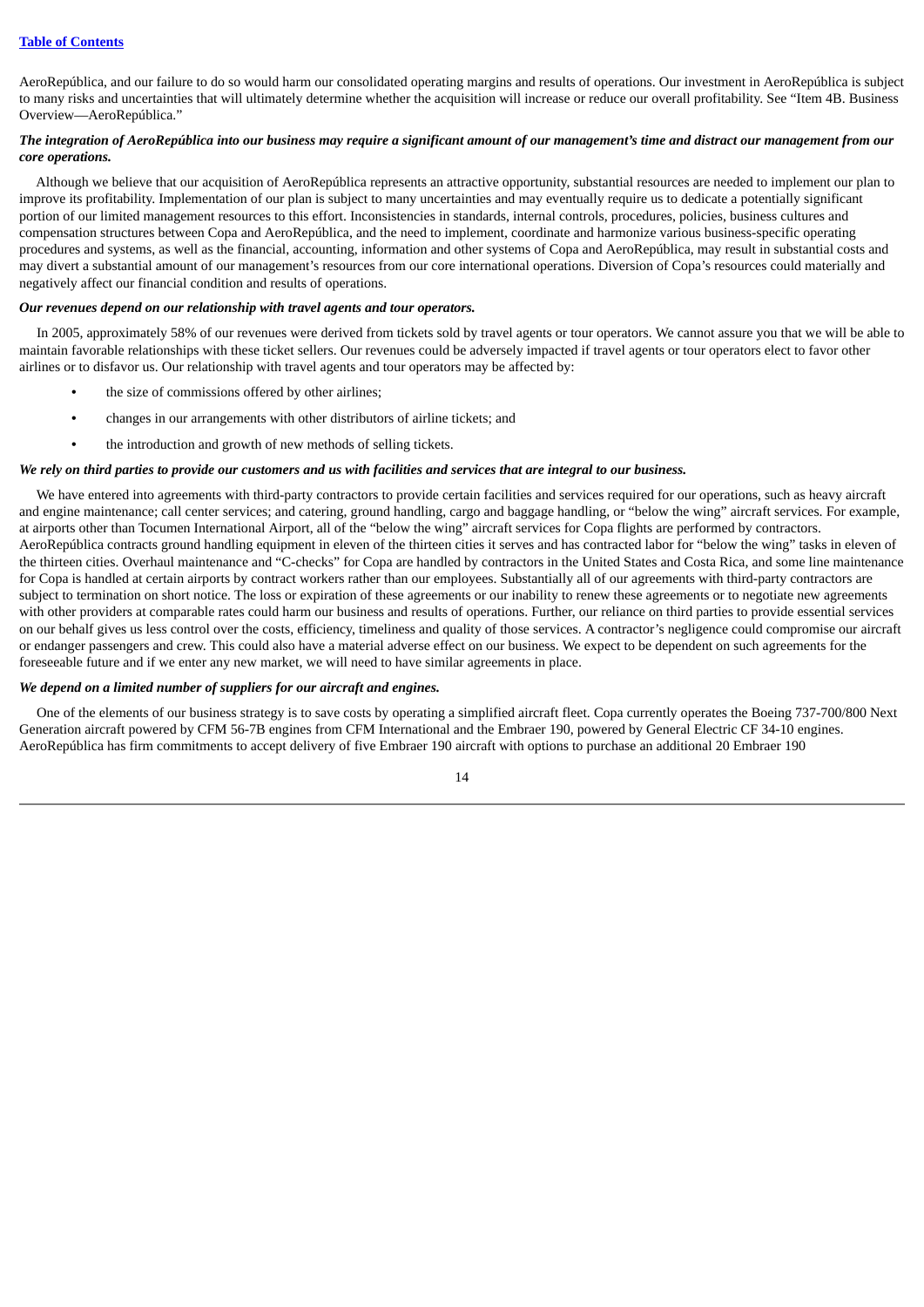AeroRepública, and our failure to do so would harm our consolidated operating margins and results of operations. Our investment in AeroRepública is subject to many risks and uncertainties that will ultimately determine whether the acquisition will increase or reduce our overall profitability. See "Item 4B. Business Overview—AeroRepública."

***The integration of AeroRepública into our business may require a significant amount of our management's time and distract our management from our core operations.***

Although we believe that our acquisition of AeroRepública represents an attractive opportunity, substantial resources are needed to implement our plan to improve its profitability. Implementation of our plan is subject to many uncertainties and may eventually require us to dedicate a potentially significant portion of our limited management resources to this effort. Inconsistencies in standards, internal controls, procedures, policies, business cultures and compensation structures between Copa and AeroRepública, and the need to implement, coordinate and harmonize various business-specific operating procedures and systems, as well as the financial, accounting, information and other systems of Copa and AeroRepública, may result in substantial costs and may divert a substantial amount of our management's resources from our core international operations. Diversion of Copa's resources could materially and negatively affect our financial condition and results of operations.

***Our revenues depend on our relationship with travel agents and tour operators.***

In 2005, approximately 58% of our revenues were derived from tickets sold by travel agents or tour operators. We cannot assure you that we will be able to maintain favorable relationships with these ticket sellers. Our revenues could be adversely impacted if travel agents or tour operators elect to favor other airlines or to disfavor us. Our relationship with travel agents and tour operators may be affected by:

- the size of commissions offered by other airlines;
- changes in our arrangements with other distributors of airline tickets; and
- the introduction and growth of new methods of selling tickets.

***We rely on third parties to provide our customers and us with facilities and services that are integral to our business.***

We have entered into agreements with third-party contractors to provide certain facilities and services required for our operations, such as heavy aircraft and engine maintenance; call center services; and catering, ground handling, cargo and baggage handling, or "below the wing" aircraft services. For example, at airports other than Tocumen International Airport, all of the "below the wing" aircraft services for Copa flights are performed by contractors. AeroRepública contracts ground handling equipment in eleven of the thirteen cities it serves and has contracted labor for "below the wing" tasks in eleven of the thirteen cities. Overhaul maintenance and "C-checks" for Copa are handled by contractors in the United States and Costa Rica, and some line maintenance for Copa is handled at certain airports by contract workers rather than our employees. Substantially all of our agreements with third-party contractors are subject to termination on short notice. The loss or expiration of these agreements or our inability to renew these agreements or to negotiate new agreements with other providers at comparable rates could harm our business and results of operations. Further, our reliance on third parties to provide essential services on our behalf gives us less control over the costs, efficiency, timeliness and quality of those services. A contractor's negligence could compromise our aircraft or endanger passengers and crew. This could also have a material adverse effect on our business. We expect to be dependent on such agreements for the foreseeable future and if we enter any new market, we will need to have similar agreements in place.

***We depend on a limited number of suppliers for our aircraft and engines.***

One of the elements of our business strategy is to save costs by operating a simplified aircraft fleet. Copa currently operates the Boeing 737-700/800 Next Generation aircraft powered by CFM 56-7B engines from CFM International and the Embraer 190, powered by General Electric CF 34-10 engines. AeroRepública has firm commitments to accept delivery of five Embraer 190 aircraft with options to purchase an additional 20 Embraer 190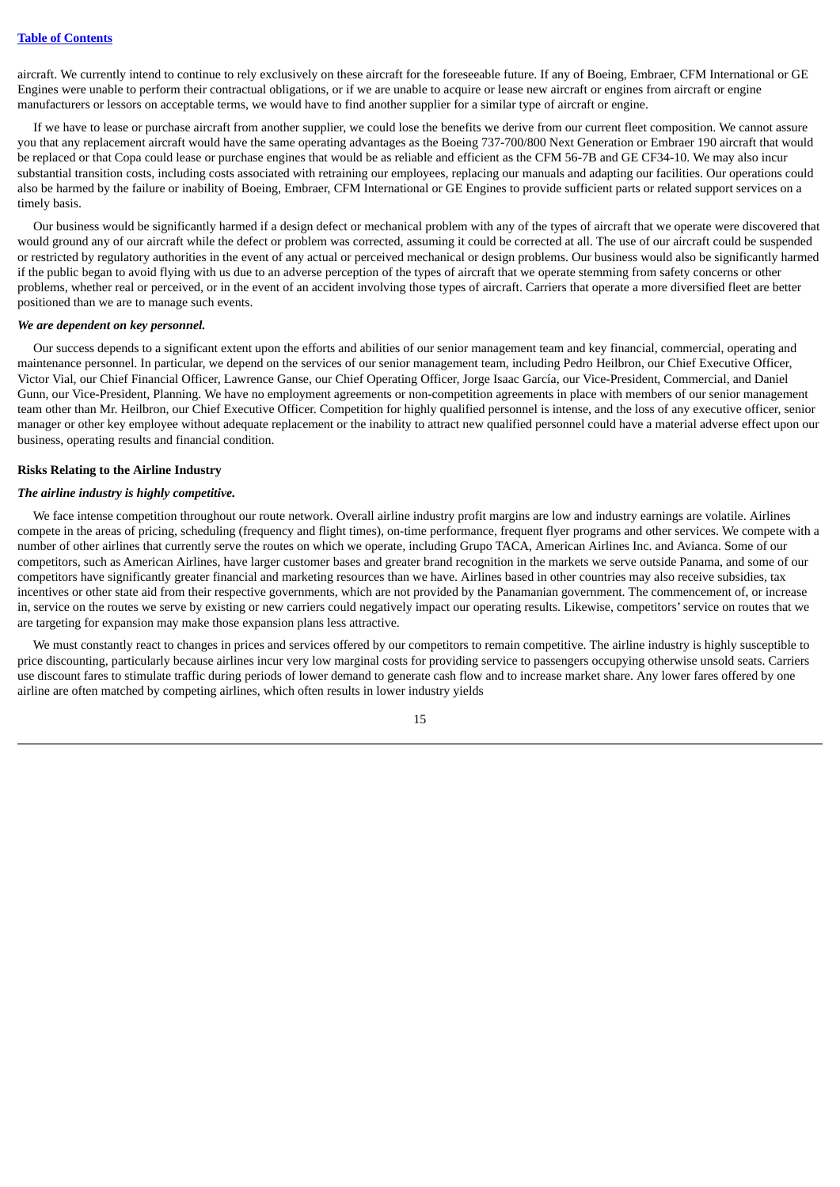aircraft. We currently intend to continue to rely exclusively on these aircraft for the foreseeable future. If any of Boeing, Embraer, CFM International or GE Engines were unable to perform their contractual obligations, or if we are unable to acquire or lease new aircraft or engines from aircraft or engine manufacturers or lessors on acceptable terms, we would have to find another supplier for a similar type of aircraft or engine.

If we have to lease or purchase aircraft from another supplier, we could lose the benefits we derive from our current fleet composition. We cannot assure you that any replacement aircraft would have the same operating advantages as the Boeing 737-700/800 Next Generation or Embraer 190 aircraft that would be replaced or that Copa could lease or purchase engines that would be as reliable and efficient as the CFM 56-7B and GE CF34-10. We may also incur substantial transition costs, including costs associated with retraining our employees, replacing our manuals and adapting our facilities. Our operations could also be harmed by the failure or inability of Boeing, Embraer, CFM International or GE Engines to provide sufficient parts or related support services on a timely basis.

Our business would be significantly harmed if a design defect or mechanical problem with any of the types of aircraft that we operate were discovered that would ground any of our aircraft while the defect or problem was corrected, assuming it could be corrected at all. The use of our aircraft could be suspended or restricted by regulatory authorities in the event of any actual or perceived mechanical or design problems. Our business would also be significantly harmed if the public began to avoid flying with us due to an adverse perception of the types of aircraft that we operate stemming from safety concerns or other problems, whether real or perceived, or in the event of an accident involving those types of aircraft. Carriers that operate a more diversified fleet are better positioned than we are to manage such events.

***We are dependent on key personnel.***

Our success depends to a significant extent upon the efforts and abilities of our senior management team and key financial, commercial, operating and maintenance personnel. In particular, we depend on the services of our senior management team, including Pedro Heilbron, our Chief Executive Officer, Victor Vial, our Chief Financial Officer, Lawrence Ganse, our Chief Operating Officer, Jorge Isaac García, our Vice-President, Commercial, and Daniel Gunn, our Vice-President, Planning. We have no employment agreements or non-competition agreements in place with members of our senior management team other than Mr. Heilbron, our Chief Executive Officer. Competition for highly qualified personnel is intense, and the loss of any executive officer, senior manager or other key employee without adequate replacement or the inability to attract new qualified personnel could have a material adverse effect upon our business, operating results and financial condition.

**Risks Relating to the Airline Industry**

***The airline industry is highly competitive.***

We face intense competition throughout our route network. Overall airline industry profit margins are low and industry earnings are volatile. Airlines compete in the areas of pricing, scheduling (frequency and flight times), on-time performance, frequent flyer programs and other services. We compete with a number of other airlines that currently serve the routes on which we operate, including Grupo TACA, American Airlines Inc. and Avianca. Some of our competitors, such as American Airlines, have larger customer bases and greater brand recognition in the markets we serve outside Panama, and some of our competitors have significantly greater financial and marketing resources than we have. Airlines based in other countries may also receive subsidies, tax incentives or other state aid from their respective governments, which are not provided by the Panamanian government. The commencement of, or increase in, service on the routes we serve by existing or new carriers could negatively impact our operating results. Likewise, competitors' service on routes that we are targeting for expansion may make those expansion plans less attractive.

We must constantly react to changes in prices and services offered by our competitors to remain competitive. The airline industry is highly susceptible to price discounting, particularly because airlines incur very low marginal costs for providing service to passengers occupying otherwise unsold seats. Carriers use discount fares to stimulate traffic during periods of lower demand to generate cash flow and to increase market share. Any lower fares offered by one airline are often matched by competing airlines, which often results in lower industry yields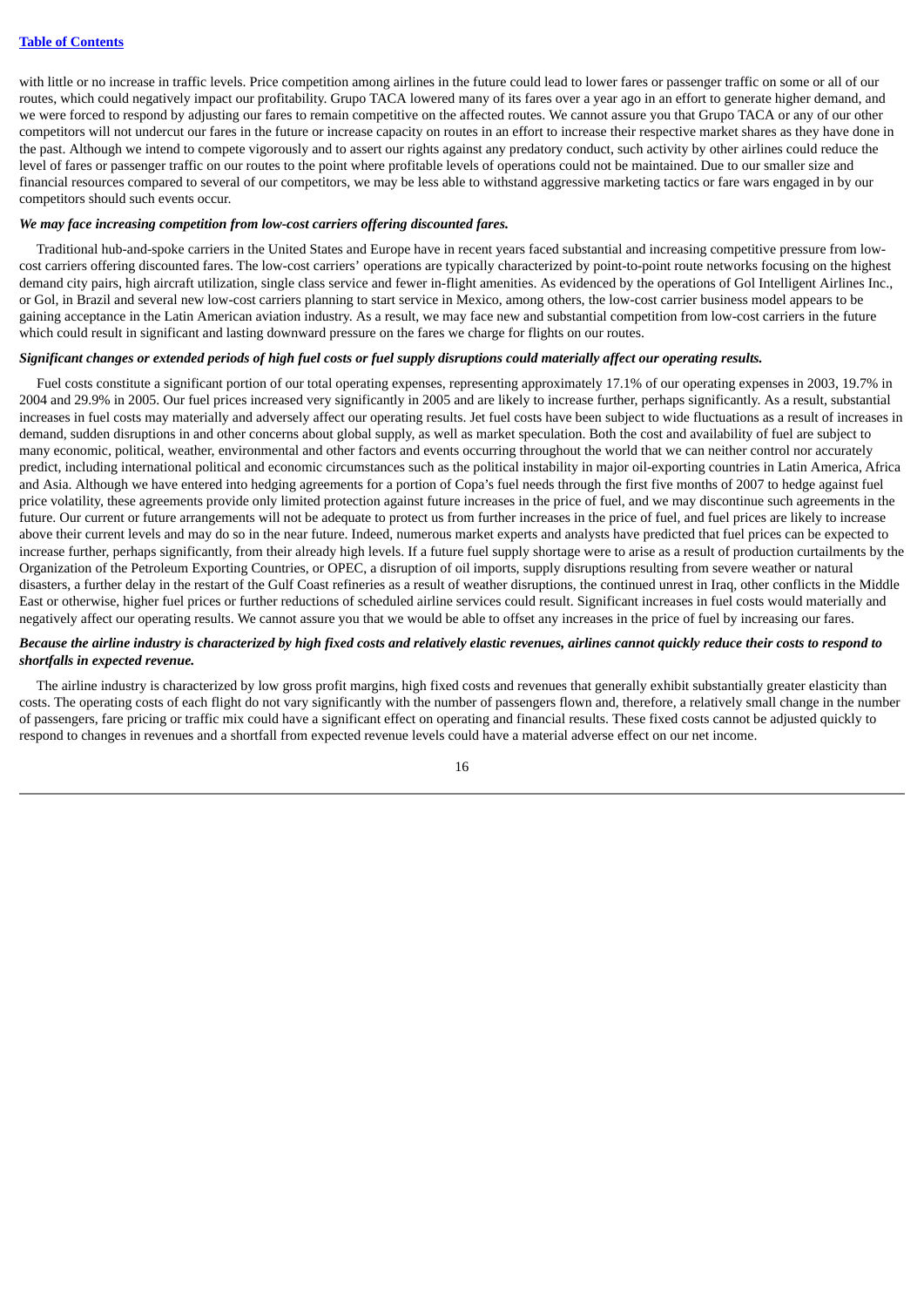with little or no increase in traffic levels. Price competition among airlines in the future could lead to lower fares or passenger traffic on some or all of our routes, which could negatively impact our profitability. Grupo TACA lowered many of its fares over a year ago in an effort to generate higher demand, and we were forced to respond by adjusting our fares to remain competitive on the affected routes. We cannot assure you that Grupo TACA or any of our other competitors will not undercut our fares in the future or increase capacity on routes in an effort to increase their respective market shares as they have done in the past. Although we intend to compete vigorously and to assert our rights against any predatory conduct, such activity by other airlines could reduce the level of fares or passenger traffic on our routes to the point where profitable levels of operations could not be maintained. Due to our smaller size and financial resources compared to several of our competitors, we may be less able to withstand aggressive marketing tactics or fare wars engaged in by our competitors should such events occur.

***We may face increasing competition from low-cost carriers offering discounted fares.***

Traditional hub-and-spoke carriers in the United States and Europe have in recent years faced substantial and increasing competitive pressure from low-cost carriers offering discounted fares. The low-cost carriers' operations are typically characterized by point-to-point route networks focusing on the highest demand city pairs, high aircraft utilization, single class service and fewer in-flight amenities. As evidenced by the operations of Gol Intelligent Airlines Inc., or Gol, in Brazil and several new low-cost carriers planning to start service in Mexico, among others, the low-cost carrier business model appears to be gaining acceptance in the Latin American aviation industry. As a result, we may face new and substantial competition from low-cost carriers in the future which could result in significant and lasting downward pressure on the fares we charge for flights on our routes.

***Significant changes or extended periods of high fuel costs or fuel supply disruptions could materially affect our operating results.***

Fuel costs constitute a significant portion of our total operating expenses, representing approximately 17.1% of our operating expenses in 2003, 19.7% in 2004 and 29.9% in 2005. Our fuel prices increased very significantly in 2005 and are likely to increase further, perhaps significantly. As a result, substantial increases in fuel costs may materially and adversely affect our operating results. Jet fuel costs have been subject to wide fluctuations as a result of increases in demand, sudden disruptions in and other concerns about global supply, as well as market speculation. Both the cost and availability of fuel are subject to many economic, political, weather, environmental and other factors and events occurring throughout the world that we can neither control nor accurately predict, including international political and economic circumstances such as the political instability in major oil-exporting countries in Latin America, Africa and Asia. Although we have entered into hedging agreements for a portion of Copa's fuel needs through the first five months of 2007 to hedge against fuel price volatility, these agreements provide only limited protection against future increases in the price of fuel, and we may discontinue such agreements in the future. Our current or future arrangements will not be adequate to protect us from further increases in the price of fuel, and fuel prices are likely to increase above their current levels and may do so in the near future. Indeed, numerous market experts and analysts have predicted that fuel prices can be expected to increase further, perhaps significantly, from their already high levels. If a future fuel supply shortage were to arise as a result of production curtailments by the Organization of the Petroleum Exporting Countries, or OPEC, a disruption of oil imports, supply disruptions resulting from severe weather or natural disasters, a further delay in the restart of the Gulf Coast refineries as a result of weather disruptions, the continued unrest in Iraq, other conflicts in the Middle East or otherwise, higher fuel prices or further reductions of scheduled airline services could result. Significant increases in fuel costs would materially and negatively affect our operating results. We cannot assure you that we would be able to offset any increases in the price of fuel by increasing our fares.

***Because the airline industry is characterized by high fixed costs and relatively elastic revenues, airlines cannot quickly reduce their costs to respond to shortfalls in expected revenue.***

The airline industry is characterized by low gross profit margins, high fixed costs and revenues that generally exhibit substantially greater elasticity than costs. The operating costs of each flight do not vary significantly with the number of passengers flown and, therefore, a relatively small change in the number of passengers, fare pricing or traffic mix could have a significant effect on operating and financial results. These fixed costs cannot be adjusted quickly to respond to changes in revenues and a shortfall from expected revenue levels could have a material adverse effect on our net income.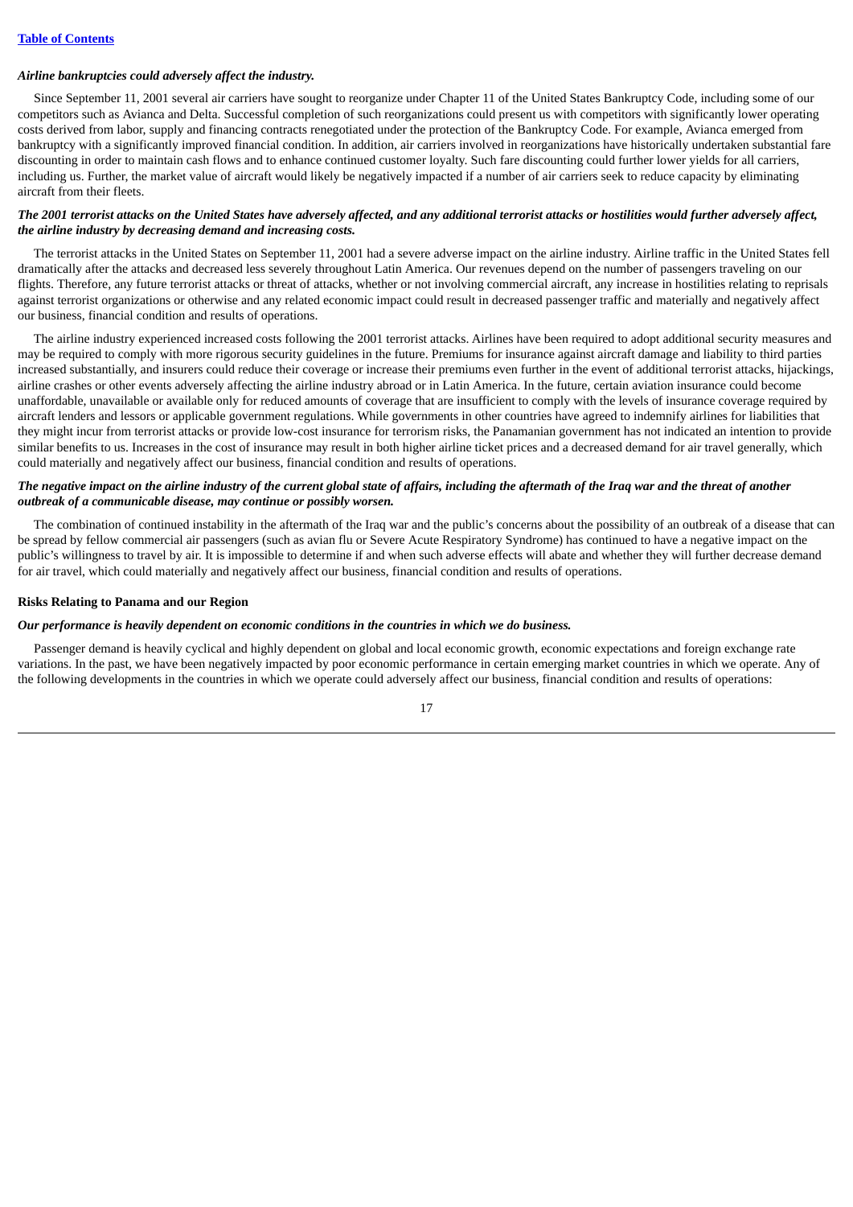*Airline bankruptcies could adversely affect the industry.*

Since September 11, 2001 several air carriers have sought to reorganize under Chapter 11 of the United States Bankruptcy Code, including some of our competitors such as Avianca and Delta. Successful completion of such reorganizations could present us with competitors with significantly lower operating costs derived from labor, supply and financing contracts renegotiated under the protection of the Bankruptcy Code. For example, Avianca emerged from bankruptcy with a significantly improved financial condition. In addition, air carriers involved in reorganizations have historically undertaken substantial fare discounting in order to maintain cash flows and to enhance continued customer loyalty. Such fare discounting could further lower yields for all carriers, including us. Further, the market value of aircraft would likely be negatively impacted if a number of air carriers seek to reduce capacity by eliminating aircraft from their fleets.

***The 2001 terrorist attacks on the United States have adversely affected, and any additional terrorist attacks or hostilities would further adversely affect, the airline industry by decreasing demand and increasing costs.***

The terrorist attacks in the United States on September 11, 2001 had a severe adverse impact on the airline industry. Airline traffic in the United States fell dramatically after the attacks and decreased less severely throughout Latin America. Our revenues depend on the number of passengers traveling on our flights. Therefore, any future terrorist attacks or threat of attacks, whether or not involving commercial aircraft, any increase in hostilities relating to reprisals against terrorist organizations or otherwise and any related economic impact could result in decreased passenger traffic and materially and negatively affect our business, financial condition and results of operations.

The airline industry experienced increased costs following the 2001 terrorist attacks. Airlines have been required to adopt additional security measures and may be required to comply with more rigorous security guidelines in the future. Premiums for insurance against aircraft damage and liability to third parties increased substantially, and insurers could reduce their coverage or increase their premiums even further in the event of additional terrorist attacks, hijackings, airline crashes or other events adversely affecting the airline industry abroad or in Latin America. In the future, certain aviation insurance could become unaffordable, unavailable or available only for reduced amounts of coverage that are insufficient to comply with the levels of insurance coverage required by aircraft lenders and lessors or applicable government regulations. While governments in other countries have agreed to indemnify airlines for liabilities that they might incur from terrorist attacks or provide low-cost insurance for terrorism risks, the Panamanian government has not indicated an intention to provide similar benefits to us. Increases in the cost of insurance may result in both higher airline ticket prices and a decreased demand for air travel generally, which could materially and negatively affect our business, financial condition and results of operations.

***The negative impact on the airline industry of the current global state of affairs, including the aftermath of the Iraq war and the threat of another outbreak of a communicable disease, may continue or possibly worsen.***

The combination of continued instability in the aftermath of the Iraq war and the public's concerns about the possibility of an outbreak of a disease that can be spread by fellow commercial air passengers (such as avian flu or Severe Acute Respiratory Syndrome) has continued to have a negative impact on the public's willingness to travel by air. It is impossible to determine if and when such adverse effects will abate and whether they will further decrease demand for air travel, which could materially and negatively affect our business, financial condition and results of operations.

**Risks Relating to Panama and our Region**

***Our performance is heavily dependent on economic conditions in the countries in which we do business.***

Passenger demand is heavily cyclical and highly dependent on global and local economic growth, economic expectations and foreign exchange rate variations. In the past, we have been negatively impacted by poor economic performance in certain emerging market countries in which we operate. Any of the following developments in the countries in which we operate could adversely affect our business, financial condition and results of operations: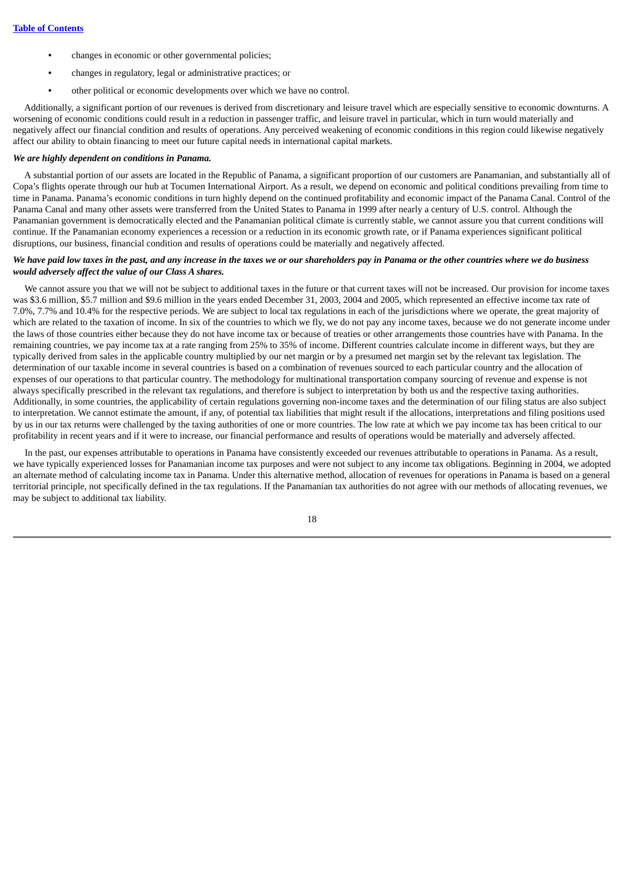- changes in economic or other governmental policies;
- changes in regulatory, legal or administrative practices; or
- other political or economic developments over which we have no control.

Additionally, a significant portion of our revenues is derived from discretionary and leisure travel which are especially sensitive to economic downturns. A worsening of economic conditions could result in a reduction in passenger traffic, and leisure travel in particular, which in turn would materially and negatively affect our financial condition and results of operations. Any perceived weakening of economic conditions in this region could likewise negatively affect our ability to obtain financing to meet our future capital needs in international capital markets.

***We are highly dependent on conditions in Panama.***

A substantial portion of our assets are located in the Republic of Panama, a significant proportion of our customers are Panamanian, and substantially all of Copa's flights operate through our hub at Tocumen International Airport. As a result, we depend on economic and political conditions prevailing from time to time in Panama. Panama's economic conditions in turn highly depend on the continued profitability and economic impact of the Panama Canal. Control of the Panama Canal and many other assets were transferred from the United States to Panama in 1999 after nearly a century of U.S. control. Although the Panamanian government is democratically elected and the Panamanian political climate is currently stable, we cannot assure you that current conditions will continue. If the Panamanian economy experiences a recession or a reduction in its economic growth rate, or if Panama experiences significant political disruptions, our business, financial condition and results of operations could be materially and negatively affected.

***We have paid low taxes in the past, and any increase in the taxes we or our shareholders pay in Panama or the other countries where we do business would adversely affect the value of our Class A shares.***

We cannot assure you that we will not be subject to additional taxes in the future or that current taxes will not be increased. Our provision for income taxes was \$3.6 million, \$5.7 million and \$9.6 million in the years ended December 31, 2003, 2004 and 2005, which represented an effective income tax rate of 7.0%, 7.7% and 10.4% for the respective periods. We are subject to local tax regulations in each of the jurisdictions where we operate, the great majority of which are related to the taxation of income. In six of the countries to which we fly, we do not pay any income taxes, because we do not generate income under the laws of those countries either because they do not have income tax or because of treaties or other arrangements those countries have with Panama. In the remaining countries, we pay income tax at a rate ranging from 25% to 35% of income. Different countries calculate income in different ways, but they are typically derived from sales in the applicable country multiplied by our net margin or by a presumed net margin set by the relevant tax legislation. The determination of our taxable income in several countries is based on a combination of revenues sourced to each particular country and the allocation of expenses of our operations to that particular country. The methodology for multinational transportation company sourcing of revenue and expense is not always specifically prescribed in the relevant tax regulations, and therefore is subject to interpretation by both us and the respective taxing authorities. Additionally, in some countries, the applicability of certain regulations governing non-income taxes and the determination of our filing status are also subject to interpretation. We cannot estimate the amount, if any, of potential tax liabilities that might result if the allocations, interpretations and filing positions used by us in our tax returns were challenged by the taxing authorities of one or more countries. The low rate at which we pay income tax has been critical to our profitability in recent years and if it were to increase, our financial performance and results of operations would be materially and adversely affected.

In the past, our expenses attributable to operations in Panama have consistently exceeded our revenues attributable to operations in Panama. As a result, we have typically experienced losses for Panamanian income tax purposes and were not subject to any income tax obligations. Beginning in 2004, we adopted an alternate method of calculating income tax in Panama. Under this alternative method, allocation of revenues for operations in Panama is based on a general territorial principle, not specifically defined in the tax regulations. If the Panamanian tax authorities do not agree with our methods of allocating revenues, we may be subject to additional tax liability.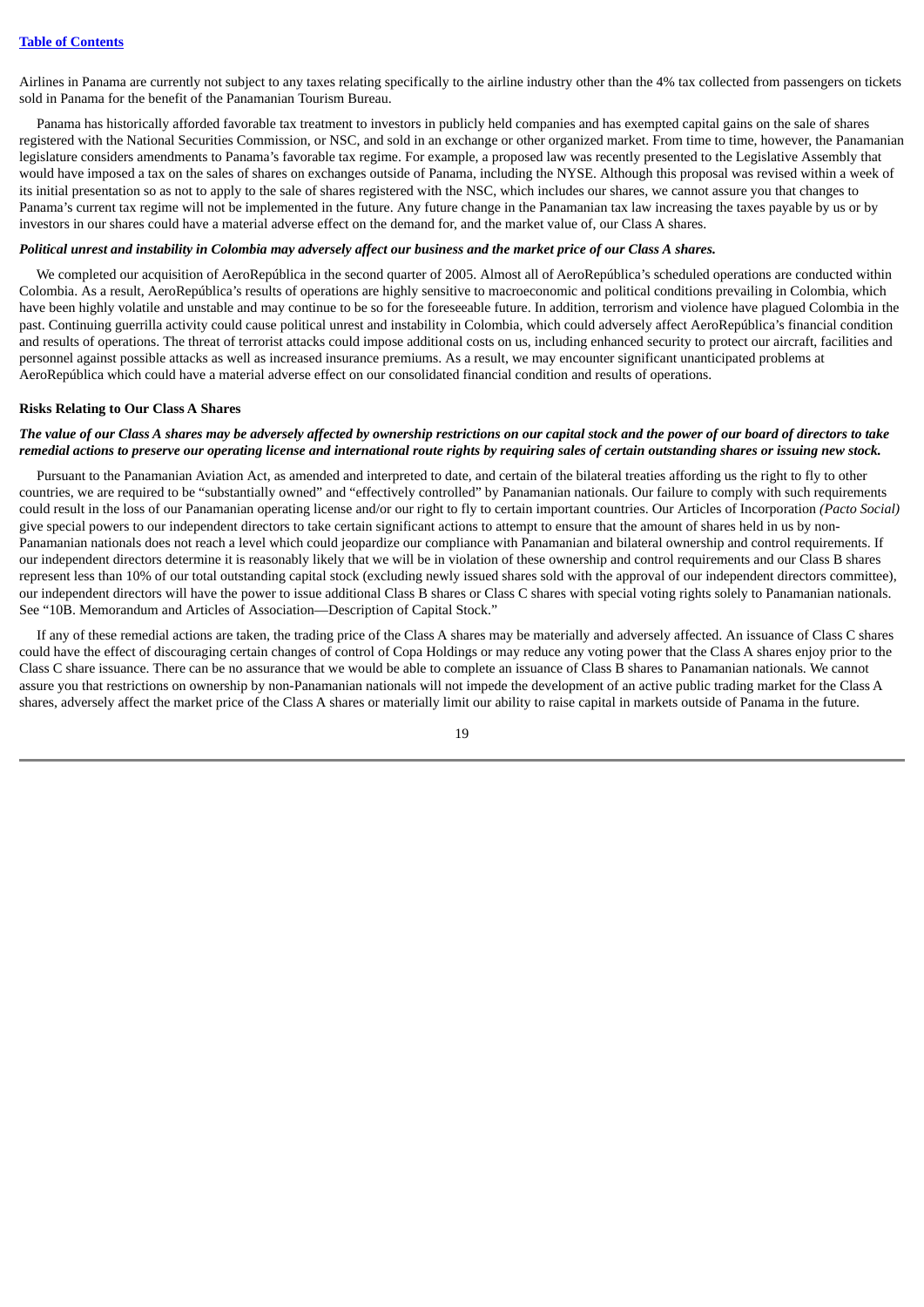Airlines in Panama are currently not subject to any taxes relating specifically to the airline industry other than the 4% tax collected from passengers on tickets sold in Panama for the benefit of the Panamanian Tourism Bureau.

Panama has historically afforded favorable tax treatment to investors in publicly held companies and has exempted capital gains on the sale of shares registered with the National Securities Commission, or NSC, and sold in an exchange or other organized market. From time to time, however, the Panamanian legislature considers amendments to Panama's favorable tax regime. For example, a proposed law was recently presented to the Legislative Assembly that would have imposed a tax on the sales of shares on exchanges outside of Panama, including the NYSE. Although this proposal was revised within a week of its initial presentation so as not to apply to the sale of shares registered with the NSC, which includes our shares, we cannot assure you that changes to Panama's current tax regime will not be implemented in the future. Any future change in the Panamanian tax law increasing the taxes payable by us or by investors in our shares could have a material adverse effect on the demand for, and the market value of, our Class A shares.

***Political unrest and instability in Colombia may adversely affect our business and the market price of our Class A shares.***

We completed our acquisition of AeroRepública in the second quarter of 2005. Almost all of AeroRepública's scheduled operations are conducted within Colombia. As a result, AeroRepública's results of operations are highly sensitive to macroeconomic and political conditions prevailing in Colombia, which have been highly volatile and unstable and may continue to be so for the foreseeable future. In addition, terrorism and violence have plagued Colombia in the past. Continuing guerrilla activity could cause political unrest and instability in Colombia, which could adversely affect AeroRepública's financial condition and results of operations. The threat of terrorist attacks could impose additional costs on us, including enhanced security to protect our aircraft, facilities and personnel against possible attacks as well as increased insurance premiums. As a result, we may encounter significant unanticipated problems at AeroRepública which could have a material adverse effect on our consolidated financial condition and results of operations.

**Risks Relating to Our Class A Shares**

***The value of our Class A shares may be adversely affected by ownership restrictions on our capital stock and the power of our board of directors to take remedial actions to preserve our operating license and international route rights by requiring sales of certain outstanding shares or issuing new stock.***

Pursuant to the Panamanian Aviation Act, as amended and interpreted to date, and certain of the bilateral treaties affording us the right to fly to other countries, we are required to be "substantially owned" and "effectively controlled" by Panamanian nationals. Our failure to comply with such requirements could result in the loss of our Panamanian operating license and/or our right to fly to certain important countries. Our Articles of Incorporation *(Pacto Social)* give special powers to our independent directors to take certain significant actions to attempt to ensure that the amount of shares held in us by non-Panamanian nationals does not reach a level which could jeopardize our compliance with Panamanian and bilateral ownership and control requirements. If our independent directors determine it is reasonably likely that we will be in violation of these ownership and control requirements and our Class B shares represent less than 10% of our total outstanding capital stock (excluding newly issued shares sold with the approval of our independent directors committee), our independent directors will have the power to issue additional Class B shares or Class C shares with special voting rights solely to Panamanian nationals. See "10B. Memorandum and Articles of Association—Description of Capital Stock."

If any of these remedial actions are taken, the trading price of the Class A shares may be materially and adversely affected. An issuance of Class C shares could have the effect of discouraging certain changes of control of Copa Holdings or may reduce any voting power that the Class A shares enjoy prior to the Class C share issuance. There can be no assurance that we would be able to complete an issuance of Class B shares to Panamanian nationals. We cannot assure you that restrictions on ownership by non-Panamanian nationals will not impede the development of an active public trading market for the Class A shares, adversely affect the market price of the Class A shares or materially limit our ability to raise capital in markets outside of Panama in the future.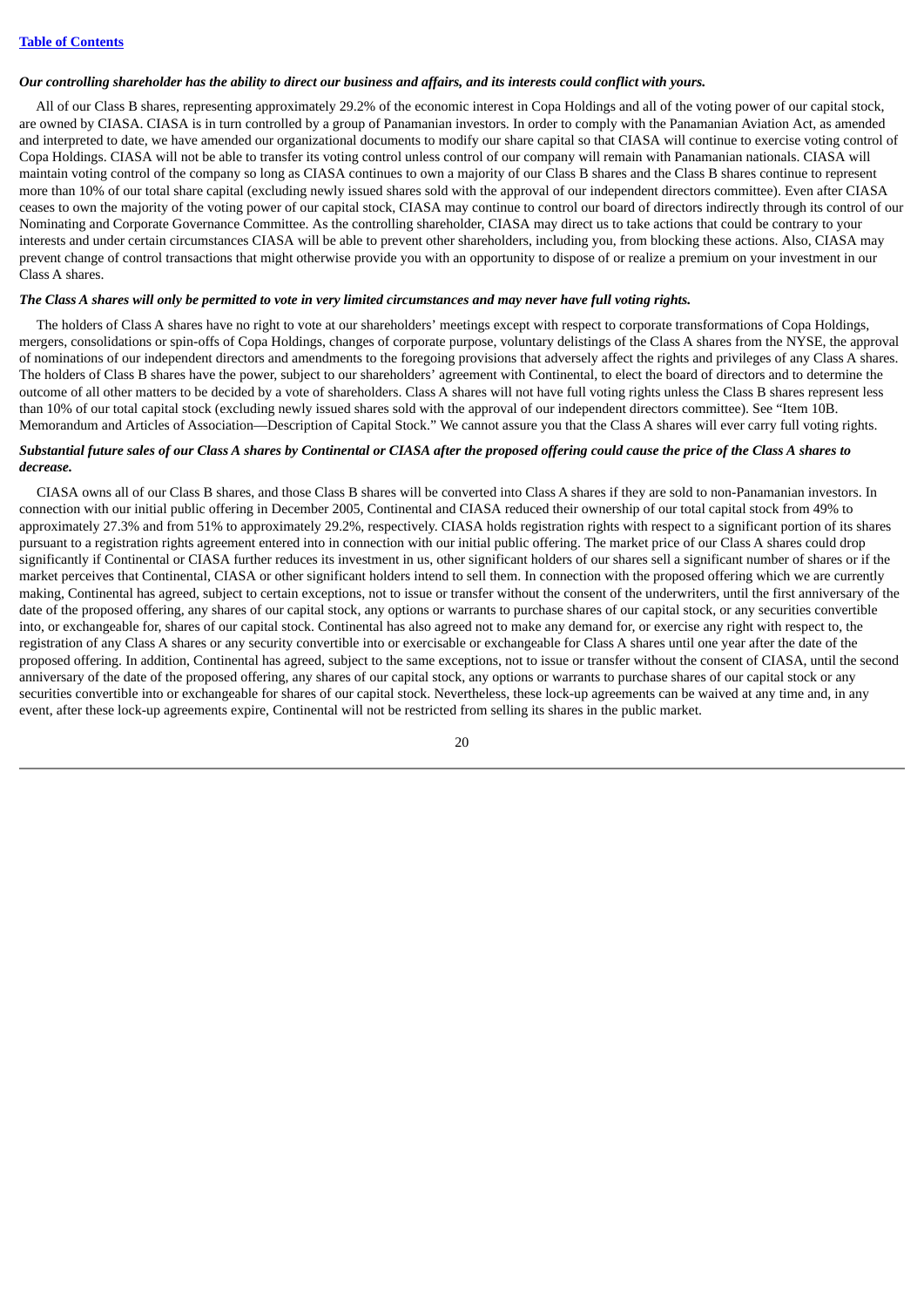***Our controlling shareholder has the ability to direct our business and affairs, and its interests could conflict with yours.***

All of our Class B shares, representing approximately 29.2% of the economic interest in Copa Holdings and all of the voting power of our capital stock, are owned by CIASA. CIASA is in turn controlled by a group of Panamanian investors. In order to comply with the Panamanian Aviation Act, as amended and interpreted to date, we have amended our organizational documents to modify our share capital so that CIASA will continue to exercise voting control of Copa Holdings. CIASA will not be able to transfer its voting control unless control of our company will remain with Panamanian nationals. CIASA will maintain voting control of the company so long as CIASA continues to own a majority of our Class B shares and the Class B shares continue to represent more than 10% of our total share capital (excluding newly issued shares sold with the approval of our independent directors committee). Even after CIASA ceases to own the majority of the voting power of our capital stock, CIASA may continue to control our board of directors indirectly through its control of our Nominating and Corporate Governance Committee. As the controlling shareholder, CIASA may direct us to take actions that could be contrary to your interests and under certain circumstances CIASA will be able to prevent other shareholders, including you, from blocking these actions. Also, CIASA may prevent change of control transactions that might otherwise provide you with an opportunity to dispose of or realize a premium on your investment in our Class A shares.

***The Class A shares will only be permitted to vote in very limited circumstances and may never have full voting rights.***

The holders of Class A shares have no right to vote at our shareholders' meetings except with respect to corporate transformations of Copa Holdings, mergers, consolidations or spin-offs of Copa Holdings, changes of corporate purpose, voluntary delistings of the Class A shares from the NYSE, the approval of nominations of our independent directors and amendments to the foregoing provisions that adversely affect the rights and privileges of any Class A shares. The holders of Class B shares have the power, subject to our shareholders' agreement with Continental, to elect the board of directors and to determine the outcome of all other matters to be decided by a vote of shareholders. Class A shares will not have full voting rights unless the Class B shares represent less than 10% of our total capital stock (excluding newly issued shares sold with the approval of our independent directors committee). See "Item 10B. Memorandum and Articles of Association—Description of Capital Stock." We cannot assure you that the Class A shares will ever carry full voting rights.

***Substantial future sales of our Class A shares by Continental or CIASA after the proposed offering could cause the price of the Class A shares to decrease.***

CIASA owns all of our Class B shares, and those Class B shares will be converted into Class A shares if they are sold to non-Panamanian investors. In connection with our initial public offering in December 2005, Continental and CIASA reduced their ownership of our total capital stock from 49% to approximately 27.3% and from 51% to approximately 29.2%, respectively. CIASA holds registration rights with respect to a significant portion of its shares pursuant to a registration rights agreement entered into in connection with our initial public offering. The market price of our Class A shares could drop significantly if Continental or CIASA further reduces its investment in us, other significant holders of our shares sell a significant number of shares or if the market perceives that Continental, CIASA or other significant holders intend to sell them. In connection with the proposed offering which we are currently making, Continental has agreed, subject to certain exceptions, not to issue or transfer without the consent of the underwriters, until the first anniversary of the date of the proposed offering, any shares of our capital stock, any options or warrants to purchase shares of our capital stock, or any securities convertible into, or exchangeable for, shares of our capital stock. Continental has also agreed not to make any demand for, or exercise any right with respect to, the registration of any Class A shares or any security convertible into or exercisable or exchangeable for Class A shares until one year after the date of the proposed offering. In addition, Continental has agreed, subject to the same exceptions, not to issue or transfer without the consent of CIASA, until the second anniversary of the date of the proposed offering, any shares of our capital stock, any options or warrants to purchase shares of our capital stock or any securities convertible into or exchangeable for shares of our capital stock. Nevertheless, these lock-up agreements can be waived at any time and, in any event, after these lock-up agreements expire, Continental will not be restricted from selling its shares in the public market.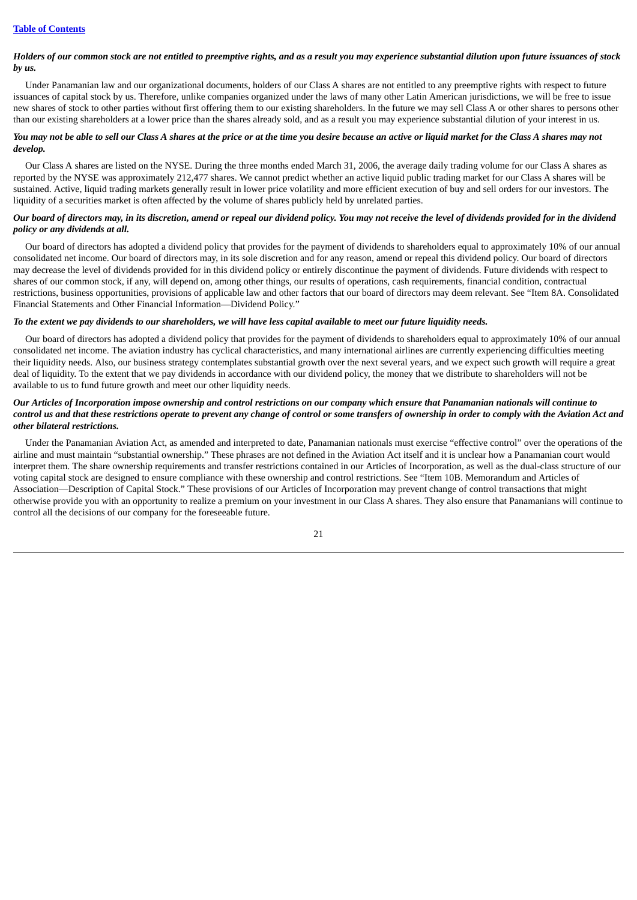*Holders of our common stock are not entitled to preemptive rights, and as a result you may experience substantial dilution upon future issuances of stock by us.*

Under Panamanian law and our organizational documents, holders of our Class A shares are not entitled to any preemptive rights with respect to future issuances of capital stock by us. Therefore, unlike companies organized under the laws of many other Latin American jurisdictions, we will be free to issue new shares of stock to other parties without first offering them to our existing shareholders. In the future we may sell Class A or other shares to persons other than our existing shareholders at a lower price than the shares already sold, and as a result you may experience substantial dilution of your interest in us.

*You may not be able to sell our Class A shares at the price or at the time you desire because an active or liquid market for the Class A shares may not develop.*

Our Class A shares are listed on the NYSE. During the three months ended March 31, 2006, the average daily trading volume for our Class A shares as reported by the NYSE was approximately 212,477 shares. We cannot predict whether an active liquid public trading market for our Class A shares will be sustained. Active, liquid trading markets generally result in lower price volatility and more efficient execution of buy and sell orders for our investors. The liquidity of a securities market is often affected by the volume of shares publicly held by unrelated parties.

*Our board of directors may, in its discretion, amend or repeal our dividend policy. You may not receive the level of dividends provided for in the dividend policy or any dividends at all.*

Our board of directors has adopted a dividend policy that provides for the payment of dividends to shareholders equal to approximately 10% of our annual consolidated net income. Our board of directors may, in its sole discretion and for any reason, amend or repeal this dividend policy. Our board of directors may decrease the level of dividends provided for in this dividend policy or entirely discontinue the payment of dividends. Future dividends with respect to shares of our common stock, if any, will depend on, among other things, our results of operations, cash requirements, financial condition, contractual restrictions, business opportunities, provisions of applicable law and other factors that our board of directors may deem relevant. See "Item 8A. Consolidated Financial Statements and Other Financial Information—Dividend Policy."

*To the extent we pay dividends to our shareholders, we will have less capital available to meet our future liquidity needs.*

Our board of directors has adopted a dividend policy that provides for the payment of dividends to shareholders equal to approximately 10% of our annual consolidated net income. The aviation industry has cyclical characteristics, and many international airlines are currently experiencing difficulties meeting their liquidity needs. Also, our business strategy contemplates substantial growth over the next several years, and we expect such growth will require a great deal of liquidity. To the extent that we pay dividends in accordance with our dividend policy, the money that we distribute to shareholders will not be available to us to fund future growth and meet our other liquidity needs.

*Our Articles of Incorporation impose ownership and control restrictions on our company which ensure that Panamanian nationals will continue to control us and that these restrictions operate to prevent any change of control or some transfers of ownership in order to comply with the Aviation Act and other bilateral restrictions.*

Under the Panamanian Aviation Act, as amended and interpreted to date, Panamanian nationals must exercise "effective control" over the operations of the airline and must maintain "substantial ownership." These phrases are not defined in the Aviation Act itself and it is unclear how a Panamanian court would interpret them. The share ownership requirements and transfer restrictions contained in our Articles of Incorporation, as well as the dual-class structure of our voting capital stock are designed to ensure compliance with these ownership and control restrictions. See "Item 10B. Memorandum and Articles of Association—Description of Capital Stock." These provisions of our Articles of Incorporation may prevent change of control transactions that might otherwise provide you with an opportunity to realize a premium on your investment in our Class A shares. They also ensure that Panamanians will continue to control all the decisions of our company for the foreseeable future.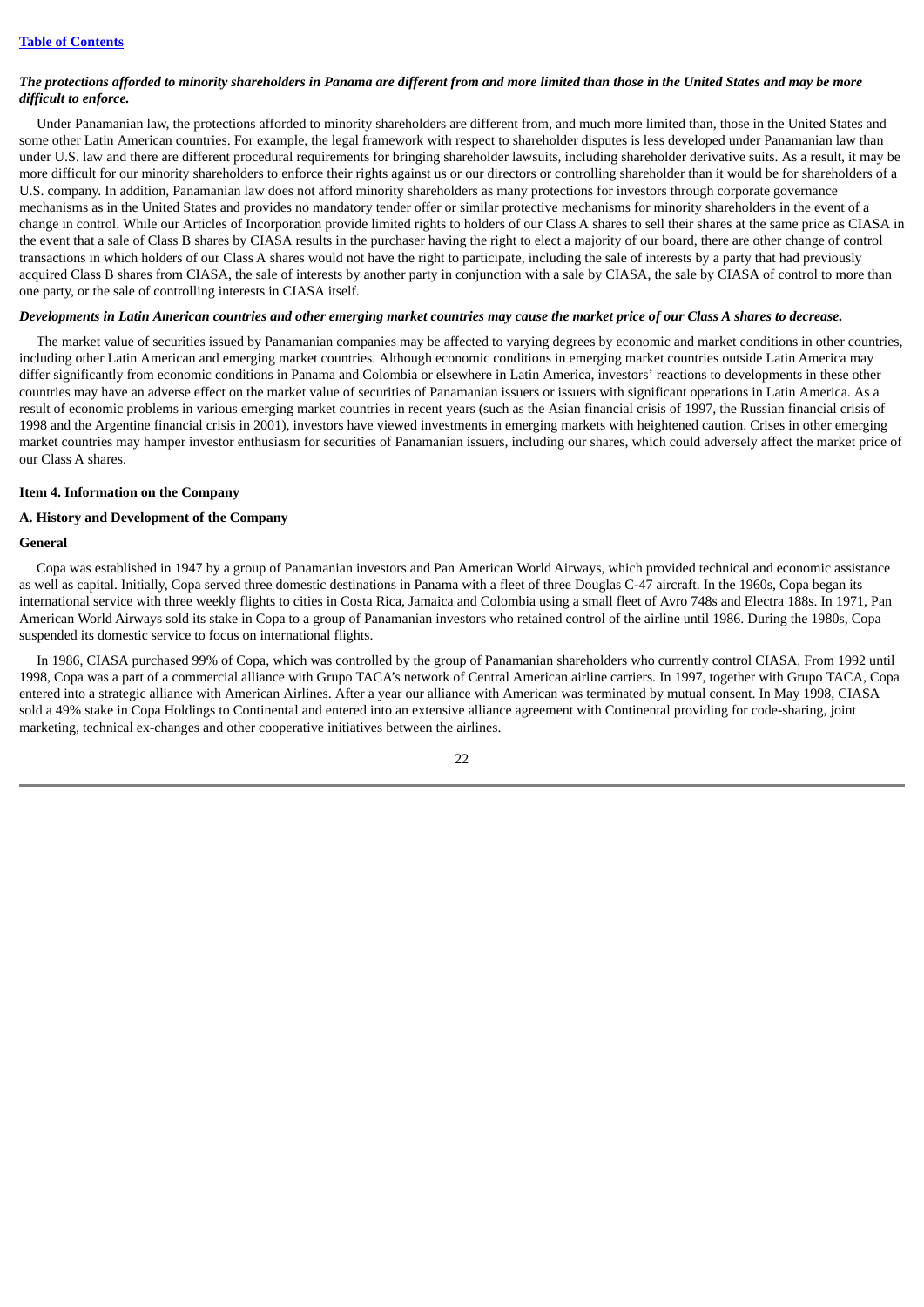***The protections afforded to minority shareholders in Panama are different from and more limited than those in the United States and may be more difficult to enforce.***

Under Panamanian law, the protections afforded to minority shareholders are different from, and much more limited than, those in the United States and some other Latin American countries. For example, the legal framework with respect to shareholder disputes is less developed under Panamanian law than under U.S. law and there are different procedural requirements for bringing shareholder lawsuits, including shareholder derivative suits. As a result, it may be more difficult for our minority shareholders to enforce their rights against us or our directors or controlling shareholder than it would be for shareholders of a U.S. company. In addition, Panamanian law does not afford minority shareholders as many protections for investors through corporate governance mechanisms as in the United States and provides no mandatory tender offer or similar protective mechanisms for minority shareholders in the event of a change in control. While our Articles of Incorporation provide limited rights to holders of our Class A shares to sell their shares at the same price as CIASA in the event that a sale of Class B shares by CIASA results in the purchaser having the right to elect a majority of our board, there are other change of control transactions in which holders of our Class A shares would not have the right to participate, including the sale of interests by a party that had previously acquired Class B shares from CIASA, the sale of interests by another party in conjunction with a sale by CIASA, the sale by CIASA of control to more than one party, or the sale of controlling interests in CIASA itself.

***Developments in Latin American countries and other emerging market countries may cause the market price of our Class A shares to decrease.***

The market value of securities issued by Panamanian companies may be affected to varying degrees by economic and market conditions in other countries, including other Latin American and emerging market countries. Although economic conditions in emerging market countries outside Latin America may differ significantly from economic conditions in Panama and Colombia or elsewhere in Latin America, investors' reactions to developments in these other countries may have an adverse effect on the market value of securities of Panamanian issuers or issuers with significant operations in Latin America. As a result of economic problems in various emerging market countries in recent years (such as the Asian financial crisis of 1997, the Russian financial crisis of 1998 and the Argentine financial crisis in 2001), investors have viewed investments in emerging markets with heightened caution. Crises in other emerging market countries may hamper investor enthusiasm for securities of Panamanian issuers, including our shares, which could adversely affect the market price of our Class A shares.

## Item 4. Information on the Company

### A. History and Development of the Company

#### General

Copa was established in 1947 by a group of Panamanian investors and Pan American World Airways, which provided technical and economic assistance as well as capital. Initially, Copa served three domestic destinations in Panama with a fleet of three Douglas C-47 aircraft. In the 1960s, Copa began its international service with three weekly flights to cities in Costa Rica, Jamaica and Colombia using a small fleet of Avro 748s and Electra 188s. In 1971, Pan American World Airways sold its stake in Copa to a group of Panamanian investors who retained control of the airline until 1986. During the 1980s, Copa suspended its domestic service to focus on international flights.

In 1986, CIASA purchased 99% of Copa, which was controlled by the group of Panamanian shareholders who currently control CIASA. From 1992 until 1998, Copa was a part of a commercial alliance with Grupo TACA's network of Central American airline carriers. In 1997, together with Grupo TACA, Copa entered into a strategic alliance with American Airlines. After a year our alliance with American was terminated by mutual consent. In May 1998, CIASA sold a 49% stake in Copa Holdings to Continental and entered into an extensive alliance agreement with Continental providing for code-sharing, joint marketing, technical ex-changes and other cooperative initiatives between the airlines.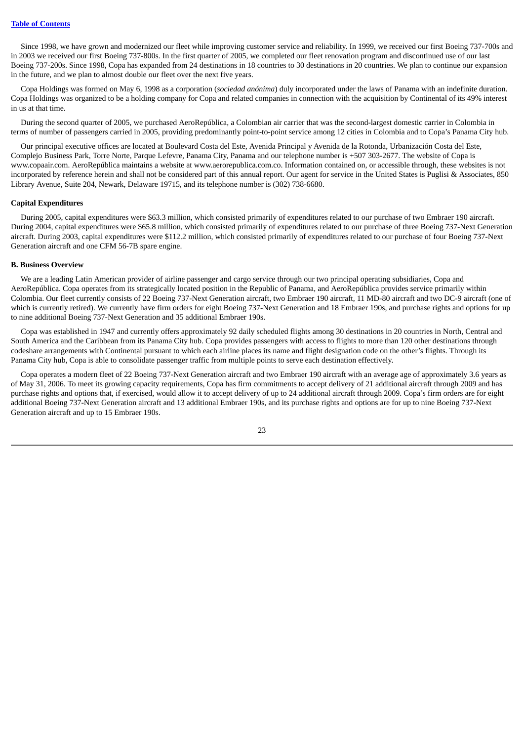Since 1998, we have grown and modernized our fleet while improving customer service and reliability. In 1999, we received our first Boeing 737-700s and in 2003 we received our first Boeing 737-800s. In the first quarter of 2005, we completed our fleet renovation program and discontinued use of our last Boeing 737-200s. Since 1998, Copa has expanded from 24 destinations in 18 countries to 30 destinations in 20 countries. We plan to continue our expansion in the future, and we plan to almost double our fleet over the next five years.

Copa Holdings was formed on May 6, 1998 as a corporation (*sociedad anónima*) duly incorporated under the laws of Panama with an indefinite duration. Copa Holdings was organized to be a holding company for Copa and related companies in connection with the acquisition by Continental of its 49% interest in us at that time.

During the second quarter of 2005, we purchased AeroRepública, a Colombian air carrier that was the second-largest domestic carrier in Colombia in terms of number of passengers carried in 2005, providing predominantly point-to-point service among 12 cities in Colombia and to Copa's Panama City hub.

Our principal executive offices are located at Boulevard Costa del Este, Avenida Principal y Avenida de la Rotonda, Urbanización Costa del Este, Complejo Business Park, Torre Norte, Parque Lefevre, Panama City, Panama and our telephone number is +507 303-2677. The website of Copa is www.copaair.com. AeroRepública maintains a website at www.aerorepublica.com.co. Information contained on, or accessible through, these websites is not incorporated by reference herein and shall not be considered part of this annual report. Our agent for service in the United States is Puglisi & Associates, 850 Library Avenue, Suite 204, Newark, Delaware 19715, and its telephone number is (302) 738-6680.

**Capital Expenditures**

During 2005, capital expenditures were $63.3 million, which consisted primarily of expenditures related to our purchase of two Embraer 190 aircraft. During 2004, capital expenditures were $65.8 million, which consisted primarily of expenditures related to our purchase of three Boeing 737-Next Generation aircraft. During 2003, capital expenditures were $112.2 million, which consisted primarily of expenditures related to our purchase of four Boeing 737-Next Generation aircraft and one CFM 56-7B spare engine.

**B. Business Overview**

We are a leading Latin American provider of airline passenger and cargo service through our two principal operating subsidiaries, Copa and AeroRepública. Copa operates from its strategically located position in the Republic of Panama, and AeroRepública provides service primarily within Colombia. Our fleet currently consists of 22 Boeing 737-Next Generation aircraft, two Embraer 190 aircraft, 11 MD-80 aircraft and two DC-9 aircraft (one of which is currently retired). We currently have firm orders for eight Boeing 737-Next Generation and 18 Embraer 190s, and purchase rights and options for up to nine additional Boeing 737-Next Generation and 35 additional Embraer 190s.

Copa was established in 1947 and currently offers approximately 92 daily scheduled flights among 30 destinations in 20 countries in North, Central and South America and the Caribbean from its Panama City hub. Copa provides passengers with access to flights to more than 120 other destinations through codeshare arrangements with Continental pursuant to which each airline places its name and flight designation code on the other's flights. Through its Panama City hub, Copa is able to consolidate passenger traffic from multiple points to serve each destination effectively.

Copa operates a modern fleet of 22 Boeing 737-Next Generation aircraft and two Embraer 190 aircraft with an average age of approximately 3.6 years as of May 31, 2006. To meet its growing capacity requirements, Copa has firm commitments to accept delivery of 21 additional aircraft through 2009 and has purchase rights and options that, if exercised, would allow it to accept delivery of up to 24 additional aircraft through 2009. Copa's firm orders are for eight additional Boeing 737-Next Generation aircraft and 13 additional Embraer 190s, and its purchase rights and options are for up to nine Boeing 737-Next Generation aircraft and up to 15 Embraer 190s.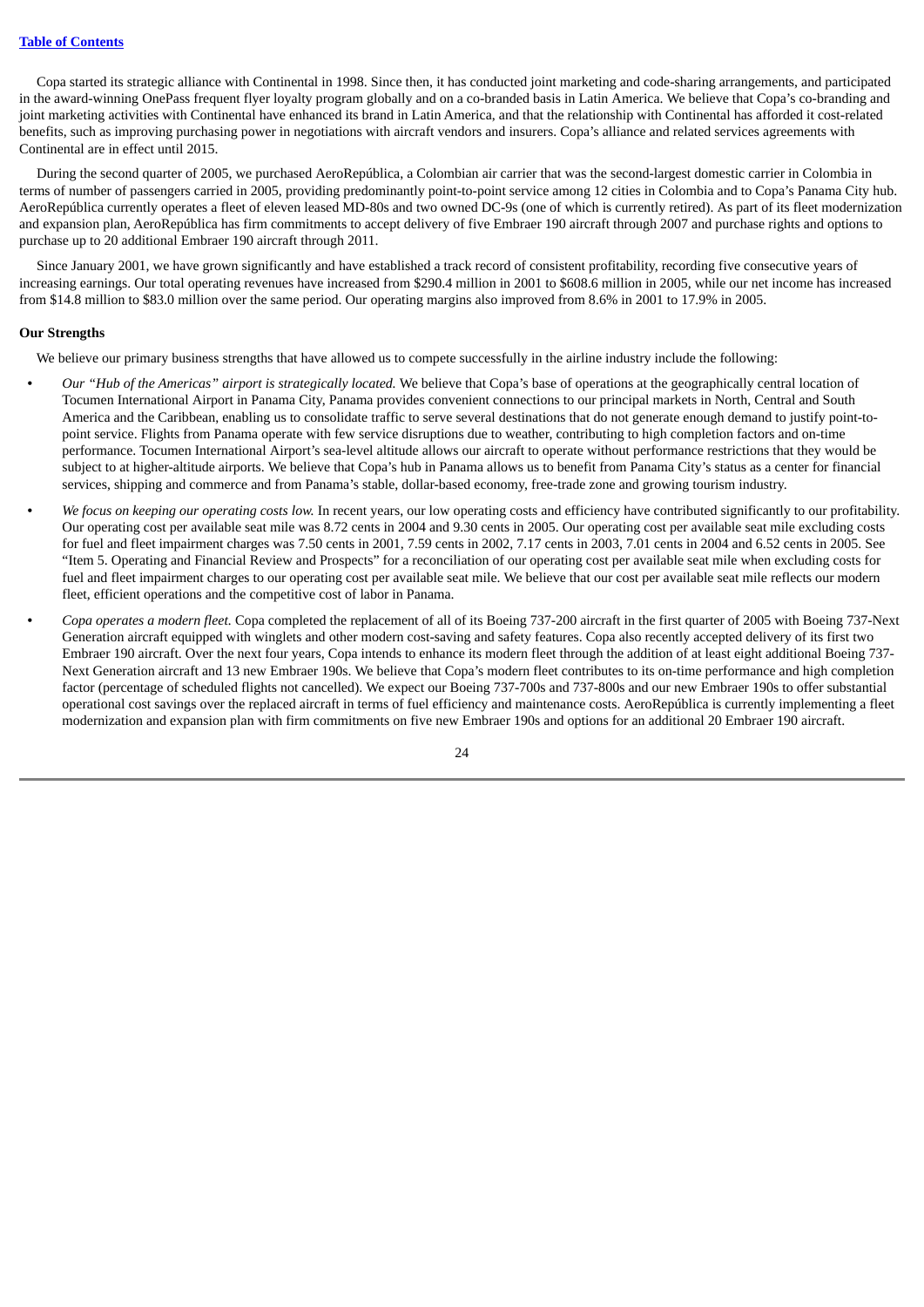Copa started its strategic alliance with Continental in 1998. Since then, it has conducted joint marketing and code-sharing arrangements, and participated in the award-winning OnePass frequent flyer loyalty program globally and on a co-branded basis in Latin America. We believe that Copa's co-branding and joint marketing activities with Continental have enhanced its brand in Latin America, and that the relationship with Continental has afforded it cost-related benefits, such as improving purchasing power in negotiations with aircraft vendors and insurers. Copa's alliance and related services agreements with Continental are in effect until 2015.

During the second quarter of 2005, we purchased AeroRepública, a Colombian air carrier that was the second-largest domestic carrier in Colombia in terms of number of passengers carried in 2005, providing predominantly point-to-point service among 12 cities in Colombia and to Copa's Panama City hub. AeroRepública currently operates a fleet of eleven leased MD-80s and two owned DC-9s (one of which is currently retired). As part of its fleet modernization and expansion plan, AeroRepública has firm commitments to accept delivery of five Embraer 190 aircraft through 2007 and purchase rights and options to purchase up to 20 additional Embraer 190 aircraft through 2011.

Since January 2001, we have grown significantly and have established a track record of consistent profitability, recording five consecutive years of increasing earnings. Our total operating revenues have increased from $290.4 million in 2001 to $608.6 million in 2005, while our net income has increased from $14.8 million to $83.0 million over the same period. Our operating margins also improved from 8.6% in 2001 to 17.9% in 2005.

**Our Strengths**

We believe our primary business strengths that have allowed us to compete successfully in the airline industry include the following:

- *Our "Hub of the Americas" airport is strategically located.* We believe that Copa's base of operations at the geographically central location of Tocumen International Airport in Panama City, Panama provides convenient connections to our principal markets in North, Central and South America and the Caribbean, enabling us to consolidate traffic to serve several destinations that do not generate enough demand to justify point-to-point service. Flights from Panama operate with few service disruptions due to weather, contributing to high completion factors and on-time performance. Tocumen International Airport's sea-level altitude allows our aircraft to operate without performance restrictions that they would be subject to at higher-altitude airports. We believe that Copa's hub in Panama allows us to benefit from Panama City's status as a center for financial services, shipping and commerce and from Panama's stable, dollar-based economy, free-trade zone and growing tourism industry.

- *We focus on keeping our operating costs low.* In recent years, our low operating costs and efficiency have contributed significantly to our profitability. Our operating cost per available seat mile was 8.72 cents in 2004 and 9.30 cents in 2005. Our operating cost per available seat mile excluding costs for fuel and fleet impairment charges was 7.50 cents in 2001, 7.59 cents in 2002, 7.17 cents in 2003, 7.01 cents in 2004 and 6.52 cents in 2005. See "Item 5. Operating and Financial Review and Prospects" for a reconciliation of our operating cost per available seat mile when excluding costs for fuel and fleet impairment charges to our operating cost per available seat mile. We believe that our cost per available seat mile reflects our modern fleet, efficient operations and the competitive cost of labor in Panama.

- *Copa operates a modern fleet.* Copa completed the replacement of all of its Boeing 737-200 aircraft in the first quarter of 2005 with Boeing 737-Next Generation aircraft equipped with winglets and other modern cost-saving and safety features. Copa also recently accepted delivery of its first two Embraer 190 aircraft. Over the next four years, Copa intends to enhance its modern fleet through the addition of at least eight additional Boeing 737-Next Generation aircraft and 13 new Embraer 190s. We believe that Copa's modern fleet contributes to its on-time performance and high completion factor (percentage of scheduled flights not cancelled). We expect our Boeing 737-700s and 737-800s and our new Embraer 190s to offer substantial operational cost savings over the replaced aircraft in terms of fuel efficiency and maintenance costs. AeroRepública is currently implementing a fleet modernization and expansion plan with firm commitments on five new Embraer 190s and options for an additional 20 Embraer 190 aircraft.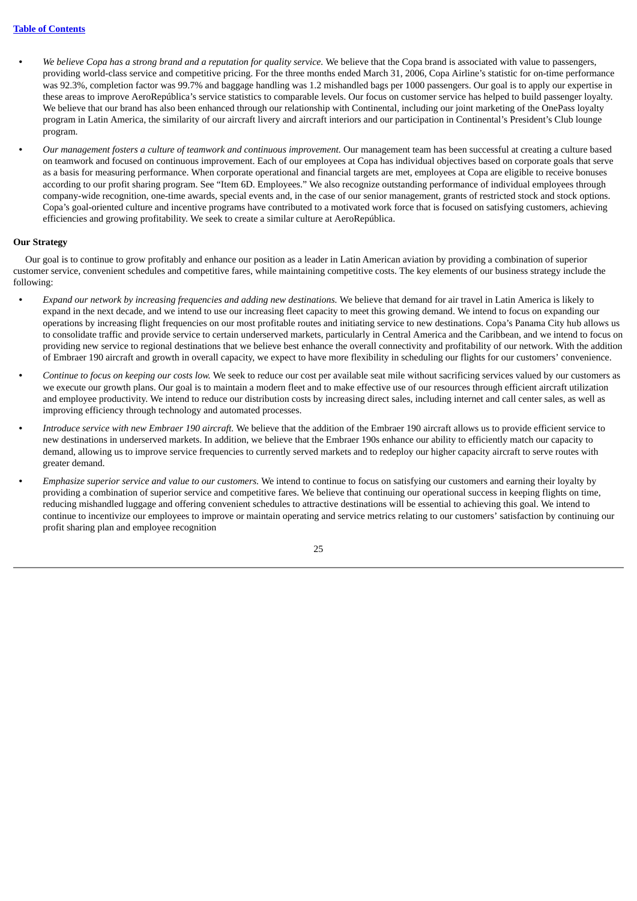- *We believe Copa has a strong brand and a reputation for quality service.* We believe that the Copa brand is associated with value to passengers, providing world-class service and competitive pricing. For the three months ended March 31, 2006, Copa Airline's statistic for on-time performance was 92.3%, completion factor was 99.7% and baggage handling was 1.2 mishandled bags per 1000 passengers. Our goal is to apply our expertise in these areas to improve AeroRepública's service statistics to comparable levels. Our focus on customer service has helped to build passenger loyalty. We believe that our brand has also been enhanced through our relationship with Continental, including our joint marketing of the OnePass loyalty program in Latin America, the similarity of our aircraft livery and aircraft interiors and our participation in Continental's President's Club lounge program.

- *Our management fosters a culture of teamwork and continuous improvement.* Our management team has been successful at creating a culture based on teamwork and focused on continuous improvement. Each of our employees at Copa has individual objectives based on corporate goals that serve as a basis for measuring performance. When corporate operational and financial targets are met, employees at Copa are eligible to receive bonuses according to our profit sharing program. See "Item 6D. Employees." We also recognize outstanding performance of individual employees through company-wide recognition, one-time awards, special events and, in the case of our senior management, grants of restricted stock and stock options. Copa's goal-oriented culture and incentive programs have contributed to a motivated work force that is focused on satisfying customers, achieving efficiencies and growing profitability. We seek to create a similar culture at AeroRepública.

**Our Strategy**

Our goal is to continue to grow profitably and enhance our position as a leader in Latin American aviation by providing a combination of superior customer service, convenient schedules and competitive fares, while maintaining competitive costs. The key elements of our business strategy include the following:

- *Expand our network by increasing frequencies and adding new destinations.* We believe that demand for air travel in Latin America is likely to expand in the next decade, and we intend to use our increasing fleet capacity to meet this growing demand. We intend to focus on expanding our operations by increasing flight frequencies on our most profitable routes and initiating service to new destinations. Copa's Panama City hub allows us to consolidate traffic and provide service to certain underserved markets, particularly in Central America and the Caribbean, and we intend to focus on providing new service to regional destinations that we believe best enhance the overall connectivity and profitability of our network. With the addition of Embraer 190 aircraft and growth in overall capacity, we expect to have more flexibility in scheduling our flights for our customers' convenience.

- *Continue to focus on keeping our costs low.* We seek to reduce our cost per available seat mile without sacrificing services valued by our customers as we execute our growth plans. Our goal is to maintain a modern fleet and to make effective use of our resources through efficient aircraft utilization and employee productivity. We intend to reduce our distribution costs by increasing direct sales, including internet and call center sales, as well as improving efficiency through technology and automated processes.

- *Introduce service with new Embraer 190 aircraft.* We believe that the addition of the Embraer 190 aircraft allows us to provide efficient service to new destinations in underserved markets. In addition, we believe that the Embraer 190s enhance our ability to efficiently match our capacity to demand, allowing us to improve service frequencies to currently served markets and to redeploy our higher capacity aircraft to serve routes with greater demand.

- *Emphasize superior service and value to our customers.* We intend to continue to focus on satisfying our customers and earning their loyalty by providing a combination of superior service and competitive fares. We believe that continuing our operational success in keeping flights on time, reducing mishandled luggage and offering convenient schedules to attractive destinations will be essential to achieving this goal. We intend to continue to incentivize our employees to improve or maintain operating and service metrics relating to our customers' satisfaction by continuing our profit sharing plan and employee recognition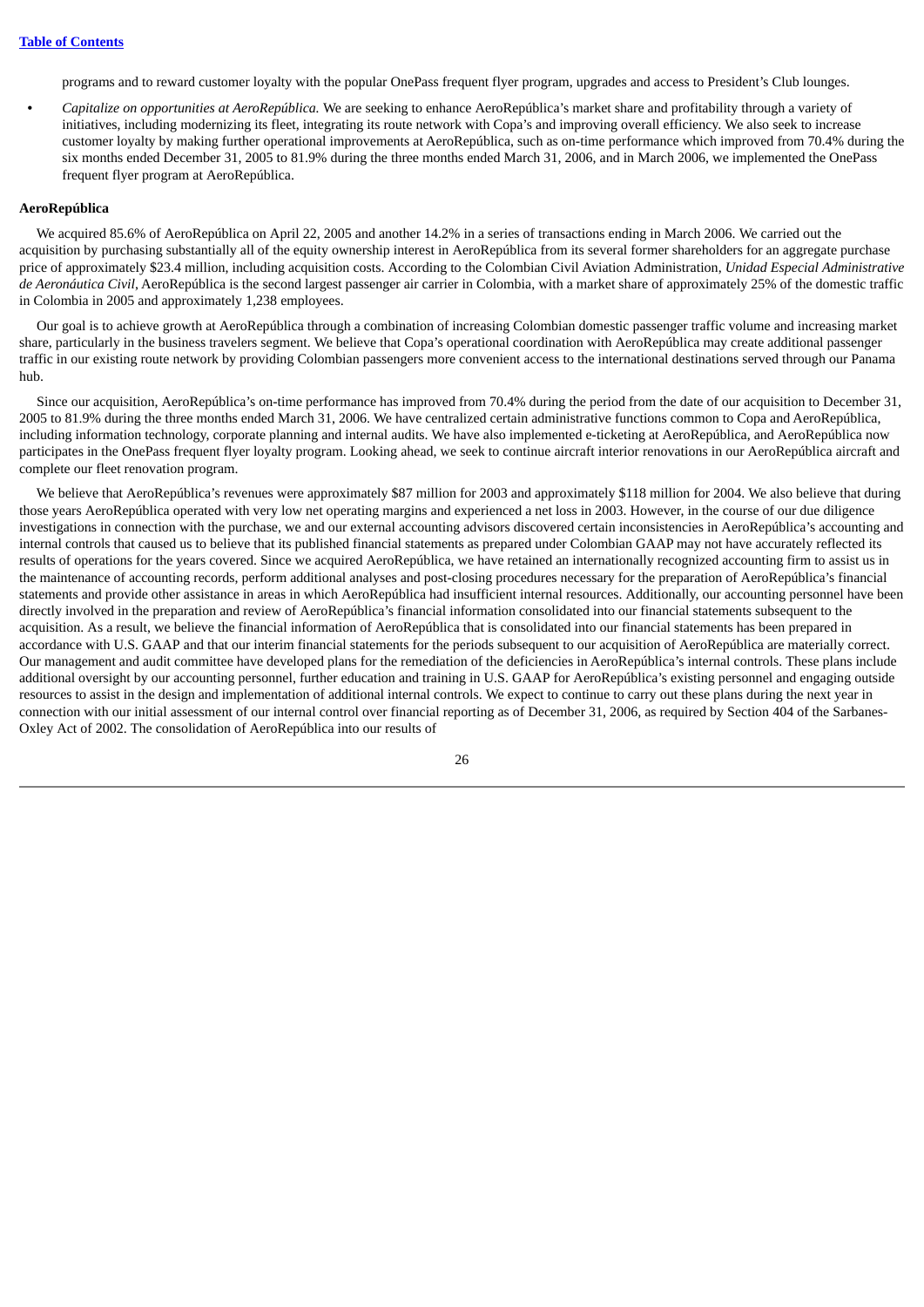programs and to reward customer loyalty with the popular OnePass frequent flyer program, upgrades and access to President's Club lounges.

- *Capitalize on opportunities at AeroRepública.* We are seeking to enhance AeroRepública's market share and profitability through a variety of initiatives, including modernizing its fleet, integrating its route network with Copa's and improving overall efficiency. We also seek to increase customer loyalty by making further operational improvements at AeroRepública, such as on-time performance which improved from 70.4% during the six months ended December 31, 2005 to 81.9% during the three months ended March 31, 2006, and in March 2006, we implemented the OnePass frequent flyer program at AeroRepública.

**AeroRepública**

We acquired 85.6% of AeroRepública on April 22, 2005 and another 14.2% in a series of transactions ending in March 2006. We carried out the acquisition by purchasing substantially all of the equity ownership interest in AeroRepública from its several former shareholders for an aggregate purchase price of approximately $23.4 million, including acquisition costs. According to the Colombian Civil Aviation Administration, *Unidad Especial Administrative de Aeronáutica Civil*, AeroRepública is the second largest passenger air carrier in Colombia, with a market share of approximately 25% of the domestic traffic in Colombia in 2005 and approximately 1,238 employees.

Our goal is to achieve growth at AeroRepública through a combination of increasing Colombian domestic passenger traffic volume and increasing market share, particularly in the business travelers segment. We believe that Copa's operational coordination with AeroRepública may create additional passenger traffic in our existing route network by providing Colombian passengers more convenient access to the international destinations served through our Panama hub.

Since our acquisition, AeroRepública's on-time performance has improved from 70.4% during the period from the date of our acquisition to December 31, 2005 to 81.9% during the three months ended March 31, 2006. We have centralized certain administrative functions common to Copa and AeroRepública, including information technology, corporate planning and internal audits. We have also implemented e-ticketing at AeroRepública, and AeroRepública now participates in the OnePass frequent flyer loyalty program. Looking ahead, we seek to continue aircraft interior renovations in our AeroRepública aircraft and complete our fleet renovation program.

We believe that AeroRepública's revenues were approximately $87 million for 2003 and approximately $118 million for 2004. We also believe that during those years AeroRepública operated with very low net operating margins and experienced a net loss in 2003. However, in the course of our due diligence investigations in connection with the purchase, we and our external accounting advisors discovered certain inconsistencies in AeroRepública's accounting and internal controls that caused us to believe that its published financial statements as prepared under Colombian GAAP may not have accurately reflected its results of operations for the years covered. Since we acquired AeroRepública, we have retained an internationally recognized accounting firm to assist us in the maintenance of accounting records, perform additional analyses and post-closing procedures necessary for the preparation of AeroRepública's financial statements and provide other assistance in areas in which AeroRepública had insufficient internal resources. Additionally, our accounting personnel have been directly involved in the preparation and review of AeroRepública's financial information consolidated into our financial statements subsequent to the acquisition. As a result, we believe the financial information of AeroRepública that is consolidated into our financial statements has been prepared in accordance with U.S. GAAP and that our interim financial statements for the periods subsequent to our acquisition of AeroRepública are materially correct. Our management and audit committee have developed plans for the remediation of the deficiencies in AeroRepública's internal controls. These plans include additional oversight by our accounting personnel, further education and training in U.S. GAAP for AeroRepública's existing personnel and engaging outside resources to assist in the design and implementation of additional internal controls. We expect to continue to carry out these plans during the next year in connection with our initial assessment of our internal control over financial reporting as of December 31, 2006, as required by Section 404 of the Sarbanes-Oxley Act of 2002. The consolidation of AeroRepública into our results of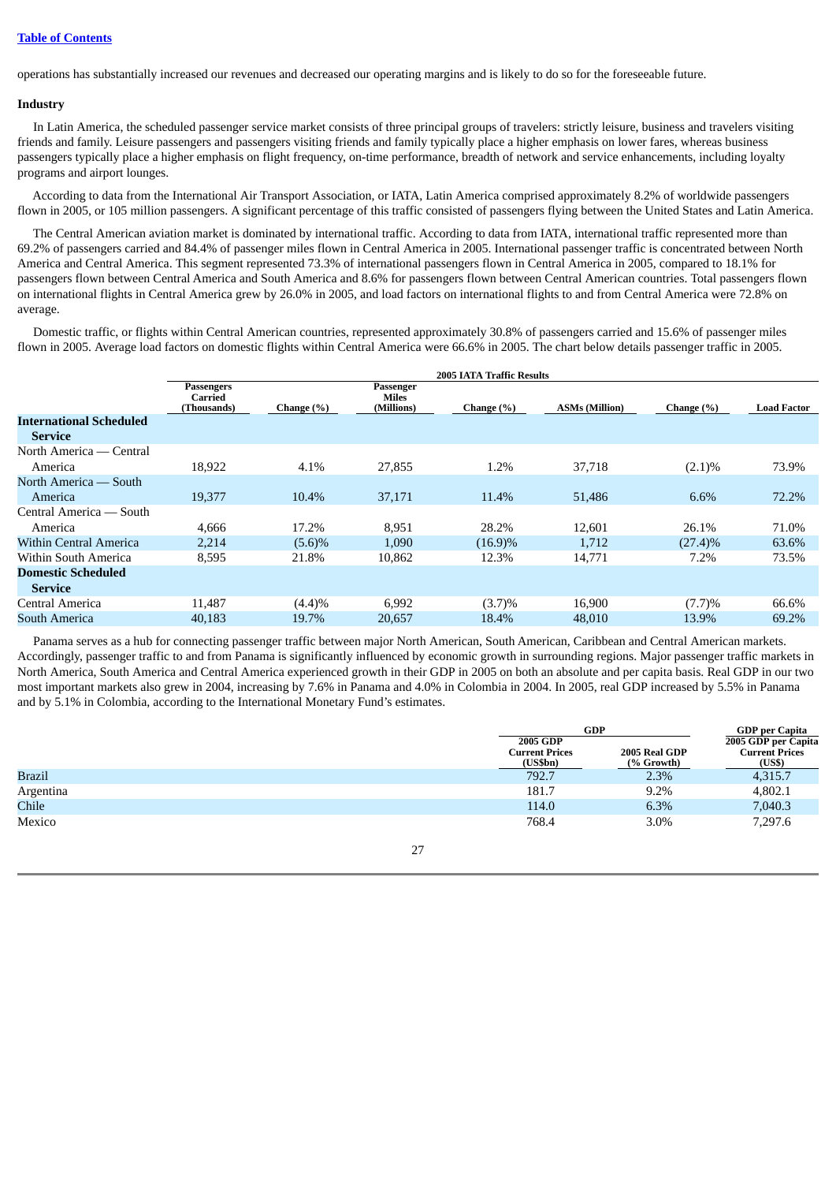operations has substantially increased our revenues and decreased our operating margins and is likely to do so for the foreseeable future.

### Industry

In Latin America, the scheduled passenger service market consists of three principal groups of travelers: strictly leisure, business and travelers visiting friends and family. Leisure passengers and passengers visiting friends and family typically place a higher emphasis on lower fares, whereas business passengers typically place a higher emphasis on flight frequency, on-time performance, breadth of network and service enhancements, including loyalty programs and airport lounges.

According to data from the International Air Transport Association, or IATA, Latin America comprised approximately 8.2% of worldwide passengers flown in 2005, or 105 million passengers. A significant percentage of this traffic consisted of passengers flying between the United States and Latin America.

The Central American aviation market is dominated by international traffic. According to data from IATA, international traffic represented more than 69.2% of passengers carried and 84.4% of passenger miles flown in Central America in 2005. International passenger traffic is concentrated between North America and Central America. This segment represented 73.3% of international passengers flown in Central America in 2005, compared to 18.1% for passengers flown between Central America and South America and 8.6% for passengers flown between Central American countries. Total passengers flown on international flights in Central America grew by 26.0% in 2005, and load factors on international flights to and from Central America were 72.8% on average.

Domestic traffic, or flights within Central American countries, represented approximately 30.8% of passengers carried and 15.6% of passenger miles flown in 2005. Average load factors on domestic flights within Central America were 66.6% in 2005. The chart below details passenger traffic in 2005.

| | 2005 IATA Traffic Results | | | | | | |
|---|---|---|---|---|---|---|---|
| | Passengers Carried (Thousands) | Change (%) | Passenger Miles (Millions) | Change (%) | ASMs (Million) | Change (%) | Load Factor |
| **International Scheduled Service** | | | | | | | |
| North America — Central America | 18,922 | 4.1% | 27,855 | 1.2% | 37,718 | (2.1)% | 73.9% |
| North America — South America | 19,377 | 10.4% | 37,171 | 11.4% | 51,486 | 6.6% | 72.2% |
| Central America — South America | 4,666 | 17.2% | 8,951 | 28.2% | 12,601 | 26.1% | 71.0% |
| Within Central America | 2,214 | (5.6)% | 1,090 | (16.9)% | 1,712 | (27.4)% | 63.6% |
| Within South America | 8,595 | 21.8% | 10,862 | 12.3% | 14,771 | 7.2% | 73.5% |
| **Domestic Scheduled Service** | | | | | | | |
| Central America | 11,487 | (4.4)% | 6,992 | (3.7)% | 16,900 | (7.7)% | 66.6% |
| South America | 40,183 | 19.7% | 20,657 | 18.4% | 48,010 | 13.9% | 69.2% |

Panama serves as a hub for connecting passenger traffic between major North American, South American, Caribbean and Central American markets. Accordingly, passenger traffic to and from Panama is significantly influenced by economic growth in surrounding regions. Major passenger traffic markets in North America, South America and Central America experienced growth in their GDP in 2005 on both an absolute and per capita basis. Real GDP in our two most important markets also grew in 2004, increasing by 7.6% in Panama and 4.0% in Colombia in 2004. In 2005, real GDP increased by 5.5% in Panama and by 5.1% in Colombia, according to the International Monetary Fund's estimates.

| | GDP | | GDP per Capita |
|---|---|---|---|
| | 2005 GDP Current Prices (US$bn) | 2005 Real GDP (% Growth) | 2005 GDP per Capita Current Prices (US$) |
| Brazil | 792.7 | 2.3% | 4,315.7 |
| Argentina | 181.7 | 9.2% | 4,802.1 |
| Chile | 114.0 | 6.3% | 7,040.3 |
| Mexico | 768.4 | 3.0% | 7,297.6 |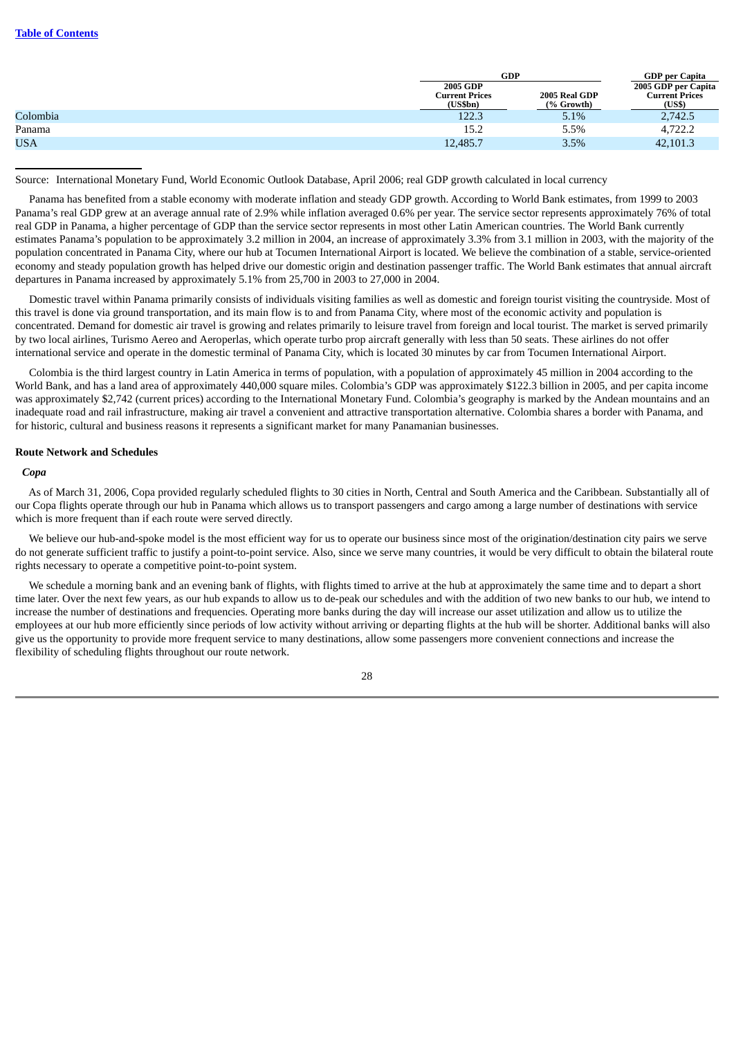[Table of Contents]

| | GDP | | GDP per Capita |
|---|---|---|---|
| | 2005 GDP Current Prices (US$bn) | 2005 Real GDP (% Growth) | 2005 GDP per Capita Current Prices (US$) |
| Colombia | 122.3 | 5.1% | 2,742.5 |
| Panama | 15.2 | 5.5% | 4,722.2 |
| USA | 12,485.7 | 3.5% | 42,101.3 |

Source: International Monetary Fund, World Economic Outlook Database, April 2006; real GDP growth calculated in local currency

Panama has benefited from a stable economy with moderate inflation and steady GDP growth. According to World Bank estimates, from 1999 to 2003 Panama's real GDP grew at an average annual rate of 2.9% while inflation averaged 0.6% per year. The service sector represents approximately 76% of total real GDP in Panama, a higher percentage of GDP than the service sector represents in most other Latin American countries. The World Bank currently estimates Panama's population to be approximately 3.2 million in 2004, an increase of approximately 3.3% from 3.1 million in 2003, with the majority of the population concentrated in Panama City, where our hub at Tocumen International Airport is located. We believe the combination of a stable, service-oriented economy and steady population growth has helped drive our domestic origin and destination passenger traffic. The World Bank estimates that annual aircraft departures in Panama increased by approximately 5.1% from 25,700 in 2003 to 27,000 in 2004.

Domestic travel within Panama primarily consists of individuals visiting families as well as domestic and foreign tourist visiting the countryside. Most of this travel is done via ground transportation, and its main flow is to and from Panama City, where most of the economic activity and population is concentrated. Demand for domestic air travel is growing and relates primarily to leisure travel from foreign and local tourist. The market is served primarily by two local airlines, Turismo Aereo and Aeroperlas, which operate turbo prop aircraft generally with less than 50 seats. These airlines do not offer international service and operate in the domestic terminal of Panama City, which is located 30 minutes by car from Tocumen International Airport.

Colombia is the third largest country in Latin America in terms of population, with a population of approximately 45 million in 2004 according to the World Bank, and has a land area of approximately 440,000 square miles. Colombia's GDP was approximately $122.3 billion in 2005, and per capita income was approximately $2,742 (current prices) according to the International Monetary Fund. Colombia's geography is marked by the Andean mountains and an inadequate road and rail infrastructure, making air travel a convenient and attractive transportation alternative. Colombia shares a border with Panama, and for historic, cultural and business reasons it represents a significant market for many Panamanian businesses.

**Route Network and Schedules**

***Copa***

As of March 31, 2006, Copa provided regularly scheduled flights to 30 cities in North, Central and South America and the Caribbean. Substantially all of our Copa flights operate through our hub in Panama which allows us to transport passengers and cargo among a large number of destinations with service which is more frequent than if each route were served directly.

We believe our hub-and-spoke model is the most efficient way for us to operate our business since most of the origination/destination city pairs we serve do not generate sufficient traffic to justify a point-to-point service. Also, since we serve many countries, it would be very difficult to obtain the bilateral route rights necessary to operate a competitive point-to-point system.

We schedule a morning bank and an evening bank of flights, with flights timed to arrive at the hub at approximately the same time and to depart a short time later. Over the next few years, as our hub expands to allow us to de-peak our schedules and with the addition of two new banks to our hub, we intend to increase the number of destinations and frequencies. Operating more banks during the day will increase our asset utilization and allow us to utilize the employees at our hub more efficiently since periods of low activity without arriving or departing flights at the hub will be shorter. Additional banks will also give us the opportunity to provide more frequent service to many destinations, allow some passengers more convenient connections and increase the flexibility of scheduling flights throughout our route network.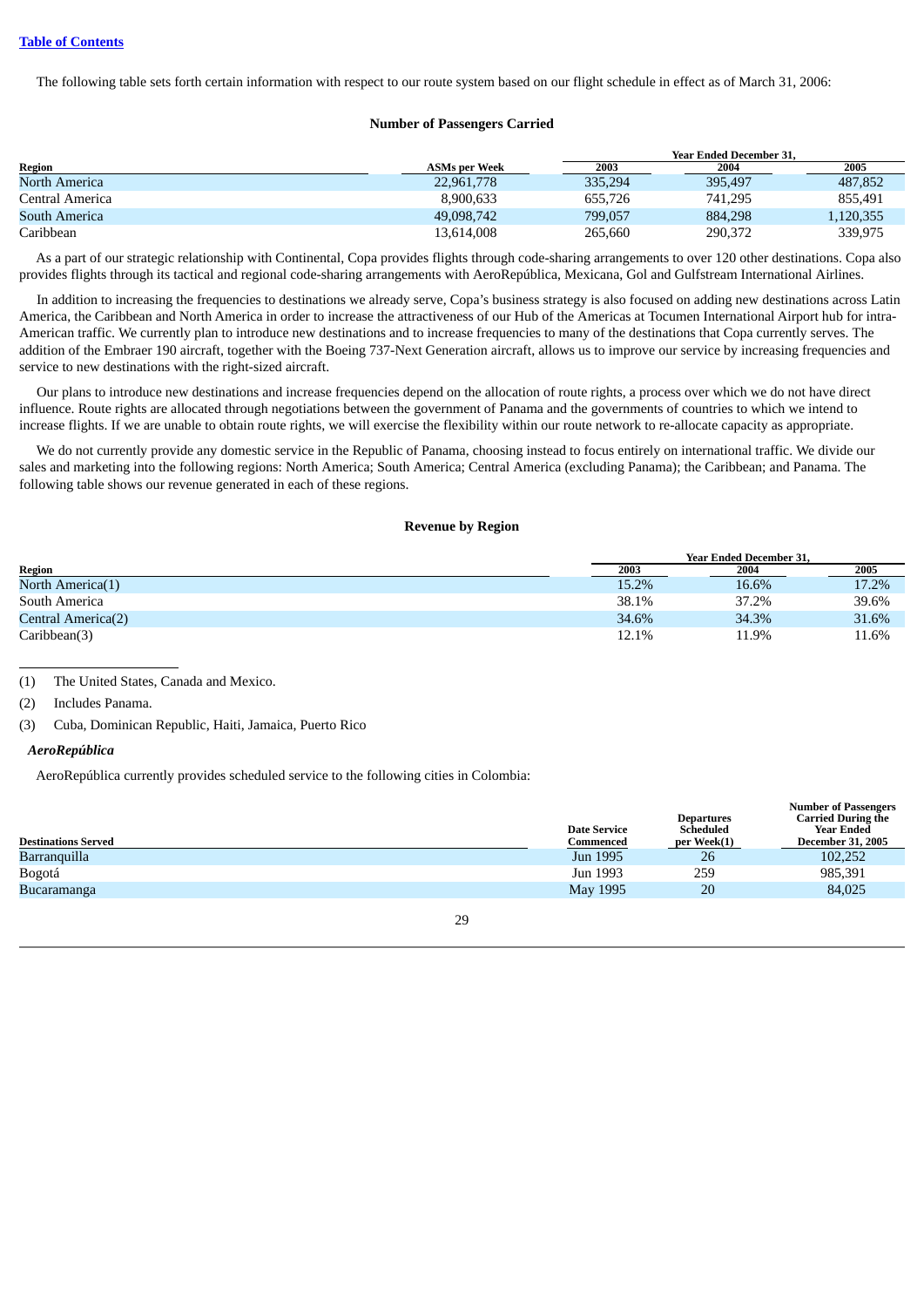[Table of Contents]

The following table sets forth certain information with respect to our route system based on our flight schedule in effect as of March 31, 2006:

**Number of Passengers Carried**

| Region | ASMs per Week | Year Ended December 31, | | |
|---|---|---|---|---|
| | | 2003 | 2004 | 2005 |
| North America | 22,961,778 | 335,294 | 395,497 | 487,852 |
| Central America | 8,900,633 | 655,726 | 741,295 | 855,491 |
| South America | 49,098,742 | 799,057 | 884,298 | 1,120,355 |
| Caribbean | 13,614,008 | 265,660 | 290,372 | 339,975 |

As a part of our strategic relationship with Continental, Copa provides flights through code-sharing arrangements to over 120 other destinations. Copa also provides flights through its tactical and regional code-sharing arrangements with AeroRepública, Mexicana, Gol and Gulfstream International Airlines.

In addition to increasing the frequencies to destinations we already serve, Copa's business strategy is also focused on adding new destinations across Latin America, the Caribbean and North America in order to increase the attractiveness of our Hub of the Americas at Tocumen International Airport hub for intra-American traffic. We currently plan to introduce new destinations and to increase frequencies to many of the destinations that Copa currently serves. The addition of the Embraer 190 aircraft, together with the Boeing 737-Next Generation aircraft, allows us to improve our service by increasing frequencies and service to new destinations with the right-sized aircraft.

Our plans to introduce new destinations and increase frequencies depend on the allocation of route rights, a process over which we do not have direct influence. Route rights are allocated through negotiations between the government of Panama and the governments of countries to which we intend to increase flights. If we are unable to obtain route rights, we will exercise the flexibility within our route network to re-allocate capacity as appropriate.

We do not currently provide any domestic service in the Republic of Panama, choosing instead to focus entirely on international traffic. We divide our sales and marketing into the following regions: North America; South America; Central America (excluding Panama); the Caribbean; and Panama. The following table shows our revenue generated in each of these regions.

**Revenue by Region**

| Region | Year Ended December 31, | | |
|---|---|---|---|
| | 2003 | 2004 | 2005 |
| North America(1) | 15.2% | 16.6% | 17.2% |
| South America | 38.1% | 37.2% | 39.6% |
| Central America(2) | 34.6% | 34.3% | 31.6% |
| Caribbean(3) | 12.1% | 11.9% | 11.6% |

(1) The United States, Canada and Mexico.

(2) Includes Panama.

(3) Cuba, Dominican Republic, Haiti, Jamaica, Puerto Rico

***AeroRepública***

AeroRepública currently provides scheduled service to the following cities in Colombia:

| Destinations Served | Date Service Commenced | Departures Scheduled per Week(1) | Number of Passengers Carried During the Year Ended December 31, 2005 |
|---|---|---|---|
| Barranquilla | Jun 1995 | 26 | 102,252 |
| Bogotá | Jun 1993 | 259 | 985,391 |
| Bucaramanga | May 1995 | 20 | 84,025 |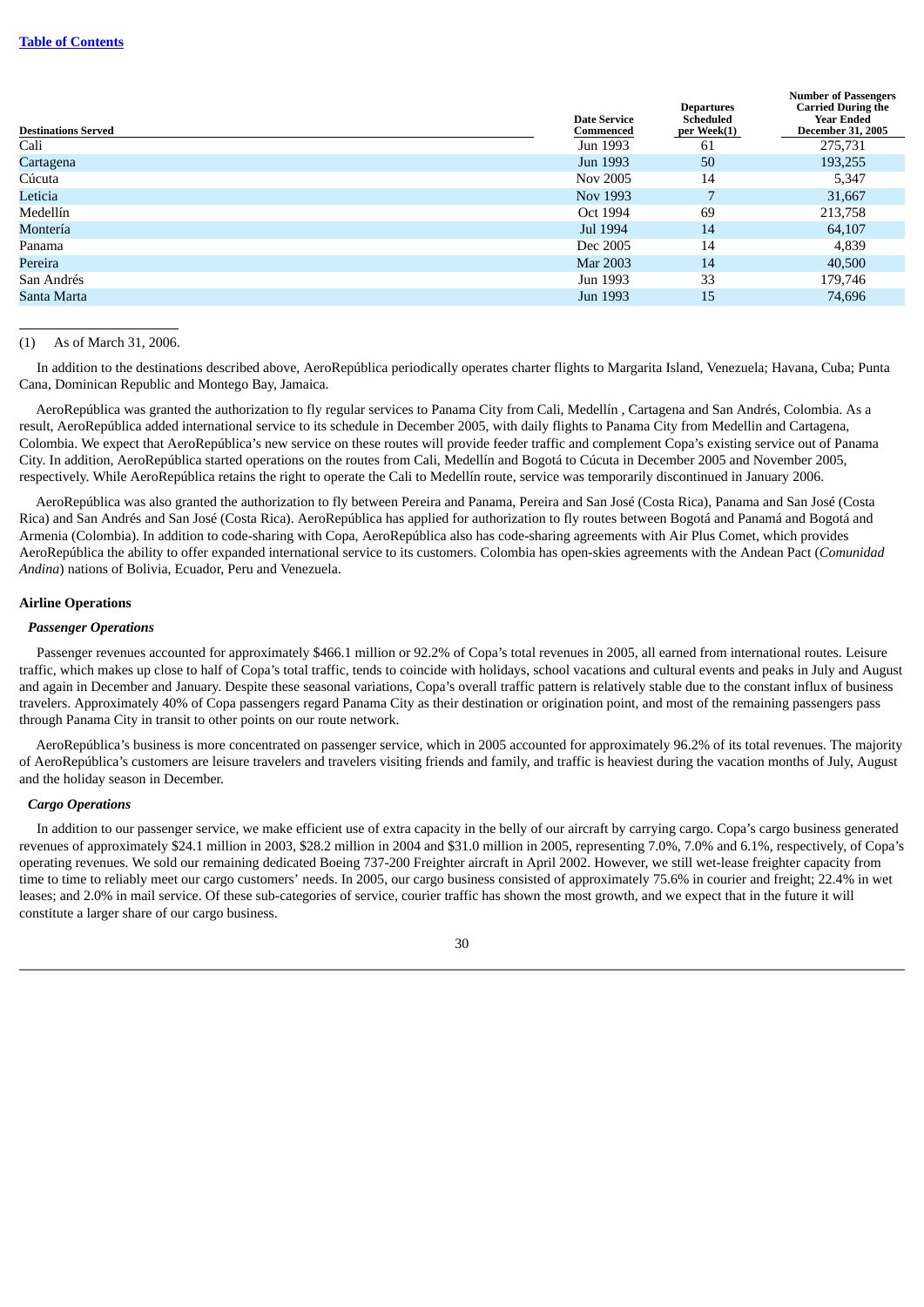| Destinations Served | Date Service Commenced | Departures Scheduled per Week(1) | Number of Passengers Carried During the Year Ended December 31, 2005 |
|---|---|---|---|
| Cali | Jun 1993 | 61 | 275,731 |
| Cartagena | Jun 1993 | 50 | 193,255 |
| Cúcuta | Nov 2005 | 14 | 5,347 |
| Leticia | Nov 1993 | 7 | 31,667 |
| Medellín | Oct 1994 | 69 | 213,758 |
| Montería | Jul 1994 | 14 | 64,107 |
| Panama | Dec 2005 | 14 | 4,839 |
| Pereira | Mar 2003 | 14 | 40,500 |
| San Andrés | Jun 1993 | 33 | 179,746 |
| Santa Marta | Jun 1993 | 15 | 74,696 |

(1) As of March 31, 2006.

In addition to the destinations described above, AeroRepública periodically operates charter flights to Margarita Island, Venezuela; Havana, Cuba; Punta Cana, Dominican Republic and Montego Bay, Jamaica.

AeroRepública was granted the authorization to fly regular services to Panama City from Cali, Medellín , Cartagena and San Andrés, Colombia. As a result, AeroRepública added international service to its schedule in December 2005, with daily flights to Panama City from Medellin and Cartagena, Colombia. We expect that AeroRepública's new service on these routes will provide feeder traffic and complement Copa's existing service out of Panama City. In addition, AeroRepública started operations on the routes from Cali, Medellín and Bogotá to Cúcuta in December 2005 and November 2005, respectively. While AeroRepública retains the right to operate the Cali to Medellín route, service was temporarily discontinued in January 2006.

AeroRepública was also granted the authorization to fly between Pereira and Panama, Pereira and San José (Costa Rica), Panama and San José (Costa Rica) and San Andrés and San José (Costa Rica). AeroRepública has applied for authorization to fly routes between Bogotá and Panamá and Bogotá and Armenia (Colombia). In addition to code-sharing with Copa, AeroRepública also has code-sharing agreements with Air Plus Comet, which provides AeroRepública the ability to offer expanded international service to its customers. Colombia has open-skies agreements with the Andean Pact (*Comunidad Andina*) nations of Bolivia, Ecuador, Peru and Venezuela.

### Airline Operations

#### *Passenger Operations*

Passenger revenues accounted for approximately $466.1 million or 92.2% of Copa's total revenues in 2005, all earned from international routes. Leisure traffic, which makes up close to half of Copa's total traffic, tends to coincide with holidays, school vacations and cultural events and peaks in July and August and again in December and January. Despite these seasonal variations, Copa's overall traffic pattern is relatively stable due to the constant influx of business travelers. Approximately 40% of Copa passengers regard Panama City as their destination or origination point, and most of the remaining passengers pass through Panama City in transit to other points on our route network.

AeroRepública's business is more concentrated on passenger service, which in 2005 accounted for approximately 96.2% of its total revenues. The majority of AeroRepública's customers are leisure travelers and travelers visiting friends and family, and traffic is heaviest during the vacation months of July, August and the holiday season in December.

#### *Cargo Operations*

In addition to our passenger service, we make efficient use of extra capacity in the belly of our aircraft by carrying cargo. Copa's cargo business generated revenues of approximately $24.1 million in 2003, $28.2 million in 2004 and $31.0 million in 2005, representing 7.0%, 7.0% and 6.1%, respectively, of Copa's operating revenues. We sold our remaining dedicated Boeing 737-200 Freighter aircraft in April 2002. However, we still wet-lease freighter capacity from time to time to reliably meet our cargo customers' needs. In 2005, our cargo business consisted of approximately 75.6% in courier and freight; 22.4% in wet leases; and 2.0% in mail service. Of these sub-categories of service, courier traffic has shown the most growth, and we expect that in the future it will constitute a larger share of our cargo business.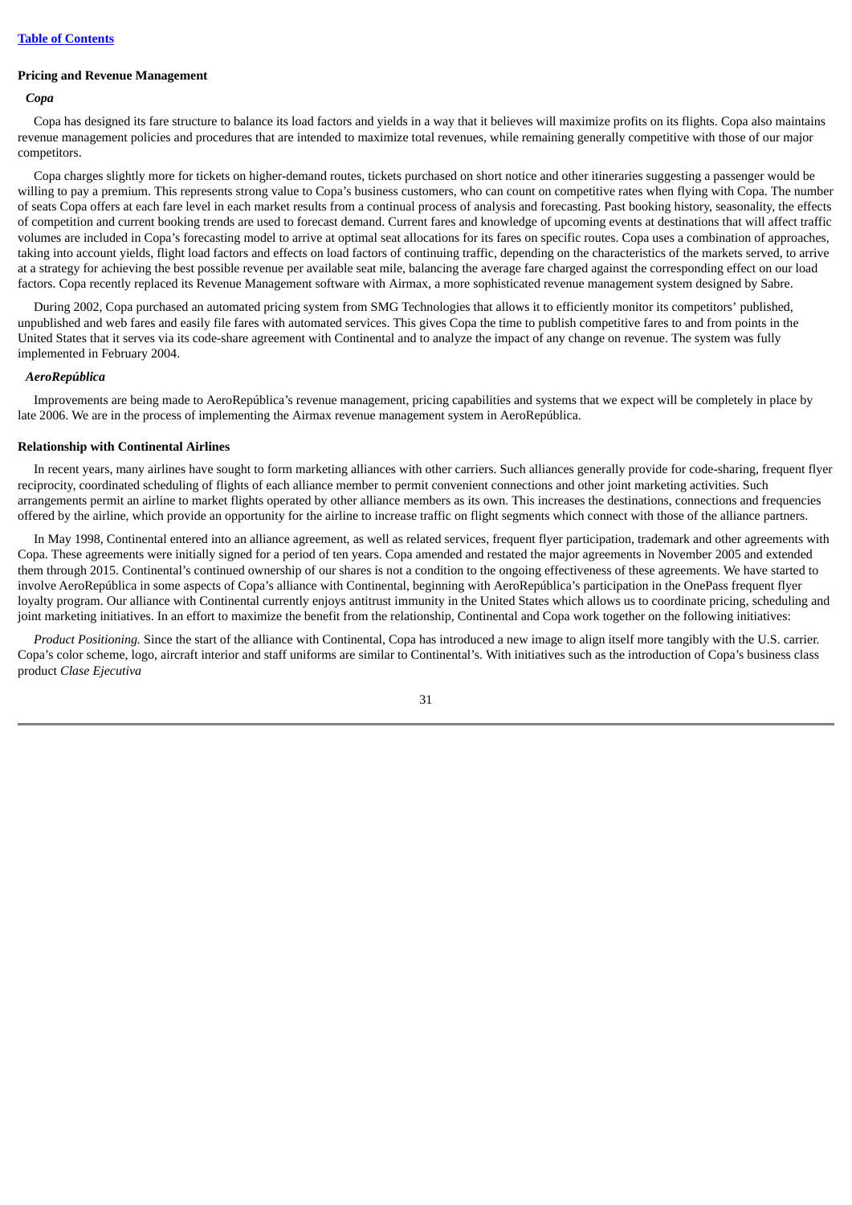**Pricing and Revenue Management**

***Copa***

Copa has designed its fare structure to balance its load factors and yields in a way that it believes will maximize profits on its flights. Copa also maintains revenue management policies and procedures that are intended to maximize total revenues, while remaining generally competitive with those of our major competitors.

Copa charges slightly more for tickets on higher-demand routes, tickets purchased on short notice and other itineraries suggesting a passenger would be willing to pay a premium. This represents strong value to Copa's business customers, who can count on competitive rates when flying with Copa. The number of seats Copa offers at each fare level in each market results from a continual process of analysis and forecasting. Past booking history, seasonality, the effects of competition and current booking trends are used to forecast demand. Current fares and knowledge of upcoming events at destinations that will affect traffic volumes are included in Copa's forecasting model to arrive at optimal seat allocations for its fares on specific routes. Copa uses a combination of approaches, taking into account yields, flight load factors and effects on load factors of continuing traffic, depending on the characteristics of the markets served, to arrive at a strategy for achieving the best possible revenue per available seat mile, balancing the average fare charged against the corresponding effect on our load factors. Copa recently replaced its Revenue Management software with Airmax, a more sophisticated revenue management system designed by Sabre.

During 2002, Copa purchased an automated pricing system from SMG Technologies that allows it to efficiently monitor its competitors' published, unpublished and web fares and easily file fares with automated services. This gives Copa the time to publish competitive fares to and from points in the United States that it serves via its code-share agreement with Continental and to analyze the impact of any change on revenue. The system was fully implemented in February 2004.

***AeroRepública***

Improvements are being made to AeroRepública's revenue management, pricing capabilities and systems that we expect will be completely in place by late 2006. We are in the process of implementing the Airmax revenue management system in AeroRepública.

**Relationship with Continental Airlines**

In recent years, many airlines have sought to form marketing alliances with other carriers. Such alliances generally provide for code-sharing, frequent flyer reciprocity, coordinated scheduling of flights of each alliance member to permit convenient connections and other joint marketing activities. Such arrangements permit an airline to market flights operated by other alliance members as its own. This increases the destinations, connections and frequencies offered by the airline, which provide an opportunity for the airline to increase traffic on flight segments which connect with those of the alliance partners.

In May 1998, Continental entered into an alliance agreement, as well as related services, frequent flyer participation, trademark and other agreements with Copa. These agreements were initially signed for a period of ten years. Copa amended and restated the major agreements in November 2005 and extended them through 2015. Continental's continued ownership of our shares is not a condition to the ongoing effectiveness of these agreements. We have started to involve AeroRepública in some aspects of Copa's alliance with Continental, beginning with AeroRepública's participation in the OnePass frequent flyer loyalty program. Our alliance with Continental currently enjoys antitrust immunity in the United States which allows us to coordinate pricing, scheduling and joint marketing initiatives. In an effort to maximize the benefit from the relationship, Continental and Copa work together on the following initiatives:

*Product Positioning.* Since the start of the alliance with Continental, Copa has introduced a new image to align itself more tangibly with the U.S. carrier. Copa's color scheme, logo, aircraft interior and staff uniforms are similar to Continental's. With initiatives such as the introduction of Copa's business class product *Clase Ejecutiva*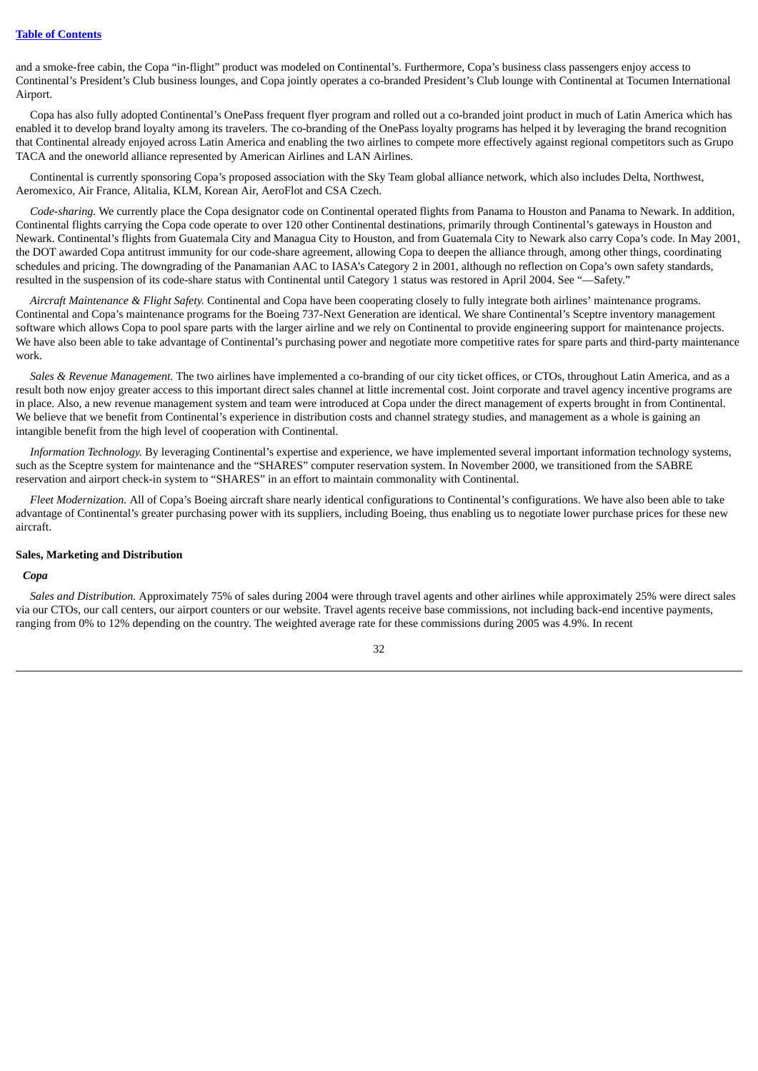and a smoke-free cabin, the Copa "in-flight" product was modeled on Continental's. Furthermore, Copa's business class passengers enjoy access to Continental's President's Club business lounges, and Copa jointly operates a co-branded President's Club lounge with Continental at Tocumen International Airport.

Copa has also fully adopted Continental's OnePass frequent flyer program and rolled out a co-branded joint product in much of Latin America which has enabled it to develop brand loyalty among its travelers. The co-branding of the OnePass loyalty programs has helped it by leveraging the brand recognition that Continental already enjoyed across Latin America and enabling the two airlines to compete more effectively against regional competitors such as Grupo TACA and the oneworld alliance represented by American Airlines and LAN Airlines.

Continental is currently sponsoring Copa's proposed association with the Sky Team global alliance network, which also includes Delta, Northwest, Aeromexico, Air France, Alitalia, KLM, Korean Air, AeroFlot and CSA Czech.

*Code-sharing.* We currently place the Copa designator code on Continental operated flights from Panama to Houston and Panama to Newark. In addition, Continental flights carrying the Copa code operate to over 120 other Continental destinations, primarily through Continental's gateways in Houston and Newark. Continental's flights from Guatemala City and Managua City to Houston, and from Guatemala City to Newark also carry Copa's code. In May 2001, the DOT awarded Copa antitrust immunity for our code-share agreement, allowing Copa to deepen the alliance through, among other things, coordinating schedules and pricing. The downgrading of the Panamanian AAC to IASA's Category 2 in 2001, although no reflection on Copa's own safety standards, resulted in the suspension of its code-share status with Continental until Category 1 status was restored in April 2004. See "—Safety."

*Aircraft Maintenance & Flight Safety.* Continental and Copa have been cooperating closely to fully integrate both airlines' maintenance programs. Continental and Copa's maintenance programs for the Boeing 737-Next Generation are identical. We share Continental's Sceptre inventory management software which allows Copa to pool spare parts with the larger airline and we rely on Continental to provide engineering support for maintenance projects. We have also been able to take advantage of Continental's purchasing power and negotiate more competitive rates for spare parts and third-party maintenance work.

*Sales & Revenue Management.* The two airlines have implemented a co-branding of our city ticket offices, or CTOs, throughout Latin America, and as a result both now enjoy greater access to this important direct sales channel at little incremental cost. Joint corporate and travel agency incentive programs are in place. Also, a new revenue management system and team were introduced at Copa under the direct management of experts brought in from Continental. We believe that we benefit from Continental's experience in distribution costs and channel strategy studies, and management as a whole is gaining an intangible benefit from the high level of cooperation with Continental.

*Information Technology.* By leveraging Continental's expertise and experience, we have implemented several important information technology systems, such as the Sceptre system for maintenance and the "SHARES" computer reservation system. In November 2000, we transitioned from the SABRE reservation and airport check-in system to "SHARES" in an effort to maintain commonality with Continental.

*Fleet Modernization.* All of Copa's Boeing aircraft share nearly identical configurations to Continental's configurations. We have also been able to take advantage of Continental's greater purchasing power with its suppliers, including Boeing, thus enabling us to negotiate lower purchase prices for these new aircraft.

**Sales, Marketing and Distribution**

***Copa***

*Sales and Distribution.* Approximately 75% of sales during 2004 were through travel agents and other airlines while approximately 25% were direct sales via our CTOs, our call centers, our airport counters or our website. Travel agents receive base commissions, not including back-end incentive payments, ranging from 0% to 12% depending on the country. The weighted average rate for these commissions during 2005 was 4.9%. In recent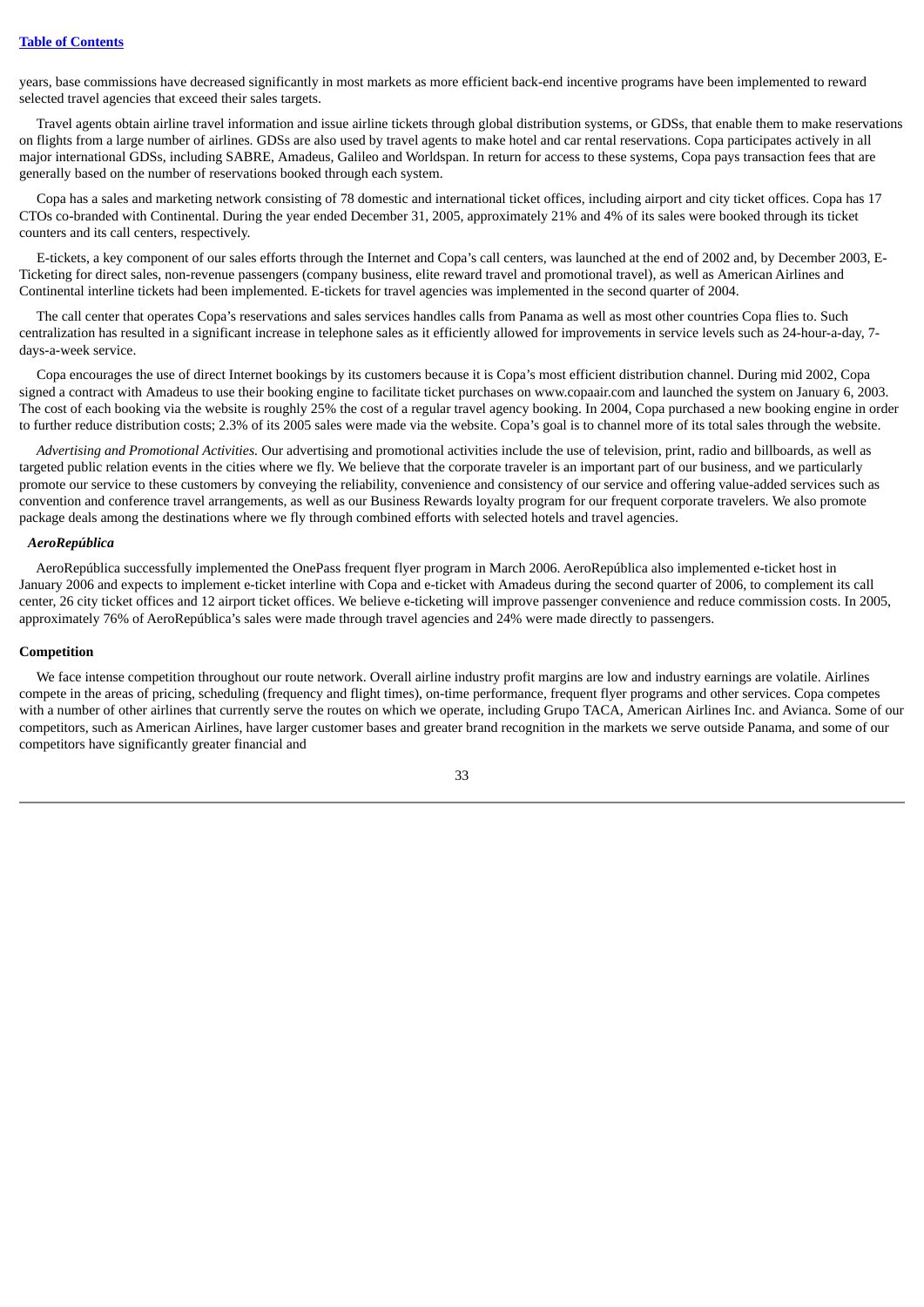years, base commissions have decreased significantly in most markets as more efficient back-end incentive programs have been implemented to reward selected travel agencies that exceed their sales targets.

Travel agents obtain airline travel information and issue airline tickets through global distribution systems, or GDSs, that enable them to make reservations on flights from a large number of airlines. GDSs are also used by travel agents to make hotel and car rental reservations. Copa participates actively in all major international GDSs, including SABRE, Amadeus, Galileo and Worldspan. In return for access to these systems, Copa pays transaction fees that are generally based on the number of reservations booked through each system.

Copa has a sales and marketing network consisting of 78 domestic and international ticket offices, including airport and city ticket offices. Copa has 17 CTOs co-branded with Continental. During the year ended December 31, 2005, approximately 21% and 4% of its sales were booked through its ticket counters and its call centers, respectively.

E-tickets, a key component of our sales efforts through the Internet and Copa's call centers, was launched at the end of 2002 and, by December 2003, E-Ticketing for direct sales, non-revenue passengers (company business, elite reward travel and promotional travel), as well as American Airlines and Continental interline tickets had been implemented. E-tickets for travel agencies was implemented in the second quarter of 2004.

The call center that operates Copa's reservations and sales services handles calls from Panama as well as most other countries Copa flies to. Such centralization has resulted in a significant increase in telephone sales as it efficiently allowed for improvements in service levels such as 24-hour-a-day, 7-days-a-week service.

Copa encourages the use of direct Internet bookings by its customers because it is Copa's most efficient distribution channel. During mid 2002, Copa signed a contract with Amadeus to use their booking engine to facilitate ticket purchases on www.copaair.com and launched the system on January 6, 2003. The cost of each booking via the website is roughly 25% the cost of a regular travel agency booking. In 2004, Copa purchased a new booking engine in order to further reduce distribution costs; 2.3% of its 2005 sales were made via the website. Copa's goal is to channel more of its total sales through the website.

*Advertising and Promotional Activities.* Our advertising and promotional activities include the use of television, print, radio and billboards, as well as targeted public relation events in the cities where we fly. We believe that the corporate traveler is an important part of our business, and we particularly promote our service to these customers by conveying the reliability, convenience and consistency of our service and offering value-added services such as convention and conference travel arrangements, as well as our Business Rewards loyalty program for our frequent corporate travelers. We also promote package deals among the destinations where we fly through combined efforts with selected hotels and travel agencies.

***AeroRepública***

AeroRepública successfully implemented the OnePass frequent flyer program in March 2006. AeroRepública also implemented e-ticket host in January 2006 and expects to implement e-ticket interline with Copa and e-ticket with Amadeus during the second quarter of 2006, to complement its call center, 26 city ticket offices and 12 airport ticket offices. We believe e-ticketing will improve passenger convenience and reduce commission costs. In 2005, approximately 76% of AeroRepública's sales were made through travel agencies and 24% were made directly to passengers.

### Competition

We face intense competition throughout our route network. Overall airline industry profit margins are low and industry earnings are volatile. Airlines compete in the areas of pricing, scheduling (frequency and flight times), on-time performance, frequent flyer programs and other services. Copa competes with a number of other airlines that currently serve the routes on which we operate, including Grupo TACA, American Airlines Inc. and Avianca. Some of our competitors, such as American Airlines, have larger customer bases and greater brand recognition in the markets we serve outside Panama, and some of our competitors have significantly greater financial and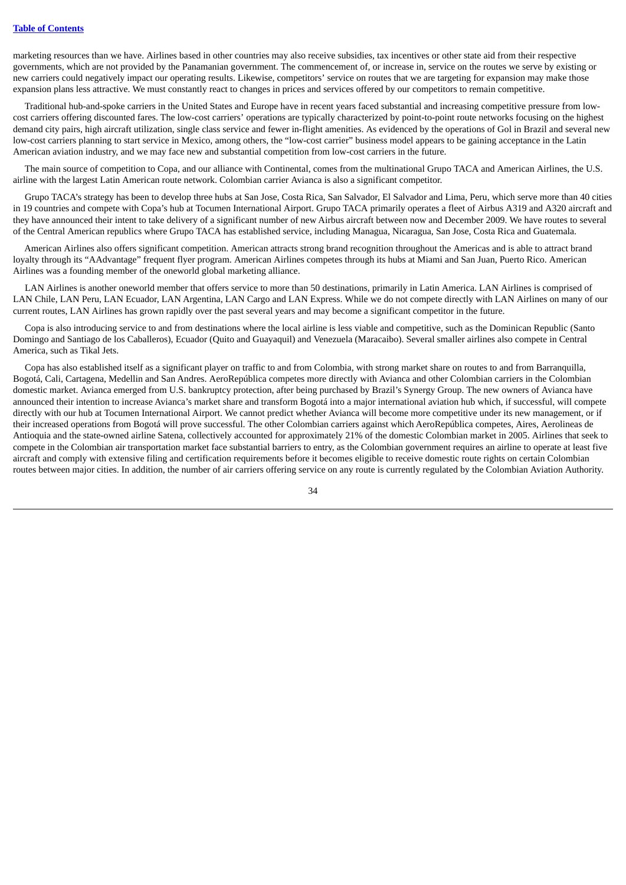marketing resources than we have. Airlines based in other countries may also receive subsidies, tax incentives or other state aid from their respective governments, which are not provided by the Panamanian government. The commencement of, or increase in, service on the routes we serve by existing or new carriers could negatively impact our operating results. Likewise, competitors' service on routes that we are targeting for expansion may make those expansion plans less attractive. We must constantly react to changes in prices and services offered by our competitors to remain competitive.

Traditional hub-and-spoke carriers in the United States and Europe have in recent years faced substantial and increasing competitive pressure from low-cost carriers offering discounted fares. The low-cost carriers' operations are typically characterized by point-to-point route networks focusing on the highest demand city pairs, high aircraft utilization, single class service and fewer in-flight amenities. As evidenced by the operations of Gol in Brazil and several new low-cost carriers planning to start service in Mexico, among others, the "low-cost carrier" business model appears to be gaining acceptance in the Latin American aviation industry, and we may face new and substantial competition from low-cost carriers in the future.

The main source of competition to Copa, and our alliance with Continental, comes from the multinational Grupo TACA and American Airlines, the U.S. airline with the largest Latin American route network. Colombian carrier Avianca is also a significant competitor.

Grupo TACA's strategy has been to develop three hubs at San Jose, Costa Rica, San Salvador, El Salvador and Lima, Peru, which serve more than 40 cities in 19 countries and compete with Copa's hub at Tocumen International Airport. Grupo TACA primarily operates a fleet of Airbus A319 and A320 aircraft and they have announced their intent to take delivery of a significant number of new Airbus aircraft between now and December 2009. We have routes to several of the Central American republics where Grupo TACA has established service, including Managua, Nicaragua, San Jose, Costa Rica and Guatemala.

American Airlines also offers significant competition. American attracts strong brand recognition throughout the Americas and is able to attract brand loyalty through its "AAdvantage" frequent flyer program. American Airlines competes through its hubs at Miami and San Juan, Puerto Rico. American Airlines was a founding member of the oneworld global marketing alliance.

LAN Airlines is another oneworld member that offers service to more than 50 destinations, primarily in Latin America. LAN Airlines is comprised of LAN Chile, LAN Peru, LAN Ecuador, LAN Argentina, LAN Cargo and LAN Express. While we do not compete directly with LAN Airlines on many of our current routes, LAN Airlines has grown rapidly over the past several years and may become a significant competitor in the future.

Copa is also introducing service to and from destinations where the local airline is less viable and competitive, such as the Dominican Republic (Santo Domingo and Santiago de los Caballeros), Ecuador (Quito and Guayaquil) and Venezuela (Maracaibo). Several smaller airlines also compete in Central America, such as Tikal Jets.

Copa has also established itself as a significant player on traffic to and from Colombia, with strong market share on routes to and from Barranquilla, Bogotá, Cali, Cartagena, Medellin and San Andres. AeroRepública competes more directly with Avianca and other Colombian carriers in the Colombian domestic market. Avianca emerged from U.S. bankruptcy protection, after being purchased by Brazil's Synergy Group. The new owners of Avianca have announced their intention to increase Avianca's market share and transform Bogotá into a major international aviation hub which, if successful, will compete directly with our hub at Tocumen International Airport. We cannot predict whether Avianca will become more competitive under its new management, or if their increased operations from Bogotá will prove successful. The other Colombian carriers against which AeroRepública competes, Aires, Aerolineas de Antioquia and the state-owned airline Satena, collectively accounted for approximately 21% of the domestic Colombian market in 2005. Airlines that seek to compete in the Colombian air transportation market face substantial barriers to entry, as the Colombian government requires an airline to operate at least five aircraft and comply with extensive filing and certification requirements before it becomes eligible to receive domestic route rights on certain Colombian routes between major cities. In addition, the number of air carriers offering service on any route is currently regulated by the Colombian Aviation Authority.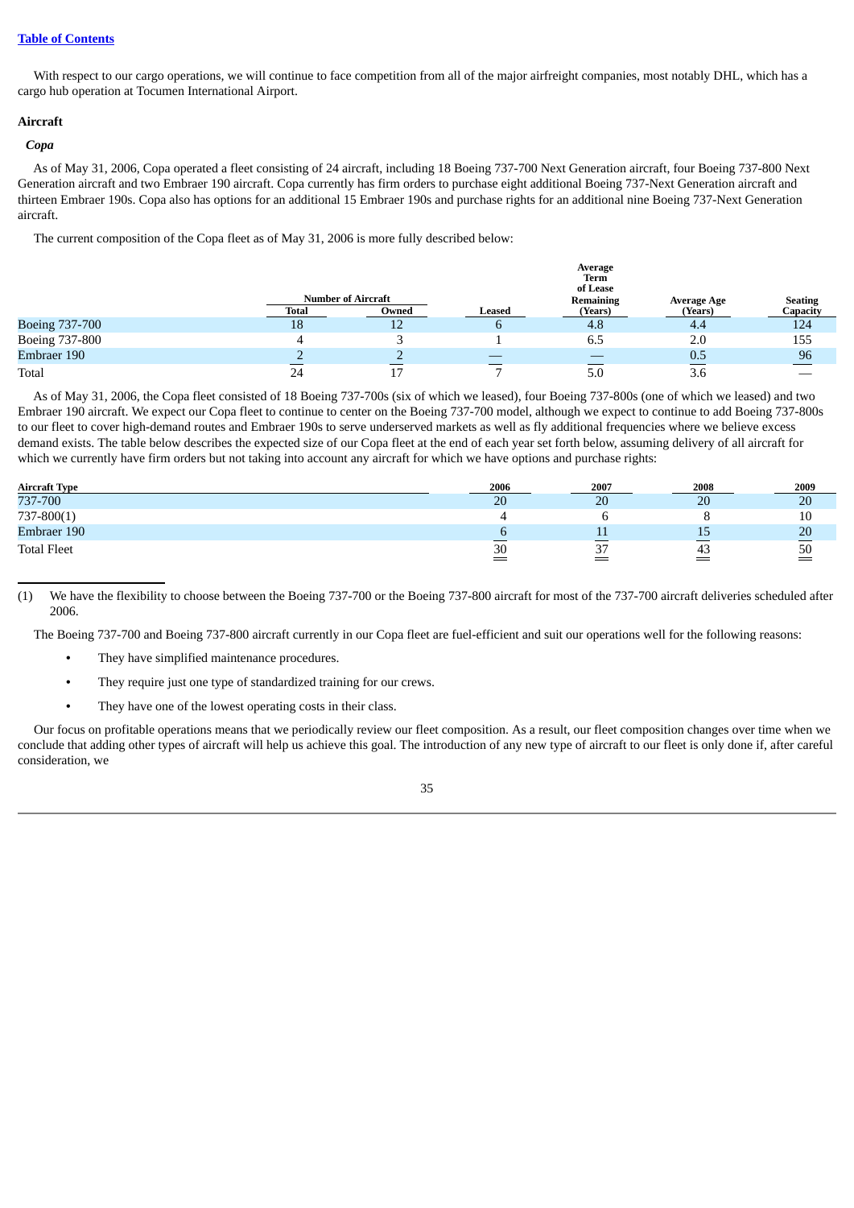With respect to our cargo operations, we will continue to face competition from all of the major airfreight companies, most notably DHL, which has a cargo hub operation at Tocumen International Airport.

**Aircraft**

***Copa***

As of May 31, 2006, Copa operated a fleet consisting of 24 aircraft, including 18 Boeing 737-700 Next Generation aircraft, four Boeing 737-800 Next Generation aircraft and two Embraer 190 aircraft. Copa currently has firm orders to purchase eight additional Boeing 737-Next Generation aircraft and thirteen Embraer 190s. Copa also has options for an additional 15 Embraer 190s and purchase rights for an additional nine Boeing 737-Next Generation aircraft.

The current composition of the Copa fleet as of May 31, 2006 is more fully described below:

| | Number of Aircraft | | | Average Term of Lease Remaining | | |
|---|---|---|---|---|---|---|
| | Total | Owned | Leased | (Years) | Average Age (Years) | Seating Capacity |
| Boeing 737-700 | 18 | 12 | 6 | 4.8 | 4.4 | 124 |
| Boeing 737-800 | 4 | 3 | 1 | 6.5 | 2.0 | 155 |
| Embraer 190 | 2 | 2 | — | — | 0.5 | 96 |
| Total | 24 | 17 | 7 | 5.0 | 3.6 | — |

As of May 31, 2006, the Copa fleet consisted of 18 Boeing 737-700s (six of which we leased), four Boeing 737-800s (one of which we leased) and two Embraer 190 aircraft. We expect our Copa fleet to continue to center on the Boeing 737-700 model, although we expect to continue to add Boeing 737-800s to our fleet to cover high-demand routes and Embraer 190s to serve underserved markets as well as fly additional frequencies where we believe excess demand exists. The table below describes the expected size of our Copa fleet at the end of each year set forth below, assuming delivery of all aircraft for which we currently have firm orders but not taking into account any aircraft for which we have options and purchase rights:

| Aircraft Type | 2006 | 2007 | 2008 | 2009 |
|---|---|---|---|---|
| 737-700 | 20 | 20 | 20 | 20 |
| 737-800(1) | 4 | 6 | 8 | 10 |
| Embraer 190 | 6 | 11 | 15 | 20 |
| Total Fleet | 30 | 37 | 43 | 50 |

(1) We have the flexibility to choose between the Boeing 737-700 or the Boeing 737-800 aircraft for most of the 737-700 aircraft deliveries scheduled after 2006.

The Boeing 737-700 and Boeing 737-800 aircraft currently in our Copa fleet are fuel-efficient and suit our operations well for the following reasons:

- They have simplified maintenance procedures.
- They require just one type of standardized training for our crews.
- They have one of the lowest operating costs in their class.

Our focus on profitable operations means that we periodically review our fleet composition. As a result, our fleet composition changes over time when we conclude that adding other types of aircraft will help us achieve this goal. The introduction of any new type of aircraft to our fleet is only done if, after careful consideration, we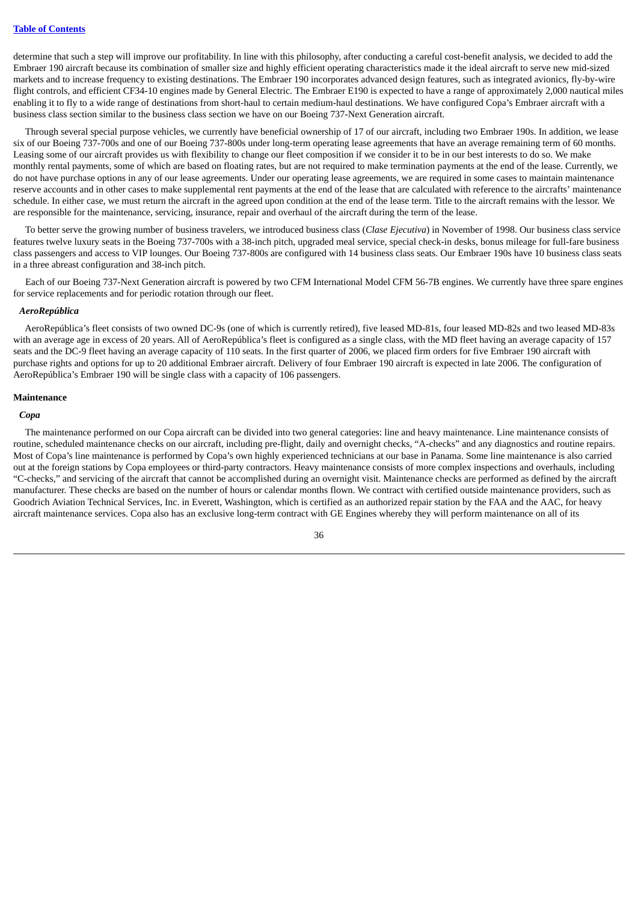determine that such a step will improve our profitability. In line with this philosophy, after conducting a careful cost-benefit analysis, we decided to add the Embraer 190 aircraft because its combination of smaller size and highly efficient operating characteristics made it the ideal aircraft to serve new mid-sized markets and to increase frequency to existing destinations. The Embraer 190 incorporates advanced design features, such as integrated avionics, fly-by-wire flight controls, and efficient CF34-10 engines made by General Electric. The Embraer E190 is expected to have a range of approximately 2,000 nautical miles enabling it to fly to a wide range of destinations from short-haul to certain medium-haul destinations. We have configured Copa's Embraer aircraft with a business class section similar to the business class section we have on our Boeing 737-Next Generation aircraft.

Through several special purpose vehicles, we currently have beneficial ownership of 17 of our aircraft, including two Embraer 190s. In addition, we lease six of our Boeing 737-700s and one of our Boeing 737-800s under long-term operating lease agreements that have an average remaining term of 60 months. Leasing some of our aircraft provides us with flexibility to change our fleet composition if we consider it to be in our best interests to do so. We make monthly rental payments, some of which are based on floating rates, but are not required to make termination payments at the end of the lease. Currently, we do not have purchase options in any of our lease agreements. Under our operating lease agreements, we are required in some cases to maintain maintenance reserve accounts and in other cases to make supplemental rent payments at the end of the lease that are calculated with reference to the aircrafts' maintenance schedule. In either case, we must return the aircraft in the agreed upon condition at the end of the lease term. Title to the aircraft remains with the lessor. We are responsible for the maintenance, servicing, insurance, repair and overhaul of the aircraft during the term of the lease.

To better serve the growing number of business travelers, we introduced business class (*Clase Ejecutiva*) in November of 1998. Our business class service features twelve luxury seats in the Boeing 737-700s with a 38-inch pitch, upgraded meal service, special check-in desks, bonus mileage for full-fare business class passengers and access to VIP lounges. Our Boeing 737-800s are configured with 14 business class seats. Our Embraer 190s have 10 business class seats in a three abreast configuration and 38-inch pitch.

Each of our Boeing 737-Next Generation aircraft is powered by two CFM International Model CFM 56-7B engines. We currently have three spare engines for service replacements and for periodic rotation through our fleet.

***AeroRepública***

AeroRepública's fleet consists of two owned DC-9s (one of which is currently retired), five leased MD-81s, four leased MD-82s and two leased MD-83s with an average age in excess of 20 years. All of AeroRepública's fleet is configured as a single class, with the MD fleet having an average capacity of 157 seats and the DC-9 fleet having an average capacity of 110 seats. In the first quarter of 2006, we placed firm orders for five Embraer 190 aircraft with purchase rights and options for up to 20 additional Embraer aircraft. Delivery of four Embraer 190 aircraft is expected in late 2006. The configuration of AeroRepública's Embraer 190 will be single class with a capacity of 106 passengers.

**Maintenance**

***Copa***

The maintenance performed on our Copa aircraft can be divided into two general categories: line and heavy maintenance. Line maintenance consists of routine, scheduled maintenance checks on our aircraft, including pre-flight, daily and overnight checks, "A-checks" and any diagnostics and routine repairs. Most of Copa's line maintenance is performed by Copa's own highly experienced technicians at our base in Panama. Some line maintenance is also carried out at the foreign stations by Copa employees or third-party contractors. Heavy maintenance consists of more complex inspections and overhauls, including "C-checks," and servicing of the aircraft that cannot be accomplished during an overnight visit. Maintenance checks are performed as defined by the aircraft manufacturer. These checks are based on the number of hours or calendar months flown. We contract with certified outside maintenance providers, such as Goodrich Aviation Technical Services, Inc. in Everett, Washington, which is certified as an authorized repair station by the FAA and the AAC, for heavy aircraft maintenance services. Copa also has an exclusive long-term contract with GE Engines whereby they will perform maintenance on all of its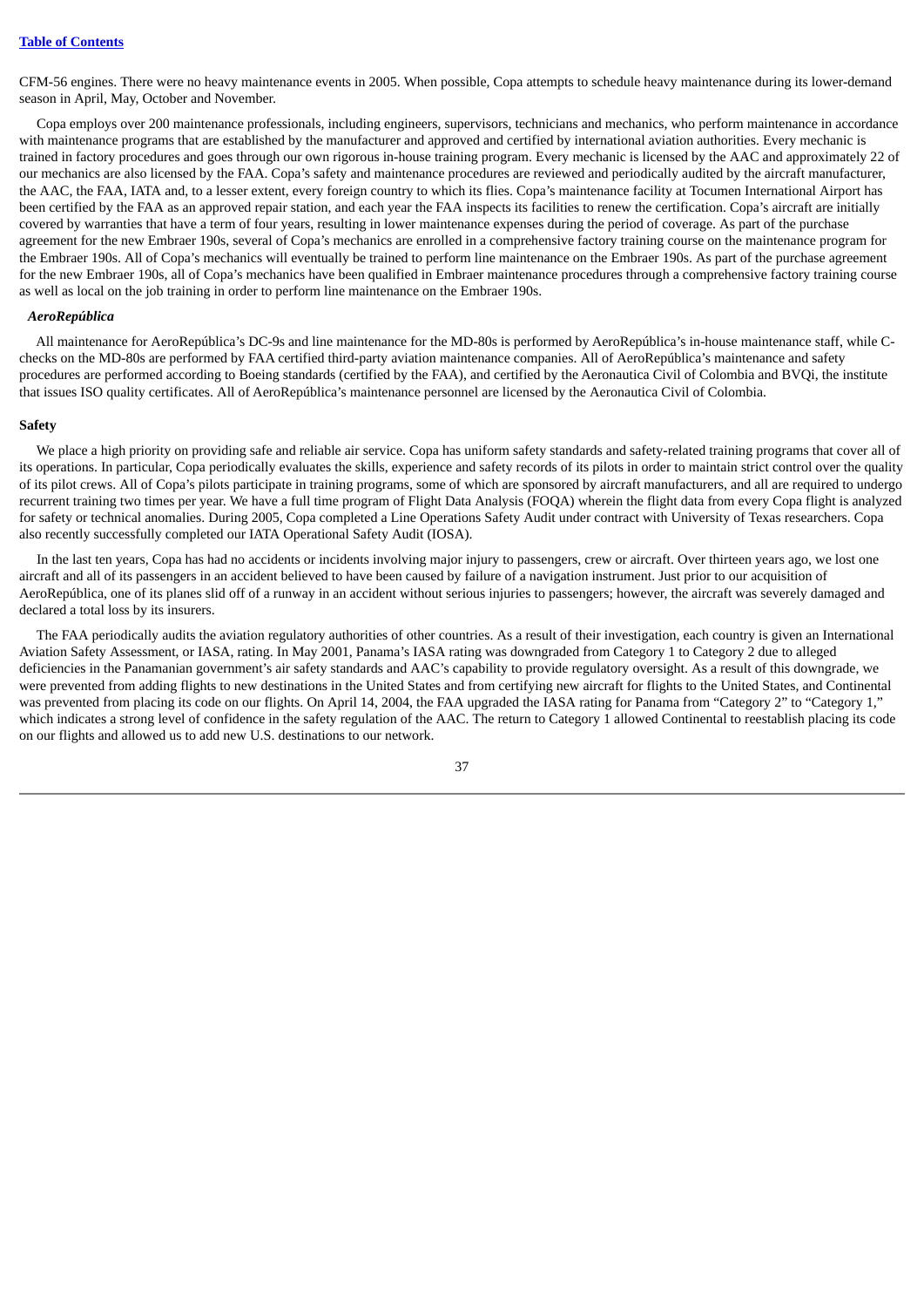CFM-56 engines. There were no heavy maintenance events in 2005. When possible, Copa attempts to schedule heavy maintenance during its lower-demand season in April, May, October and November.

Copa employs over 200 maintenance professionals, including engineers, supervisors, technicians and mechanics, who perform maintenance in accordance with maintenance programs that are established by the manufacturer and approved and certified by international aviation authorities. Every mechanic is trained in factory procedures and goes through our own rigorous in-house training program. Every mechanic is licensed by the AAC and approximately 22 of our mechanics are also licensed by the FAA. Copa's safety and maintenance procedures are reviewed and periodically audited by the aircraft manufacturer, the AAC, the FAA, IATA and, to a lesser extent, every foreign country to which its flies. Copa's maintenance facility at Tocumen International Airport has been certified by the FAA as an approved repair station, and each year the FAA inspects its facilities to renew the certification. Copa's aircraft are initially covered by warranties that have a term of four years, resulting in lower maintenance expenses during the period of coverage. As part of the purchase agreement for the new Embraer 190s, several of Copa's mechanics are enrolled in a comprehensive factory training course on the maintenance program for the Embraer 190s. All of Copa's mechanics will eventually be trained to perform line maintenance on the Embraer 190s. As part of the purchase agreement for the new Embraer 190s, all of Copa's mechanics have been qualified in Embraer maintenance procedures through a comprehensive factory training course as well as local on the job training in order to perform line maintenance on the Embraer 190s.

***AeroRepública***

All maintenance for AeroRepública's DC-9s and line maintenance for the MD-80s is performed by AeroRepública's in-house maintenance staff, while C-checks on the MD-80s are performed by FAA certified third-party aviation maintenance companies. All of AeroRepública's maintenance and safety procedures are performed according to Boeing standards (certified by the FAA), and certified by the Aeronautica Civil of Colombia and BVQi, the institute that issues ISO quality certificates. All of AeroRepública's maintenance personnel are licensed by the Aeronautica Civil of Colombia.

**Safety**

We place a high priority on providing safe and reliable air service. Copa has uniform safety standards and safety-related training programs that cover all of its operations. In particular, Copa periodically evaluates the skills, experience and safety records of its pilots in order to maintain strict control over the quality of its pilot crews. All of Copa's pilots participate in training programs, some of which are sponsored by aircraft manufacturers, and all are required to undergo recurrent training two times per year. We have a full time program of Flight Data Analysis (FOQA) wherein the flight data from every Copa flight is analyzed for safety or technical anomalies. During 2005, Copa completed a Line Operations Safety Audit under contract with University of Texas researchers. Copa also recently successfully completed our IATA Operational Safety Audit (IOSA).

In the last ten years, Copa has had no accidents or incidents involving major injury to passengers, crew or aircraft. Over thirteen years ago, we lost one aircraft and all of its passengers in an accident believed to have been caused by failure of a navigation instrument. Just prior to our acquisition of AeroRepública, one of its planes slid off of a runway in an accident without serious injuries to passengers; however, the aircraft was severely damaged and declared a total loss by its insurers.

The FAA periodically audits the aviation regulatory authorities of other countries. As a result of their investigation, each country is given an International Aviation Safety Assessment, or IASA, rating. In May 2001, Panama's IASA rating was downgraded from Category 1 to Category 2 due to alleged deficiencies in the Panamanian government's air safety standards and AAC's capability to provide regulatory oversight. As a result of this downgrade, we were prevented from adding flights to new destinations in the United States and from certifying new aircraft for flights to the United States, and Continental was prevented from placing its code on our flights. On April 14, 2004, the FAA upgraded the IASA rating for Panama from "Category 2" to "Category 1," which indicates a strong level of confidence in the safety regulation of the AAC. The return to Category 1 allowed Continental to reestablish placing its code on our flights and allowed us to add new U.S. destinations to our network.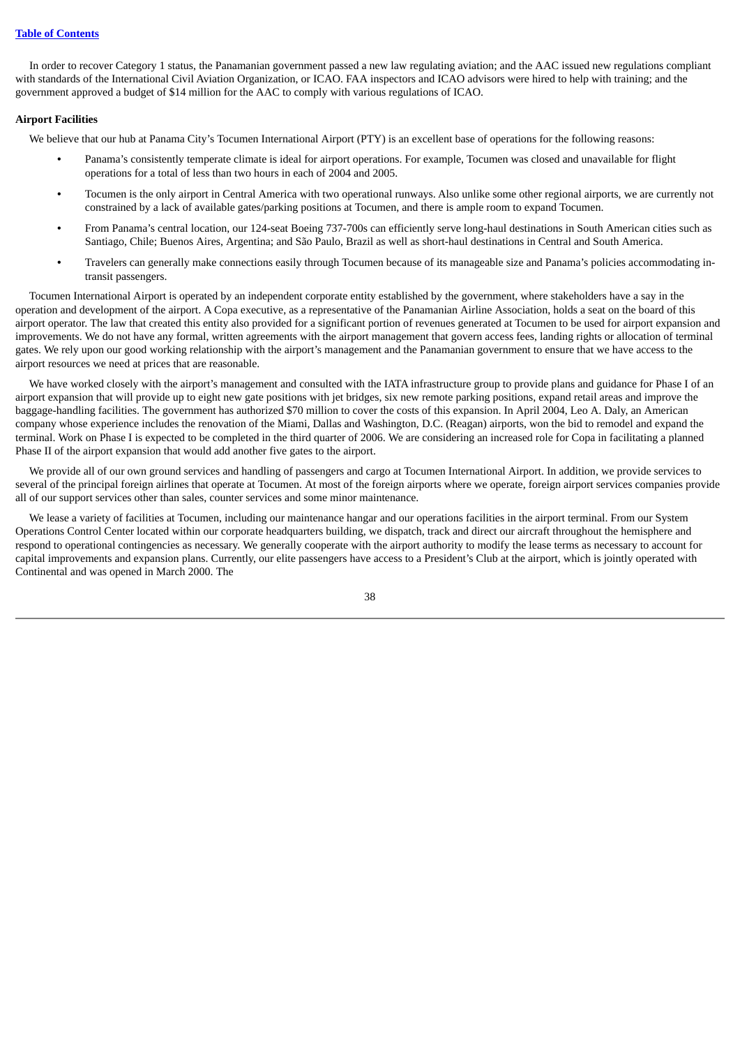In order to recover Category 1 status, the Panamanian government passed a new law regulating aviation; and the AAC issued new regulations compliant with standards of the International Civil Aviation Organization, or ICAO. FAA inspectors and ICAO advisors were hired to help with training; and the government approved a budget of $14 million for the AAC to comply with various regulations of ICAO.

**Airport Facilities**

We believe that our hub at Panama City's Tocumen International Airport (PTY) is an excellent base of operations for the following reasons:

- Panama's consistently temperate climate is ideal for airport operations. For example, Tocumen was closed and unavailable for flight operations for a total of less than two hours in each of 2004 and 2005.
- Tocumen is the only airport in Central America with two operational runways. Also unlike some other regional airports, we are currently not constrained by a lack of available gates/parking positions at Tocumen, and there is ample room to expand Tocumen.
- From Panama's central location, our 124-seat Boeing 737-700s can efficiently serve long-haul destinations in South American cities such as Santiago, Chile; Buenos Aires, Argentina; and São Paulo, Brazil as well as short-haul destinations in Central and South America.
- Travelers can generally make connections easily through Tocumen because of its manageable size and Panama's policies accommodating in-transit passengers.

Tocumen International Airport is operated by an independent corporate entity established by the government, where stakeholders have a say in the operation and development of the airport. A Copa executive, as a representative of the Panamanian Airline Association, holds a seat on the board of this airport operator. The law that created this entity also provided for a significant portion of revenues generated at Tocumen to be used for airport expansion and improvements. We do not have any formal, written agreements with the airport management that govern access fees, landing rights or allocation of terminal gates. We rely upon our good working relationship with the airport's management and the Panamanian government to ensure that we have access to the airport resources we need at prices that are reasonable.

We have worked closely with the airport's management and consulted with the IATA infrastructure group to provide plans and guidance for Phase I of an airport expansion that will provide up to eight new gate positions with jet bridges, six new remote parking positions, expand retail areas and improve the baggage-handling facilities. The government has authorized $70 million to cover the costs of this expansion. In April 2004, Leo A. Daly, an American company whose experience includes the renovation of the Miami, Dallas and Washington, D.C. (Reagan) airports, won the bid to remodel and expand the terminal. Work on Phase I is expected to be completed in the third quarter of 2006. We are considering an increased role for Copa in facilitating a planned Phase II of the airport expansion that would add another five gates to the airport.

We provide all of our own ground services and handling of passengers and cargo at Tocumen International Airport. In addition, we provide services to several of the principal foreign airlines that operate at Tocumen. At most of the foreign airports where we operate, foreign airport services companies provide all of our support services other than sales, counter services and some minor maintenance.

We lease a variety of facilities at Tocumen, including our maintenance hangar and our operations facilities in the airport terminal. From our System Operations Control Center located within our corporate headquarters building, we dispatch, track and direct our aircraft throughout the hemisphere and respond to operational contingencies as necessary. We generally cooperate with the airport authority to modify the lease terms as necessary to account for capital improvements and expansion plans. Currently, our elite passengers have access to a President's Club at the airport, which is jointly operated with Continental and was opened in March 2000. The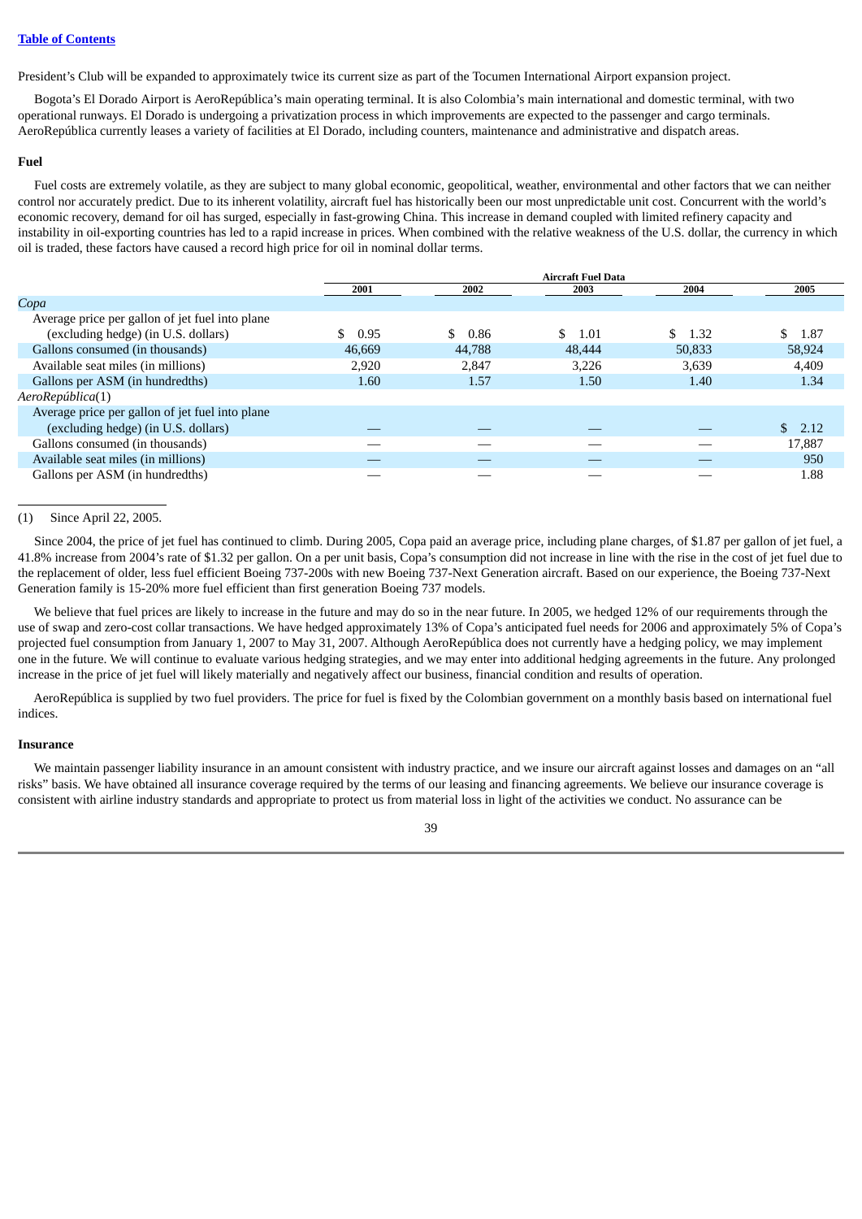President's Club will be expanded to approximately twice its current size as part of the Tocumen International Airport expansion project.

Bogota's El Dorado Airport is AeroRepública's main operating terminal. It is also Colombia's main international and domestic terminal, with two operational runways. El Dorado is undergoing a privatization process in which improvements are expected to the passenger and cargo terminals. AeroRepública currently leases a variety of facilities at El Dorado, including counters, maintenance and administrative and dispatch areas.

### Fuel

Fuel costs are extremely volatile, as they are subject to many global economic, geopolitical, weather, environmental and other factors that we can neither control nor accurately predict. Due to its inherent volatility, aircraft fuel has historically been our most unpredictable unit cost. Concurrent with the world's economic recovery, demand for oil has surged, especially in fast-growing China. This increase in demand coupled with limited refinery capacity and instability in oil-exporting countries has led to a rapid increase in prices. When combined with the relative weakness of the U.S. dollar, the currency in which oil is traded, these factors have caused a record high price for oil in nominal dollar terms.

| | Aircraft Fuel Data | | | | |
|---|---|---|---|---|---|
| | 2001 | 2002 | 2003 | 2004 | 2005 |
| *Copa* | | | | | |
| Average price per gallon of jet fuel into plane (excluding hedge) (in U.S. dollars) | $ 0.95 | $ 0.86 | $ 1.01 | $ 1.32 | $ 1.87 |
| Gallons consumed (in thousands) | 46,669 | 44,788 | 48,444 | 50,833 | 58,924 |
| Available seat miles (in millions) | 2,920 | 2,847 | 3,226 | 3,639 | 4,409 |
| Gallons per ASM (in hundredths) | 1.60 | 1.57 | 1.50 | 1.40 | 1.34 |
| *AeroRepública*(1) | | | | | |
| Average price per gallon of jet fuel into plane (excluding hedge) (in U.S. dollars) | — | — | — | — | $ 2.12 |
| Gallons consumed (in thousands) | — | — | — | — | 17,887 |
| Available seat miles (in millions) | — | — | — | — | 950 |
| Gallons per ASM (in hundredths) | — | — | — | — | 1.88 |

(1) Since April 22, 2005.

Since 2004, the price of jet fuel has continued to climb. During 2005, Copa paid an average price, including plane charges, of $1.87 per gallon of jet fuel, a 41.8% increase from 2004's rate of $1.32 per gallon. On a per unit basis, Copa's consumption did not increase in line with the rise in the cost of jet fuel due to the replacement of older, less fuel efficient Boeing 737-200s with new Boeing 737-Next Generation aircraft. Based on our experience, the Boeing 737-Next Generation family is 15-20% more fuel efficient than first generation Boeing 737 models.

We believe that fuel prices are likely to increase in the future and may do so in the near future. In 2005, we hedged 12% of our requirements through the use of swap and zero-cost collar transactions. We have hedged approximately 13% of Copa's anticipated fuel needs for 2006 and approximately 5% of Copa's projected fuel consumption from January 1, 2007 to May 31, 2007. Although AeroRepública does not currently have a hedging policy, we may implement one in the future. We will continue to evaluate various hedging strategies, and we may enter into additional hedging agreements in the future. Any prolonged increase in the price of jet fuel will likely materially and negatively affect our business, financial condition and results of operation.

AeroRepública is supplied by two fuel providers. The price for fuel is fixed by the Colombian government on a monthly basis based on international fuel indices.

### Insurance

We maintain passenger liability insurance in an amount consistent with industry practice, and we insure our aircraft against losses and damages on an "all risks" basis. We have obtained all insurance coverage required by the terms of our leasing and financing agreements. We believe our insurance coverage is consistent with airline industry standards and appropriate to protect us from material loss in light of the activities we conduct. No assurance can be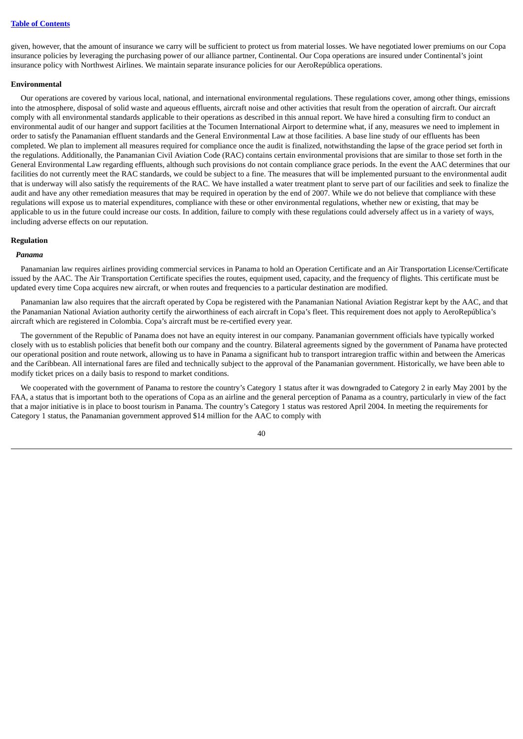given, however, that the amount of insurance we carry will be sufficient to protect us from material losses. We have negotiated lower premiums on our Copa insurance policies by leveraging the purchasing power of our alliance partner, Continental. Our Copa operations are insured under Continental's joint insurance policy with Northwest Airlines. We maintain separate insurance policies for our AeroRepública operations.

**Environmental**

Our operations are covered by various local, national, and international environmental regulations. These regulations cover, among other things, emissions into the atmosphere, disposal of solid waste and aqueous effluents, aircraft noise and other activities that result from the operation of aircraft. Our aircraft comply with all environmental standards applicable to their operations as described in this annual report. We have hired a consulting firm to conduct an environmental audit of our hanger and support facilities at the Tocumen International Airport to determine what, if any, measures we need to implement in order to satisfy the Panamanian effluent standards and the General Environmental Law at those facilities. A base line study of our effluents has been completed. We plan to implement all measures required for compliance once the audit is finalized, notwithstanding the lapse of the grace period set forth in the regulations. Additionally, the Panamanian Civil Aviation Code (RAC) contains certain environmental provisions that are similar to those set forth in the General Environmental Law regarding effluents, although such provisions do not contain compliance grace periods. In the event the AAC determines that our facilities do not currently meet the RAC standards, we could be subject to a fine. The measures that will be implemented pursuant to the environmental audit that is underway will also satisfy the requirements of the RAC. We have installed a water treatment plant to serve part of our facilities and seek to finalize the audit and have any other remediation measures that may be required in operation by the end of 2007. While we do not believe that compliance with these regulations will expose us to material expenditures, compliance with these or other environmental regulations, whether new or existing, that may be applicable to us in the future could increase our costs. In addition, failure to comply with these regulations could adversely affect us in a variety of ways, including adverse effects on our reputation.

**Regulation**

***Panama***

Panamanian law requires airlines providing commercial services in Panama to hold an Operation Certificate and an Air Transportation License/Certificate issued by the AAC. The Air Transportation Certificate specifies the routes, equipment used, capacity, and the frequency of flights. This certificate must be updated every time Copa acquires new aircraft, or when routes and frequencies to a particular destination are modified.

Panamanian law also requires that the aircraft operated by Copa be registered with the Panamanian National Aviation Registrar kept by the AAC, and that the Panamanian National Aviation authority certify the airworthiness of each aircraft in Copa's fleet. This requirement does not apply to AeroRepública's aircraft which are registered in Colombia. Copa's aircraft must be re-certified every year.

The government of the Republic of Panama does not have an equity interest in our company. Panamanian government officials have typically worked closely with us to establish policies that benefit both our company and the country. Bilateral agreements signed by the government of Panama have protected our operational position and route network, allowing us to have in Panama a significant hub to transport intraregion traffic within and between the Americas and the Caribbean. All international fares are filed and technically subject to the approval of the Panamanian government. Historically, we have been able to modify ticket prices on a daily basis to respond to market conditions.

We cooperated with the government of Panama to restore the country's Category 1 status after it was downgraded to Category 2 in early May 2001 by the FAA, a status that is important both to the operations of Copa as an airline and the general perception of Panama as a country, particularly in view of the fact that a major initiative is in place to boost tourism in Panama. The country's Category 1 status was restored April 2004. In meeting the requirements for Category 1 status, the Panamanian government approved $14 million for the AAC to comply with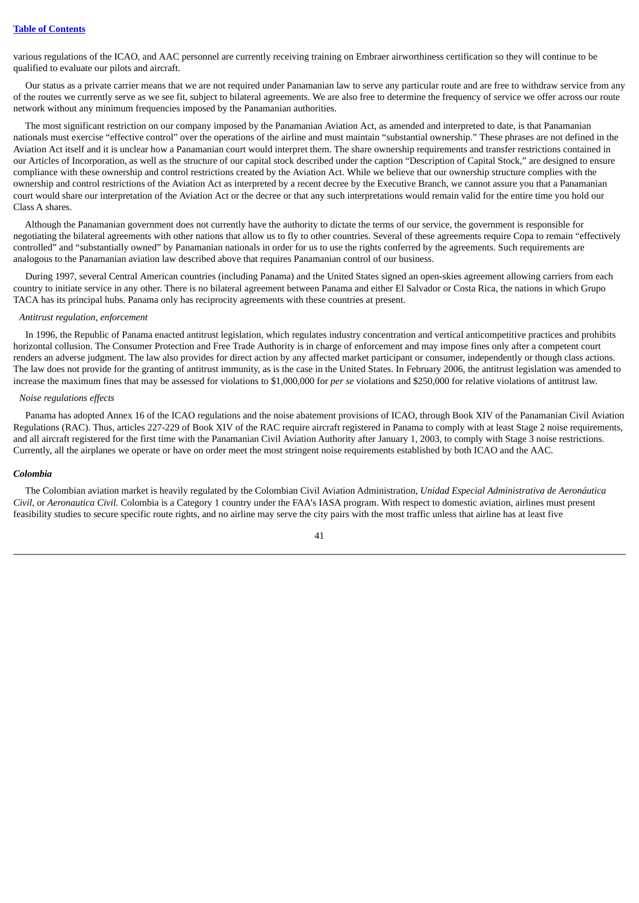various regulations of the ICAO, and AAC personnel are currently receiving training on Embraer airworthiness certification so they will continue to be qualified to evaluate our pilots and aircraft.

Our status as a private carrier means that we are not required under Panamanian law to serve any particular route and are free to withdraw service from any of the routes we currently serve as we see fit, subject to bilateral agreements. We are also free to determine the frequency of service we offer across our route network without any minimum frequencies imposed by the Panamanian authorities.

The most significant restriction on our company imposed by the Panamanian Aviation Act, as amended and interpreted to date, is that Panamanian nationals must exercise "effective control" over the operations of the airline and must maintain "substantial ownership." These phrases are not defined in the Aviation Act itself and it is unclear how a Panamanian court would interpret them. The share ownership requirements and transfer restrictions contained in our Articles of Incorporation, as well as the structure of our capital stock described under the caption "Description of Capital Stock," are designed to ensure compliance with these ownership and control restrictions created by the Aviation Act. While we believe that our ownership structure complies with the ownership and control restrictions of the Aviation Act as interpreted by a recent decree by the Executive Branch, we cannot assure you that a Panamanian court would share our interpretation of the Aviation Act or the decree or that any such interpretations would remain valid for the entire time you hold our Class A shares.

Although the Panamanian government does not currently have the authority to dictate the terms of our service, the government is responsible for negotiating the bilateral agreements with other nations that allow us to fly to other countries. Several of these agreements require Copa to remain "effectively controlled" and "substantially owned" by Panamanian nationals in order for us to use the rights conferred by the agreements. Such requirements are analogous to the Panamanian aviation law described above that requires Panamanian control of our business.

During 1997, several Central American countries (including Panama) and the United States signed an open-skies agreement allowing carriers from each country to initiate service in any other. There is no bilateral agreement between Panama and either El Salvador or Costa Rica, the nations in which Grupo TACA has its principal hubs. Panama only has reciprocity agreements with these countries at present.

*Antitrust regulation, enforcement*

In 1996, the Republic of Panama enacted antitrust legislation, which regulates industry concentration and vertical anticompetitive practices and prohibits horizontal collusion. The Consumer Protection and Free Trade Authority is in charge of enforcement and may impose fines only after a competent court renders an adverse judgment. The law also provides for direct action by any affected market participant or consumer, independently or though class actions. The law does not provide for the granting of antitrust immunity, as is the case in the United States. In February 2006, the antitrust legislation was amended to increase the maximum fines that may be assessed for violations to $1,000,000 for *per se* violations and $250,000 for relative violations of antitrust law.

*Noise regulations effects*

Panama has adopted Annex 16 of the ICAO regulations and the noise abatement provisions of ICAO, through Book XIV of the Panamanian Civil Aviation Regulations (RAC). Thus, articles 227-229 of Book XIV of the RAC require aircraft registered in Panama to comply with at least Stage 2 noise requirements, and all aircraft registered for the first time with the Panamanian Civil Aviation Authority after January 1, 2003, to comply with Stage 3 noise restrictions. Currently, all the airplanes we operate or have on order meet the most stringent noise requirements established by both ICAO and the AAC.

***Colombia***

The Colombian aviation market is heavily regulated by the Colombian Civil Aviation Administration, *Unidad Especial Administrativa de Aeronáutica Civil*, or *Aeronautica Civil.* Colombia is a Category 1 country under the FAA's IASA program. With respect to domestic aviation, airlines must present feasibility studies to secure specific route rights, and no airline may serve the city pairs with the most traffic unless that airline has at least five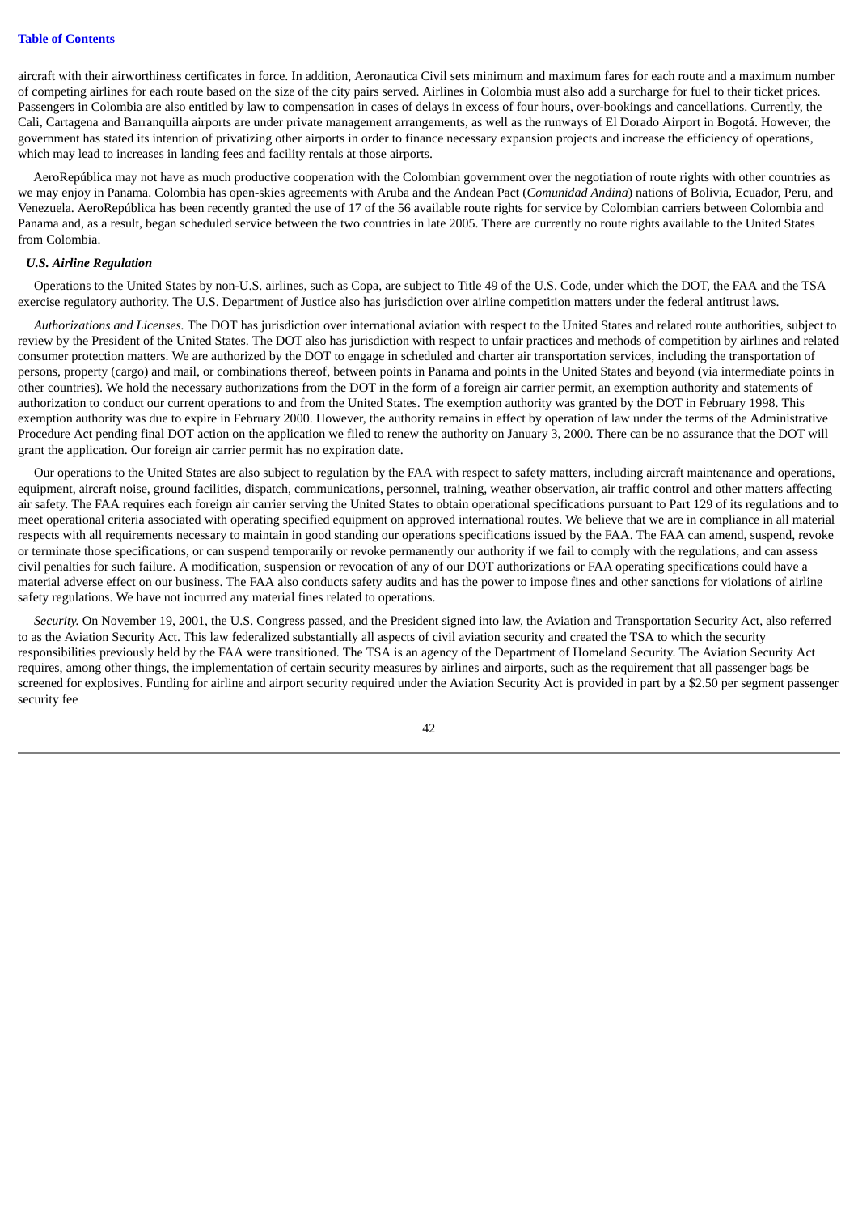aircraft with their airworthiness certificates in force. In addition, Aeronautica Civil sets minimum and maximum fares for each route and a maximum number of competing airlines for each route based on the size of the city pairs served. Airlines in Colombia must also add a surcharge for fuel to their ticket prices. Passengers in Colombia are also entitled by law to compensation in cases of delays in excess of four hours, over-bookings and cancellations. Currently, the Cali, Cartagena and Barranquilla airports are under private management arrangements, as well as the runways of El Dorado Airport in Bogotá. However, the government has stated its intention of privatizing other airports in order to finance necessary expansion projects and increase the efficiency of operations, which may lead to increases in landing fees and facility rentals at those airports.

AeroRepública may not have as much productive cooperation with the Colombian government over the negotiation of route rights with other countries as we may enjoy in Panama. Colombia has open-skies agreements with Aruba and the Andean Pact (*Comunidad Andina*) nations of Bolivia, Ecuador, Peru, and Venezuela. AeroRepública has been recently granted the use of 17 of the 56 available route rights for service by Colombian carriers between Colombia and Panama and, as a result, began scheduled service between the two countries in late 2005. There are currently no route rights available to the United States from Colombia.

***U.S. Airline Regulation***

Operations to the United States by non-U.S. airlines, such as Copa, are subject to Title 49 of the U.S. Code, under which the DOT, the FAA and the TSA exercise regulatory authority. The U.S. Department of Justice also has jurisdiction over airline competition matters under the federal antitrust laws.

*Authorizations and Licenses.* The DOT has jurisdiction over international aviation with respect to the United States and related route authorities, subject to review by the President of the United States. The DOT also has jurisdiction with respect to unfair practices and methods of competition by airlines and related consumer protection matters. We are authorized by the DOT to engage in scheduled and charter air transportation services, including the transportation of persons, property (cargo) and mail, or combinations thereof, between points in Panama and points in the United States and beyond (via intermediate points in other countries). We hold the necessary authorizations from the DOT in the form of a foreign air carrier permit, an exemption authority and statements of authorization to conduct our current operations to and from the United States. The exemption authority was granted by the DOT in February 1998. This exemption authority was due to expire in February 2000. However, the authority remains in effect by operation of law under the terms of the Administrative Procedure Act pending final DOT action on the application we filed to renew the authority on January 3, 2000. There can be no assurance that the DOT will grant the application. Our foreign air carrier permit has no expiration date.

Our operations to the United States are also subject to regulation by the FAA with respect to safety matters, including aircraft maintenance and operations, equipment, aircraft noise, ground facilities, dispatch, communications, personnel, training, weather observation, air traffic control and other matters affecting air safety. The FAA requires each foreign air carrier serving the United States to obtain operational specifications pursuant to Part 129 of its regulations and to meet operational criteria associated with operating specified equipment on approved international routes. We believe that we are in compliance in all material respects with all requirements necessary to maintain in good standing our operations specifications issued by the FAA. The FAA can amend, suspend, revoke or terminate those specifications, or can suspend temporarily or revoke permanently our authority if we fail to comply with the regulations, and can assess civil penalties for such failure. A modification, suspension or revocation of any of our DOT authorizations or FAA operating specifications could have a material adverse effect on our business. The FAA also conducts safety audits and has the power to impose fines and other sanctions for violations of airline safety regulations. We have not incurred any material fines related to operations.

*Security.* On November 19, 2001, the U.S. Congress passed, and the President signed into law, the Aviation and Transportation Security Act, also referred to as the Aviation Security Act. This law federalized substantially all aspects of civil aviation security and created the TSA to which the security responsibilities previously held by the FAA were transitioned. The TSA is an agency of the Department of Homeland Security. The Aviation Security Act requires, among other things, the implementation of certain security measures by airlines and airports, such as the requirement that all passenger bags be screened for explosives. Funding for airline and airport security required under the Aviation Security Act is provided in part by a $2.50 per segment passenger security fee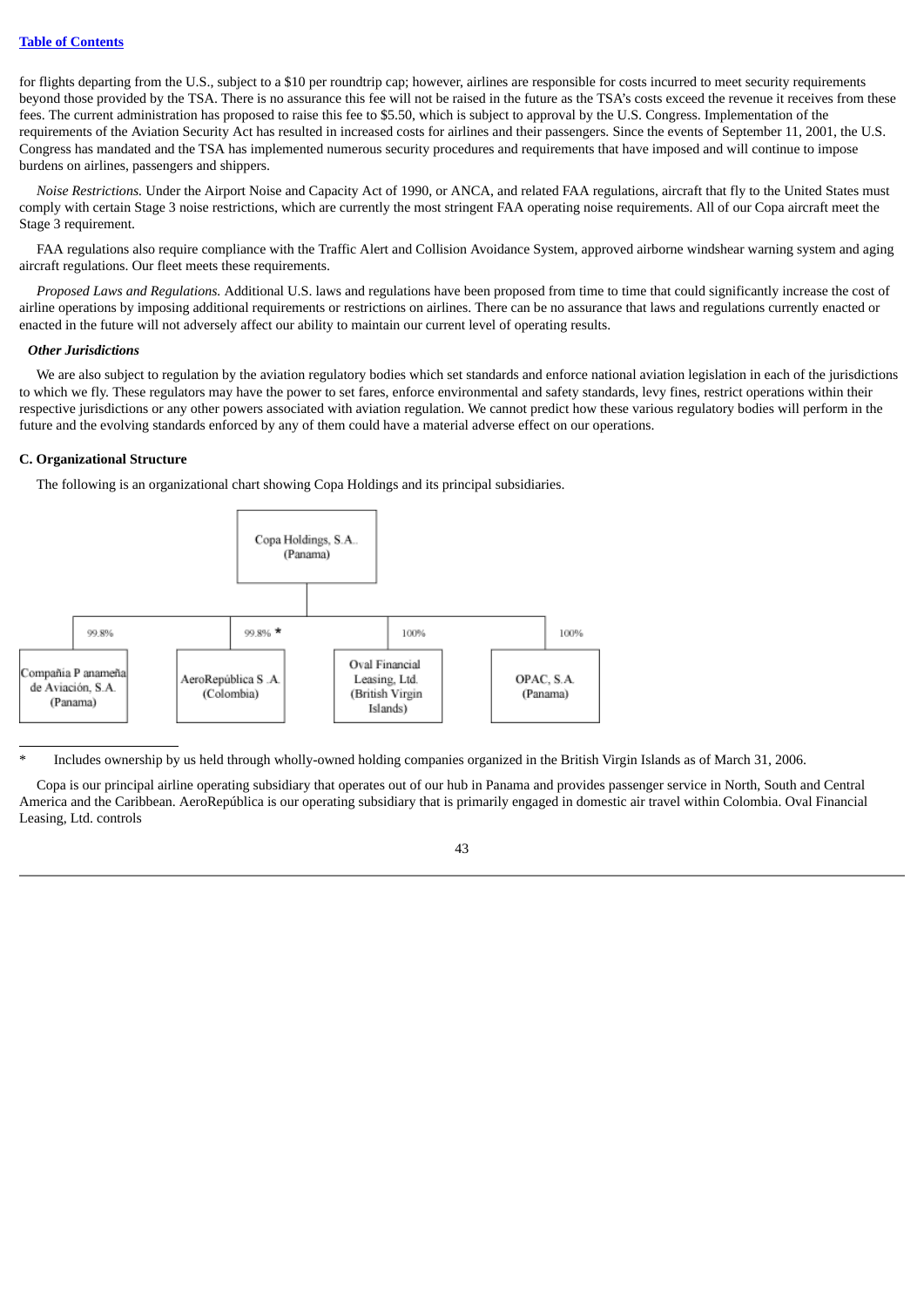for flights departing from the U.S., subject to a $10 per roundtrip cap; however, airlines are responsible for costs incurred to meet security requirements beyond those provided by the TSA. There is no assurance this fee will not be raised in the future as the TSA's costs exceed the revenue it receives from these fees. The current administration has proposed to raise this fee to $5.50, which is subject to approval by the U.S. Congress. Implementation of the requirements of the Aviation Security Act has resulted in increased costs for airlines and their passengers. Since the events of September 11, 2001, the U.S. Congress has mandated and the TSA has implemented numerous security procedures and requirements that have imposed and will continue to impose burdens on airlines, passengers and shippers.

*Noise Restrictions.* Under the Airport Noise and Capacity Act of 1990, or ANCA, and related FAA regulations, aircraft that fly to the United States must comply with certain Stage 3 noise restrictions, which are currently the most stringent FAA operating noise requirements. All of our Copa aircraft meet the Stage 3 requirement.

FAA regulations also require compliance with the Traffic Alert and Collision Avoidance System, approved airborne windshear warning system and aging aircraft regulations. Our fleet meets these requirements.

*Proposed Laws and Regulations.* Additional U.S. laws and regulations have been proposed from time to time that could significantly increase the cost of airline operations by imposing additional requirements or restrictions on airlines. There can be no assurance that laws and regulations currently enacted or enacted in the future will not adversely affect our ability to maintain our current level of operating results.

***Other Jurisdictions***

We are also subject to regulation by the aviation regulatory bodies which set standards and enforce national aviation legislation in each of the jurisdictions to which we fly. These regulators may have the power to set fares, enforce environmental and safety standards, levy fines, restrict operations within their respective jurisdictions or any other powers associated with aviation regulation. We cannot predict how these various regulatory bodies will perform in the future and the evolving standards enforced by any of them could have a material adverse effect on our operations.

**C. Organizational Structure**

The following is an organizational chart showing Copa Holdings and its principal subsidiaries.

Copa Holdings, S.A. (Panama)

| Subsidiary | Ownership |
| --- | --- |
| Compañia Panameña de Aviación, S.A. (Panama) | 99.8% |
| AeroRepública S.A. (Colombia) | 99.8% * |
| Oval Financial Leasing, Ltd. (British Virgin Islands) | 100% |
| OPAC, S.A. (Panama) | 100% |

\* Includes ownership by us held through wholly-owned holding companies organized in the British Virgin Islands as of March 31, 2006.

Copa is our principal airline operating subsidiary that operates out of our hub in Panama and provides passenger service in North, South and Central America and the Caribbean. AeroRepública is our operating subsidiary that is primarily engaged in domestic air travel within Colombia. Oval Financial Leasing, Ltd. controls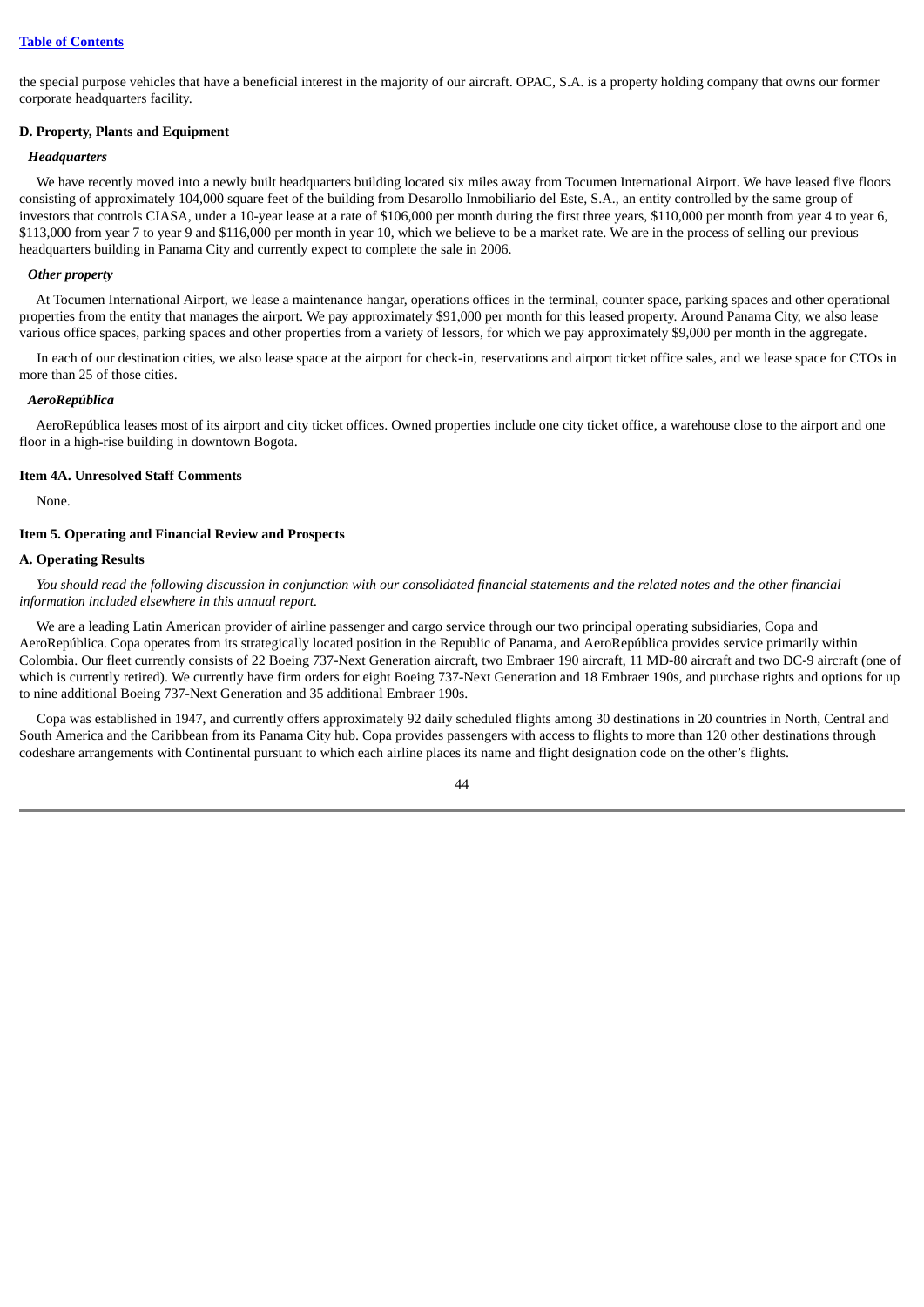the special purpose vehicles that have a beneficial interest in the majority of our aircraft. OPAC, S.A. is a property holding company that owns our former corporate headquarters facility.

### D. Property, Plants and Equipment

***Headquarters***

We have recently moved into a newly built headquarters building located six miles away from Tocumen International Airport. We have leased five floors consisting of approximately 104,000 square feet of the building from Desarollo Inmobiliario del Este, S.A., an entity controlled by the same group of investors that controls CIASA, under a 10-year lease at a rate of $106,000 per month during the first three years, $110,000 per month from year 4 to year 6, $113,000 from year 7 to year 9 and $116,000 per month in year 10, which we believe to be a market rate. We are in the process of selling our previous headquarters building in Panama City and currently expect to complete the sale in 2006.

***Other property***

At Tocumen International Airport, we lease a maintenance hangar, operations offices in the terminal, counter space, parking spaces and other operational properties from the entity that manages the airport. We pay approximately $91,000 per month for this leased property. Around Panama City, we also lease various office spaces, parking spaces and other properties from a variety of lessors, for which we pay approximately $9,000 per month in the aggregate.

In each of our destination cities, we also lease space at the airport for check-in, reservations and airport ticket office sales, and we lease space for CTOs in more than 25 of those cities.

***AeroRepública***

AeroRepública leases most of its airport and city ticket offices. Owned properties include one city ticket office, a warehouse close to the airport and one floor in a high-rise building in downtown Bogota.

### Item 4A. Unresolved Staff Comments

None.

### Item 5. Operating and Financial Review and Prospects

### A. Operating Results

*You should read the following discussion in conjunction with our consolidated financial statements and the related notes and the other financial information included elsewhere in this annual report.*

We are a leading Latin American provider of airline passenger and cargo service through our two principal operating subsidiaries, Copa and AeroRepública. Copa operates from its strategically located position in the Republic of Panama, and AeroRepública provides service primarily within Colombia. Our fleet currently consists of 22 Boeing 737-Next Generation aircraft, two Embraer 190 aircraft, 11 MD-80 aircraft and two DC-9 aircraft (one of which is currently retired). We currently have firm orders for eight Boeing 737-Next Generation and 18 Embraer 190s, and purchase rights and options for up to nine additional Boeing 737-Next Generation and 35 additional Embraer 190s.

Copa was established in 1947, and currently offers approximately 92 daily scheduled flights among 30 destinations in 20 countries in North, Central and South America and the Caribbean from its Panama City hub. Copa provides passengers with access to flights to more than 120 other destinations through codeshare arrangements with Continental pursuant to which each airline places its name and flight designation code on the other's flights.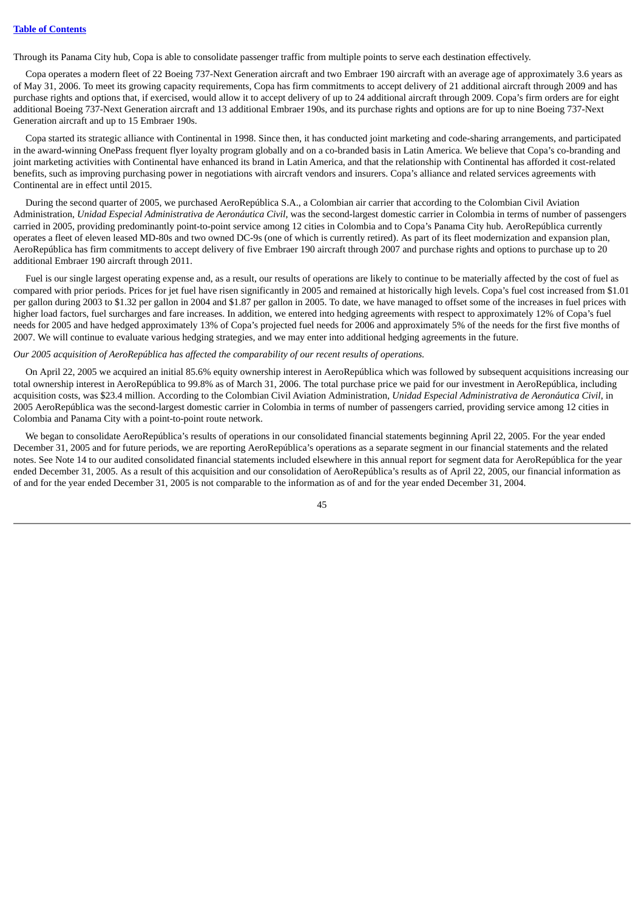Through its Panama City hub, Copa is able to consolidate passenger traffic from multiple points to serve each destination effectively.

Copa operates a modern fleet of 22 Boeing 737-Next Generation aircraft and two Embraer 190 aircraft with an average age of approximately 3.6 years as of May 31, 2006. To meet its growing capacity requirements, Copa has firm commitments to accept delivery of 21 additional aircraft through 2009 and has purchase rights and options that, if exercised, would allow it to accept delivery of up to 24 additional aircraft through 2009. Copa's firm orders are for eight additional Boeing 737-Next Generation aircraft and 13 additional Embraer 190s, and its purchase rights and options are for up to nine Boeing 737-Next Generation aircraft and up to 15 Embraer 190s.

Copa started its strategic alliance with Continental in 1998. Since then, it has conducted joint marketing and code-sharing arrangements, and participated in the award-winning OnePass frequent flyer loyalty program globally and on a co-branded basis in Latin America. We believe that Copa's co-branding and joint marketing activities with Continental have enhanced its brand in Latin America, and that the relationship with Continental has afforded it cost-related benefits, such as improving purchasing power in negotiations with aircraft vendors and insurers. Copa's alliance and related services agreements with Continental are in effect until 2015.

During the second quarter of 2005, we purchased AeroRepública S.A., a Colombian air carrier that according to the Colombian Civil Aviation Administration, *Unidad Especial Administrativa de Aeronáutica Civil*, was the second-largest domestic carrier in Colombia in terms of number of passengers carried in 2005, providing predominantly point-to-point service among 12 cities in Colombia and to Copa's Panama City hub. AeroRepública currently operates a fleet of eleven leased MD-80s and two owned DC-9s (one of which is currently retired). As part of its fleet modernization and expansion plan, AeroRepública has firm commitments to accept delivery of five Embraer 190 aircraft through 2007 and purchase rights and options to purchase up to 20 additional Embraer 190 aircraft through 2011.

Fuel is our single largest operating expense and, as a result, our results of operations are likely to continue to be materially affected by the cost of fuel as compared with prior periods. Prices for jet fuel have risen significantly in 2005 and remained at historically high levels. Copa's fuel cost increased from $1.01 per gallon during 2003 to $1.32 per gallon in 2004 and $1.87 per gallon in 2005. To date, we have managed to offset some of the increases in fuel prices with higher load factors, fuel surcharges and fare increases. In addition, we entered into hedging agreements with respect to approximately 12% of Copa's fuel needs for 2005 and have hedged approximately 13% of Copa's projected fuel needs for 2006 and approximately 5% of the needs for the first five months of 2007. We will continue to evaluate various hedging strategies, and we may enter into additional hedging agreements in the future.

*Our 2005 acquisition of AeroRepública has affected the comparability of our recent results of operations.*

On April 22, 2005 we acquired an initial 85.6% equity ownership interest in AeroRepública which was followed by subsequent acquisitions increasing our total ownership interest in AeroRepública to 99.8% as of March 31, 2006. The total purchase price we paid for our investment in AeroRepública, including acquisition costs, was $23.4 million. According to the Colombian Civil Aviation Administration, *Unidad Especial Administrativa de Aeronáutica Civil*, in 2005 AeroRepública was the second-largest domestic carrier in Colombia in terms of number of passengers carried, providing service among 12 cities in Colombia and Panama City with a point-to-point route network.

We began to consolidate AeroRepública's results of operations in our consolidated financial statements beginning April 22, 2005. For the year ended December 31, 2005 and for future periods, we are reporting AeroRepública's operations as a separate segment in our financial statements and the related notes. See Note 14 to our audited consolidated financial statements included elsewhere in this annual report for segment data for AeroRepública for the year ended December 31, 2005. As a result of this acquisition and our consolidation of AeroRepública's results as of April 22, 2005, our financial information as of and for the year ended December 31, 2005 is not comparable to the information as of and for the year ended December 31, 2004.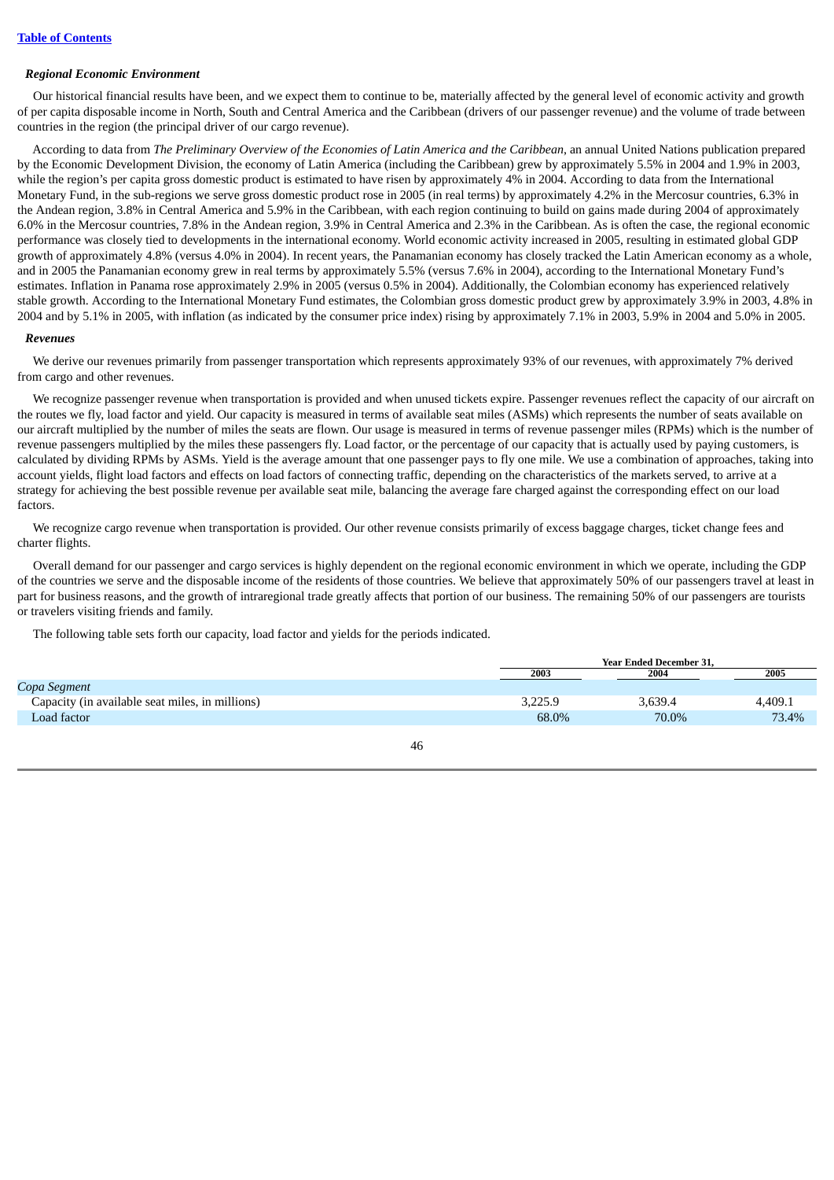### *Regional Economic Environment*

Our historical financial results have been, and we expect them to continue to be, materially affected by the general level of economic activity and growth of per capita disposable income in North, South and Central America and the Caribbean (drivers of our passenger revenue) and the volume of trade between countries in the region (the principal driver of our cargo revenue).

According to data from *The Preliminary Overview of the Economies of Latin America and the Caribbean*, an annual United Nations publication prepared by the Economic Development Division, the economy of Latin America (including the Caribbean) grew by approximately 5.5% in 2004 and 1.9% in 2003, while the region's per capita gross domestic product is estimated to have risen by approximately 4% in 2004. According to data from the International Monetary Fund, in the sub-regions we serve gross domestic product rose in 2005 (in real terms) by approximately 4.2% in the Mercosur countries, 6.3% in the Andean region, 3.8% in Central America and 5.9% in the Caribbean, with each region continuing to build on gains made during 2004 of approximately 6.0% in the Mercosur countries, 7.8% in the Andean region, 3.9% in Central America and 2.3% in the Caribbean. As is often the case, the regional economic performance was closely tied to developments in the international economy. World economic activity increased in 2005, resulting in estimated global GDP growth of approximately 4.8% (versus 4.0% in 2004). In recent years, the Panamanian economy has closely tracked the Latin American economy as a whole, and in 2005 the Panamanian economy grew in real terms by approximately 5.5% (versus 7.6% in 2004), according to the International Monetary Fund's estimates. Inflation in Panama rose approximately 2.9% in 2005 (versus 0.5% in 2004). Additionally, the Colombian economy has experienced relatively stable growth. According to the International Monetary Fund estimates, the Colombian gross domestic product grew by approximately 3.9% in 2003, 4.8% in 2004 and by 5.1% in 2005, with inflation (as indicated by the consumer price index) rising by approximately 7.1% in 2003, 5.9% in 2004 and 5.0% in 2005.

### *Revenues*

We derive our revenues primarily from passenger transportation which represents approximately 93% of our revenues, with approximately 7% derived from cargo and other revenues.

We recognize passenger revenue when transportation is provided and when unused tickets expire. Passenger revenues reflect the capacity of our aircraft on the routes we fly, load factor and yield. Our capacity is measured in terms of available seat miles (ASMs) which represents the number of seats available on our aircraft multiplied by the number of miles the seats are flown. Our usage is measured in terms of revenue passenger miles (RPMs) which is the number of revenue passengers multiplied by the miles these passengers fly. Load factor, or the percentage of our capacity that is actually used by paying customers, is calculated by dividing RPMs by ASMs. Yield is the average amount that one passenger pays to fly one mile. We use a combination of approaches, taking into account yields, flight load factors and effects on load factors of connecting traffic, depending on the characteristics of the markets served, to arrive at a strategy for achieving the best possible revenue per available seat mile, balancing the average fare charged against the corresponding effect on our load factors.

We recognize cargo revenue when transportation is provided. Our other revenue consists primarily of excess baggage charges, ticket change fees and charter flights.

Overall demand for our passenger and cargo services is highly dependent on the regional economic environment in which we operate, including the GDP of the countries we serve and the disposable income of the residents of those countries. We believe that approximately 50% of our passengers travel at least in part for business reasons, and the growth of intraregional trade greatly affects that portion of our business. The remaining 50% of our passengers are tourists or travelers visiting friends and family.

The following table sets forth our capacity, load factor and yields for the periods indicated.

| | Year Ended December 31, | | |
|---|---|---|---|
| | 2003 | 2004 | 2005 |
| *Copa Segment* | | | |
| Capacity (in available seat miles, in millions) | 3,225.9 | 3,639.4 | 4,409.1 |
| Load factor | 68.0% | 70.0% | 73.4% |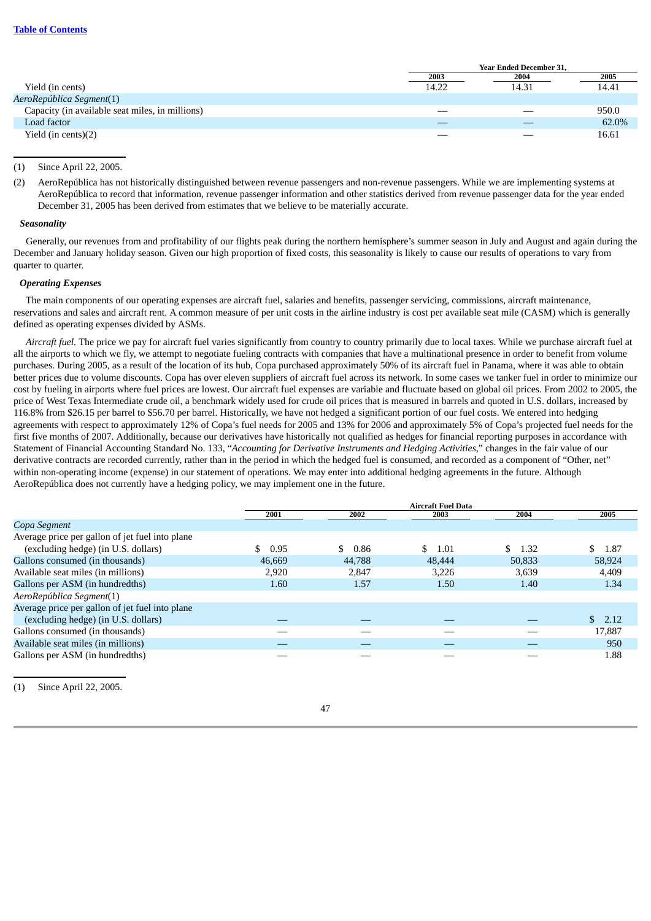| | Year Ended December 31, | | |
|---|---|---|---|
| | 2003 | 2004 | 2005 |
| Yield (in cents) | 14.22 | 14.31 | 14.41 |
| *AeroRepública Segment*(1) | | | |
| Capacity (in available seat miles, in millions) | — | — | 950.0 |
| Load factor | — | — | 62.0% |
| Yield (in cents)(2) | — | — | 16.61 |

(1) Since April 22, 2005.

(2) AeroRepública has not historically distinguished between revenue passengers and non-revenue passengers. While we are implementing systems at AeroRepública to record that information, revenue passenger information and other statistics derived from revenue passenger data for the year ended December 31, 2005 has been derived from estimates that we believe to be materially accurate.

***Seasonality***

Generally, our revenues from and profitability of our flights peak during the northern hemisphere's summer season in July and August and again during the December and January holiday season. Given our high proportion of fixed costs, this seasonality is likely to cause our results of operations to vary from quarter to quarter.

***Operating Expenses***

The main components of our operating expenses are aircraft fuel, salaries and benefits, passenger servicing, commissions, aircraft maintenance, reservations and sales and aircraft rent. A common measure of per unit costs in the airline industry is cost per available seat mile (CASM) which is generally defined as operating expenses divided by ASMs.

*Aircraft fuel.* The price we pay for aircraft fuel varies significantly from country to country primarily due to local taxes. While we purchase aircraft fuel at all the airports to which we fly, we attempt to negotiate fueling contracts with companies that have a multinational presence in order to benefit from volume purchases. During 2005, as a result of the location of its hub, Copa purchased approximately 50% of its aircraft fuel in Panama, where it was able to obtain better prices due to volume discounts. Copa has over eleven suppliers of aircraft fuel across its network. In some cases we tanker fuel in order to minimize our cost by fueling in airports where fuel prices are lowest. Our aircraft fuel expenses are variable and fluctuate based on global oil prices. From 2002 to 2005, the price of West Texas Intermediate crude oil, a benchmark widely used for crude oil prices that is measured in barrels and quoted in U.S. dollars, increased by 116.8% from $26.15 per barrel to $56.70 per barrel. Historically, we have not hedged a significant portion of our fuel costs. We entered into hedging agreements with respect to approximately 12% of Copa's fuel needs for 2005 and 13% for 2006 and approximately 5% of Copa's projected fuel needs for the first five months of 2007. Additionally, because our derivatives have historically not qualified as hedges for financial reporting purposes in accordance with Statement of Financial Accounting Standard No. 133, "*Accounting for Derivative Instruments and Hedging Activities*," changes in the fair value of our derivative contracts are recorded currently, rather than in the period in which the hedged fuel is consumed, and recorded as a component of "Other, net" within non-operating income (expense) in our statement of operations. We may enter into additional hedging agreements in the future. Although AeroRepública does not currently have a hedging policy, we may implement one in the future.

| | Aircraft Fuel Data | | | | |
|---|---|---|---|---|---|
| | 2001 | 2002 | 2003 | 2004 | 2005 |
| *Copa Segment* | | | | | |
| Average price per gallon of jet fuel into plane (excluding hedge) (in U.S. dollars) | $ 0.95 | $ 0.86 | $ 1.01 | $ 1.32 | $ 1.87 |
| Gallons consumed (in thousands) | 46,669 | 44,788 | 48,444 | 50,833 | 58,924 |
| Available seat miles (in millions) | 2,920 | 2,847 | 3,226 | 3,639 | 4,409 |
| Gallons per ASM (in hundredths) | 1.60 | 1.57 | 1.50 | 1.40 | 1.34 |
| *AeroRepública Segment*(1) | | | | | |
| Average price per gallon of jet fuel into plane (excluding hedge) (in U.S. dollars) | — | — | — | — | $ 2.12 |
| Gallons consumed (in thousands) | — | — | — | — | 17,887 |
| Available seat miles (in millions) | — | — | — | — | 950 |
| Gallons per ASM (in hundredths) | — | — | — | — | 1.88 |

(1) Since April 22, 2005.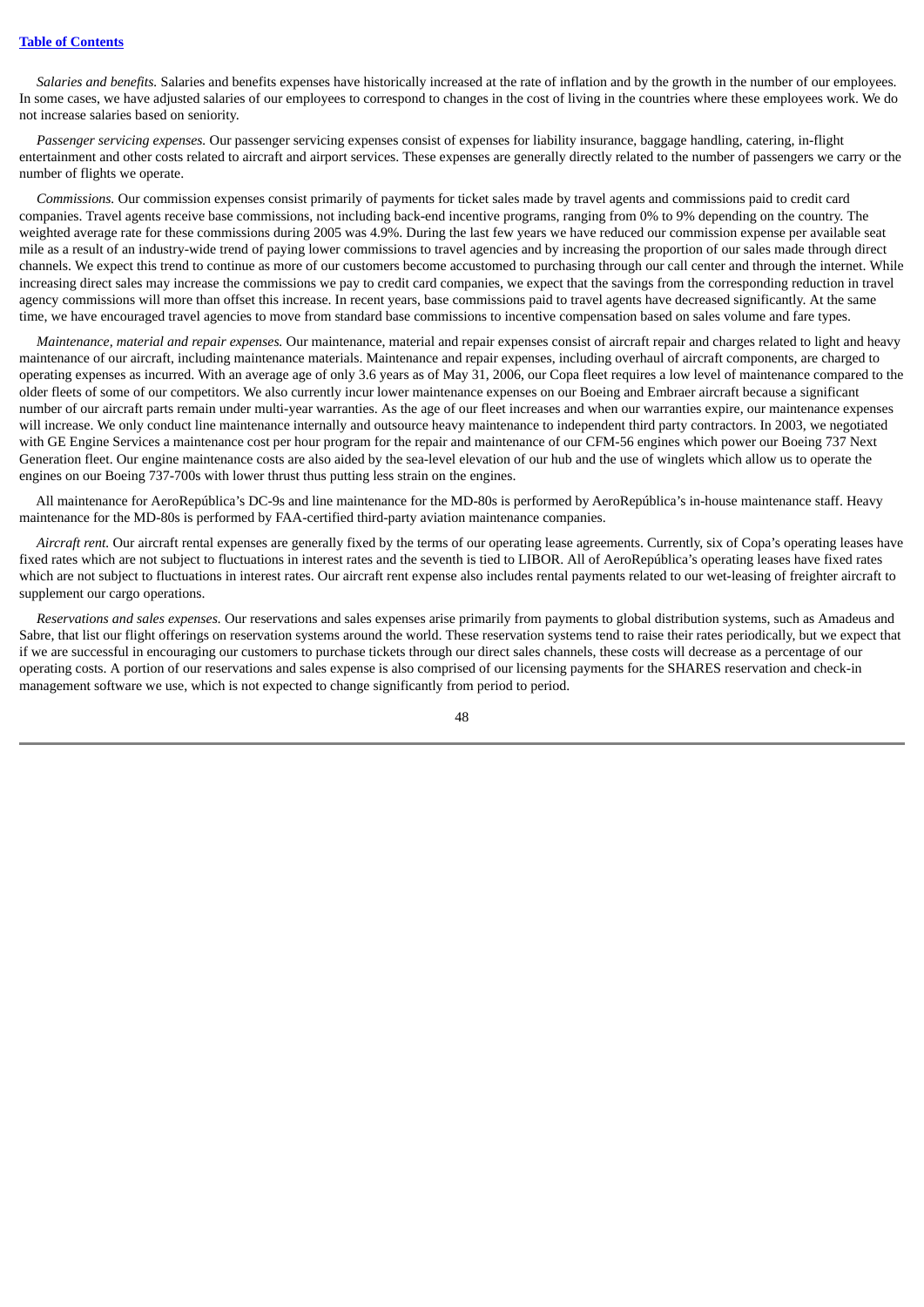*Salaries and benefits.* Salaries and benefits expenses have historically increased at the rate of inflation and by the growth in the number of our employees. In some cases, we have adjusted salaries of our employees to correspond to changes in the cost of living in the countries where these employees work. We do not increase salaries based on seniority.

*Passenger servicing expenses.* Our passenger servicing expenses consist of expenses for liability insurance, baggage handling, catering, in-flight entertainment and other costs related to aircraft and airport services. These expenses are generally directly related to the number of passengers we carry or the number of flights we operate.

*Commissions.* Our commission expenses consist primarily of payments for ticket sales made by travel agents and commissions paid to credit card companies. Travel agents receive base commissions, not including back-end incentive programs, ranging from 0% to 9% depending on the country. The weighted average rate for these commissions during 2005 was 4.9%. During the last few years we have reduced our commission expense per available seat mile as a result of an industry-wide trend of paying lower commissions to travel agencies and by increasing the proportion of our sales made through direct channels. We expect this trend to continue as more of our customers become accustomed to purchasing through our call center and through the internet. While increasing direct sales may increase the commissions we pay to credit card companies, we expect that the savings from the corresponding reduction in travel agency commissions will more than offset this increase. In recent years, base commissions paid to travel agents have decreased significantly. At the same time, we have encouraged travel agencies to move from standard base commissions to incentive compensation based on sales volume and fare types.

*Maintenance, material and repair expenses.* Our maintenance, material and repair expenses consist of aircraft repair and charges related to light and heavy maintenance of our aircraft, including maintenance materials. Maintenance and repair expenses, including overhaul of aircraft components, are charged to operating expenses as incurred. With an average age of only 3.6 years as of May 31, 2006, our Copa fleet requires a low level of maintenance compared to the older fleets of some of our competitors. We also currently incur lower maintenance expenses on our Boeing and Embraer aircraft because a significant number of our aircraft parts remain under multi-year warranties. As the age of our fleet increases and when our warranties expire, our maintenance expenses will increase. We only conduct line maintenance internally and outsource heavy maintenance to independent third party contractors. In 2003, we negotiated with GE Engine Services a maintenance cost per hour program for the repair and maintenance of our CFM-56 engines which power our Boeing 737 Next Generation fleet. Our engine maintenance costs are also aided by the sea-level elevation of our hub and the use of winglets which allow us to operate the engines on our Boeing 737-700s with lower thrust thus putting less strain on the engines.

All maintenance for AeroRepública's DC-9s and line maintenance for the MD-80s is performed by AeroRepública's in-house maintenance staff. Heavy maintenance for the MD-80s is performed by FAA-certified third-party aviation maintenance companies.

*Aircraft rent.* Our aircraft rental expenses are generally fixed by the terms of our operating lease agreements. Currently, six of Copa's operating leases have fixed rates which are not subject to fluctuations in interest rates and the seventh is tied to LIBOR. All of AeroRepública's operating leases have fixed rates which are not subject to fluctuations in interest rates. Our aircraft rent expense also includes rental payments related to our wet-leasing of freighter aircraft to supplement our cargo operations.

*Reservations and sales expenses.* Our reservations and sales expenses arise primarily from payments to global distribution systems, such as Amadeus and Sabre, that list our flight offerings on reservation systems around the world. These reservation systems tend to raise their rates periodically, but we expect that if we are successful in encouraging our customers to purchase tickets through our direct sales channels, these costs will decrease as a percentage of our operating costs. A portion of our reservations and sales expense is also comprised of our licensing payments for the SHARES reservation and check-in management software we use, which is not expected to change significantly from period to period.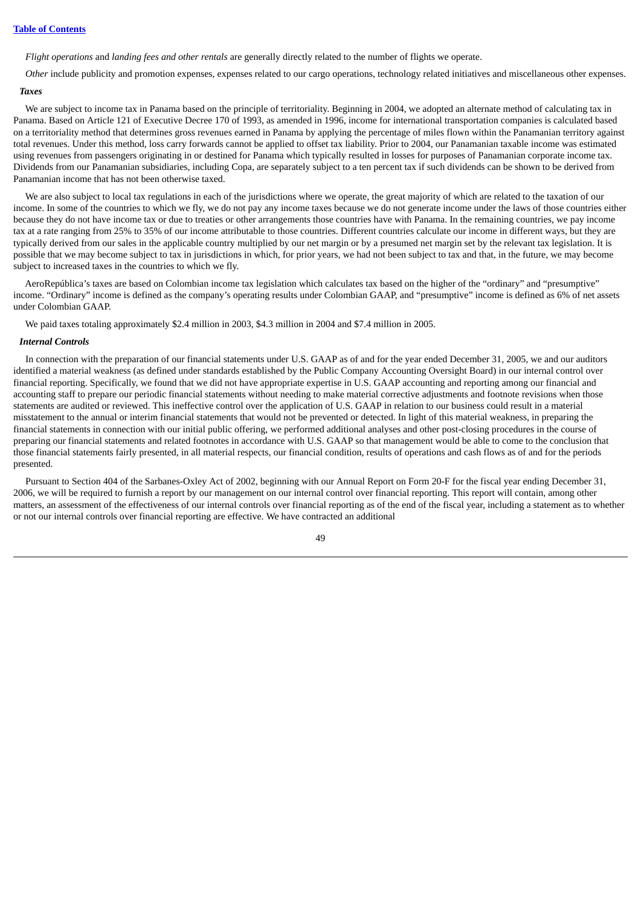*Flight operations* and *landing fees and other rentals* are generally directly related to the number of flights we operate.

*Other* include publicity and promotion expenses, expenses related to our cargo operations, technology related initiatives and miscellaneous other expenses.

***Taxes***

We are subject to income tax in Panama based on the principle of territoriality. Beginning in 2004, we adopted an alternate method of calculating tax in Panama. Based on Article 121 of Executive Decree 170 of 1993, as amended in 1996, income for international transportation companies is calculated based on a territoriality method that determines gross revenues earned in Panama by applying the percentage of miles flown within the Panamanian territory against total revenues. Under this method, loss carry forwards cannot be applied to offset tax liability. Prior to 2004, our Panamanian taxable income was estimated using revenues from passengers originating in or destined for Panama which typically resulted in losses for purposes of Panamanian corporate income tax. Dividends from our Panamanian subsidiaries, including Copa, are separately subject to a ten percent tax if such dividends can be shown to be derived from Panamanian income that has not been otherwise taxed.

We are also subject to local tax regulations in each of the jurisdictions where we operate, the great majority of which are related to the taxation of our income. In some of the countries to which we fly, we do not pay any income taxes because we do not generate income under the laws of those countries either because they do not have income tax or due to treaties or other arrangements those countries have with Panama. In the remaining countries, we pay income tax at a rate ranging from 25% to 35% of our income attributable to those countries. Different countries calculate our income in different ways, but they are typically derived from our sales in the applicable country multiplied by our net margin or by a presumed net margin set by the relevant tax legislation. It is possible that we may become subject to tax in jurisdictions in which, for prior years, we had not been subject to tax and that, in the future, we may become subject to increased taxes in the countries to which we fly.

AeroRepública's taxes are based on Colombian income tax legislation which calculates tax based on the higher of the "ordinary" and "presumptive" income. "Ordinary" income is defined as the company's operating results under Colombian GAAP, and "presumptive" income is defined as 6% of net assets under Colombian GAAP.

We paid taxes totaling approximately $2.4 million in 2003, $4.3 million in 2004 and $7.4 million in 2005.

***Internal Controls***

In connection with the preparation of our financial statements under U.S. GAAP as of and for the year ended December 31, 2005, we and our auditors identified a material weakness (as defined under standards established by the Public Company Accounting Oversight Board) in our internal control over financial reporting. Specifically, we found that we did not have appropriate expertise in U.S. GAAP accounting and reporting among our financial and accounting staff to prepare our periodic financial statements without needing to make material corrective adjustments and footnote revisions when those statements are audited or reviewed. This ineffective control over the application of U.S. GAAP in relation to our business could result in a material misstatement to the annual or interim financial statements that would not be prevented or detected. In light of this material weakness, in preparing the financial statements in connection with our initial public offering, we performed additional analyses and other post-closing procedures in the course of preparing our financial statements and related footnotes in accordance with U.S. GAAP so that management would be able to come to the conclusion that those financial statements fairly presented, in all material respects, our financial condition, results of operations and cash flows as of and for the periods presented.

Pursuant to Section 404 of the Sarbanes-Oxley Act of 2002, beginning with our Annual Report on Form 20-F for the fiscal year ending December 31, 2006, we will be required to furnish a report by our management on our internal control over financial reporting. This report will contain, among other matters, an assessment of the effectiveness of our internal controls over financial reporting as of the end of the fiscal year, including a statement as to whether or not our internal controls over financial reporting are effective. We have contracted an additional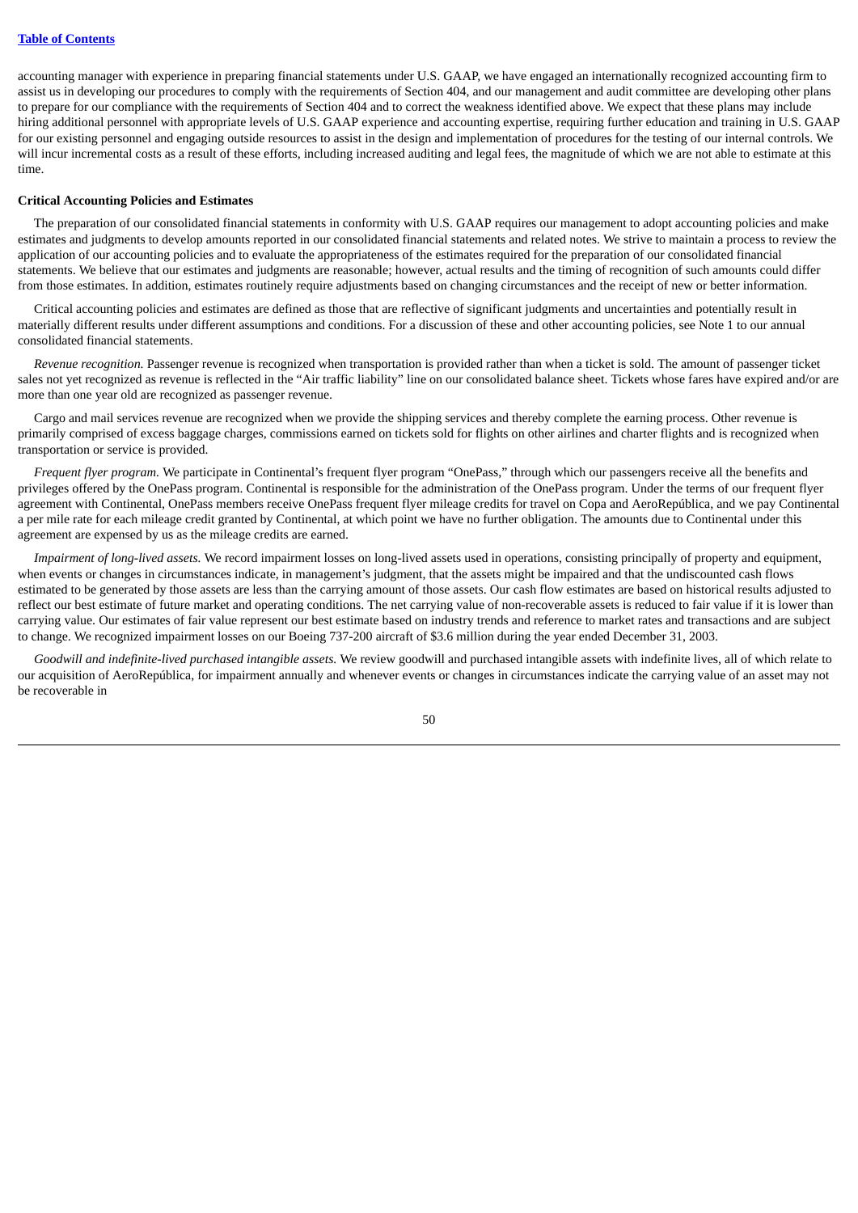accounting manager with experience in preparing financial statements under U.S. GAAP, we have engaged an internationally recognized accounting firm to assist us in developing our procedures to comply with the requirements of Section 404, and our management and audit committee are developing other plans to prepare for our compliance with the requirements of Section 404 and to correct the weakness identified above. We expect that these plans may include hiring additional personnel with appropriate levels of U.S. GAAP experience and accounting expertise, requiring further education and training in U.S. GAAP for our existing personnel and engaging outside resources to assist in the design and implementation of procedures for the testing of our internal controls. We will incur incremental costs as a result of these efforts, including increased auditing and legal fees, the magnitude of which we are not able to estimate at this time.

**Critical Accounting Policies and Estimates**

The preparation of our consolidated financial statements in conformity with U.S. GAAP requires our management to adopt accounting policies and make estimates and judgments to develop amounts reported in our consolidated financial statements and related notes. We strive to maintain a process to review the application of our accounting policies and to evaluate the appropriateness of the estimates required for the preparation of our consolidated financial statements. We believe that our estimates and judgments are reasonable; however, actual results and the timing of recognition of such amounts could differ from those estimates. In addition, estimates routinely require adjustments based on changing circumstances and the receipt of new or better information.

Critical accounting policies and estimates are defined as those that are reflective of significant judgments and uncertainties and potentially result in materially different results under different assumptions and conditions. For a discussion of these and other accounting policies, see Note 1 to our annual consolidated financial statements.

*Revenue recognition.* Passenger revenue is recognized when transportation is provided rather than when a ticket is sold. The amount of passenger ticket sales not yet recognized as revenue is reflected in the "Air traffic liability" line on our consolidated balance sheet. Tickets whose fares have expired and/or are more than one year old are recognized as passenger revenue.

Cargo and mail services revenue are recognized when we provide the shipping services and thereby complete the earning process. Other revenue is primarily comprised of excess baggage charges, commissions earned on tickets sold for flights on other airlines and charter flights and is recognized when transportation or service is provided.

*Frequent flyer program.* We participate in Continental's frequent flyer program "OnePass," through which our passengers receive all the benefits and privileges offered by the OnePass program. Continental is responsible for the administration of the OnePass program. Under the terms of our frequent flyer agreement with Continental, OnePass members receive OnePass frequent flyer mileage credits for travel on Copa and AeroRepública, and we pay Continental a per mile rate for each mileage credit granted by Continental, at which point we have no further obligation. The amounts due to Continental under this agreement are expensed by us as the mileage credits are earned.

*Impairment of long-lived assets.* We record impairment losses on long-lived assets used in operations, consisting principally of property and equipment, when events or changes in circumstances indicate, in management's judgment, that the assets might be impaired and that the undiscounted cash flows estimated to be generated by those assets are less than the carrying amount of those assets. Our cash flow estimates are based on historical results adjusted to reflect our best estimate of future market and operating conditions. The net carrying value of non-recoverable assets is reduced to fair value if it is lower than carrying value. Our estimates of fair value represent our best estimate based on industry trends and reference to market rates and transactions and are subject to change. We recognized impairment losses on our Boeing 737-200 aircraft of $3.6 million during the year ended December 31, 2003.

*Goodwill and indefinite-lived purchased intangible assets.* We review goodwill and purchased intangible assets with indefinite lives, all of which relate to our acquisition of AeroRepública, for impairment annually and whenever events or changes in circumstances indicate the carrying value of an asset may not be recoverable in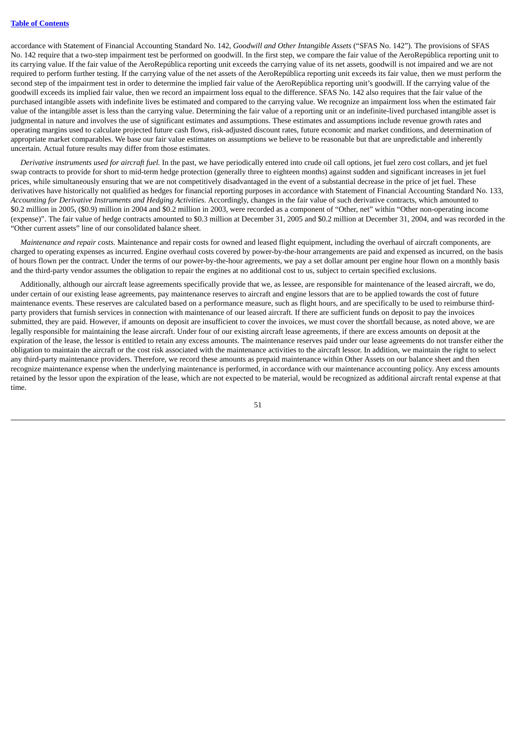accordance with Statement of Financial Accounting Standard No. 142, *Goodwill and Other Intangible Assets* ("SFAS No. 142"). The provisions of SFAS No. 142 require that a two-step impairment test be performed on goodwill. In the first step, we compare the fair value of the AeroRepública reporting unit to its carrying value. If the fair value of the AeroRepública reporting unit exceeds the carrying value of its net assets, goodwill is not impaired and we are not required to perform further testing. If the carrying value of the net assets of the AeroRepública reporting unit exceeds its fair value, then we must perform the second step of the impairment test in order to determine the implied fair value of the AeroRepública reporting unit's goodwill. If the carrying value of the goodwill exceeds its implied fair value, then we record an impairment loss equal to the difference. SFAS No. 142 also requires that the fair value of the purchased intangible assets with indefinite lives be estimated and compared to the carrying value. We recognize an impairment loss when the estimated fair value of the intangible asset is less than the carrying value. Determining the fair value of a reporting unit or an indefinite-lived purchased intangible asset is judgmental in nature and involves the use of significant estimates and assumptions. These estimates and assumptions include revenue growth rates and operating margins used to calculate projected future cash flows, risk-adjusted discount rates, future economic and market conditions, and determination of appropriate market comparables. We base our fair value estimates on assumptions we believe to be reasonable but that are unpredictable and inherently uncertain. Actual future results may differ from those estimates.

*Derivative instruments used for aircraft fuel.* In the past, we have periodically entered into crude oil call options, jet fuel zero cost collars, and jet fuel swap contracts to provide for short to mid-term hedge protection (generally three to eighteen months) against sudden and significant increases in jet fuel prices, while simultaneously ensuring that we are not competitively disadvantaged in the event of a substantial decrease in the price of jet fuel. These derivatives have historically not qualified as hedges for financial reporting purposes in accordance with Statement of Financial Accounting Standard No. 133, *Accounting for Derivative Instruments and Hedging Activities.* Accordingly, changes in the fair value of such derivative contracts, which amounted to $0.2 million in 2005, ($0.9) million in 2004 and $0.2 million in 2003, were recorded as a component of "Other, net" within "Other non-operating income (expense)". The fair value of hedge contracts amounted to $0.3 million at December 31, 2005 and $0.2 million at December 31, 2004, and was recorded in the "Other current assets" line of our consolidated balance sheet.

*Maintenance and repair costs.* Maintenance and repair costs for owned and leased flight equipment, including the overhaul of aircraft components, are charged to operating expenses as incurred. Engine overhaul costs covered by power-by-the-hour arrangements are paid and expensed as incurred, on the basis of hours flown per the contract. Under the terms of our power-by-the-hour agreements, we pay a set dollar amount per engine hour flown on a monthly basis and the third-party vendor assumes the obligation to repair the engines at no additional cost to us, subject to certain specified exclusions.

Additionally, although our aircraft lease agreements specifically provide that we, as lessee, are responsible for maintenance of the leased aircraft, we do, under certain of our existing lease agreements, pay maintenance reserves to aircraft and engine lessors that are to be applied towards the cost of future maintenance events. These reserves are calculated based on a performance measure, such as flight hours, and are specifically to be used to reimburse third-party providers that furnish services in connection with maintenance of our leased aircraft. If there are sufficient funds on deposit to pay the invoices submitted, they are paid. However, if amounts on deposit are insufficient to cover the invoices, we must cover the shortfall because, as noted above, we are legally responsible for maintaining the lease aircraft. Under four of our existing aircraft lease agreements, if there are excess amounts on deposit at the expiration of the lease, the lessor is entitled to retain any excess amounts. The maintenance reserves paid under our lease agreements do not transfer either the obligation to maintain the aircraft or the cost risk associated with the maintenance activities to the aircraft lessor. In addition, we maintain the right to select any third-party maintenance providers. Therefore, we record these amounts as prepaid maintenance within Other Assets on our balance sheet and then recognize maintenance expense when the underlying maintenance is performed, in accordance with our maintenance accounting policy. Any excess amounts retained by the lessor upon the expiration of the lease, which are not expected to be material, would be recognized as additional aircraft rental expense at that time.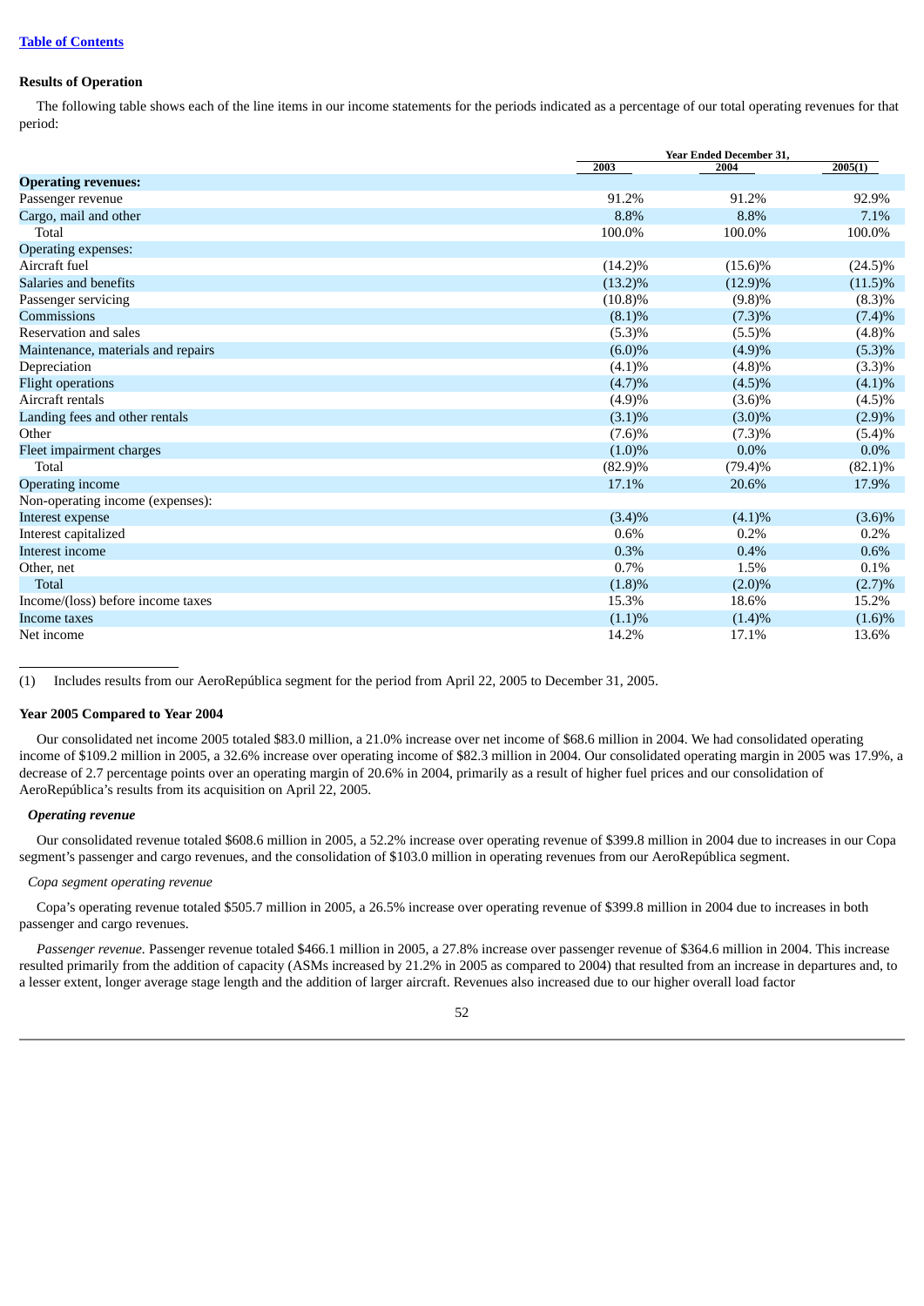[Table of Contents](#)

**Results of Operation**

The following table shows each of the line items in our income statements for the periods indicated as a percentage of our total operating revenues for that period:

| | Year Ended December 31, | | |
|---|---|---|---|
| | 2003 | 2004 | 2005(1) |
| **Operating revenues:** | | | |
| Passenger revenue | 91.2% | 91.2% | 92.9% |
| Cargo, mail and other | 8.8% | 8.8% | 7.1% |
| Total | 100.0% | 100.0% | 100.0% |
| Operating expenses: | | | |
| Aircraft fuel | (14.2)% | (15.6)% | (24.5)% |
| Salaries and benefits | (13.2)% | (12.9)% | (11.5)% |
| Passenger servicing | (10.8)% | (9.8)% | (8.3)% |
| Commissions | (8.1)% | (7.3)% | (7.4)% |
| Reservation and sales | (5.3)% | (5.5)% | (4.8)% |
| Maintenance, materials and repairs | (6.0)% | (4.9)% | (5.3)% |
| Depreciation | (4.1)% | (4.8)% | (3.3)% |
| Flight operations | (4.7)% | (4.5)% | (4.1)% |
| Aircraft rentals | (4.9)% | (3.6)% | (4.5)% |
| Landing fees and other rentals | (3.1)% | (3.0)% | (2.9)% |
| Other | (7.6)% | (7.3)% | (5.4)% |
| Fleet impairment charges | (1.0)% | 0.0% | 0.0% |
| Total | (82.9)% | (79.4)% | (82.1)% |
| Operating income | 17.1% | 20.6% | 17.9% |
| Non-operating income (expenses): | | | |
| Interest expense | (3.4)% | (4.1)% | (3.6)% |
| Interest capitalized | 0.6% | 0.2% | 0.2% |
| Interest income | 0.3% | 0.4% | 0.6% |
| Other, net | 0.7% | 1.5% | 0.1% |
| Total | (1.8)% | (2.0)% | (2.7)% |
| Income/(loss) before income taxes | 15.3% | 18.6% | 15.2% |
| Income taxes | (1.1)% | (1.4)% | (1.6)% |
| Net income | 14.2% | 17.1% | 13.6% |

(1) Includes results from our AeroRepública segment for the period from April 22, 2005 to December 31, 2005.

**Year 2005 Compared to Year 2004**

Our consolidated net income 2005 totaled $83.0 million, a 21.0% increase over net income of $68.6 million in 2004. We had consolidated operating income of $109.2 million in 2005, a 32.6% increase over operating income of $82.3 million in 2004. Our consolidated operating margin in 2005 was 17.9%, a decrease of 2.7 percentage points over an operating margin of 20.6% in 2004, primarily as a result of higher fuel prices and our consolidation of AeroRepública's results from its acquisition on April 22, 2005.

***Operating revenue***

Our consolidated revenue totaled $608.6 million in 2005, a 52.2% increase over operating revenue of $399.8 million in 2004 due to increases in our Copa segment's passenger and cargo revenues, and the consolidation of $103.0 million in operating revenues from our AeroRepública segment.

*Copa segment operating revenue*

Copa's operating revenue totaled $505.7 million in 2005, a 26.5% increase over operating revenue of $399.8 million in 2004 due to increases in both passenger and cargo revenues.

*Passenger revenue.* Passenger revenue totaled $466.1 million in 2005, a 27.8% increase over passenger revenue of $364.6 million in 2004. This increase resulted primarily from the addition of capacity (ASMs increased by 21.2% in 2005 as compared to 2004) that resulted from an increase in departures and, to a lesser extent, longer average stage length and the addition of larger aircraft. Revenues also increased due to our higher overall load factor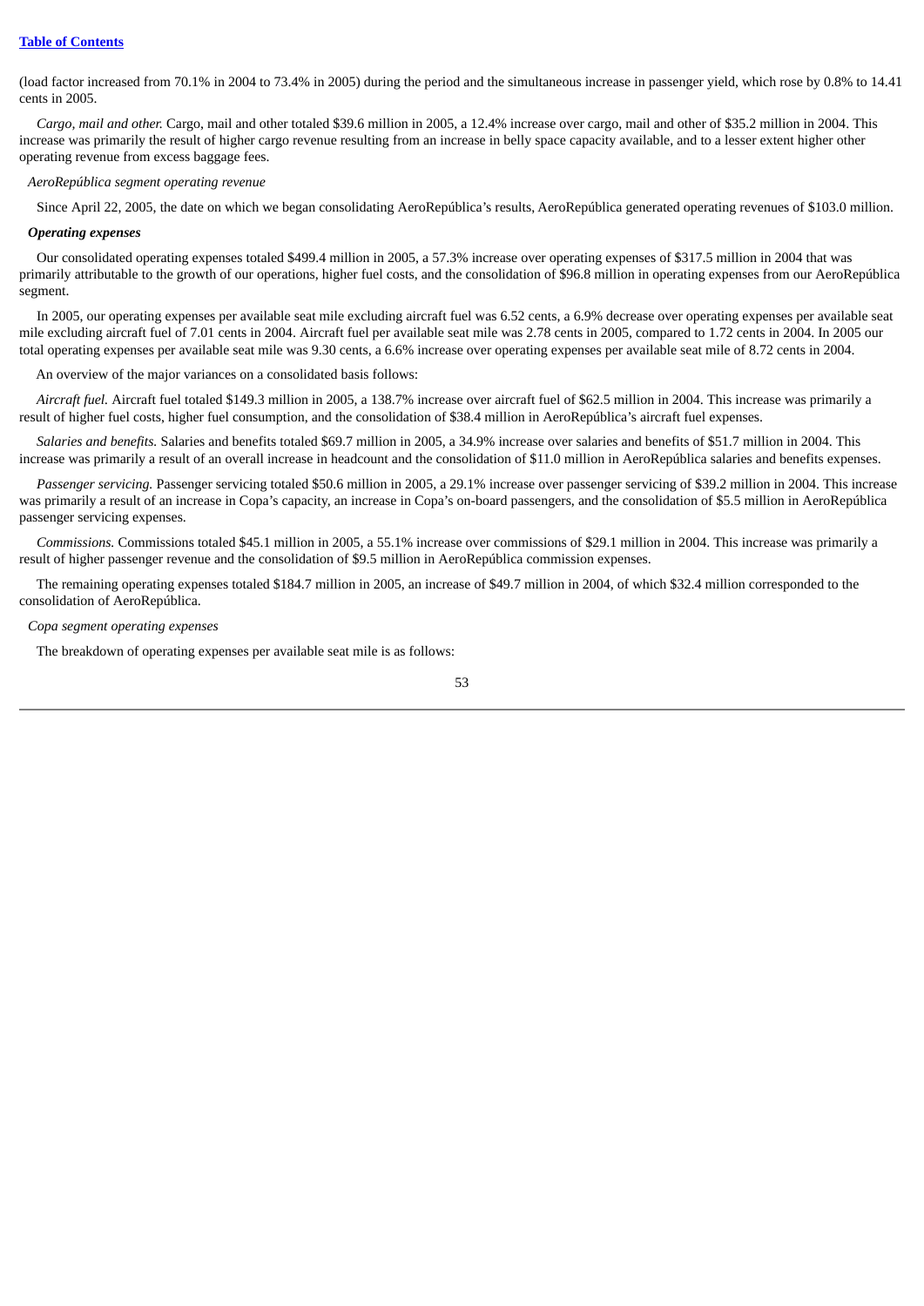(load factor increased from 70.1% in 2004 to 73.4% in 2005) during the period and the simultaneous increase in passenger yield, which rose by 0.8% to 14.41 cents in 2005.

*Cargo, mail and other.* Cargo, mail and other totaled $39.6 million in 2005, a 12.4% increase over cargo, mail and other of $35.2 million in 2004. This increase was primarily the result of higher cargo revenue resulting from an increase in belly space capacity available, and to a lesser extent higher other operating revenue from excess baggage fees.

*AeroRepública segment operating revenue*

Since April 22, 2005, the date on which we began consolidating AeroRepública's results, AeroRepública generated operating revenues of $103.0 million.

***Operating expenses***

Our consolidated operating expenses totaled $499.4 million in 2005, a 57.3% increase over operating expenses of $317.5 million in 2004 that was primarily attributable to the growth of our operations, higher fuel costs, and the consolidation of $96.8 million in operating expenses from our AeroRepública segment.

In 2005, our operating expenses per available seat mile excluding aircraft fuel was 6.52 cents, a 6.9% decrease over operating expenses per available seat mile excluding aircraft fuel of 7.01 cents in 2004. Aircraft fuel per available seat mile was 2.78 cents in 2005, compared to 1.72 cents in 2004. In 2005 our total operating expenses per available seat mile was 9.30 cents, a 6.6% increase over operating expenses per available seat mile of 8.72 cents in 2004.

An overview of the major variances on a consolidated basis follows:

*Aircraft fuel.* Aircraft fuel totaled $149.3 million in 2005, a 138.7% increase over aircraft fuel of $62.5 million in 2004. This increase was primarily a result of higher fuel costs, higher fuel consumption, and the consolidation of $38.4 million in AeroRepública's aircraft fuel expenses.

*Salaries and benefits.* Salaries and benefits totaled $69.7 million in 2005, a 34.9% increase over salaries and benefits of $51.7 million in 2004. This increase was primarily a result of an overall increase in headcount and the consolidation of $11.0 million in AeroRepública salaries and benefits expenses.

*Passenger servicing.* Passenger servicing totaled $50.6 million in 2005, a 29.1% increase over passenger servicing of $39.2 million in 2004. This increase was primarily a result of an increase in Copa's capacity, an increase in Copa's on-board passengers, and the consolidation of $5.5 million in AeroRepública passenger servicing expenses.

*Commissions.* Commissions totaled $45.1 million in 2005, a 55.1% increase over commissions of $29.1 million in 2004. This increase was primarily a result of higher passenger revenue and the consolidation of $9.5 million in AeroRepública commission expenses.

The remaining operating expenses totaled $184.7 million in 2005, an increase of $49.7 million in 2004, of which $32.4 million corresponded to the consolidation of AeroRepública.

*Copa segment operating expenses*

The breakdown of operating expenses per available seat mile is as follows: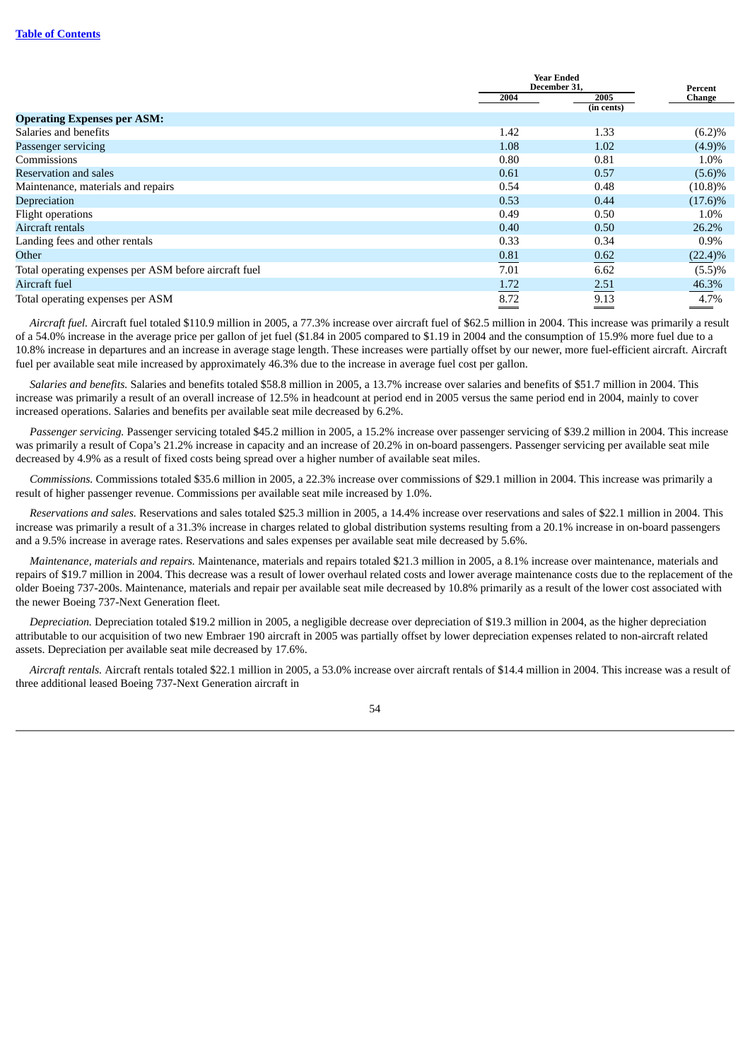| | Year Ended December 31, | | Percent Change |
|---|---|---|---|
| | 2004 | 2005 | |
| | | (in cents) | |
| **Operating Expenses per ASM:** | | | |
| Salaries and benefits | 1.42 | 1.33 | (6.2)% |
| Passenger servicing | 1.08 | 1.02 | (4.9)% |
| Commissions | 0.80 | 0.81 | 1.0% |
| Reservation and sales | 0.61 | 0.57 | (5.6)% |
| Maintenance, materials and repairs | 0.54 | 0.48 | (10.8)% |
| Depreciation | 0.53 | 0.44 | (17.6)% |
| Flight operations | 0.49 | 0.50 | 1.0% |
| Aircraft rentals | 0.40 | 0.50 | 26.2% |
| Landing fees and other rentals | 0.33 | 0.34 | 0.9% |
| Other | 0.81 | 0.62 | (22.4)% |
| Total operating expenses per ASM before aircraft fuel | 7.01 | 6.62 | (5.5)% |
| Aircraft fuel | 1.72 | 2.51 | 46.3% |
| Total operating expenses per ASM | 8.72 | 9.13 | 4.7% |

*Aircraft fuel.* Aircraft fuel totaled $110.9 million in 2005, a 77.3% increase over aircraft fuel of $62.5 million in 2004. This increase was primarily a result of a 54.0% increase in the average price per gallon of jet fuel ($1.84 in 2005 compared to $1.19 in 2004 and the consumption of 15.9% more fuel due to a 10.8% increase in departures and an increase in average stage length. These increases were partially offset by our newer, more fuel-efficient aircraft. Aircraft fuel per available seat mile increased by approximately 46.3% due to the increase in average fuel cost per gallon.

*Salaries and benefits.* Salaries and benefits totaled $58.8 million in 2005, a 13.7% increase over salaries and benefits of $51.7 million in 2004. This increase was primarily a result of an overall increase of 12.5% in headcount at period end in 2005 versus the same period end in 2004, mainly to cover increased operations. Salaries and benefits per available seat mile decreased by 6.2%.

*Passenger servicing.* Passenger servicing totaled $45.2 million in 2005, a 15.2% increase over passenger servicing of $39.2 million in 2004. This increase was primarily a result of Copa's 21.2% increase in capacity and an increase of 20.2% in on-board passengers. Passenger servicing per available seat mile decreased by 4.9% as a result of fixed costs being spread over a higher number of available seat miles.

*Commissions.* Commissions totaled $35.6 million in 2005, a 22.3% increase over commissions of $29.1 million in 2004. This increase was primarily a result of higher passenger revenue. Commissions per available seat mile increased by 1.0%.

*Reservations and sales.* Reservations and sales totaled $25.3 million in 2005, a 14.4% increase over reservations and sales of $22.1 million in 2004. This increase was primarily a result of a 31.3% increase in charges related to global distribution systems resulting from a 20.1% increase in on-board passengers and a 9.5% increase in average rates. Reservations and sales expenses per available seat mile decreased by 5.6%.

*Maintenance, materials and repairs.* Maintenance, materials and repairs totaled $21.3 million in 2005, a 8.1% increase over maintenance, materials and repairs of $19.7 million in 2004. This decrease was a result of lower overhaul related costs and lower average maintenance costs due to the replacement of the older Boeing 737-200s. Maintenance, materials and repair per available seat mile decreased by 10.8% primarily as a result of the lower cost associated with the newer Boeing 737-Next Generation fleet.

*Depreciation.* Depreciation totaled $19.2 million in 2005, a negligible decrease over depreciation of $19.3 million in 2004, as the higher depreciation attributable to our acquisition of two new Embraer 190 aircraft in 2005 was partially offset by lower depreciation expenses related to non-aircraft related assets. Depreciation per available seat mile decreased by 17.6%.

*Aircraft rentals.* Aircraft rentals totaled $22.1 million in 2005, a 53.0% increase over aircraft rentals of $14.4 million in 2004. This increase was a result of three additional leased Boeing 737-Next Generation aircraft in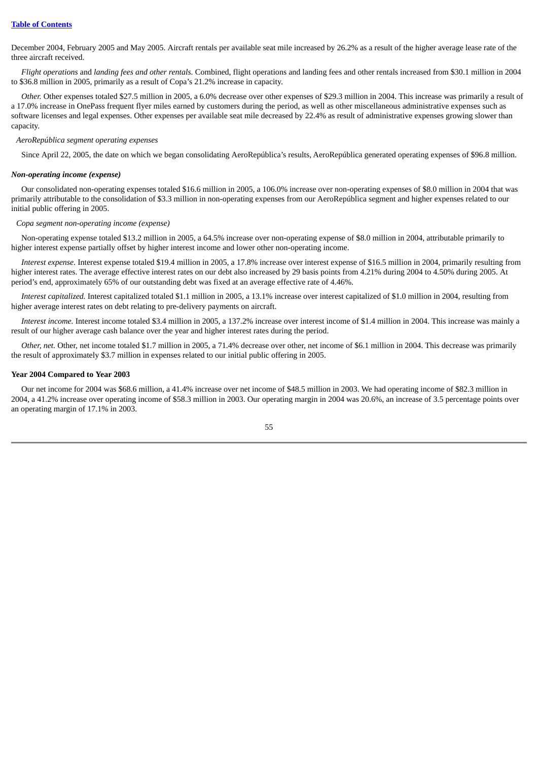December 2004, February 2005 and May 2005. Aircraft rentals per available seat mile increased by 26.2% as a result of the higher average lease rate of the three aircraft received.

*Flight operations* and *landing fees and other rentals.* Combined, flight operations and landing fees and other rentals increased from $30.1 million in 2004 to $36.8 million in 2005, primarily as a result of Copa's 21.2% increase in capacity.

*Other.* Other expenses totaled $27.5 million in 2005, a 6.0% decrease over other expenses of $29.3 million in 2004. This increase was primarily a result of a 17.0% increase in OnePass frequent flyer miles earned by customers during the period, as well as other miscellaneous administrative expenses such as software licenses and legal expenses. Other expenses per available seat mile decreased by 22.4% as result of administrative expenses growing slower than capacity.

*AeroRepública segment operating expenses*

Since April 22, 2005, the date on which we began consolidating AeroRepública's results, AeroRepública generated operating expenses of $96.8 million.

***Non-operating income (expense)***

Our consolidated non-operating expenses totaled $16.6 million in 2005, a 106.0% increase over non-operating expenses of $8.0 million in 2004 that was primarily attributable to the consolidation of $3.3 million in non-operating expenses from our AeroRepública segment and higher expenses related to our initial public offering in 2005.

*Copa segment non-operating income (expense)*

Non-operating expense totaled $13.2 million in 2005, a 64.5% increase over non-operating expense of $8.0 million in 2004, attributable primarily to higher interest expense partially offset by higher interest income and lower other non-operating income.

*Interest expense.* Interest expense totaled $19.4 million in 2005, a 17.8% increase over interest expense of $16.5 million in 2004, primarily resulting from higher interest rates. The average effective interest rates on our debt also increased by 29 basis points from 4.21% during 2004 to 4.50% during 2005. At period's end, approximately 65% of our outstanding debt was fixed at an average effective rate of 4.46%.

*Interest capitalized.* Interest capitalized totaled $1.1 million in 2005, a 13.1% increase over interest capitalized of $1.0 million in 2004, resulting from higher average interest rates on debt relating to pre-delivery payments on aircraft.

*Interest income.* Interest income totaled $3.4 million in 2005, a 137.2% increase over interest income of $1.4 million in 2004. This increase was mainly a result of our higher average cash balance over the year and higher interest rates during the period.

*Other, net.* Other, net income totaled $1.7 million in 2005, a 71.4% decrease over other, net income of $6.1 million in 2004. This decrease was primarily the result of approximately $3.7 million in expenses related to our initial public offering in 2005.

**Year 2004 Compared to Year 2003**

Our net income for 2004 was $68.6 million, a 41.4% increase over net income of $48.5 million in 2003. We had operating income of $82.3 million in 2004, a 41.2% increase over operating income of $58.3 million in 2003. Our operating margin in 2004 was 20.6%, an increase of 3.5 percentage points over an operating margin of 17.1% in 2003.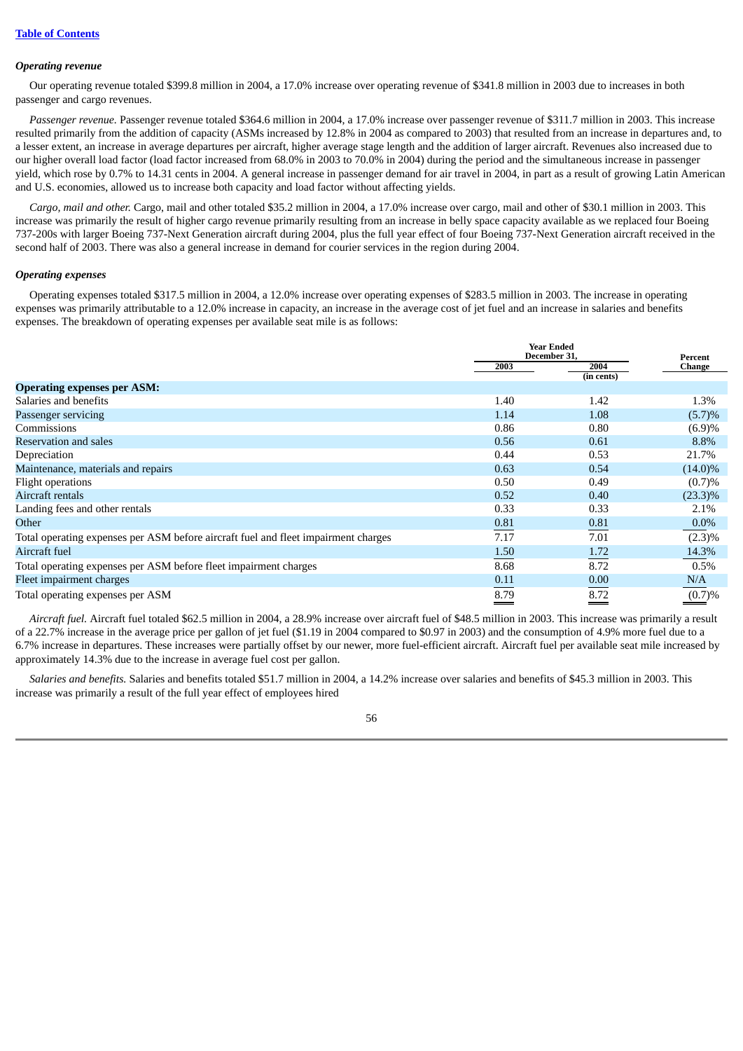[Table of Contents]

### *Operating revenue*

Our operating revenue totaled $399.8 million in 2004, a 17.0% increase over operating revenue of $341.8 million in 2003 due to increases in both passenger and cargo revenues.

*Passenger revenue.* Passenger revenue totaled $364.6 million in 2004, a 17.0% increase over passenger revenue of $311.7 million in 2003. This increase resulted primarily from the addition of capacity (ASMs increased by 12.8% in 2004 as compared to 2003) that resulted from an increase in departures and, to a lesser extent, an increase in average departures per aircraft, higher average stage length and the addition of larger aircraft. Revenues also increased due to our higher overall load factor (load factor increased from 68.0% in 2003 to 70.0% in 2004) during the period and the simultaneous increase in passenger yield, which rose by 0.7% to 14.31 cents in 2004. A general increase in passenger demand for air travel in 2004, in part as a result of growing Latin American and U.S. economies, allowed us to increase both capacity and load factor without affecting yields.

*Cargo, mail and other.* Cargo, mail and other totaled $35.2 million in 2004, a 17.0% increase over cargo, mail and other of $30.1 million in 2003. This increase was primarily the result of higher cargo revenue primarily resulting from an increase in belly space capacity available as we replaced four Boeing 737-200s with larger Boeing 737-Next Generation aircraft during 2004, plus the full year effect of four Boeing 737-Next Generation aircraft received in the second half of 2003. There was also a general increase in demand for courier services in the region during 2004.

### *Operating expenses*

Operating expenses totaled $317.5 million in 2004, a 12.0% increase over operating expenses of $283.5 million in 2003. The increase in operating expenses was primarily attributable to a 12.0% increase in capacity, an increase in the average cost of jet fuel and an increase in salaries and benefits expenses. The breakdown of operating expenses per available seat mile is as follows:

| | Year Ended December 31, | | Percent Change |
|---|---|---|---|
| | 2003 | 2004 | |
| | (in cents) | | |
| **Operating expenses per ASM:** | | | |
| Salaries and benefits | 1.40 | 1.42 | 1.3% |
| Passenger servicing | 1.14 | 1.08 | (5.7)% |
| Commissions | 0.86 | 0.80 | (6.9)% |
| Reservation and sales | 0.56 | 0.61 | 8.8% |
| Depreciation | 0.44 | 0.53 | 21.7% |
| Maintenance, materials and repairs | 0.63 | 0.54 | (14.0)% |
| Flight operations | 0.50 | 0.49 | (0.7)% |
| Aircraft rentals | 0.52 | 0.40 | (23.3)% |
| Landing fees and other rentals | 0.33 | 0.33 | 2.1% |
| Other | 0.81 | 0.81 | 0.0% |
| Total operating expenses per ASM before aircraft fuel and fleet impairment charges | 7.17 | 7.01 | (2.3)% |
| Aircraft fuel | 1.50 | 1.72 | 14.3% |
| Total operating expenses per ASM before fleet impairment charges | 8.68 | 8.72 | 0.5% |
| Fleet impairment charges | 0.11 | 0.00 | N/A |
| Total operating expenses per ASM | 8.79 | 8.72 | (0.7)% |

*Aircraft fuel.* Aircraft fuel totaled $62.5 million in 2004, a 28.9% increase over aircraft fuel of $48.5 million in 2003. This increase was primarily a result of a 22.7% increase in the average price per gallon of jet fuel ($1.19 in 2004 compared to $0.97 in 2003) and the consumption of 4.9% more fuel due to a 6.7% increase in departures. These increases were partially offset by our newer, more fuel-efficient aircraft. Aircraft fuel per available seat mile increased by approximately 14.3% due to the increase in average fuel cost per gallon.

*Salaries and benefits.* Salaries and benefits totaled $51.7 million in 2004, a 14.2% increase over salaries and benefits of $45.3 million in 2003. This increase was primarily a result of the full year effect of employees hired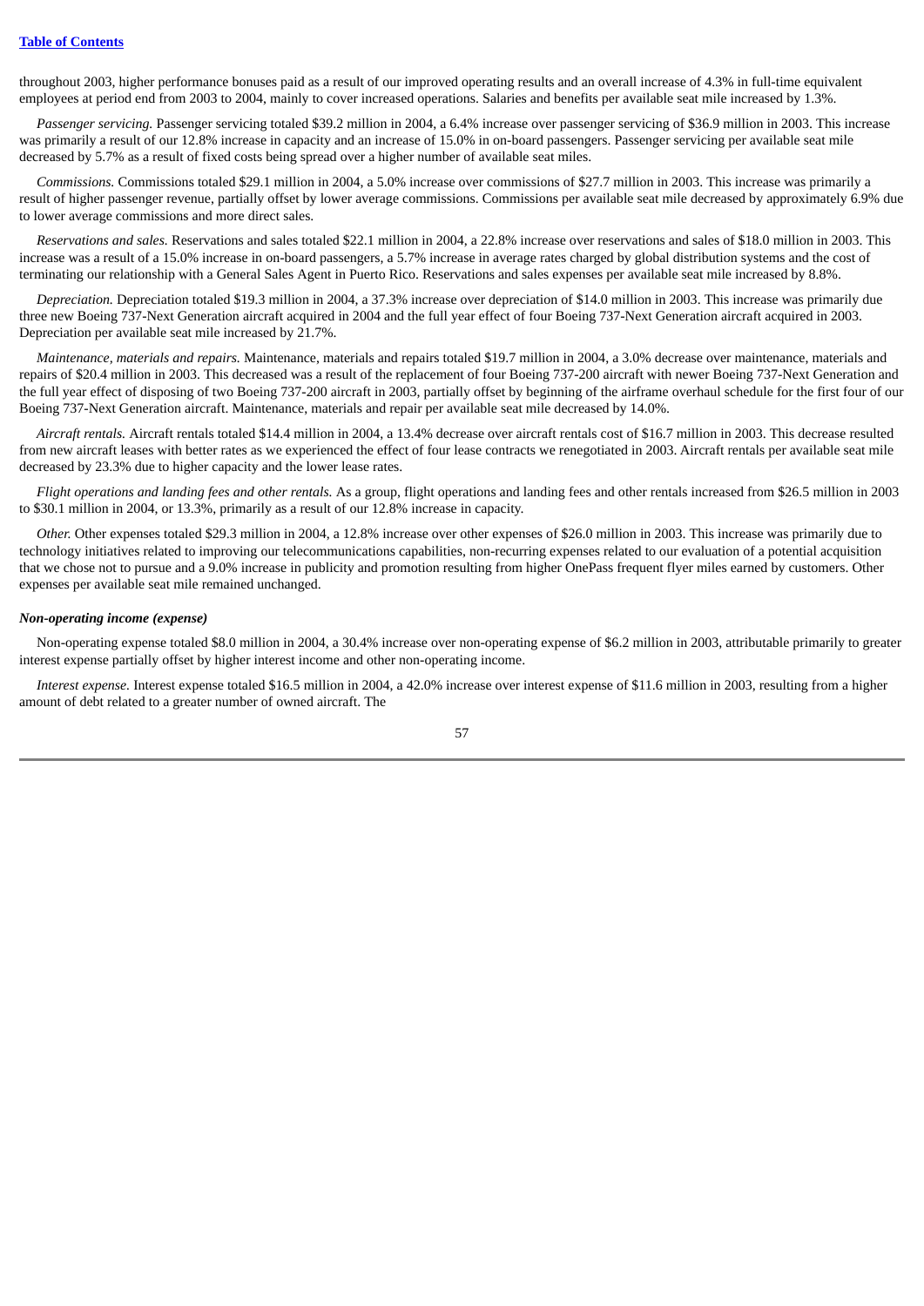throughout 2003, higher performance bonuses paid as a result of our improved operating results and an overall increase of 4.3% in full-time equivalent employees at period end from 2003 to 2004, mainly to cover increased operations. Salaries and benefits per available seat mile increased by 1.3%.

*Passenger servicing.* Passenger servicing totaled $39.2 million in 2004, a 6.4% increase over passenger servicing of $36.9 million in 2003. This increase was primarily a result of our 12.8% increase in capacity and an increase of 15.0% in on-board passengers. Passenger servicing per available seat mile decreased by 5.7% as a result of fixed costs being spread over a higher number of available seat miles.

*Commissions.* Commissions totaled $29.1 million in 2004, a 5.0% increase over commissions of $27.7 million in 2003. This increase was primarily a result of higher passenger revenue, partially offset by lower average commissions. Commissions per available seat mile decreased by approximately 6.9% due to lower average commissions and more direct sales.

*Reservations and sales.* Reservations and sales totaled $22.1 million in 2004, a 22.8% increase over reservations and sales of $18.0 million in 2003. This increase was a result of a 15.0% increase in on-board passengers, a 5.7% increase in average rates charged by global distribution systems and the cost of terminating our relationship with a General Sales Agent in Puerto Rico. Reservations and sales expenses per available seat mile increased by 8.8%.

*Depreciation.* Depreciation totaled $19.3 million in 2004, a 37.3% increase over depreciation of $14.0 million in 2003. This increase was primarily due three new Boeing 737-Next Generation aircraft acquired in 2004 and the full year effect of four Boeing 737-Next Generation aircraft acquired in 2003. Depreciation per available seat mile increased by 21.7%.

*Maintenance, materials and repairs.* Maintenance, materials and repairs totaled $19.7 million in 2004, a 3.0% decrease over maintenance, materials and repairs of $20.4 million in 2003. This decreased was a result of the replacement of four Boeing 737-200 aircraft with newer Boeing 737-Next Generation and the full year effect of disposing of two Boeing 737-200 aircraft in 2003, partially offset by beginning of the airframe overhaul schedule for the first four of our Boeing 737-Next Generation aircraft. Maintenance, materials and repair per available seat mile decreased by 14.0%.

*Aircraft rentals.* Aircraft rentals totaled $14.4 million in 2004, a 13.4% decrease over aircraft rentals cost of $16.7 million in 2003. This decrease resulted from new aircraft leases with better rates as we experienced the effect of four lease contracts we renegotiated in 2003. Aircraft rentals per available seat mile decreased by 23.3% due to higher capacity and the lower lease rates.

*Flight operations and landing fees and other rentals.* As a group, flight operations and landing fees and other rentals increased from $26.5 million in 2003 to $30.1 million in 2004, or 13.3%, primarily as a result of our 12.8% increase in capacity.

*Other.* Other expenses totaled $29.3 million in 2004, a 12.8% increase over other expenses of $26.0 million in 2003. This increase was primarily due to technology initiatives related to improving our telecommunications capabilities, non-recurring expenses related to our evaluation of a potential acquisition that we chose not to pursue and a 9.0% increase in publicity and promotion resulting from higher OnePass frequent flyer miles earned by customers. Other expenses per available seat mile remained unchanged.

***Non-operating income (expense)***

Non-operating expense totaled $8.0 million in 2004, a 30.4% increase over non-operating expense of $6.2 million in 2003, attributable primarily to greater interest expense partially offset by higher interest income and other non-operating income.

*Interest expense.* Interest expense totaled $16.5 million in 2004, a 42.0% increase over interest expense of $11.6 million in 2003, resulting from a higher amount of debt related to a greater number of owned aircraft. The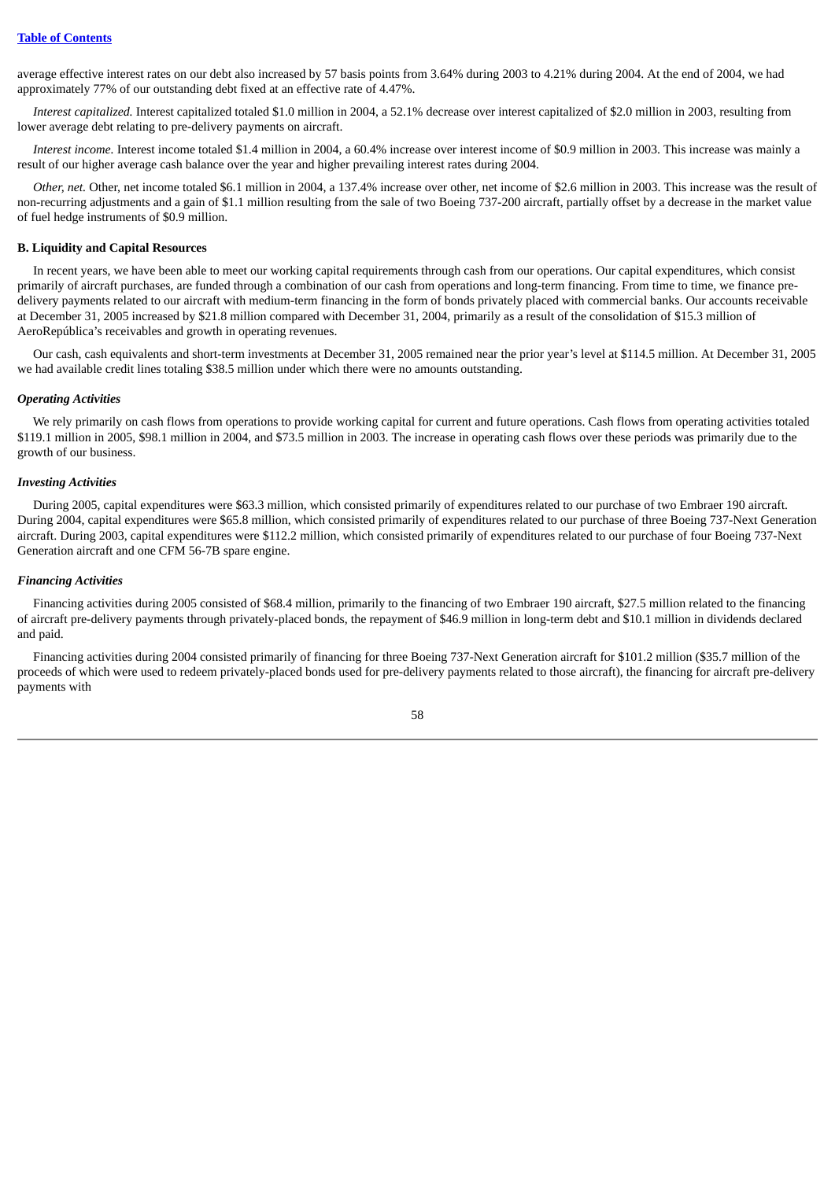average effective interest rates on our debt also increased by 57 basis points from 3.64% during 2003 to 4.21% during 2004. At the end of 2004, we had approximately 77% of our outstanding debt fixed at an effective rate of 4.47%.

*Interest capitalized.* Interest capitalized totaled $1.0 million in 2004, a 52.1% decrease over interest capitalized of $2.0 million in 2003, resulting from lower average debt relating to pre-delivery payments on aircraft.

*Interest income.* Interest income totaled $1.4 million in 2004, a 60.4% increase over interest income of $0.9 million in 2003. This increase was mainly a result of our higher average cash balance over the year and higher prevailing interest rates during 2004.

*Other, net.* Other, net income totaled $6.1 million in 2004, a 137.4% increase over other, net income of $2.6 million in 2003. This increase was the result of non-recurring adjustments and a gain of $1.1 million resulting from the sale of two Boeing 737-200 aircraft, partially offset by a decrease in the market value of fuel hedge instruments of $0.9 million.

**B. Liquidity and Capital Resources**

In recent years, we have been able to meet our working capital requirements through cash from our operations. Our capital expenditures, which consist primarily of aircraft purchases, are funded through a combination of our cash from operations and long-term financing. From time to time, we finance pre-delivery payments related to our aircraft with medium-term financing in the form of bonds privately placed with commercial banks. Our accounts receivable at December 31, 2005 increased by $21.8 million compared with December 31, 2004, primarily as a result of the consolidation of $15.3 million of AeroRepública's receivables and growth in operating revenues.

Our cash, cash equivalents and short-term investments at December 31, 2005 remained near the prior year's level at $114.5 million. At December 31, 2005 we had available credit lines totaling $38.5 million under which there were no amounts outstanding.

***Operating Activities***

We rely primarily on cash flows from operations to provide working capital for current and future operations. Cash flows from operating activities totaled $119.1 million in 2005, $98.1 million in 2004, and $73.5 million in 2003. The increase in operating cash flows over these periods was primarily due to the growth of our business.

***Investing Activities***

During 2005, capital expenditures were $63.3 million, which consisted primarily of expenditures related to our purchase of two Embraer 190 aircraft. During 2004, capital expenditures were $65.8 million, which consisted primarily of expenditures related to our purchase of three Boeing 737-Next Generation aircraft. During 2003, capital expenditures were $112.2 million, which consisted primarily of expenditures related to our purchase of four Boeing 737-Next Generation aircraft and one CFM 56-7B spare engine.

***Financing Activities***

Financing activities during 2005 consisted of $68.4 million, primarily to the financing of two Embraer 190 aircraft, $27.5 million related to the financing of aircraft pre-delivery payments through privately-placed bonds, the repayment of $46.9 million in long-term debt and $10.1 million in dividends declared and paid.

Financing activities during 2004 consisted primarily of financing for three Boeing 737-Next Generation aircraft for $101.2 million ($35.7 million of the proceeds of which were used to redeem privately-placed bonds used for pre-delivery payments related to those aircraft), the financing for aircraft pre-delivery payments with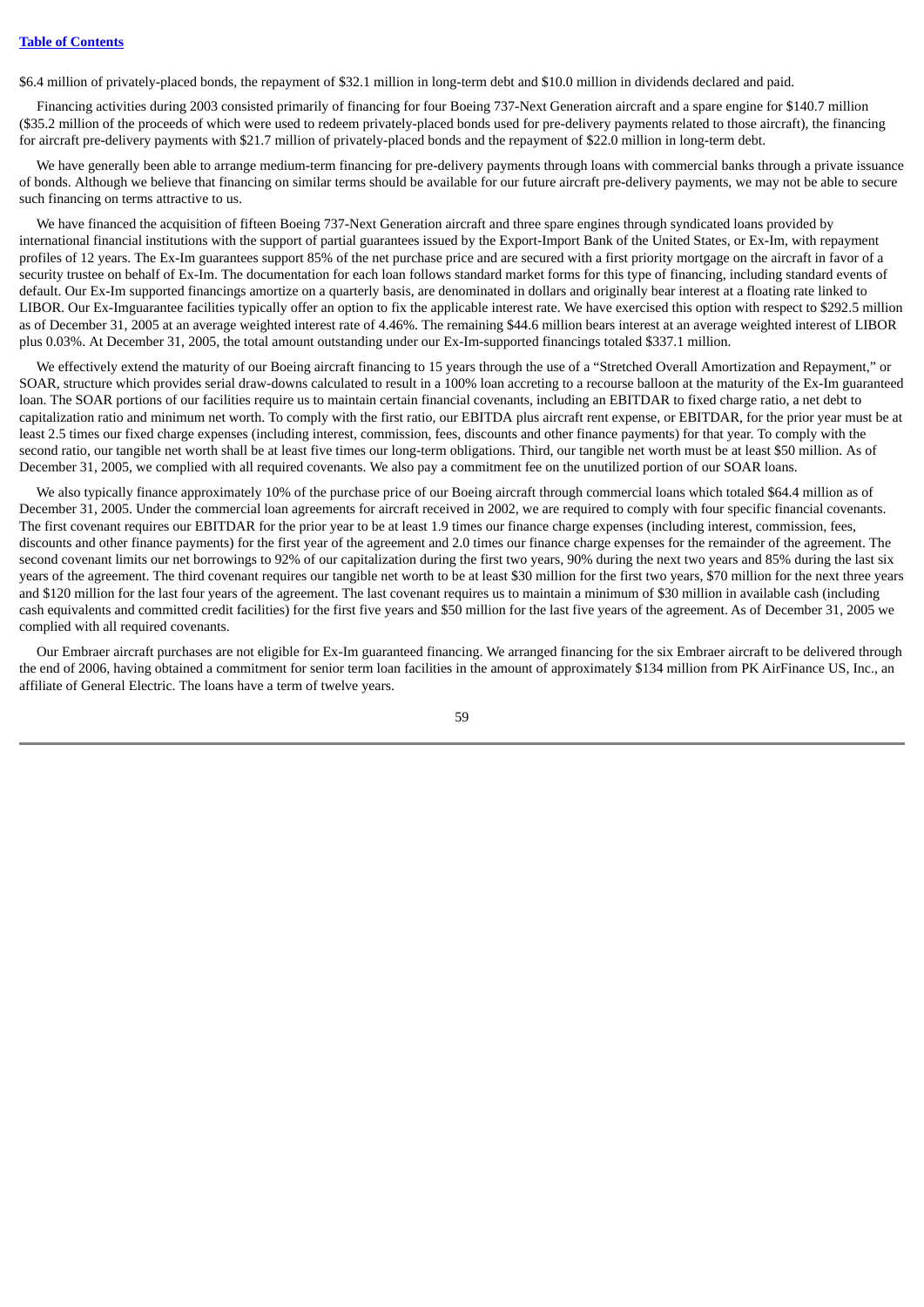$6.4 million of privately-placed bonds, the repayment of $32.1 million in long-term debt and $10.0 million in dividends declared and paid.

Financing activities during 2003 consisted primarily of financing for four Boeing 737-Next Generation aircraft and a spare engine for $140.7 million ($35.2 million of the proceeds of which were used to redeem privately-placed bonds used for pre-delivery payments related to those aircraft), the financing for aircraft pre-delivery payments with $21.7 million of privately-placed bonds and the repayment of $22.0 million in long-term debt.

We have generally been able to arrange medium-term financing for pre-delivery payments through loans with commercial banks through a private issuance of bonds. Although we believe that financing on similar terms should be available for our future aircraft pre-delivery payments, we may not be able to secure such financing on terms attractive to us.

We have financed the acquisition of fifteen Boeing 737-Next Generation aircraft and three spare engines through syndicated loans provided by international financial institutions with the support of partial guarantees issued by the Export-Import Bank of the United States, or Ex-Im, with repayment profiles of 12 years. The Ex-Im guarantees support 85% of the net purchase price and are secured with a first priority mortgage on the aircraft in favor of a security trustee on behalf of Ex-Im. The documentation for each loan follows standard market forms for this type of financing, including standard events of default. Our Ex-Im supported financings amortize on a quarterly basis, are denominated in dollars and originally bear interest at a floating rate linked to LIBOR. Our Ex-Imguarantee facilities typically offer an option to fix the applicable interest rate. We have exercised this option with respect to $292.5 million as of December 31, 2005 at an average weighted interest rate of 4.46%. The remaining $44.6 million bears interest at an average weighted interest of LIBOR plus 0.03%. At December 31, 2005, the total amount outstanding under our Ex-Im-supported financings totaled $337.1 million.

We effectively extend the maturity of our Boeing aircraft financing to 15 years through the use of a "Stretched Overall Amortization and Repayment," or SOAR, structure which provides serial draw-downs calculated to result in a 100% loan accreting to a recourse balloon at the maturity of the Ex-Im guaranteed loan. The SOAR portions of our facilities require us to maintain certain financial covenants, including an EBITDAR to fixed charge ratio, a net debt to capitalization ratio and minimum net worth. To comply with the first ratio, our EBITDA plus aircraft rent expense, or EBITDAR, for the prior year must be at least 2.5 times our fixed charge expenses (including interest, commission, fees, discounts and other finance payments) for that year. To comply with the second ratio, our tangible net worth shall be at least five times our long-term obligations. Third, our tangible net worth must be at least $50 million. As of December 31, 2005, we complied with all required covenants. We also pay a commitment fee on the unutilized portion of our SOAR loans.

We also typically finance approximately 10% of the purchase price of our Boeing aircraft through commercial loans which totaled $64.4 million as of December 31, 2005. Under the commercial loan agreements for aircraft received in 2002, we are required to comply with four specific financial covenants. The first covenant requires our EBITDAR for the prior year to be at least 1.9 times our finance charge expenses (including interest, commission, fees, discounts and other finance payments) for the first year of the agreement and 2.0 times our finance charge expenses for the remainder of the agreement. The second covenant limits our net borrowings to 92% of our capitalization during the first two years, 90% during the next two years and 85% during the last six years of the agreement. The third covenant requires our tangible net worth to be at least $30 million for the first two years, $70 million for the next three years and $120 million for the last four years of the agreement. The last covenant requires us to maintain a minimum of $30 million in available cash (including cash equivalents and committed credit facilities) for the first five years and $50 million for the last five years of the agreement. As of December 31, 2005 we complied with all required covenants.

Our Embraer aircraft purchases are not eligible for Ex-Im guaranteed financing. We arranged financing for the six Embraer aircraft to be delivered through the end of 2006, having obtained a commitment for senior term loan facilities in the amount of approximately $134 million from PK AirFinance US, Inc., an affiliate of General Electric. The loans have a term of twelve years.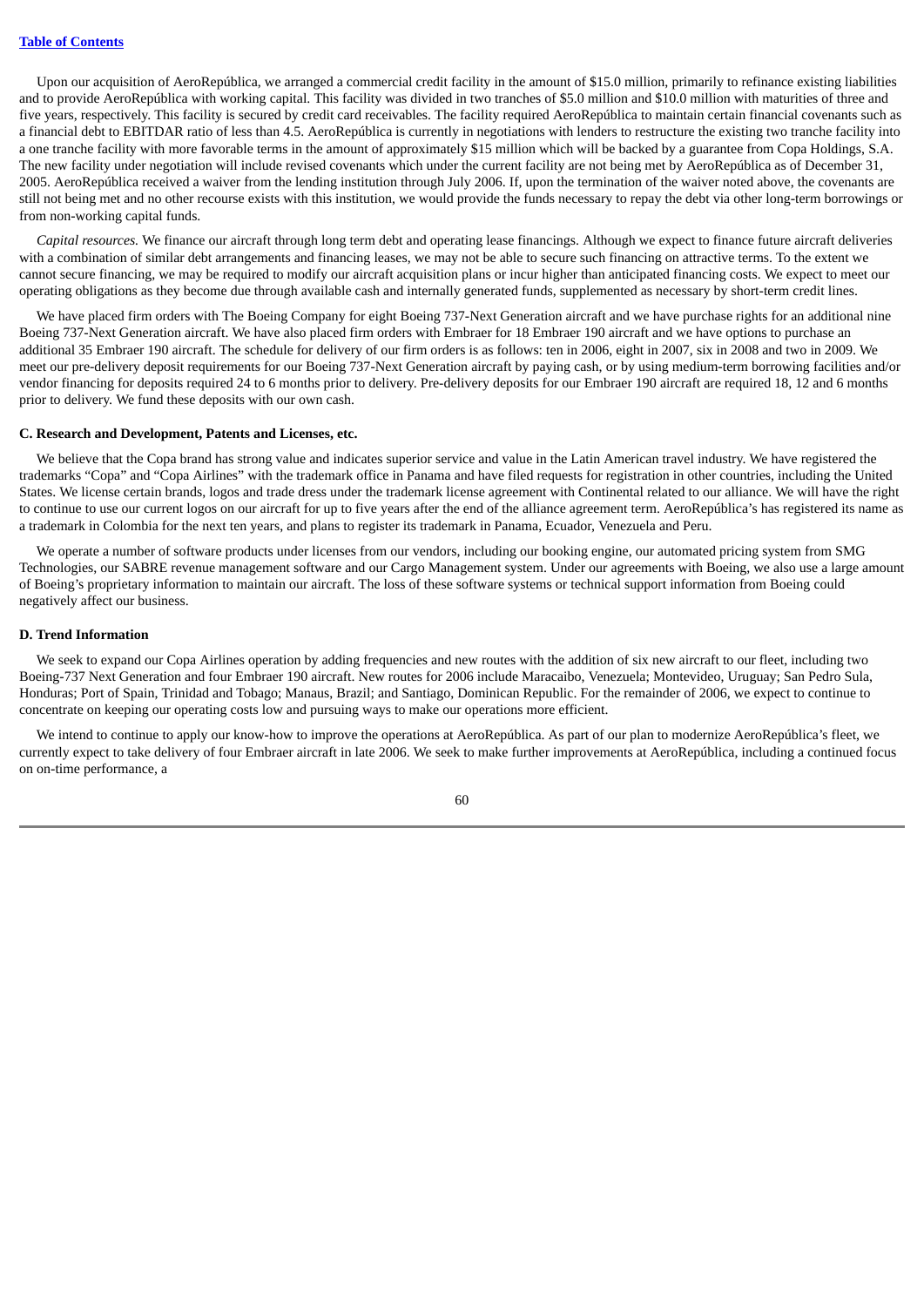Upon our acquisition of AeroRepública, we arranged a commercial credit facility in the amount of $15.0 million, primarily to refinance existing liabilities and to provide AeroRepública with working capital. This facility was divided in two tranches of $5.0 million and $10.0 million with maturities of three and five years, respectively. This facility is secured by credit card receivables. The facility required AeroRepública to maintain certain financial covenants such as a financial debt to EBITDAR ratio of less than 4.5. AeroRepública is currently in negotiations with lenders to restructure the existing two tranche facility into a one tranche facility with more favorable terms in the amount of approximately $15 million which will be backed by a guarantee from Copa Holdings, S.A. The new facility under negotiation will include revised covenants which under the current facility are not being met by AeroRepública as of December 31, 2005. AeroRepública received a waiver from the lending institution through July 2006. If, upon the termination of the waiver noted above, the covenants are still not being met and no other recourse exists with this institution, we would provide the funds necessary to repay the debt via other long-term borrowings or from non-working capital funds.

*Capital resources.* We finance our aircraft through long term debt and operating lease financings. Although we expect to finance future aircraft deliveries with a combination of similar debt arrangements and financing leases, we may not be able to secure such financing on attractive terms. To the extent we cannot secure financing, we may be required to modify our aircraft acquisition plans or incur higher than anticipated financing costs. We expect to meet our operating obligations as they become due through available cash and internally generated funds, supplemented as necessary by short-term credit lines.

We have placed firm orders with The Boeing Company for eight Boeing 737-Next Generation aircraft and we have purchase rights for an additional nine Boeing 737-Next Generation aircraft. We have also placed firm orders with Embraer for 18 Embraer 190 aircraft and we have options to purchase an additional 35 Embraer 190 aircraft. The schedule for delivery of our firm orders is as follows: ten in 2006, eight in 2007, six in 2008 and two in 2009. We meet our pre-delivery deposit requirements for our Boeing 737-Next Generation aircraft by paying cash, or by using medium-term borrowing facilities and/or vendor financing for deposits required 24 to 6 months prior to delivery. Pre-delivery deposits for our Embraer 190 aircraft are required 18, 12 and 6 months prior to delivery. We fund these deposits with our own cash.

### C. Research and Development, Patents and Licenses, etc.

We believe that the Copa brand has strong value and indicates superior service and value in the Latin American travel industry. We have registered the trademarks "Copa" and "Copa Airlines" with the trademark office in Panama and have filed requests for registration in other countries, including the United States. We license certain brands, logos and trade dress under the trademark license agreement with Continental related to our alliance. We will have the right to continue to use our current logos on our aircraft for up to five years after the end of the alliance agreement term. AeroRepública's has registered its name as a trademark in Colombia for the next ten years, and plans to register its trademark in Panama, Ecuador, Venezuela and Peru.

We operate a number of software products under licenses from our vendors, including our booking engine, our automated pricing system from SMG Technologies, our SABRE revenue management software and our Cargo Management system. Under our agreements with Boeing, we also use a large amount of Boeing's proprietary information to maintain our aircraft. The loss of these software systems or technical support information from Boeing could negatively affect our business.

### D. Trend Information

We seek to expand our Copa Airlines operation by adding frequencies and new routes with the addition of six new aircraft to our fleet, including two Boeing-737 Next Generation and four Embraer 190 aircraft. New routes for 2006 include Maracaibo, Venezuela; Montevideo, Uruguay; San Pedro Sula, Honduras; Port of Spain, Trinidad and Tobago; Manaus, Brazil; and Santiago, Dominican Republic. For the remainder of 2006, we expect to continue to concentrate on keeping our operating costs low and pursuing ways to make our operations more efficient.

We intend to continue to apply our know-how to improve the operations at AeroRepública. As part of our plan to modernize AeroRepública's fleet, we currently expect to take delivery of four Embraer aircraft in late 2006. We seek to make further improvements at AeroRepública, including a continued focus on on-time performance, a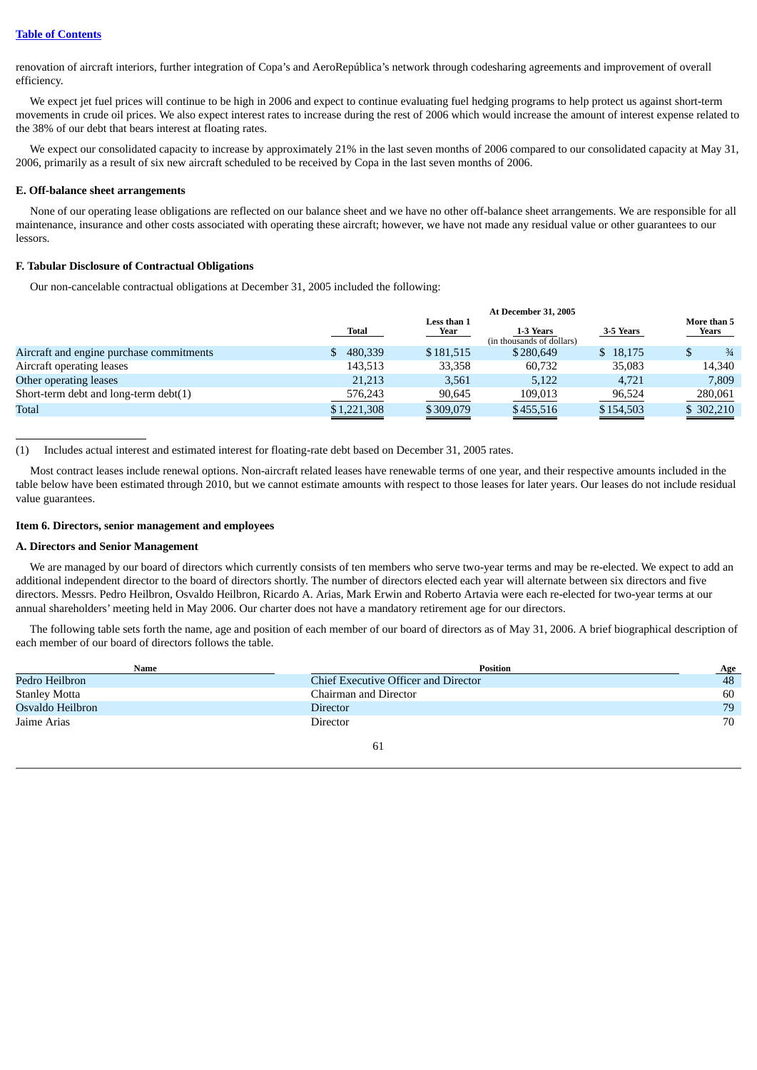renovation of aircraft interiors, further integration of Copa's and AeroRepública's network through codesharing agreements and improvement of overall efficiency.

We expect jet fuel prices will continue to be high in 2006 and expect to continue evaluating fuel hedging programs to help protect us against short-term movements in crude oil prices. We also expect interest rates to increase during the rest of 2006 which would increase the amount of interest expense related to the 38% of our debt that bears interest at floating rates.

We expect our consolidated capacity to increase by approximately 21% in the last seven months of 2006 compared to our consolidated capacity at May 31, 2006, primarily as a result of six new aircraft scheduled to be received by Copa in the last seven months of 2006.

### E. Off-balance sheet arrangements

None of our operating lease obligations are reflected on our balance sheet and we have no other off-balance sheet arrangements. We are responsible for all maintenance, insurance and other costs associated with operating these aircraft; however, we have not made any residual value or other guarantees to our lessors.

### F. Tabular Disclosure of Contractual Obligations

Our non-cancelable contractual obligations at December 31, 2005 included the following:

| | At December 31, 2005 | | | | |
|---|---|---|---|---|---|
| | Total | Less than 1 Year | 1-3 Years (in thousands of dollars) | 3-5 Years | More than 5 Years |
| Aircraft and engine purchase commitments | $ 480,339 | $ 181,515 | $ 280,649 | $ 18,175 | $ ¾ |
| Aircraft operating leases | 143,513 | 33,358 | 60,732 | 35,083 | 14,340 |
| Other operating leases | 21,213 | 3,561 | 5,122 | 4,721 | 7,809 |
| Short-term debt and long-term debt(1) | 576,243 | 90,645 | 109,013 | 96,524 | 280,061 |
| Total | $ 1,221,308 | $ 309,079 | $ 455,516 | $ 154,503 | $ 302,210 |

(1) Includes actual interest and estimated interest for floating-rate debt based on December 31, 2005 rates.

Most contract leases include renewal options. Non-aircraft related leases have renewable terms of one year, and their respective amounts included in the table below have been estimated through 2010, but we cannot estimate amounts with respect to those leases for later years. Our leases do not include residual value guarantees.

## Item 6. Directors, senior management and employees

### A. Directors and Senior Management

We are managed by our board of directors which currently consists of ten members who serve two-year terms and may be re-elected. We expect to add an additional independent director to the board of directors shortly. The number of directors elected each year will alternate between six directors and five directors. Messrs. Pedro Heilbron, Osvaldo Heilbron, Ricardo A. Arias, Mark Erwin and Roberto Artavia were each re-elected for two-year terms at our annual shareholders' meeting held in May 2006. Our charter does not have a mandatory retirement age for our directors.

The following table sets forth the name, age and position of each member of our board of directors as of May 31, 2006. A brief biographical description of each member of our board of directors follows the table.

| Name | Position | Age |
|---|---|---|
| Pedro Heilbron | Chief Executive Officer and Director | 48 |
| Stanley Motta | Chairman and Director | 60 |
| Osvaldo Heilbron | Director | 79 |
| Jaime Arias | Director | 70 |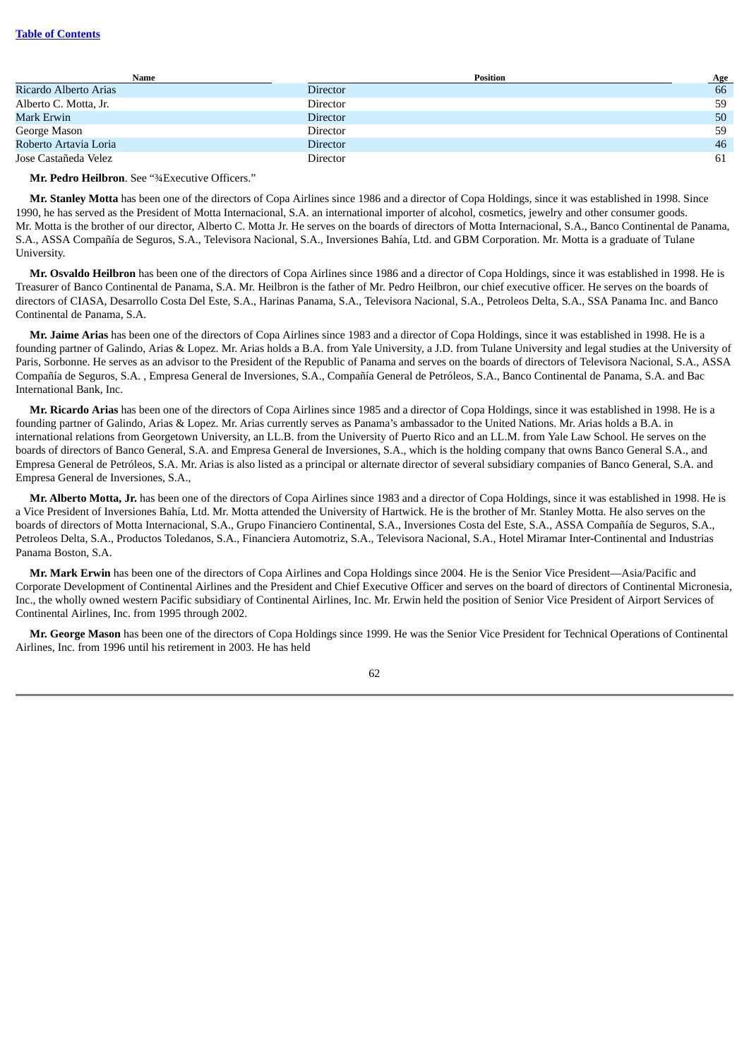| Name | Position | Age |
|---|---|---|
| Ricardo Alberto Arias | Director | 66 |
| Alberto C. Motta, Jr. | Director | 59 |
| Mark Erwin | Director | 50 |
| George Mason | Director | 59 |
| Roberto Artavia Loria | Director | 46 |
| Jose Castañeda Velez | Director | 61 |

**Mr. Pedro Heilbron**. See "¾Executive Officers."

**Mr. Stanley Motta** has been one of the directors of Copa Airlines since 1986 and a director of Copa Holdings, since it was established in 1998. Since 1990, he has served as the President of Motta Internacional, S.A. an international importer of alcohol, cosmetics, jewelry and other consumer goods. Mr. Motta is the brother of our director, Alberto C. Motta Jr. He serves on the boards of directors of Motta Internacional, S.A., Banco Continental de Panama, S.A., ASSA Compañía de Seguros, S.A., Televisora Nacional, S.A., Inversiones Bahía, Ltd. and GBM Corporation. Mr. Motta is a graduate of Tulane University.

**Mr. Osvaldo Heilbron** has been one of the directors of Copa Airlines since 1986 and a director of Copa Holdings, since it was established in 1998. He is Treasurer of Banco Continental de Panama, S.A. Mr. Heilbron is the father of Mr. Pedro Heilbron, our chief executive officer. He serves on the boards of directors of CIASA, Desarrollo Costa Del Este, S.A., Harinas Panama, S.A., Televisora Nacional, S.A., Petroleos Delta, S.A., SSA Panama Inc. and Banco Continental de Panama, S.A.

**Mr. Jaime Arias** has been one of the directors of Copa Airlines since 1983 and a director of Copa Holdings, since it was established in 1998. He is a founding partner of Galindo, Arias & Lopez. Mr. Arias holds a B.A. from Yale University, a J.D. from Tulane University and legal studies at the University of Paris, Sorbonne. He serves as an advisor to the President of the Republic of Panama and serves on the boards of directors of Televisora Nacional, S.A., ASSA Compañía de Seguros, S.A. , Empresa General de Inversiones, S.A., Compañía General de Petróleos, S.A., Banco Continental de Panama, S.A. and Bac International Bank, Inc.

**Mr. Ricardo Arias** has been one of the directors of Copa Airlines since 1985 and a director of Copa Holdings, since it was established in 1998. He is a founding partner of Galindo, Arias & Lopez. Mr. Arias currently serves as Panama's ambassador to the United Nations. Mr. Arias holds a B.A. in international relations from Georgetown University, an LL.B. from the University of Puerto Rico and an LL.M. from Yale Law School. He serves on the boards of directors of Banco General, S.A. and Empresa General de Inversiones, S.A., which is the holding company that owns Banco General S.A., and Empresa General de Petróleos, S.A. Mr. Arias is also listed as a principal or alternate director of several subsidiary companies of Banco General, S.A. and Empresa General de Inversiones, S.A.,

**Mr. Alberto Motta, Jr.** has been one of the directors of Copa Airlines since 1983 and a director of Copa Holdings, since it was established in 1998. He is a Vice President of Inversiones Bahía, Ltd. Mr. Motta attended the University of Hartwick. He is the brother of Mr. Stanley Motta. He also serves on the boards of directors of Motta Internacional, S.A., Grupo Financiero Continental, S.A., Inversiones Costa del Este, S.A., ASSA Compañía de Seguros, S.A., Petroleos Delta, S.A., Productos Toledanos, S.A., Financiera Automotriz, S.A., Televisora Nacional, S.A., Hotel Miramar Inter-Continental and Industrias Panama Boston, S.A.

**Mr. Mark Erwin** has been one of the directors of Copa Airlines and Copa Holdings since 2004. He is the Senior Vice President—Asia/Pacific and Corporate Development of Continental Airlines and the President and Chief Executive Officer and serves on the board of directors of Continental Micronesia, Inc., the wholly owned western Pacific subsidiary of Continental Airlines, Inc. Mr. Erwin held the position of Senior Vice President of Airport Services of Continental Airlines, Inc. from 1995 through 2002.

**Mr. George Mason** has been one of the directors of Copa Holdings since 1999. He was the Senior Vice President for Technical Operations of Continental Airlines, Inc. from 1996 until his retirement in 2003. He has held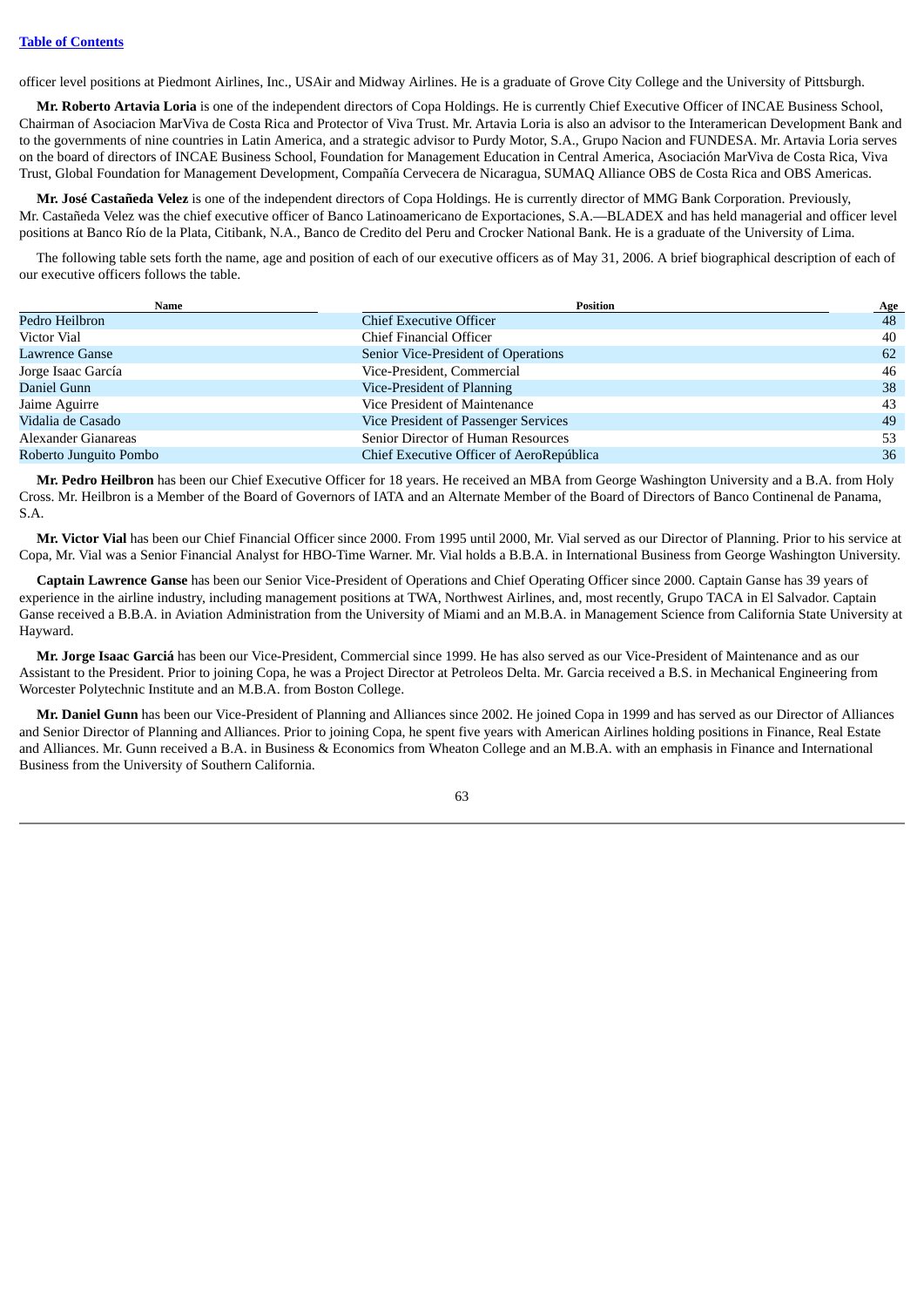officer level positions at Piedmont Airlines, Inc., USAir and Midway Airlines. He is a graduate of Grove City College and the University of Pittsburgh.

**Mr. Roberto Artavia Loria** is one of the independent directors of Copa Holdings. He is currently Chief Executive Officer of INCAE Business School, Chairman of Asociacion MarViva de Costa Rica and Protector of Viva Trust. Mr. Artavia Loria is also an advisor to the Interamerican Development Bank and to the governments of nine countries in Latin America, and a strategic advisor to Purdy Motor, S.A., Grupo Nacion and FUNDESA. Mr. Artavia Loria serves on the board of directors of INCAE Business School, Foundation for Management Education in Central America, Asociación MarViva de Costa Rica, Viva Trust, Global Foundation for Management Development, Compañía Cervecera de Nicaragua, SUMAQ Alliance OBS de Costa Rica and OBS Americas.

**Mr. José Castañeda Velez** is one of the independent directors of Copa Holdings. He is currently director of MMG Bank Corporation. Previously, Mr. Castañeda Velez was the chief executive officer of Banco Latinoamericano de Exportaciones, S.A.—BLADEX and has held managerial and officer level positions at Banco Río de la Plata, Citibank, N.A., Banco de Credito del Peru and Crocker National Bank. He is a graduate of the University of Lima.

The following table sets forth the name, age and position of each of our executive officers as of May 31, 2006. A brief biographical description of each of our executive officers follows the table.

| Name | Position | Age |
|---|---|---|
| Pedro Heilbron | Chief Executive Officer | 48 |
| Victor Vial | Chief Financial Officer | 40 |
| Lawrence Ganse | Senior Vice-President of Operations | 62 |
| Jorge Isaac García | Vice-President, Commercial | 46 |
| Daniel Gunn | Vice-President of Planning | 38 |
| Jaime Aguirre | Vice President of Maintenance | 43 |
| Vidalia de Casado | Vice President of Passenger Services | 49 |
| Alexander Gianareas | Senior Director of Human Resources | 53 |
| Roberto Junguito Pombo | Chief Executive Officer of AeroRepública | 36 |

**Mr. Pedro Heilbron** has been our Chief Executive Officer for 18 years. He received an MBA from George Washington University and a B.A. from Holy Cross. Mr. Heilbron is a Member of the Board of Governors of IATA and an Alternate Member of the Board of Directors of Banco Continenal de Panama, S.A.

**Mr. Victor Vial** has been our Chief Financial Officer since 2000. From 1995 until 2000, Mr. Vial served as our Director of Planning. Prior to his service at Copa, Mr. Vial was a Senior Financial Analyst for HBO-Time Warner. Mr. Vial holds a B.B.A. in International Business from George Washington University.

**Captain Lawrence Ganse** has been our Senior Vice-President of Operations and Chief Operating Officer since 2000. Captain Ganse has 39 years of experience in the airline industry, including management positions at TWA, Northwest Airlines, and, most recently, Grupo TACA in El Salvador. Captain Ganse received a B.B.A. in Aviation Administration from the University of Miami and an M.B.A. in Management Science from California State University at Hayward.

**Mr. Jorge Isaac Garciá** has been our Vice-President, Commercial since 1999. He has also served as our Vice-President of Maintenance and as our Assistant to the President. Prior to joining Copa, he was a Project Director at Petroleos Delta. Mr. Garcia received a B.S. in Mechanical Engineering from Worcester Polytechnic Institute and an M.B.A. from Boston College.

**Mr. Daniel Gunn** has been our Vice-President of Planning and Alliances since 2002. He joined Copa in 1999 and has served as our Director of Alliances and Senior Director of Planning and Alliances. Prior to joining Copa, he spent five years with American Airlines holding positions in Finance, Real Estate and Alliances. Mr. Gunn received a B.A. in Business & Economics from Wheaton College and an M.B.A. with an emphasis in Finance and International Business from the University of Southern California.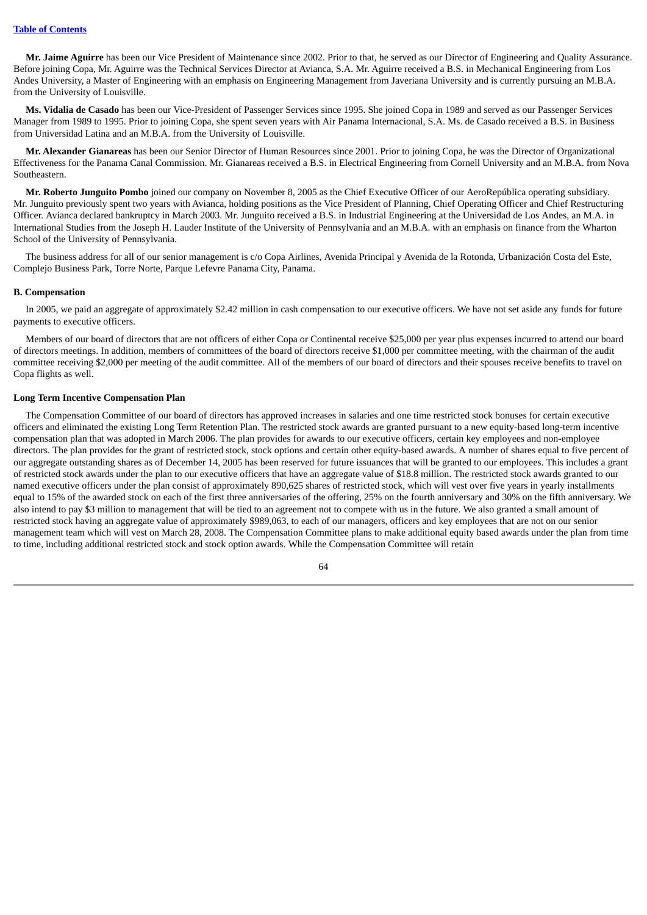**Mr. Jaime Aguirre** has been our Vice President of Maintenance since 2002. Prior to that, he served as our Director of Engineering and Quality Assurance. Before joining Copa, Mr. Aguirre was the Technical Services Director at Avianca, S.A. Mr. Aguirre received a B.S. in Mechanical Engineering from Los Andes University, a Master of Engineering with an emphasis on Engineering Management from Javeriana University and is currently pursuing an M.B.A. from the University of Louisville.

**Ms. Vidalia de Casado** has been our Vice-President of Passenger Services since 1995. She joined Copa in 1989 and served as our Passenger Services Manager from 1989 to 1995. Prior to joining Copa, she spent seven years with Air Panama Internacional, S.A. Ms. de Casado received a B.S. in Business from Universidad Latina and an M.B.A. from the University of Louisville.

**Mr. Alexander Gianareas** has been our Senior Director of Human Resources since 2001. Prior to joining Copa, he was the Director of Organizational Effectiveness for the Panama Canal Commission. Mr. Gianareas received a B.S. in Electrical Engineering from Cornell University and an M.B.A. from Nova Southeastern.

**Mr. Roberto Junguito Pombo** joined our company on November 8, 2005 as the Chief Executive Officer of our AeroRepública operating subsidiary. Mr. Junguito previously spent two years with Avianca, holding positions as the Vice President of Planning, Chief Operating Officer and Chief Restructuring Officer. Avianca declared bankruptcy in March 2003. Mr. Junguito received a B.S. in Industrial Engineering at the Universidad de Los Andes, an M.A. in International Studies from the Joseph H. Lauder Institute of the University of Pennsylvania and an M.B.A. with an emphasis on finance from the Wharton School of the University of Pennsylvania.

The business address for all of our senior management is c/o Copa Airlines, Avenida Principal y Avenida de la Rotonda, Urbanización Costa del Este, Complejo Business Park, Torre Norte, Parque Lefevre Panama City, Panama.

### B. Compensation

In 2005, we paid an aggregate of approximately $2.42 million in cash compensation to our executive officers. We have not set aside any funds for future payments to executive officers.

Members of our board of directors that are not officers of either Copa or Continental receive $25,000 per year plus expenses incurred to attend our board of directors meetings. In addition, members of committees of the board of directors receive $1,000 per committee meeting, with the chairman of the audit committee receiving $2,000 per meeting of the audit committee. All of the members of our board of directors and their spouses receive benefits to travel on Copa flights as well.

#### Long Term Incentive Compensation Plan

The Compensation Committee of our board of directors has approved increases in salaries and one time restricted stock bonuses for certain executive officers and eliminated the existing Long Term Retention Plan. The restricted stock awards are granted pursuant to a new equity-based long-term incentive compensation plan that was adopted in March 2006. The plan provides for awards to our executive officers, certain key employees and non-employee directors. The plan provides for the grant of restricted stock, stock options and certain other equity-based awards. A number of shares equal to five percent of our aggregate outstanding shares as of December 14, 2005 has been reserved for future issuances that will be granted to our employees. This includes a grant of restricted stock awards under the plan to our executive officers that have an aggregate value of $18.8 million. The restricted stock awards granted to our named executive officers under the plan consist of approximately 890,625 shares of restricted stock, which will vest over five years in yearly installments equal to 15% of the awarded stock on each of the first three anniversaries of the offering, 25% on the fourth anniversary and 30% on the fifth anniversary. We also intend to pay $3 million to management that will be tied to an agreement not to compete with us in the future. We also granted a small amount of restricted stock having an aggregate value of approximately $989,063, to each of our managers, officers and key employees that are not on our senior management team which will vest on March 28, 2008. The Compensation Committee plans to make additional equity based awards under the plan from time to time, including additional restricted stock and stock option awards. While the Compensation Committee will retain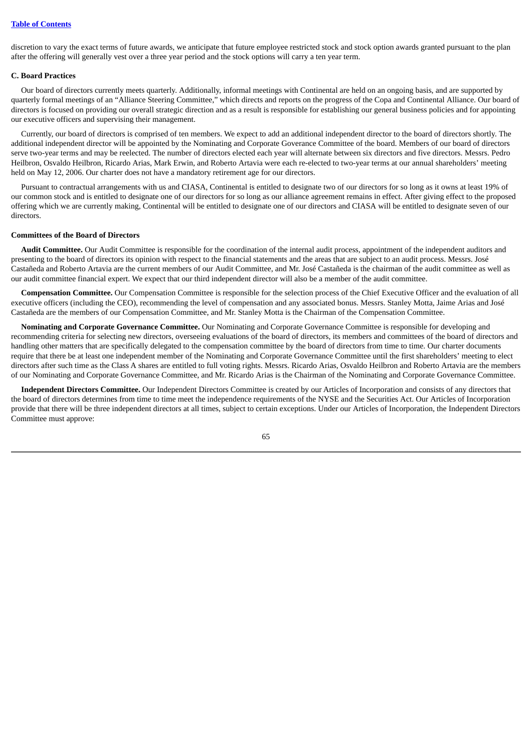discretion to vary the exact terms of future awards, we anticipate that future employee restricted stock and stock option awards granted pursuant to the plan after the offering will generally vest over a three year period and the stock options will carry a ten year term.

### C. Board Practices

Our board of directors currently meets quarterly. Additionally, informal meetings with Continental are held on an ongoing basis, and are supported by quarterly formal meetings of an "Alliance Steering Committee," which directs and reports on the progress of the Copa and Continental Alliance. Our board of directors is focused on providing our overall strategic direction and as a result is responsible for establishing our general business policies and for appointing our executive officers and supervising their management.

Currently, our board of directors is comprised of ten members. We expect to add an additional independent director to the board of directors shortly. The additional independent director will be appointed by the Nominating and Corporate Goverance Committee of the board. Members of our board of directors serve two-year terms and may be reelected. The number of directors elected each year will alternate between six directors and five directors. Messrs. Pedro Heilbron, Osvaldo Heilbron, Ricardo Arias, Mark Erwin, and Roberto Artavia were each re-elected to two-year terms at our annual shareholders' meeting held on May 12, 2006. Our charter does not have a mandatory retirement age for our directors.

Pursuant to contractual arrangements with us and CIASA, Continental is entitled to designate two of our directors for so long as it owns at least 19% of our common stock and is entitled to designate one of our directors for so long as our alliance agreement remains in effect. After giving effect to the proposed offering which we are currently making, Continental will be entitled to designate one of our directors and CIASA will be entitled to designate seven of our directors.

### Committees of the Board of Directors

**Audit Committee.** Our Audit Committee is responsible for the coordination of the internal audit process, appointment of the independent auditors and presenting to the board of directors its opinion with respect to the financial statements and the areas that are subject to an audit process. Messrs. José Castañeda and Roberto Artavia are the current members of our Audit Committee, and Mr. José Castañeda is the chairman of the audit committee as well as our audit committee financial expert. We expect that our third independent director will also be a member of the audit committee.

**Compensation Committee.** Our Compensation Committee is responsible for the selection process of the Chief Executive Officer and the evaluation of all executive officers (including the CEO), recommending the level of compensation and any associated bonus. Messrs. Stanley Motta, Jaime Arias and José Castañeda are the members of our Compensation Committee, and Mr. Stanley Motta is the Chairman of the Compensation Committee.

**Nominating and Corporate Governance Committee.** Our Nominating and Corporate Governance Committee is responsible for developing and recommending criteria for selecting new directors, overseeing evaluations of the board of directors, its members and committees of the board of directors and handling other matters that are specifically delegated to the compensation committee by the board of directors from time to time. Our charter documents require that there be at least one independent member of the Nominating and Corporate Governance Committee until the first shareholders' meeting to elect directors after such time as the Class A shares are entitled to full voting rights. Messrs. Ricardo Arias, Osvaldo Heilbron and Roberto Artavia are the members of our Nominating and Corporate Governance Committee, and Mr. Ricardo Arias is the Chairman of the Nominating and Corporate Governance Committee.

**Independent Directors Committee.** Our Independent Directors Committee is created by our Articles of Incorporation and consists of any directors that the board of directors determines from time to time meet the independence requirements of the NYSE and the Securities Act. Our Articles of Incorporation provide that there will be three independent directors at all times, subject to certain exceptions. Under our Articles of Incorporation, the Independent Directors Committee must approve: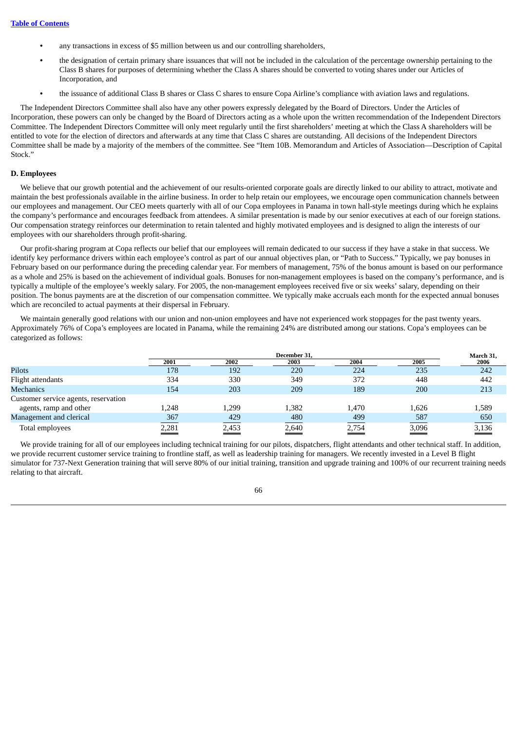- any transactions in excess of $5 million between us and our controlling shareholders,
- the designation of certain primary share issuances that will not be included in the calculation of the percentage ownership pertaining to the Class B shares for purposes of determining whether the Class A shares should be converted to voting shares under our Articles of Incorporation, and
- the issuance of additional Class B shares or Class C shares to ensure Copa Airline's compliance with aviation laws and regulations.

The Independent Directors Committee shall also have any other powers expressly delegated by the Board of Directors. Under the Articles of Incorporation, these powers can only be changed by the Board of Directors acting as a whole upon the written recommendation of the Independent Directors Committee. The Independent Directors Committee will only meet regularly until the first shareholders' meeting at which the Class A shareholders will be entitled to vote for the election of directors and afterwards at any time that Class C shares are outstanding. All decisions of the Independent Directors Committee shall be made by a majority of the members of the committee. See "Item 10B. Memorandum and Articles of Association—Description of Capital Stock."

**D. Employees**

We believe that our growth potential and the achievement of our results-oriented corporate goals are directly linked to our ability to attract, motivate and maintain the best professionals available in the airline business. In order to help retain our employees, we encourage open communication channels between our employees and management. Our CEO meets quarterly with all of our Copa employees in Panama in town hall-style meetings during which he explains the company's performance and encourages feedback from attendees. A similar presentation is made by our senior executives at each of our foreign stations. Our compensation strategy reinforces our determination to retain talented and highly motivated employees and is designed to align the interests of our employees with our shareholders through profit-sharing.

Our profit-sharing program at Copa reflects our belief that our employees will remain dedicated to our success if they have a stake in that success. We identify key performance drivers within each employee's control as part of our annual objectives plan, or "Path to Success." Typically, we pay bonuses in February based on our performance during the preceding calendar year. For members of management, 75% of the bonus amount is based on our performance as a whole and 25% is based on the achievement of individual goals. Bonuses for non-management employees is based on the company's performance, and is typically a multiple of the employee's weekly salary. For 2005, the non-management employees received five or six weeks' salary, depending on their position. The bonus payments are at the discretion of our compensation committee. We typically make accruals each month for the expected annual bonuses which are reconciled to actual payments at their dispersal in February.

We maintain generally good relations with our union and non-union employees and have not experienced work stoppages for the past twenty years. Approximately 76% of Copa's employees are located in Panama, while the remaining 24% are distributed among our stations. Copa's employees can be categorized as follows:

| | December 31, | | | | | March 31, |
|---|---|---|---|---|---|---|
| | 2001 | 2002 | 2003 | 2004 | 2005 | 2006 |
| Pilots | 178 | 192 | 220 | 224 | 235 | 242 |
| Flight attendants | 334 | 330 | 349 | 372 | 448 | 442 |
| Mechanics | 154 | 203 | 209 | 189 | 200 | 213 |
| Customer service agents, reservation agents, ramp and other | 1,248 | 1,299 | 1,382 | 1,470 | 1,626 | 1,589 |
| Management and clerical | 367 | 429 | 480 | 499 | 587 | 650 |
| Total employees | 2,281 | 2,453 | 2,640 | 2,754 | 3,096 | 3,136 |

We provide training for all of our employees including technical training for our pilots, dispatchers, flight attendants and other technical staff. In addition, we provide recurrent customer service training to frontline staff, as well as leadership training for managers. We recently invested in a Level B flight simulator for 737-Next Generation training that will serve 80% of our initial training, transition and upgrade training and 100% of our recurrent training needs relating to that aircraft.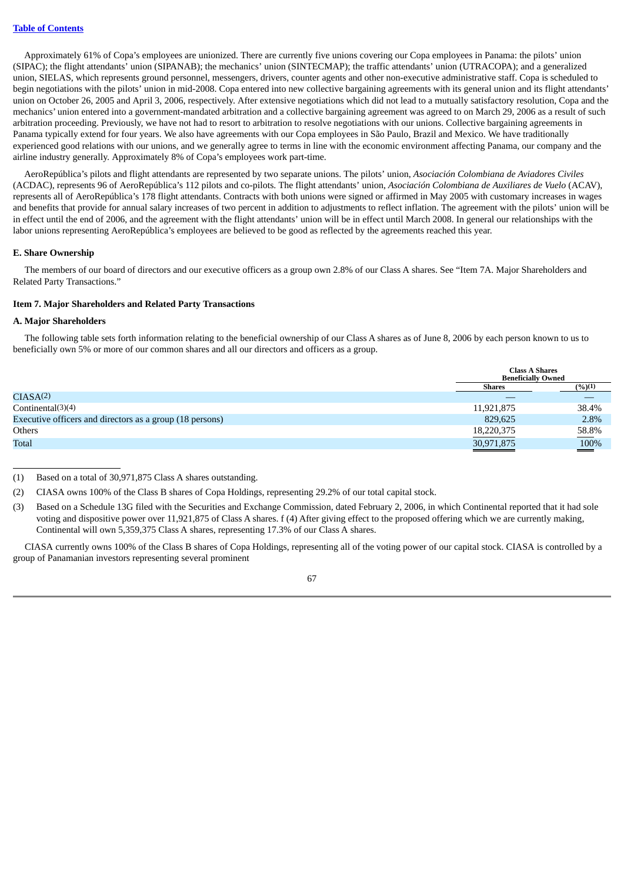Approximately 61% of Copa's employees are unionized. There are currently five unions covering our Copa employees in Panama: the pilots' union (SIPAC); the flight attendants' union (SIPANAB); the mechanics' union (SINTECMAP); the traffic attendants' union (UTRACOPA); and a generalized union, SIELAS, which represents ground personnel, messengers, drivers, counter agents and other non-executive administrative staff. Copa is scheduled to begin negotiations with the pilots' union in mid-2008. Copa entered into new collective bargaining agreements with its general union and its flight attendants' union on October 26, 2005 and April 3, 2006, respectively. After extensive negotiations which did not lead to a mutually satisfactory resolution, Copa and the mechanics' union entered into a government-mandated arbitration and a collective bargaining agreement was agreed to on March 29, 2006 as a result of such arbitration proceeding. Previously, we have not had to resort to arbitration to resolve negotiations with our unions. Collective bargaining agreements in Panama typically extend for four years. We also have agreements with our Copa employees in São Paulo, Brazil and Mexico. We have traditionally experienced good relations with our unions, and we generally agree to terms in line with the economic environment affecting Panama, our company and the airline industry generally. Approximately 8% of Copa's employees work part-time.

AeroRepública's pilots and flight attendants are represented by two separate unions. The pilots' union, *Asociación Colombiana de Aviadores Civiles* (ACDAC), represents 96 of AeroRepública's 112 pilots and co-pilots. The flight attendants' union, *Asociación Colombiana de Auxiliares de Vuelo* (ACAV), represents all of AeroRepública's 178 flight attendants. Contracts with both unions were signed or affirmed in May 2005 with customary increases in wages and benefits that provide for annual salary increases of two percent in addition to adjustments to reflect inflation. The agreement with the pilots' union will be in effect until the end of 2006, and the agreement with the flight attendants' union will be in effect until March 2008. In general our relationships with the labor unions representing AeroRepública's employees are believed to be good as reflected by the agreements reached this year.

### E. Share Ownership

The members of our board of directors and our executive officers as a group own 2.8% of our Class A shares. See "Item 7A. Major Shareholders and Related Party Transactions."

## Item 7. Major Shareholders and Related Party Transactions

### A. Major Shareholders

The following table sets forth information relating to the beneficial ownership of our Class A shares as of June 8, 2006 by each person known to us to beneficially own 5% or more of our common shares and all our directors and officers as a group.

| | Class A Shares Beneficially Owned | |
|---|---|---|
| | Shares | (%)(1) |
| CIASA(2) | — | — |
| Continental(3)(4) | 11,921,875 | 38.4% |
| Executive officers and directors as a group (18 persons) | 829,625 | 2.8% |
| Others | 18,220,375 | 58.8% |
| Total | 30,971,875 | 100% |

(1) Based on a total of 30,971,875 Class A shares outstanding.

(2) CIASA owns 100% of the Class B shares of Copa Holdings, representing 29.2% of our total capital stock.

(3) Based on a Schedule 13G filed with the Securities and Exchange Commission, dated February 2, 2006, in which Continental reported that it had sole voting and dispositive power over 11,921,875 of Class A shares. f (4) After giving effect to the proposed offering which we are currently making, Continental will own 5,359,375 Class A shares, representing 17.3% of our Class A shares.

CIASA currently owns 100% of the Class B shares of Copa Holdings, representing all of the voting power of our capital stock. CIASA is controlled by a group of Panamanian investors representing several prominent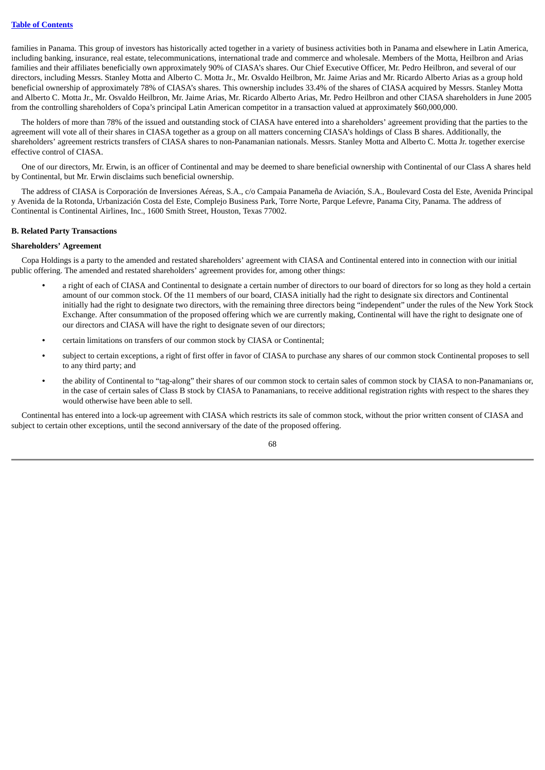families in Panama. This group of investors has historically acted together in a variety of business activities both in Panama and elsewhere in Latin America, including banking, insurance, real estate, telecommunications, international trade and commerce and wholesale. Members of the Motta, Heilbron and Arias families and their affiliates beneficially own approximately 90% of CIASA's shares. Our Chief Executive Officer, Mr. Pedro Heilbron, and several of our directors, including Messrs. Stanley Motta and Alberto C. Motta Jr., Mr. Osvaldo Heilbron, Mr. Jaime Arias and Mr. Ricardo Alberto Arias as a group hold beneficial ownership of approximately 78% of CIASA's shares. This ownership includes 33.4% of the shares of CIASA acquired by Messrs. Stanley Motta and Alberto C. Motta Jr., Mr. Osvaldo Heilbron, Mr. Jaime Arias, Mr. Ricardo Alberto Arias, Mr. Pedro Heilbron and other CIASA shareholders in June 2005 from the controlling shareholders of Copa's principal Latin American competitor in a transaction valued at approximately $60,000,000.

The holders of more than 78% of the issued and outstanding stock of CIASA have entered into a shareholders' agreement providing that the parties to the agreement will vote all of their shares in CIASA together as a group on all matters concerning CIASA's holdings of Class B shares. Additionally, the shareholders' agreement restricts transfers of CIASA shares to non-Panamanian nationals. Messrs. Stanley Motta and Alberto C. Motta Jr. together exercise effective control of CIASA.

One of our directors, Mr. Erwin, is an officer of Continental and may be deemed to share beneficial ownership with Continental of our Class A shares held by Continental, but Mr. Erwin disclaims such beneficial ownership.

The address of CIASA is Corporación de Inversiones Aéreas, S.A., c/o Campaia Panameña de Aviación, S.A., Boulevard Costa del Este, Avenida Principal y Avenida de la Rotonda, Urbanización Costa del Este, Complejo Business Park, Torre Norte, Parque Lefevre, Panama City, Panama. The address of Continental is Continental Airlines, Inc., 1600 Smith Street, Houston, Texas 77002.

## B. Related Party Transactions

### Shareholders' Agreement

Copa Holdings is a party to the amended and restated shareholders' agreement with CIASA and Continental entered into in connection with our initial public offering. The amended and restated shareholders' agreement provides for, among other things:

- a right of each of CIASA and Continental to designate a certain number of directors to our board of directors for so long as they hold a certain amount of our common stock. Of the 11 members of our board, CIASA initially had the right to designate six directors and Continental initially had the right to designate two directors, with the remaining three directors being "independent" under the rules of the New York Stock Exchange. After consummation of the proposed offering which we are currently making, Continental will have the right to designate one of our directors and CIASA will have the right to designate seven of our directors;
- certain limitations on transfers of our common stock by CIASA or Continental;
- subject to certain exceptions, a right of first offer in favor of CIASA to purchase any shares of our common stock Continental proposes to sell to any third party; and
- the ability of Continental to "tag-along" their shares of our common stock to certain sales of common stock by CIASA to non-Panamanians or, in the case of certain sales of Class B stock by CIASA to Panamanians, to receive additional registration rights with respect to the shares they would otherwise have been able to sell.

Continental has entered into a lock-up agreement with CIASA which restricts its sale of common stock, without the prior written consent of CIASA and subject to certain other exceptions, until the second anniversary of the date of the proposed offering.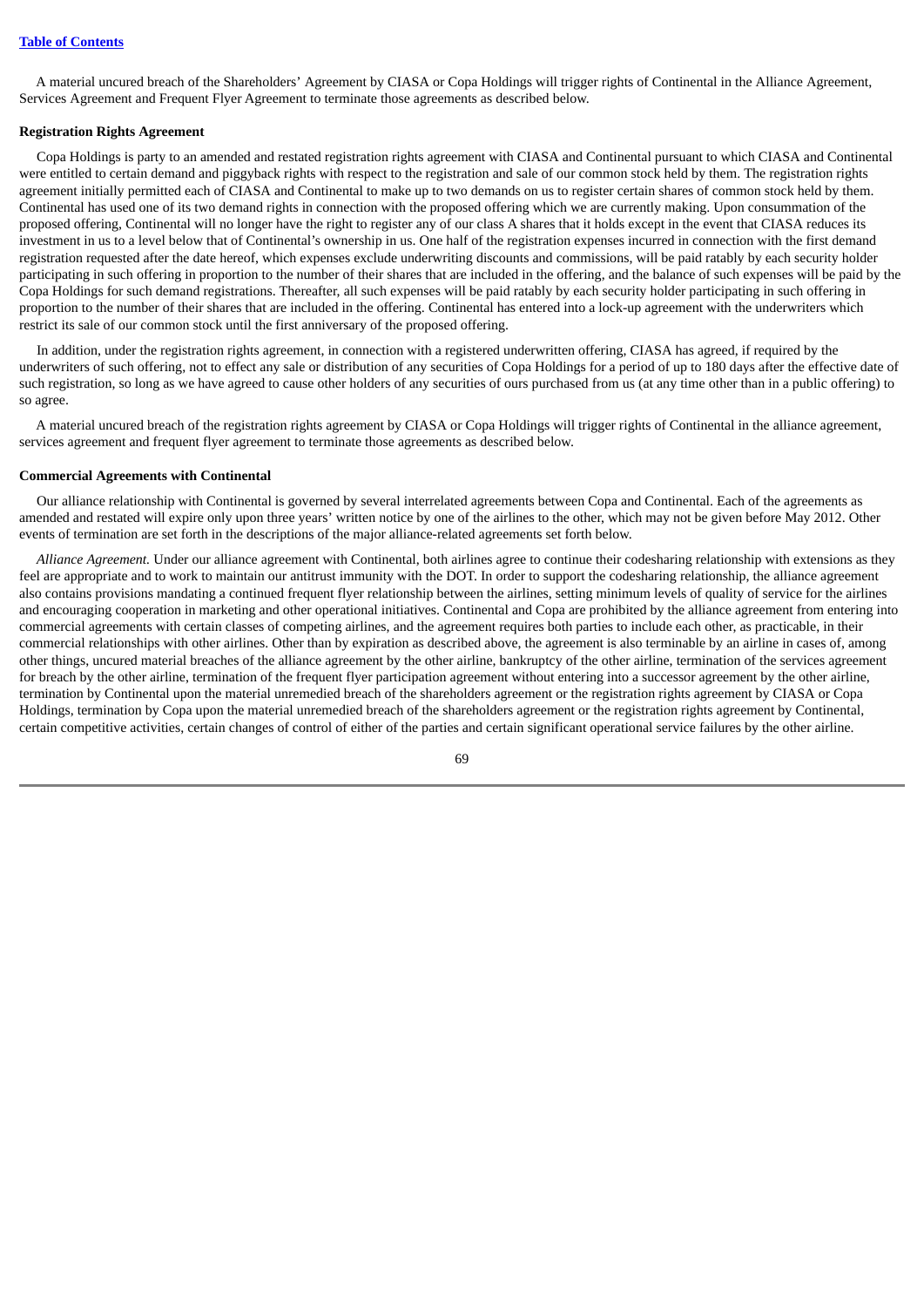A material uncured breach of the Shareholders' Agreement by CIASA or Copa Holdings will trigger rights of Continental in the Alliance Agreement, Services Agreement and Frequent Flyer Agreement to terminate those agreements as described below.

**Registration Rights Agreement**

Copa Holdings is party to an amended and restated registration rights agreement with CIASA and Continental pursuant to which CIASA and Continental were entitled to certain demand and piggyback rights with respect to the registration and sale of our common stock held by them. The registration rights agreement initially permitted each of CIASA and Continental to make up to two demands on us to register certain shares of common stock held by them. Continental has used one of its two demand rights in connection with the proposed offering which we are currently making. Upon consummation of the proposed offering, Continental will no longer have the right to register any of our class A shares that it holds except in the event that CIASA reduces its investment in us to a level below that of Continental's ownership in us. One half of the registration expenses incurred in connection with the first demand registration requested after the date hereof, which expenses exclude underwriting discounts and commissions, will be paid ratably by each security holder participating in such offering in proportion to the number of their shares that are included in the offering, and the balance of such expenses will be paid by the Copa Holdings for such demand registrations. Thereafter, all such expenses will be paid ratably by each security holder participating in such offering in proportion to the number of their shares that are included in the offering. Continental has entered into a lock-up agreement with the underwriters which restrict its sale of our common stock until the first anniversary of the proposed offering.

In addition, under the registration rights agreement, in connection with a registered underwritten offering, CIASA has agreed, if required by the underwriters of such offering, not to effect any sale or distribution of any securities of Copa Holdings for a period of up to 180 days after the effective date of such registration, so long as we have agreed to cause other holders of any securities of ours purchased from us (at any time other than in a public offering) to so agree.

A material uncured breach of the registration rights agreement by CIASA or Copa Holdings will trigger rights of Continental in the alliance agreement, services agreement and frequent flyer agreement to terminate those agreements as described below.

**Commercial Agreements with Continental**

Our alliance relationship with Continental is governed by several interrelated agreements between Copa and Continental. Each of the agreements as amended and restated will expire only upon three years' written notice by one of the airlines to the other, which may not be given before May 2012. Other events of termination are set forth in the descriptions of the major alliance-related agreements set forth below.

*Alliance Agreement.* Under our alliance agreement with Continental, both airlines agree to continue their codesharing relationship with extensions as they feel are appropriate and to work to maintain our antitrust immunity with the DOT. In order to support the codesharing relationship, the alliance agreement also contains provisions mandating a continued frequent flyer relationship between the airlines, setting minimum levels of quality of service for the airlines and encouraging cooperation in marketing and other operational initiatives. Continental and Copa are prohibited by the alliance agreement from entering into commercial agreements with certain classes of competing airlines, and the agreement requires both parties to include each other, as practicable, in their commercial relationships with other airlines. Other than by expiration as described above, the agreement is also terminable by an airline in cases of, among other things, uncured material breaches of the alliance agreement by the other airline, bankruptcy of the other airline, termination of the services agreement for breach by the other airline, termination of the frequent flyer participation agreement without entering into a successor agreement by the other airline, termination by Continental upon the material unremedied breach of the shareholders agreement or the registration rights agreement by CIASA or Copa Holdings, termination by Copa upon the material unremedied breach of the shareholders agreement or the registration rights agreement by Continental, certain competitive activities, certain changes of control of either of the parties and certain significant operational service failures by the other airline.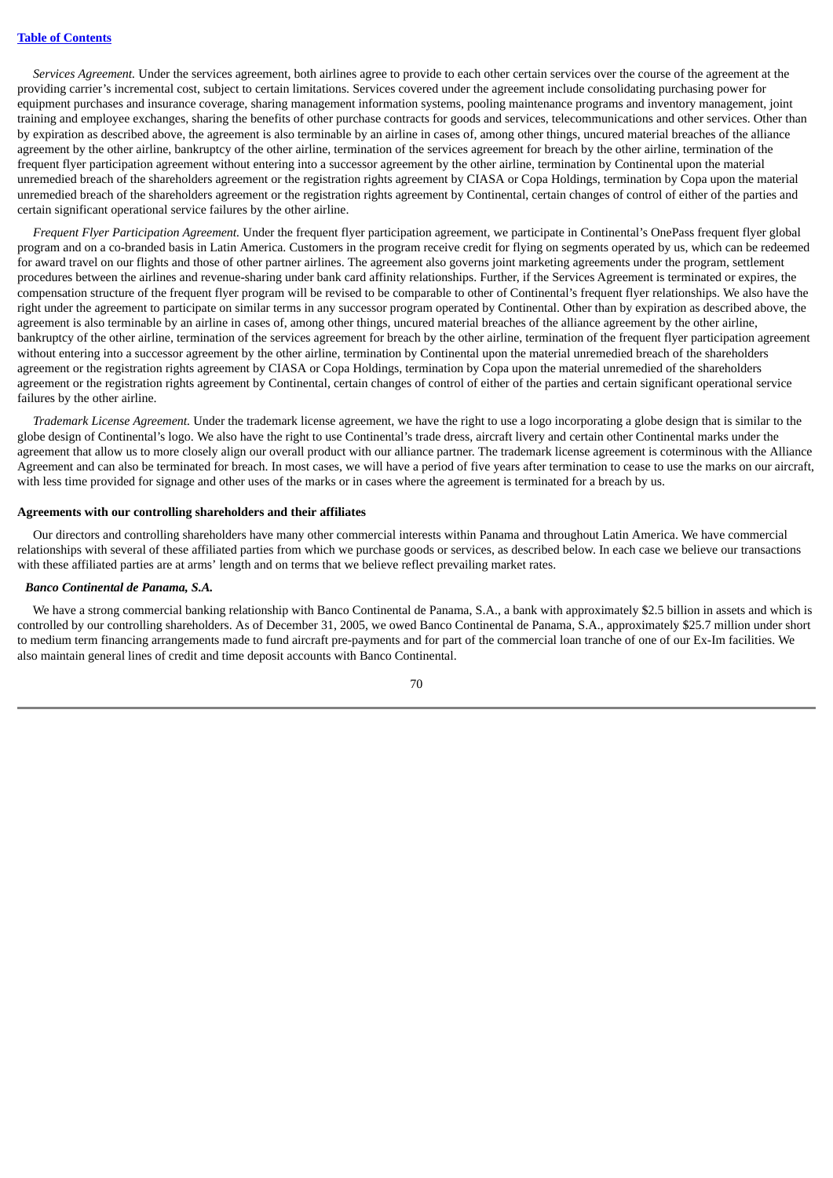*Services Agreement.* Under the services agreement, both airlines agree to provide to each other certain services over the course of the agreement at the providing carrier's incremental cost, subject to certain limitations. Services covered under the agreement include consolidating purchasing power for equipment purchases and insurance coverage, sharing management information systems, pooling maintenance programs and inventory management, joint training and employee exchanges, sharing the benefits of other purchase contracts for goods and services, telecommunications and other services. Other than by expiration as described above, the agreement is also terminable by an airline in cases of, among other things, uncured material breaches of the alliance agreement by the other airline, bankruptcy of the other airline, termination of the services agreement for breach by the other airline, termination of the frequent flyer participation agreement without entering into a successor agreement by the other airline, termination by Continental upon the material unremedied breach of the shareholders agreement or the registration rights agreement by CIASA or Copa Holdings, termination by Copa upon the material unremedied breach of the shareholders agreement or the registration rights agreement by Continental, certain changes of control of either of the parties and certain significant operational service failures by the other airline.

*Frequent Flyer Participation Agreement.* Under the frequent flyer participation agreement, we participate in Continental's OnePass frequent flyer global program and on a co-branded basis in Latin America. Customers in the program receive credit for flying on segments operated by us, which can be redeemed for award travel on our flights and those of other partner airlines. The agreement also governs joint marketing agreements under the program, settlement procedures between the airlines and revenue-sharing under bank card affinity relationships. Further, if the Services Agreement is terminated or expires, the compensation structure of the frequent flyer program will be revised to be comparable to other of Continental's frequent flyer relationships. We also have the right under the agreement to participate on similar terms in any successor program operated by Continental. Other than by expiration as described above, the agreement is also terminable by an airline in cases of, among other things, uncured material breaches of the alliance agreement by the other airline, bankruptcy of the other airline, termination of the services agreement for breach by the other airline, termination of the frequent flyer participation agreement without entering into a successor agreement by the other airline, termination by Continental upon the material unremedied breach of the shareholders agreement or the registration rights agreement by CIASA or Copa Holdings, termination by Copa upon the material unremedied of the shareholders agreement or the registration rights agreement by Continental, certain changes of control of either of the parties and certain significant operational service failures by the other airline.

*Trademark License Agreement.* Under the trademark license agreement, we have the right to use a logo incorporating a globe design that is similar to the globe design of Continental's logo. We also have the right to use Continental's trade dress, aircraft livery and certain other Continental marks under the agreement that allow us to more closely align our overall product with our alliance partner. The trademark license agreement is coterminous with the Alliance Agreement and can also be terminated for breach. In most cases, we will have a period of five years after termination to cease to use the marks on our aircraft, with less time provided for signage and other uses of the marks or in cases where the agreement is terminated for a breach by us.

**Agreements with our controlling shareholders and their affiliates**

Our directors and controlling shareholders have many other commercial interests within Panama and throughout Latin America. We have commercial relationships with several of these affiliated parties from which we purchase goods or services, as described below. In each case we believe our transactions with these affiliated parties are at arms' length and on terms that we believe reflect prevailing market rates.

***Banco Continental de Panama, S.A.***

We have a strong commercial banking relationship with Banco Continental de Panama, S.A., a bank with approximately $2.5 billion in assets and which is controlled by our controlling shareholders. As of December 31, 2005, we owed Banco Continental de Panama, S.A., approximately $25.7 million under short to medium term financing arrangements made to fund aircraft pre-payments and for part of the commercial loan tranche of one of our Ex-Im facilities. We also maintain general lines of credit and time deposit accounts with Banco Continental.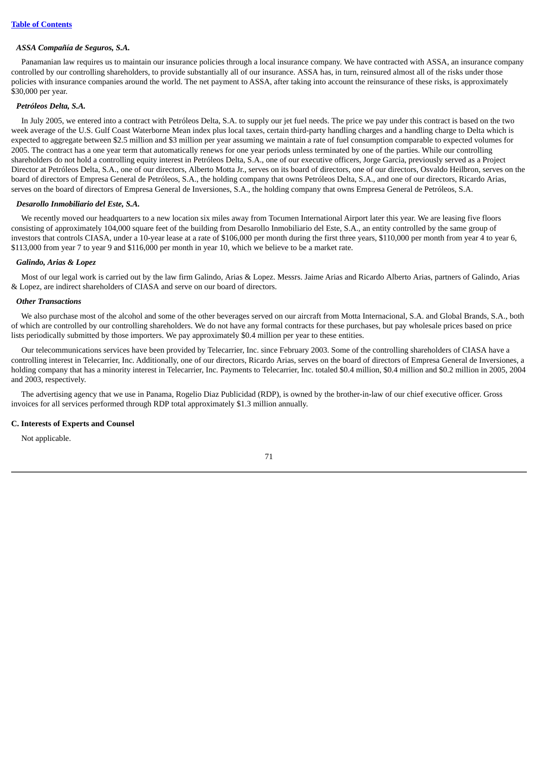***ASSA Compañía de Seguros, S.A.***

Panamanian law requires us to maintain our insurance policies through a local insurance company. We have contracted with ASSA, an insurance company controlled by our controlling shareholders, to provide substantially all of our insurance. ASSA has, in turn, reinsured almost all of the risks under those policies with insurance companies around the world. The net payment to ASSA, after taking into account the reinsurance of these risks, is approximately $30,000 per year.

***Petróleos Delta, S.A.***

In July 2005, we entered into a contract with Petróleos Delta, S.A. to supply our jet fuel needs. The price we pay under this contract is based on the two week average of the U.S. Gulf Coast Waterborne Mean index plus local taxes, certain third-party handling charges and a handling charge to Delta which is expected to aggregate between $2.5 million and $3 million per year assuming we maintain a rate of fuel consumption comparable to expected volumes for 2005. The contract has a one year term that automatically renews for one year periods unless terminated by one of the parties. While our controlling shareholders do not hold a controlling equity interest in Petróleos Delta, S.A., one of our executive officers, Jorge Garcia, previously served as a Project Director at Petróleos Delta, S.A., one of our directors, Alberto Motta Jr., serves on its board of directors, one of our directors, Osvaldo Heilbron, serves on the board of directors of Empresa General de Petróleos, S.A., the holding company that owns Petróleos Delta, S.A., and one of our directors, Ricardo Arias, serves on the board of directors of Empresa General de Inversiones, S.A., the holding company that owns Empresa General de Petróleos, S.A.

***Desarollo Inmobiliario del Este, S.A.***

We recently moved our headquarters to a new location six miles away from Tocumen International Airport later this year. We are leasing five floors consisting of approximately 104,000 square feet of the building from Desarollo Inmobiliario del Este, S.A., an entity controlled by the same group of investors that controls CIASA, under a 10-year lease at a rate of $106,000 per month during the first three years, $110,000 per month from year 4 to year 6, $113,000 from year 7 to year 9 and $116,000 per month in year 10, which we believe to be a market rate.

***Galindo, Arias & Lopez***

Most of our legal work is carried out by the law firm Galindo, Arias & Lopez. Messrs. Jaime Arias and Ricardo Alberto Arias, partners of Galindo, Arias & Lopez, are indirect shareholders of CIASA and serve on our board of directors.

***Other Transactions***

We also purchase most of the alcohol and some of the other beverages served on our aircraft from Motta Internacional, S.A. and Global Brands, S.A., both of which are controlled by our controlling shareholders. We do not have any formal contracts for these purchases, but pay wholesale prices based on price lists periodically submitted by those importers. We pay approximately $0.4 million per year to these entities.

Our telecommunications services have been provided by Telecarrier, Inc. since February 2003. Some of the controlling shareholders of CIASA have a controlling interest in Telecarrier, Inc. Additionally, one of our directors, Ricardo Arias, serves on the board of directors of Empresa General de Inversiones, a holding company that has a minority interest in Telecarrier, Inc. Payments to Telecarrier, Inc. totaled $0.4 million, $0.4 million and $0.2 million in 2005, 2004 and 2003, respectively.

The advertising agency that we use in Panama, Rogelio Diaz Publicidad (RDP), is owned by the brother-in-law of our chief executive officer. Gross invoices for all services performed through RDP total approximately $1.3 million annually.

**C. Interests of Experts and Counsel**

Not applicable.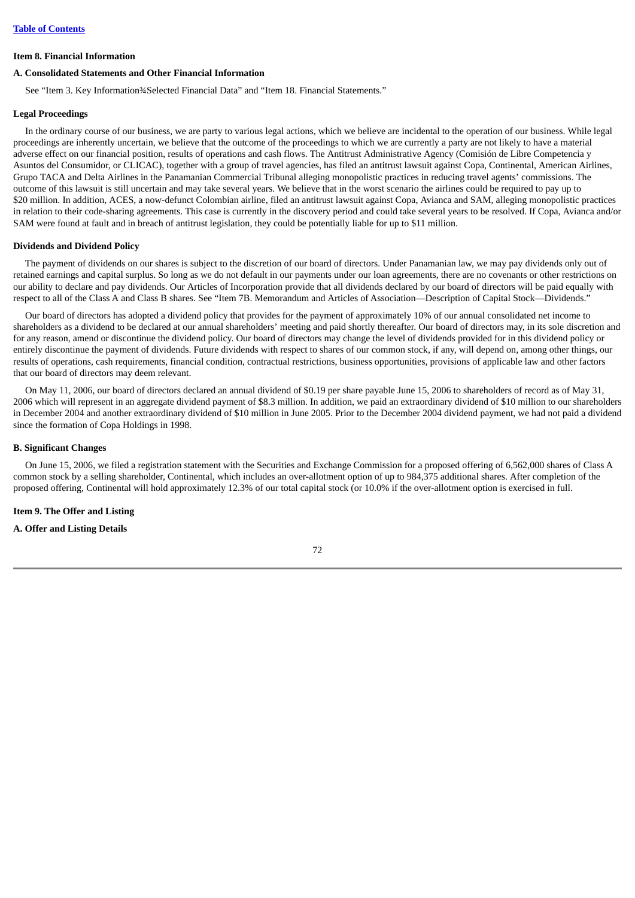**Item 8. Financial Information**

**A. Consolidated Statements and Other Financial Information**

See "Item 3. Key Information¾Selected Financial Data" and "Item 18. Financial Statements."

**Legal Proceedings**

In the ordinary course of our business, we are party to various legal actions, which we believe are incidental to the operation of our business. While legal proceedings are inherently uncertain, we believe that the outcome of the proceedings to which we are currently a party are not likely to have a material adverse effect on our financial position, results of operations and cash flows. The Antitrust Administrative Agency (Comisión de Libre Competencia y Asuntos del Consumidor, or CLICAC), together with a group of travel agencies, has filed an antitrust lawsuit against Copa, Continental, American Airlines, Grupo TACA and Delta Airlines in the Panamanian Commercial Tribunal alleging monopolistic practices in reducing travel agents' commissions. The outcome of this lawsuit is still uncertain and may take several years. We believe that in the worst scenario the airlines could be required to pay up to $20 million. In addition, ACES, a now-defunct Colombian airline, filed an antitrust lawsuit against Copa, Avianca and SAM, alleging monopolistic practices in relation to their code-sharing agreements. This case is currently in the discovery period and could take several years to be resolved. If Copa, Avianca and/or SAM were found at fault and in breach of antitrust legislation, they could be potentially liable for up to $11 million.

**Dividends and Dividend Policy**

The payment of dividends on our shares is subject to the discretion of our board of directors. Under Panamanian law, we may pay dividends only out of retained earnings and capital surplus. So long as we do not default in our payments under our loan agreements, there are no covenants or other restrictions on our ability to declare and pay dividends. Our Articles of Incorporation provide that all dividends declared by our board of directors will be paid equally with respect to all of the Class A and Class B shares. See "Item 7B. Memorandum and Articles of Association—Description of Capital Stock—Dividends."

Our board of directors has adopted a dividend policy that provides for the payment of approximately 10% of our annual consolidated net income to shareholders as a dividend to be declared at our annual shareholders' meeting and paid shortly thereafter. Our board of directors may, in its sole discretion and for any reason, amend or discontinue the dividend policy. Our board of directors may change the level of dividends provided for in this dividend policy or entirely discontinue the payment of dividends. Future dividends with respect to shares of our common stock, if any, will depend on, among other things, our results of operations, cash requirements, financial condition, contractual restrictions, business opportunities, provisions of applicable law and other factors that our board of directors may deem relevant.

On May 11, 2006, our board of directors declared an annual dividend of $0.19 per share payable June 15, 2006 to shareholders of record as of May 31, 2006 which will represent in an aggregate dividend payment of $8.3 million. In addition, we paid an extraordinary dividend of $10 million to our shareholders in December 2004 and another extraordinary dividend of $10 million in June 2005. Prior to the December 2004 dividend payment, we had not paid a dividend since the formation of Copa Holdings in 1998.

**B. Significant Changes**

On June 15, 2006, we filed a registration statement with the Securities and Exchange Commission for a proposed offering of 6,562,000 shares of Class A common stock by a selling shareholder, Continental, which includes an over-allotment option of up to 984,375 additional shares. After completion of the proposed offering, Continental will hold approximately 12.3% of our total capital stock (or 10.0% if the over-allotment option is exercised in full.

**Item 9. The Offer and Listing**

**A. Offer and Listing Details**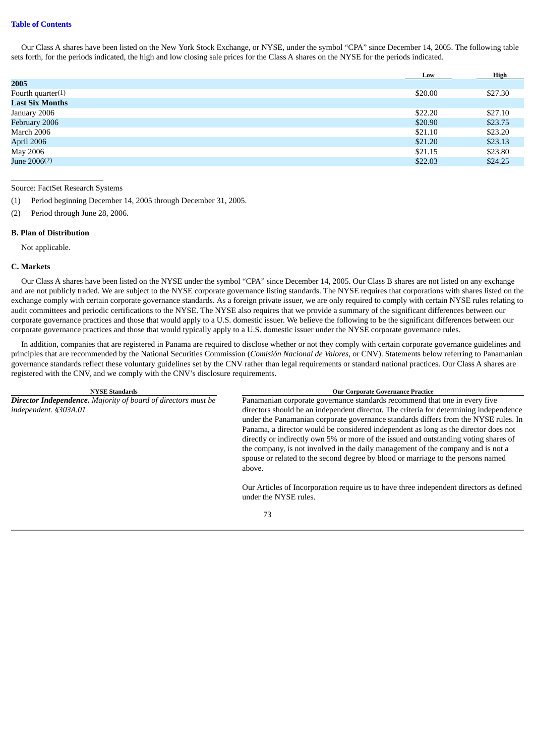Our Class A shares have been listed on the New York Stock Exchange, or NYSE, under the symbol "CPA" since December 14, 2005. The following table sets forth, for the periods indicated, the high and low closing sale prices for the Class A shares on the NYSE for the periods indicated.

| | Low | High |
|---|---|---|
| **2005** | | |
| Fourth quarter(1) | $20.00 | $27.30 |
| **Last Six Months** | | |
| January 2006 | $22.20 | $27.10 |
| February 2006 | $20.90 | $23.75 |
| March 2006 | $21.10 | $23.20 |
| April 2006 | $21.20 | $23.13 |
| May 2006 | $21.15 | $23.80 |
| June 2006(2) | $22.03 | $24.25 |

Source: FactSet Research Systems

(1) Period beginning December 14, 2005 through December 31, 2005.

(2) Period through June 28, 2006.

### B. Plan of Distribution

Not applicable.

### C. Markets

Our Class A shares have been listed on the NYSE under the symbol "CPA" since December 14, 2005. Our Class B shares are not listed on any exchange and are not publicly traded. We are subject to the NYSE corporate governance listing standards. The NYSE requires that corporations with shares listed on the exchange comply with certain corporate governance standards. As a foreign private issuer, we are only required to comply with certain NYSE rules relating to audit committees and periodic certifications to the NYSE. The NYSE also requires that we provide a summary of the significant differences between our corporate governance practices and those that would apply to a U.S. domestic issuer. We believe the following to be the significant differences between our corporate governance practices and those that would typically apply to a U.S. domestic issuer under the NYSE corporate governance rules.

In addition, companies that are registered in Panama are required to disclose whether or not they comply with certain corporate governance guidelines and principles that are recommended by the National Securities Commission (*Comisión Nacional de Valores*, or CNV). Statements below referring to Panamanian governance standards reflect these voluntary guidelines set by the CNV rather than legal requirements or standard national practices. Our Class A shares are registered with the CNV, and we comply with the CNV's disclosure requirements.

| NYSE Standards | Our Corporate Governance Practice |
|---|---|
| ***Director Independence.*** *Majority of board of directors must be independent. §303A.01* | Panamanian corporate governance standards recommend that one in every five directors should be an independent director. The criteria for determining independence under the Panamanian corporate governance standards differs from the NYSE rules. In Panama, a director would be considered independent as long as the director does not directly or indirectly own 5% or more of the issued and outstanding voting shares of the company, is not involved in the daily management of the company and is not a spouse or related to the second degree by blood or marriage to the persons named above.<br><br>Our Articles of Incorporation require us to have three independent directors as defined under the NYSE rules. |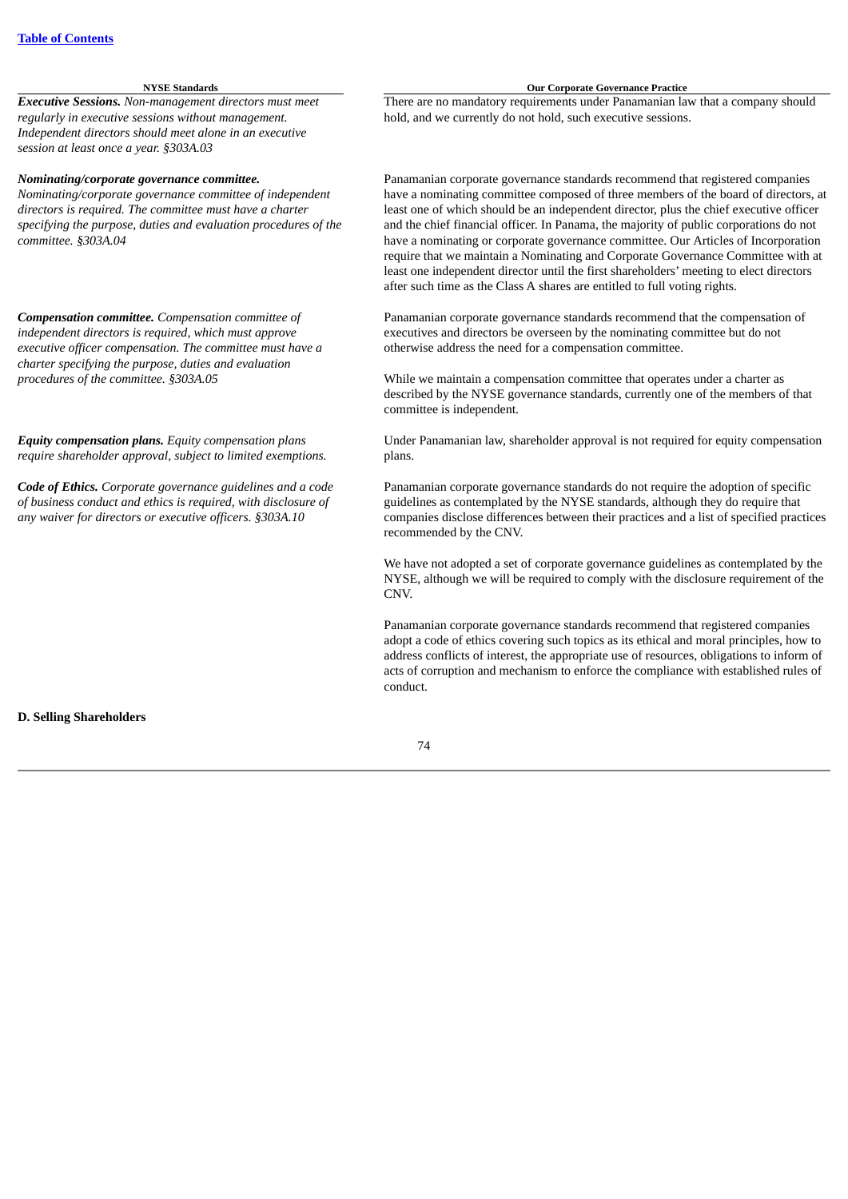| NYSE Standards | Our Corporate Governance Practice |
|---|---|
| ***Executive Sessions.*** *Non-management directors must meet regularly in executive sessions without management. Independent directors should meet alone in an executive session at least once a year. §303A.03* | There are no mandatory requirements under Panamanian law that a company should hold, and we currently do not hold, such executive sessions. |
| ***Nominating/corporate governance committee.*** *Nominating/corporate governance committee of independent directors is required. The committee must have a charter specifying the purpose, duties and evaluation procedures of the committee. §303A.04* | Panamanian corporate governance standards recommend that registered companies have a nominating committee composed of three members of the board of directors, at least one of which should be an independent director, plus the chief executive officer and the chief financial officer. In Panama, the majority of public corporations do not have a nominating or corporate governance committee. Our Articles of Incorporation require that we maintain a Nominating and Corporate Governance Committee with at least one independent director until the first shareholders' meeting to elect directors after such time as the Class A shares are entitled to full voting rights. |
| ***Compensation committee.*** *Compensation committee of independent directors is required, which must approve executive officer compensation. The committee must have a charter specifying the purpose, duties and evaluation procedures of the committee. §303A.05* | Panamanian corporate governance standards recommend that the compensation of executives and directors be overseen by the nominating committee but do not otherwise address the need for a compensation committee.<br><br>While we maintain a compensation committee that operates under a charter as described by the NYSE governance standards, currently one of the members of that committee is independent. |
| ***Equity compensation plans.*** *Equity compensation plans require shareholder approval, subject to limited exemptions.* | Under Panamanian law, shareholder approval is not required for equity compensation plans. |
| ***Code of Ethics.*** *Corporate governance guidelines and a code of business conduct and ethics is required, with disclosure of any waiver for directors or executive officers. §303A.10* | Panamanian corporate governance standards do not require the adoption of specific guidelines as contemplated by the NYSE standards, although they do require that companies disclose differences between their practices and a list of specified practices recommended by the CNV.<br><br>We have not adopted a set of corporate governance guidelines as contemplated by the NYSE, although we will be required to comply with the disclosure requirement of the CNV.<br><br>Panamanian corporate governance standards recommend that registered companies adopt a code of ethics covering such topics as its ethical and moral principles, how to address conflicts of interest, the appropriate use of resources, obligations to inform of acts of corruption and mechanism to enforce the compliance with established rules of conduct. |

**D. Selling Shareholders**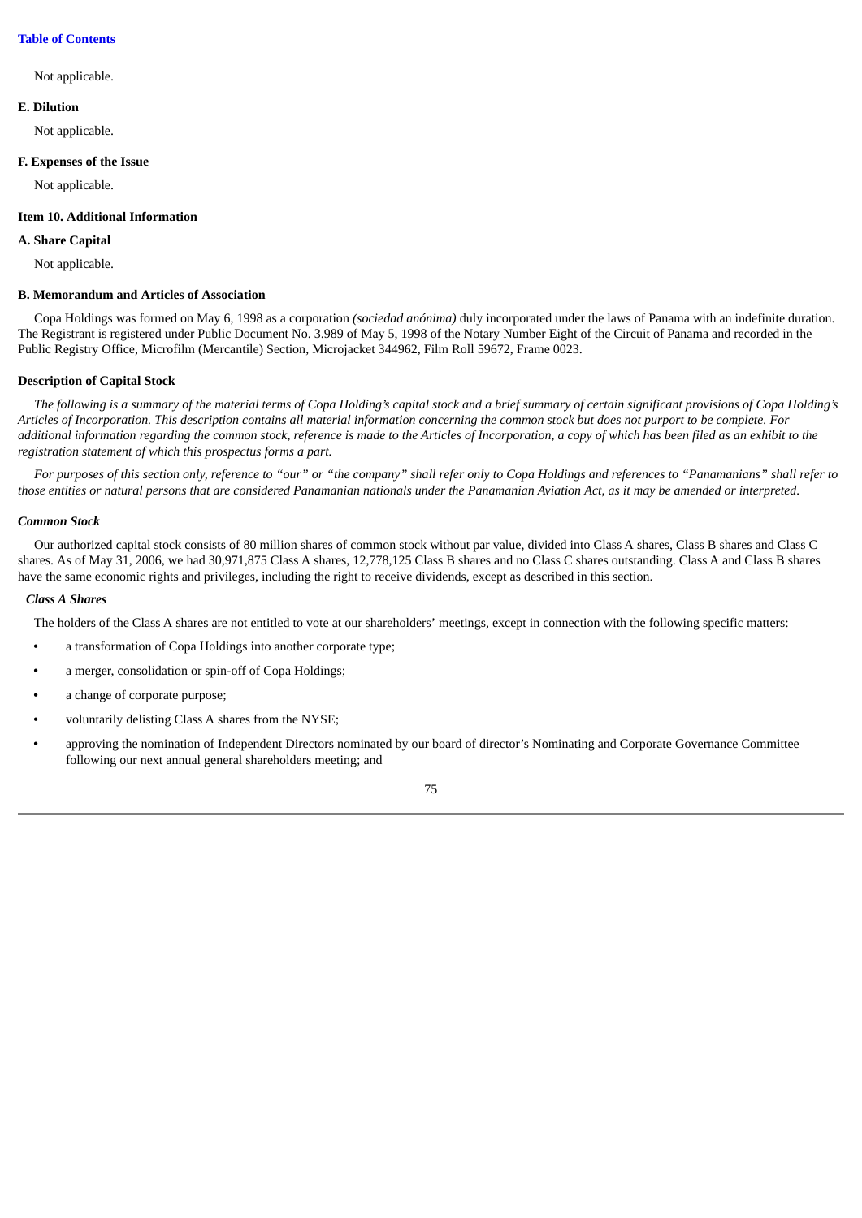Not applicable.

**E. Dilution**

Not applicable.

**F. Expenses of the Issue**

Not applicable.

**Item 10. Additional Information**

**A. Share Capital**

Not applicable.

**B. Memorandum and Articles of Association**

Copa Holdings was formed on May 6, 1998 as a corporation *(sociedad anónima)* duly incorporated under the laws of Panama with an indefinite duration. The Registrant is registered under Public Document No. 3.989 of May 5, 1998 of the Notary Number Eight of the Circuit of Panama and recorded in the Public Registry Office, Microfilm (Mercantile) Section, Microjacket 344962, Film Roll 59672, Frame 0023.

**Description of Capital Stock**

*The following is a summary of the material terms of Copa Holding's capital stock and a brief summary of certain significant provisions of Copa Holding's Articles of Incorporation. This description contains all material information concerning the common stock but does not purport to be complete. For additional information regarding the common stock, reference is made to the Articles of Incorporation, a copy of which has been filed as an exhibit to the registration statement of which this prospectus forms a part.*

*For purposes of this section only, reference to "our" or "the company" shall refer only to Copa Holdings and references to "Panamanians" shall refer to those entities or natural persons that are considered Panamanian nationals under the Panamanian Aviation Act, as it may be amended or interpreted.*

***Common Stock***

Our authorized capital stock consists of 80 million shares of common stock without par value, divided into Class A shares, Class B shares and Class C shares. As of May 31, 2006, we had 30,971,875 Class A shares, 12,778,125 Class B shares and no Class C shares outstanding. Class A and Class B shares have the same economic rights and privileges, including the right to receive dividends, except as described in this section.

***Class A Shares***

The holders of the Class A shares are not entitled to vote at our shareholders' meetings, except in connection with the following specific matters:

- a transformation of Copa Holdings into another corporate type;
- a merger, consolidation or spin-off of Copa Holdings;
- a change of corporate purpose;
- voluntarily delisting Class A shares from the NYSE;
- approving the nomination of Independent Directors nominated by our board of director's Nominating and Corporate Governance Committee following our next annual general shareholders meeting; and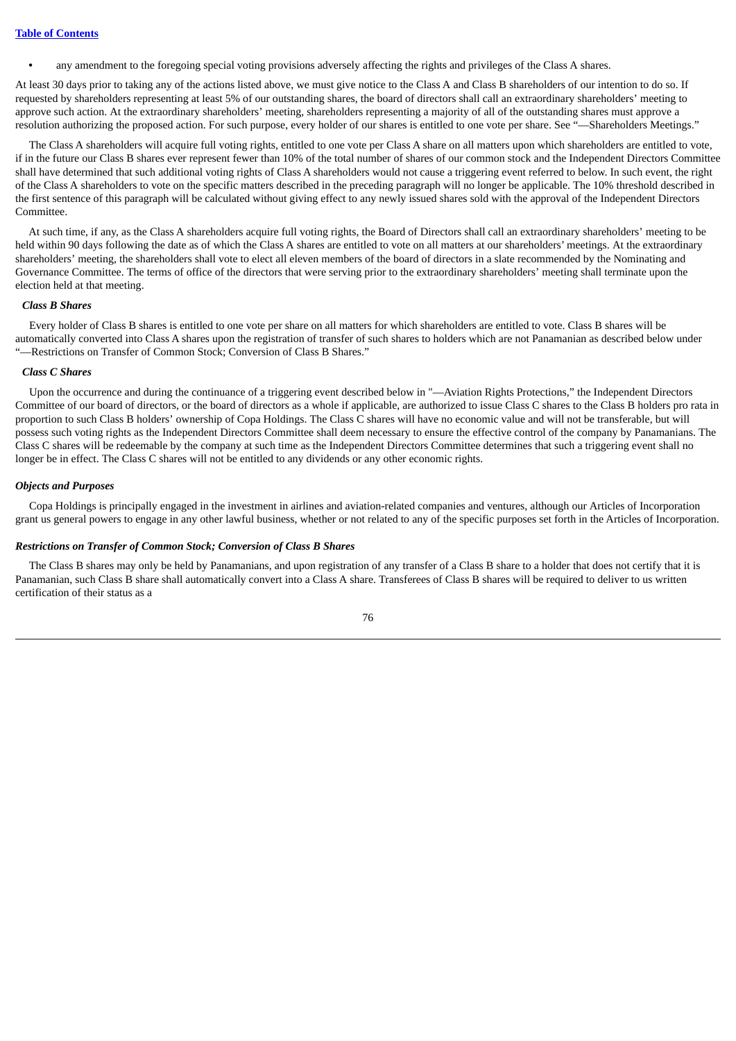- any amendment to the foregoing special voting provisions adversely affecting the rights and privileges of the Class A shares.

At least 30 days prior to taking any of the actions listed above, we must give notice to the Class A and Class B shareholders of our intention to do so. If requested by shareholders representing at least 5% of our outstanding shares, the board of directors shall call an extraordinary shareholders' meeting to approve such action. At the extraordinary shareholders' meeting, shareholders representing a majority of all of the outstanding shares must approve a resolution authorizing the proposed action. For such purpose, every holder of our shares is entitled to one vote per share. See "—Shareholders Meetings."

The Class A shareholders will acquire full voting rights, entitled to one vote per Class A share on all matters upon which shareholders are entitled to vote, if in the future our Class B shares ever represent fewer than 10% of the total number of shares of our common stock and the Independent Directors Committee shall have determined that such additional voting rights of Class A shareholders would not cause a triggering event referred to below. In such event, the right of the Class A shareholders to vote on the specific matters described in the preceding paragraph will no longer be applicable. The 10% threshold described in the first sentence of this paragraph will be calculated without giving effect to any newly issued shares sold with the approval of the Independent Directors Committee.

At such time, if any, as the Class A shareholders acquire full voting rights, the Board of Directors shall call an extraordinary shareholders' meeting to be held within 90 days following the date as of which the Class A shares are entitled to vote on all matters at our shareholders' meetings. At the extraordinary shareholders' meeting, the shareholders shall vote to elect all eleven members of the board of directors in a slate recommended by the Nominating and Governance Committee. The terms of office of the directors that were serving prior to the extraordinary shareholders' meeting shall terminate upon the election held at that meeting.

#### *Class B Shares*

Every holder of Class B shares is entitled to one vote per share on all matters for which shareholders are entitled to vote. Class B shares will be automatically converted into Class A shares upon the registration of transfer of such shares to holders which are not Panamanian as described below under "—Restrictions on Transfer of Common Stock; Conversion of Class B Shares."

#### *Class C Shares*

Upon the occurrence and during the continuance of a triggering event described below in "—Aviation Rights Protections," the Independent Directors Committee of our board of directors, or the board of directors as a whole if applicable, are authorized to issue Class C shares to the Class B holders pro rata in proportion to such Class B holders' ownership of Copa Holdings. The Class C shares will have no economic value and will not be transferable, but will possess such voting rights as the Independent Directors Committee shall deem necessary to ensure the effective control of the company by Panamanians. The Class C shares will be redeemable by the company at such time as the Independent Directors Committee determines that such a triggering event shall no longer be in effect. The Class C shares will not be entitled to any dividends or any other economic rights.

### *Objects and Purposes*

Copa Holdings is principally engaged in the investment in airlines and aviation-related companies and ventures, although our Articles of Incorporation grant us general powers to engage in any other lawful business, whether or not related to any of the specific purposes set forth in the Articles of Incorporation.

### *Restrictions on Transfer of Common Stock; Conversion of Class B Shares*

The Class B shares may only be held by Panamanians, and upon registration of any transfer of a Class B share to a holder that does not certify that it is Panamanian, such Class B share shall automatically convert into a Class A share. Transferees of Class B shares will be required to deliver to us written certification of their status as a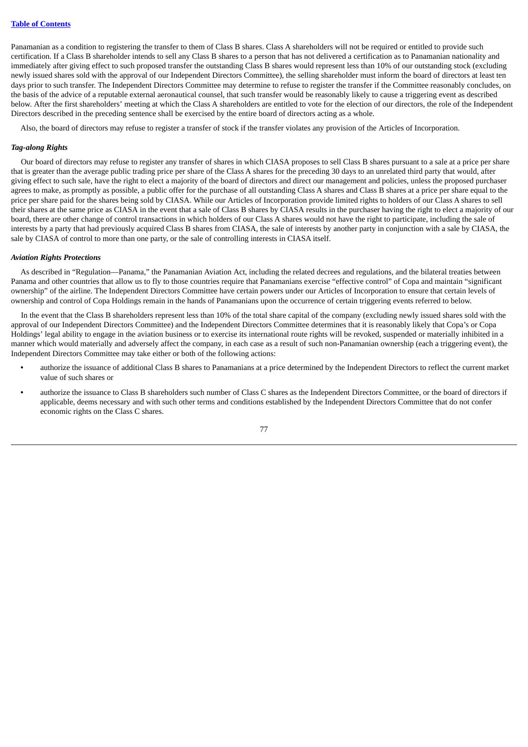Panamanian as a condition to registering the transfer to them of Class B shares. Class A shareholders will not be required or entitled to provide such certification. If a Class B shareholder intends to sell any Class B shares to a person that has not delivered a certification as to Panamanian nationality and immediately after giving effect to such proposed transfer the outstanding Class B shares would represent less than 10% of our outstanding stock (excluding newly issued shares sold with the approval of our Independent Directors Committee), the selling shareholder must inform the board of directors at least ten days prior to such transfer. The Independent Directors Committee may determine to refuse to register the transfer if the Committee reasonably concludes, on the basis of the advice of a reputable external aeronautical counsel, that such transfer would be reasonably likely to cause a triggering event as described below. After the first shareholders' meeting at which the Class A shareholders are entitled to vote for the election of our directors, the role of the Independent Directors described in the preceding sentence shall be exercised by the entire board of directors acting as a whole.

Also, the board of directors may refuse to register a transfer of stock if the transfer violates any provision of the Articles of Incorporation.

***Tag-along Rights***

Our board of directors may refuse to register any transfer of shares in which CIASA proposes to sell Class B shares pursuant to a sale at a price per share that is greater than the average public trading price per share of the Class A shares for the preceding 30 days to an unrelated third party that would, after giving effect to such sale, have the right to elect a majority of the board of directors and direct our management and policies, unless the proposed purchaser agrees to make, as promptly as possible, a public offer for the purchase of all outstanding Class A shares and Class B shares at a price per share equal to the price per share paid for the shares being sold by CIASA. While our Articles of Incorporation provide limited rights to holders of our Class A shares to sell their shares at the same price as CIASA in the event that a sale of Class B shares by CIASA results in the purchaser having the right to elect a majority of our board, there are other change of control transactions in which holders of our Class A shares would not have the right to participate, including the sale of interests by a party that had previously acquired Class B shares from CIASA, the sale of interests by another party in conjunction with a sale by CIASA, the sale by CIASA of control to more than one party, or the sale of controlling interests in CIASA itself.

***Aviation Rights Protections***

As described in "Regulation—Panama," the Panamanian Aviation Act, including the related decrees and regulations, and the bilateral treaties between Panama and other countries that allow us to fly to those countries require that Panamanians exercise "effective control" of Copa and maintain "significant ownership" of the airline. The Independent Directors Committee have certain powers under our Articles of Incorporation to ensure that certain levels of ownership and control of Copa Holdings remain in the hands of Panamanians upon the occurrence of certain triggering events referred to below.

In the event that the Class B shareholders represent less than 10% of the total share capital of the company (excluding newly issued shares sold with the approval of our Independent Directors Committee) and the Independent Directors Committee determines that it is reasonably likely that Copa's or Copa Holdings' legal ability to engage in the aviation business or to exercise its international route rights will be revoked, suspended or materially inhibited in a manner which would materially and adversely affect the company, in each case as a result of such non-Panamanian ownership (each a triggering event), the Independent Directors Committee may take either or both of the following actions:

- authorize the issuance of additional Class B shares to Panamanians at a price determined by the Independent Directors to reflect the current market value of such shares or
- authorize the issuance to Class B shareholders such number of Class C shares as the Independent Directors Committee, or the board of directors if applicable, deems necessary and with such other terms and conditions established by the Independent Directors Committee that do not confer economic rights on the Class C shares.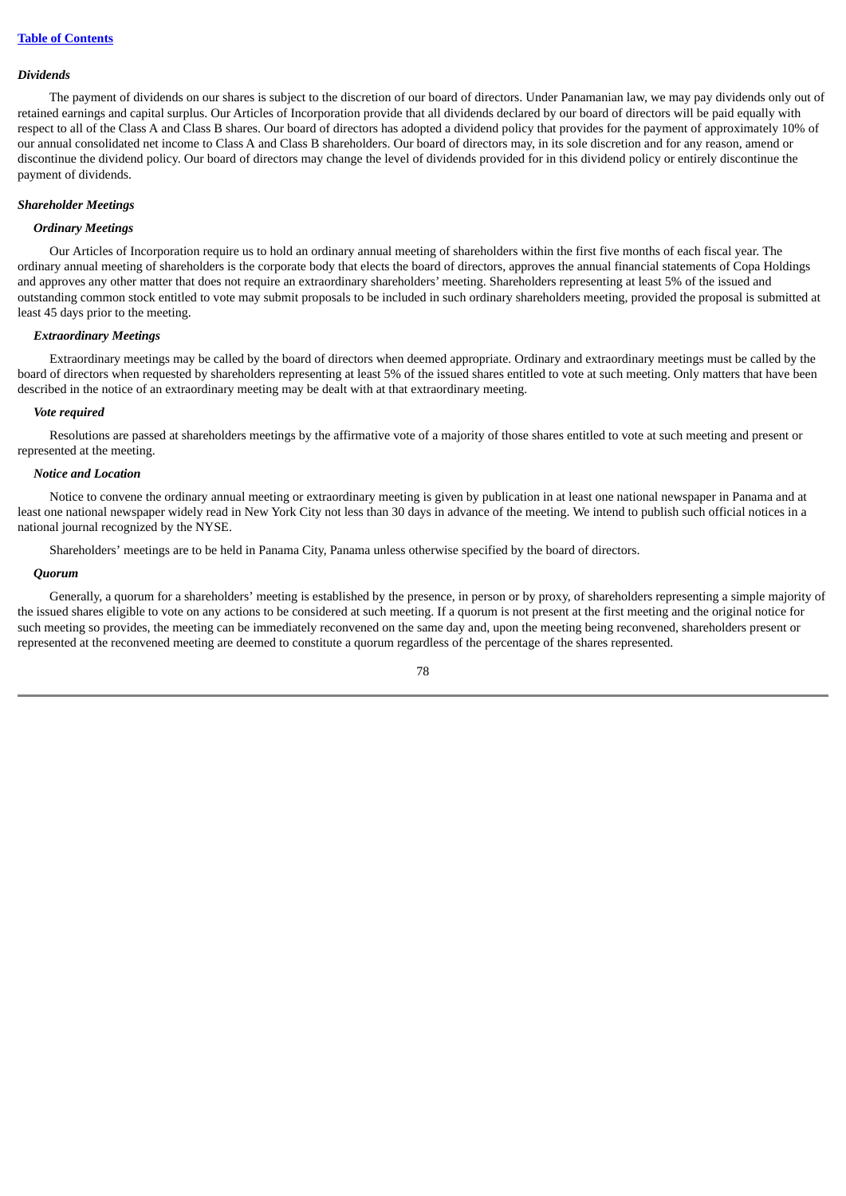### *Dividends*

The payment of dividends on our shares is subject to the discretion of our board of directors. Under Panamanian law, we may pay dividends only out of retained earnings and capital surplus. Our Articles of Incorporation provide that all dividends declared by our board of directors will be paid equally with respect to all of the Class A and Class B shares. Our board of directors has adopted a dividend policy that provides for the payment of approximately 10% of our annual consolidated net income to Class A and Class B shareholders. Our board of directors may, in its sole discretion and for any reason, amend or discontinue the dividend policy. Our board of directors may change the level of dividends provided for in this dividend policy or entirely discontinue the payment of dividends.

### *Shareholder Meetings*

#### *Ordinary Meetings*

Our Articles of Incorporation require us to hold an ordinary annual meeting of shareholders within the first five months of each fiscal year. The ordinary annual meeting of shareholders is the corporate body that elects the board of directors, approves the annual financial statements of Copa Holdings and approves any other matter that does not require an extraordinary shareholders' meeting. Shareholders representing at least 5% of the issued and outstanding common stock entitled to vote may submit proposals to be included in such ordinary shareholders meeting, provided the proposal is submitted at least 45 days prior to the meeting.

#### *Extraordinary Meetings*

Extraordinary meetings may be called by the board of directors when deemed appropriate. Ordinary and extraordinary meetings must be called by the board of directors when requested by shareholders representing at least 5% of the issued shares entitled to vote at such meeting. Only matters that have been described in the notice of an extraordinary meeting may be dealt with at that extraordinary meeting.

#### *Vote required*

Resolutions are passed at shareholders meetings by the affirmative vote of a majority of those shares entitled to vote at such meeting and present or represented at the meeting.

#### *Notice and Location*

Notice to convene the ordinary annual meeting or extraordinary meeting is given by publication in at least one national newspaper in Panama and at least one national newspaper widely read in New York City not less than 30 days in advance of the meeting. We intend to publish such official notices in a national journal recognized by the NYSE.

Shareholders' meetings are to be held in Panama City, Panama unless otherwise specified by the board of directors.

#### *Quorum*

Generally, a quorum for a shareholders' meeting is established by the presence, in person or by proxy, of shareholders representing a simple majority of the issued shares eligible to vote on any actions to be considered at such meeting. If a quorum is not present at the first meeting and the original notice for such meeting so provides, the meeting can be immediately reconvened on the same day and, upon the meeting being reconvened, shareholders present or represented at the reconvened meeting are deemed to constitute a quorum regardless of the percentage of the shares represented.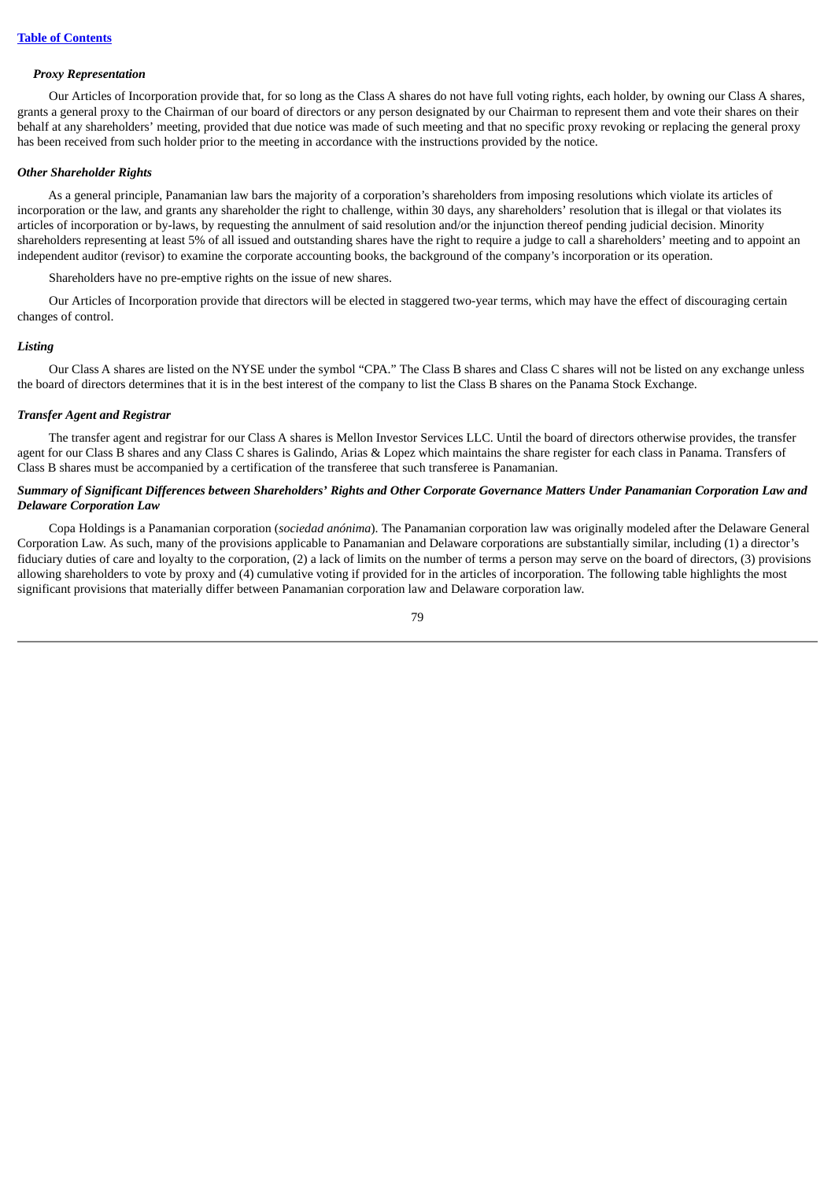***Proxy Representation***

Our Articles of Incorporation provide that, for so long as the Class A shares do not have full voting rights, each holder, by owning our Class A shares, grants a general proxy to the Chairman of our board of directors or any person designated by our Chairman to represent them and vote their shares on their behalf at any shareholders' meeting, provided that due notice was made of such meeting and that no specific proxy revoking or replacing the general proxy has been received from such holder prior to the meeting in accordance with the instructions provided by the notice.

***Other Shareholder Rights***

As a general principle, Panamanian law bars the majority of a corporation's shareholders from imposing resolutions which violate its articles of incorporation or the law, and grants any shareholder the right to challenge, within 30 days, any shareholders' resolution that is illegal or that violates its articles of incorporation or by-laws, by requesting the annulment of said resolution and/or the injunction thereof pending judicial decision. Minority shareholders representing at least 5% of all issued and outstanding shares have the right to require a judge to call a shareholders' meeting and to appoint an independent auditor (revisor) to examine the corporate accounting books, the background of the company's incorporation or its operation.

Shareholders have no pre-emptive rights on the issue of new shares.

Our Articles of Incorporation provide that directors will be elected in staggered two-year terms, which may have the effect of discouraging certain changes of control.

***Listing***

Our Class A shares are listed on the NYSE under the symbol "CPA." The Class B shares and Class C shares will not be listed on any exchange unless the board of directors determines that it is in the best interest of the company to list the Class B shares on the Panama Stock Exchange.

***Transfer Agent and Registrar***

The transfer agent and registrar for our Class A shares is Mellon Investor Services LLC. Until the board of directors otherwise provides, the transfer agent for our Class B shares and any Class C shares is Galindo, Arias & Lopez which maintains the share register for each class in Panama. Transfers of Class B shares must be accompanied by a certification of the transferee that such transferee is Panamanian.

***Summary of Significant Differences between Shareholders' Rights and Other Corporate Governance Matters Under Panamanian Corporation Law and Delaware Corporation Law***

Copa Holdings is a Panamanian corporation (*sociedad anónima*). The Panamanian corporation law was originally modeled after the Delaware General Corporation Law. As such, many of the provisions applicable to Panamanian and Delaware corporations are substantially similar, including (1) a director's fiduciary duties of care and loyalty to the corporation, (2) a lack of limits on the number of terms a person may serve on the board of directors, (3) provisions allowing shareholders to vote by proxy and (4) cumulative voting if provided for in the articles of incorporation. The following table highlights the most significant provisions that materially differ between Panamanian corporation law and Delaware corporation law.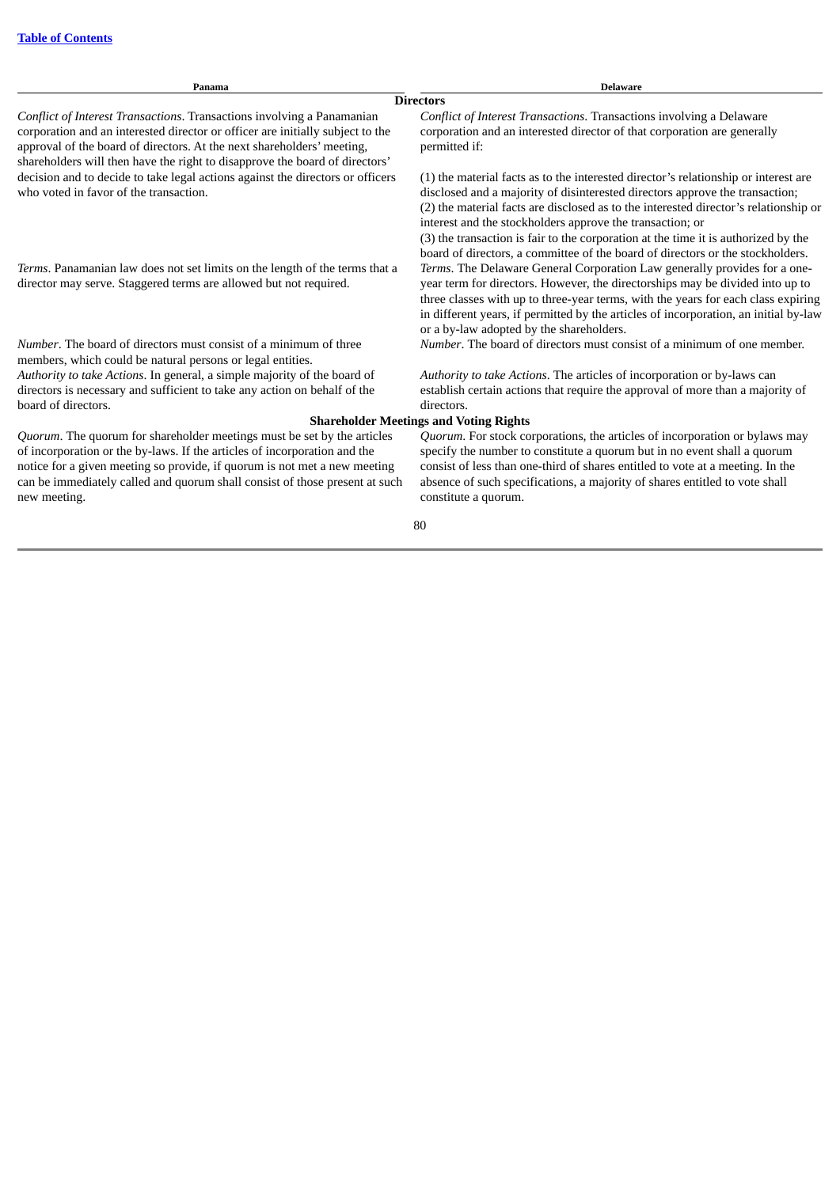| Panama | Delaware |
|---|---|
| **Directors** | |
| *Conflict of Interest Transactions*. Transactions involving a Panamanian corporation and an interested director or officer are initially subject to the approval of the board of directors. At the next shareholders' meeting, shareholders will then have the right to disapprove the board of directors' decision and to decide to take legal actions against the directors or officers who voted in favor of the transaction. | *Conflict of Interest Transactions*. Transactions involving a Delaware corporation and an interested director of that corporation are generally permitted if:<br><br>(1) the material facts as to the interested director's relationship or interest are disclosed and a majority of disinterested directors approve the transaction;<br>(2) the material facts are disclosed as to the interested director's relationship or interest and the stockholders approve the transaction; or<br>(3) the transaction is fair to the corporation at the time it is authorized by the board of directors, a committee of the board of directors or the stockholders. |
| *Terms*. Panamanian law does not set limits on the length of the terms that a director may serve. Staggered terms are allowed but not required. | *Terms*. The Delaware General Corporation Law generally provides for a one-year term for directors. However, the directorships may be divided into up to three classes with up to three-year terms, with the years for each class expiring in different years, if permitted by the articles of incorporation, an initial by-law or a by-law adopted by the shareholders. |
| *Number*. The board of directors must consist of a minimum of three members, which could be natural persons or legal entities. | *Number*. The board of directors must consist of a minimum of one member. |
| *Authority to take Actions*. In general, a simple majority of the board of directors is necessary and sufficient to take any action on behalf of the board of directors. | *Authority to take Actions*. The articles of incorporation or by-laws can establish certain actions that require the approval of more than a majority of directors. |
| **Shareholder Meetings and Voting Rights** | |
| *Quorum*. The quorum for shareholder meetings must be set by the articles of incorporation or the by-laws. If the articles of incorporation and the notice for a given meeting so provide, if quorum is not met a new meeting can be immediately called and quorum shall consist of those present at such new meeting. | *Quorum*. For stock corporations, the articles of incorporation or bylaws may specify the number to constitute a quorum but in no event shall a quorum consist of less than one-third of shares entitled to vote at a meeting. In the absence of such specifications, a majority of shares entitled to vote shall constitute a quorum. |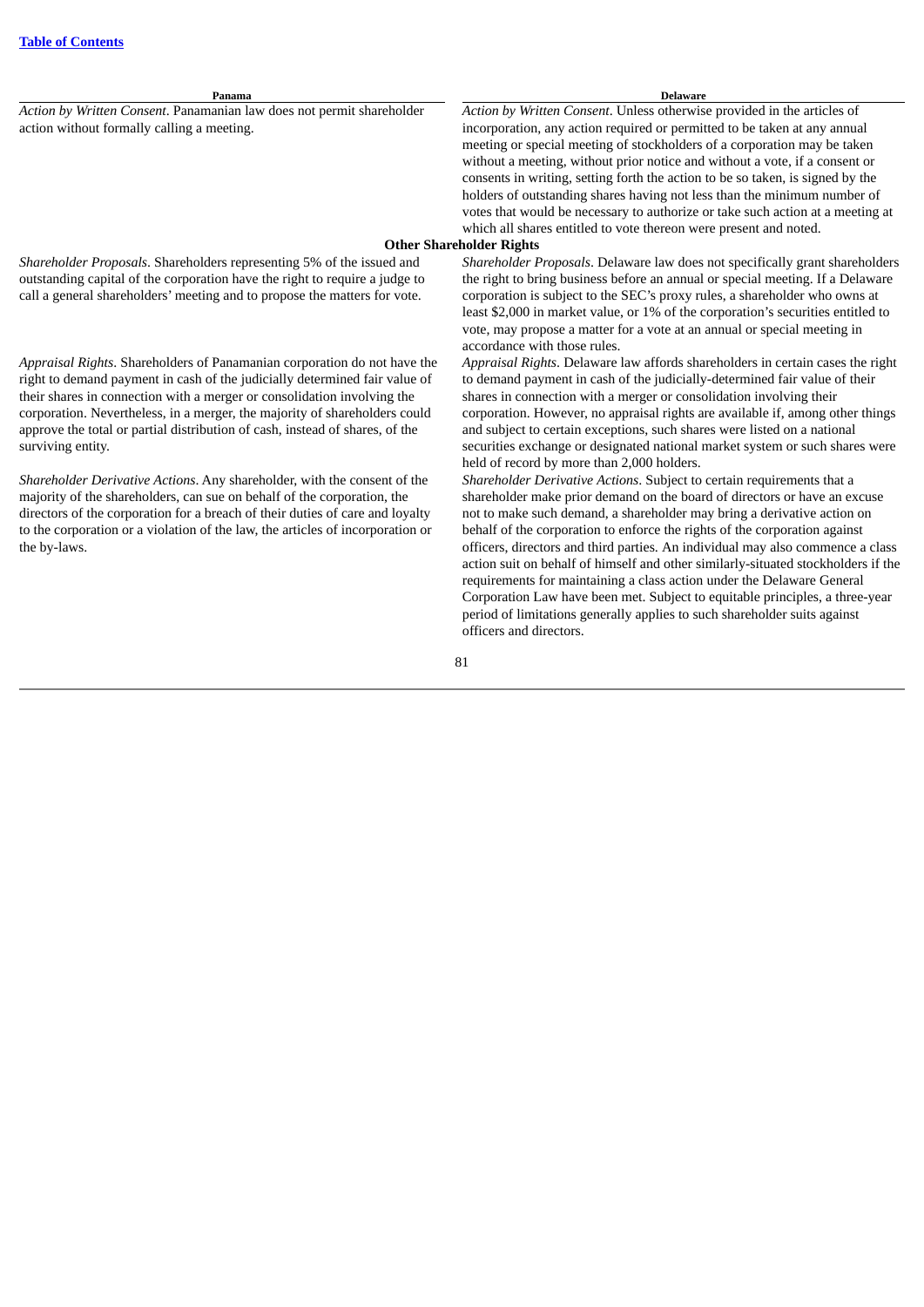| Panama | Delaware |
|---|---|
| *Action by Written Consent*. Panamanian law does not permit shareholder action without formally calling a meeting. | *Action by Written Consent*. Unless otherwise provided in the articles of incorporation, any action required or permitted to be taken at any annual meeting or special meeting of stockholders of a corporation may be taken without a meeting, without prior notice and without a vote, if a consent or consents in writing, setting forth the action to be so taken, is signed by the holders of outstanding shares having not less than the minimum number of votes that would be necessary to authorize or take such action at a meeting at which all shares entitled to vote thereon were present and noted. |
| **Other Shareholder Rights** | |
| *Shareholder Proposals*. Shareholders representing 5% of the issued and outstanding capital of the corporation have the right to require a judge to call a general shareholders' meeting and to propose the matters for vote. | *Shareholder Proposals*. Delaware law does not specifically grant shareholders the right to bring business before an annual or special meeting. If a Delaware corporation is subject to the SEC's proxy rules, a shareholder who owns at least $2,000 in market value, or 1% of the corporation's securities entitled to vote, may propose a matter for a vote at an annual or special meeting in accordance with those rules. |
| *Appraisal Rights*. Shareholders of Panamanian corporation do not have the right to demand payment in cash of the judicially determined fair value of their shares in connection with a merger or consolidation involving the corporation. Nevertheless, in a merger, the majority of shareholders could approve the total or partial distribution of cash, instead of shares, of the surviving entity. | *Appraisal Rights*. Delaware law affords shareholders in certain cases the right to demand payment in cash of the judicially-determined fair value of their shares in connection with a merger or consolidation involving their corporation. However, no appraisal rights are available if, among other things and subject to certain exceptions, such shares were listed on a national securities exchange or designated national market system or such shares were held of record by more than 2,000 holders. |
| *Shareholder Derivative Actions*. Any shareholder, with the consent of the majority of the shareholders, can sue on behalf of the corporation, the directors of the corporation for a breach of their duties of care and loyalty to the corporation or a violation of the law, the articles of incorporation or the by-laws. | *Shareholder Derivative Actions*. Subject to certain requirements that a shareholder make prior demand on the board of directors or have an excuse not to make such demand, a shareholder may bring a derivative action on behalf of the corporation to enforce the rights of the corporation against officers, directors and third parties. An individual may also commence a class action suit on behalf of himself and other similarly-situated stockholders if the requirements for maintaining a class action under the Delaware General Corporation Law have been met. Subject to equitable principles, a three-year period of limitations generally applies to such shareholder suits against officers and directors. |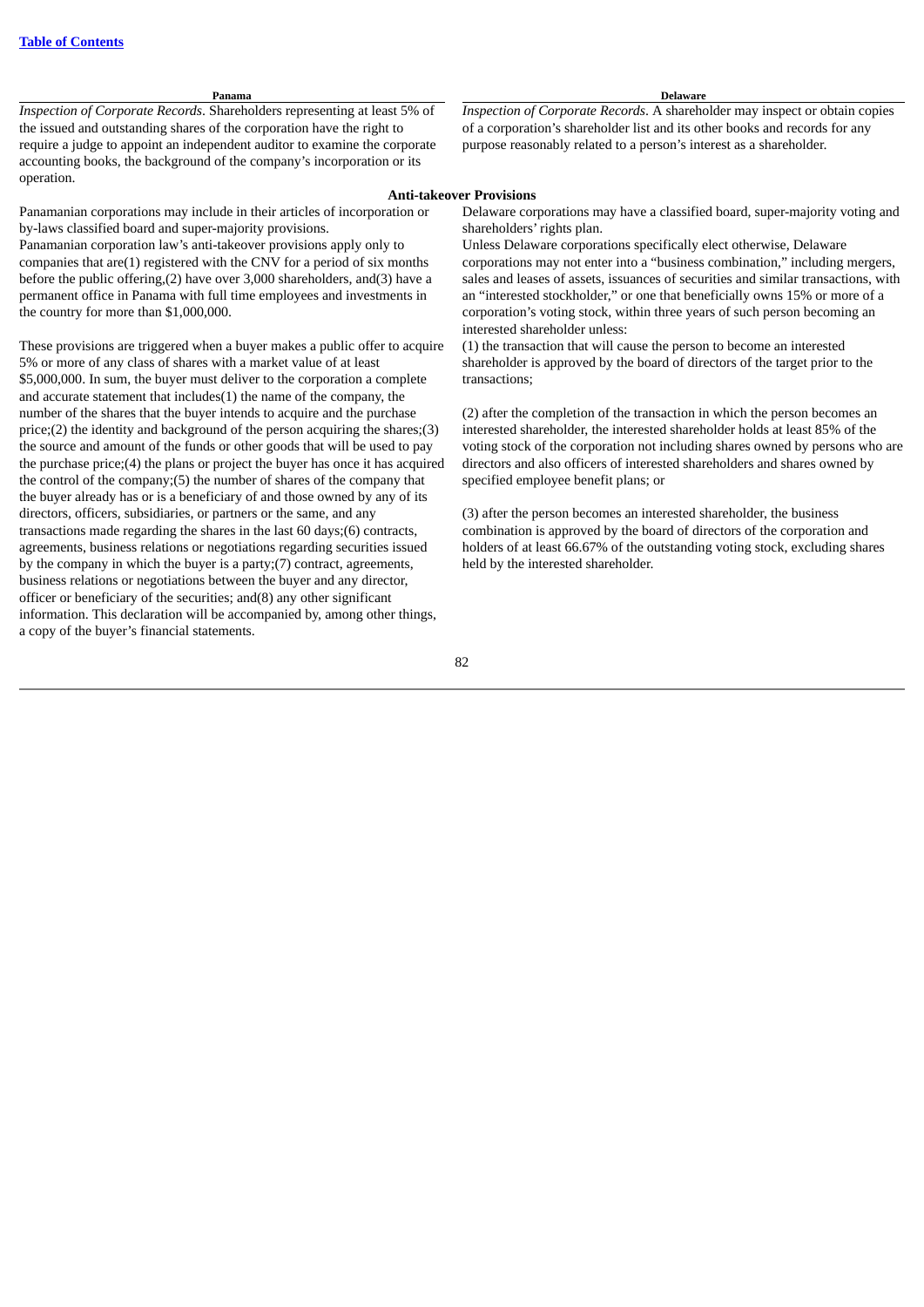| Panama | Delaware |
|---|---|
| *Inspection of Corporate Records*. Shareholders representing at least 5% of the issued and outstanding shares of the corporation have the right to require a judge to appoint an independent auditor to examine the corporate accounting books, the background of the company's incorporation or its operation. | *Inspection of Corporate Records*. A shareholder may inspect or obtain copies of a corporation's shareholder list and its other books and records for any purpose reasonably related to a person's interest as a shareholder. |
| **Anti-takeover Provisions** | |
| Panamanian corporations may include in their articles of incorporation or by-laws classified board and super-majority provisions.<br>Panamanian corporation law's anti-takeover provisions apply only to companies that are(1) registered with the CNV for a period of six months before the public offering,(2) have over 3,000 shareholders, and(3) have a permanent office in Panama with full time employees and investments in the country for more than $1,000,000.<br><br>These provisions are triggered when a buyer makes a public offer to acquire 5% or more of any class of shares with a market value of at least $5,000,000. In sum, the buyer must deliver to the corporation a complete and accurate statement that includes(1) the name of the company, the number of the shares that the buyer intends to acquire and the purchase price;(2) the identity and background of the person acquiring the shares;(3) the source and amount of the funds or other goods that will be used to pay the purchase price;(4) the plans or project the buyer has once it has acquired the control of the company;(5) the number of shares of the company that the buyer already has or is a beneficiary of and those owned by any of its directors, officers, subsidiaries, or partners or the same, and any transactions made regarding the shares in the last 60 days;(6) contracts, agreements, business relations or negotiations regarding securities issued by the company in which the buyer is a party;(7) contract, agreements, business relations or negotiations between the buyer and any director, officer or beneficiary of the securities; and(8) any other significant information. This declaration will be accompanied by, among other things, a copy of the buyer's financial statements. | Delaware corporations may have a classified board, super-majority voting and shareholders' rights plan.<br>Unless Delaware corporations specifically elect otherwise, Delaware corporations may not enter into a "business combination," including mergers, sales and leases of assets, issuances of securities and similar transactions, with an "interested stockholder," or one that beneficially owns 15% or more of a corporation's voting stock, within three years of such person becoming an interested shareholder unless:<br>(1) the transaction that will cause the person to become an interested shareholder is approved by the board of directors of the target prior to the transactions;<br><br>(2) after the completion of the transaction in which the person becomes an interested shareholder, the interested shareholder holds at least 85% of the voting stock of the corporation not including shares owned by persons who are directors and also officers of interested shareholders and shares owned by specified employee benefit plans; or<br><br>(3) after the person becomes an interested shareholder, the business combination is approved by the board of directors of the corporation and holders of at least 66.67% of the outstanding voting stock, excluding shares held by the interested shareholder. |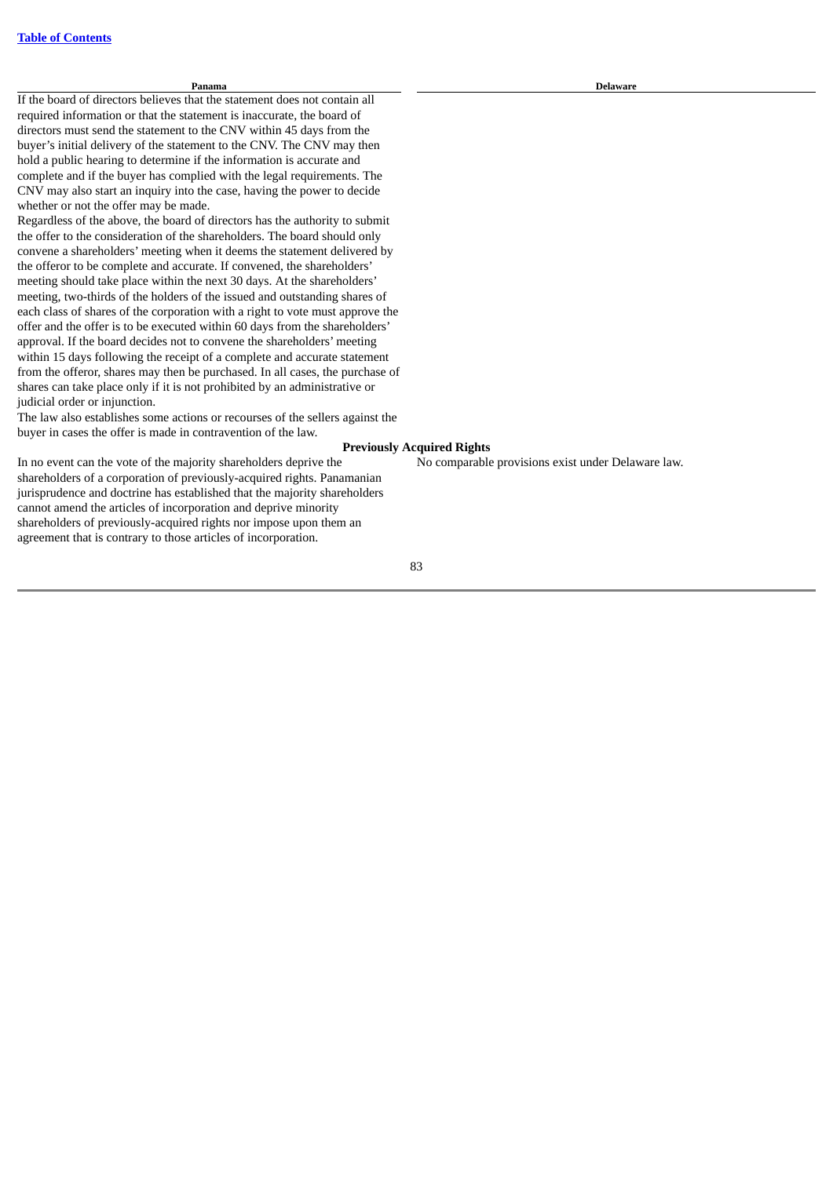| Panama | Delaware |
|---|---|
| If the board of directors believes that the statement does not contain all required information or that the statement is inaccurate, the board of directors must send the statement to the CNV within 45 days from the buyer's initial delivery of the statement to the CNV. The CNV may then hold a public hearing to determine if the information is accurate and complete and if the buyer has complied with the legal requirements. The CNV may also start an inquiry into the case, having the power to decide whether or not the offer may be made.<br>Regardless of the above, the board of directors has the authority to submit the offer to the consideration of the shareholders. The board should only convene a shareholders' meeting when it deems the statement delivered by the offeror to be complete and accurate. If convened, the shareholders' meeting should take place within the next 30 days. At the shareholders' meeting, two-thirds of the holders of the issued and outstanding shares of each class of shares of the corporation with a right to vote must approve the offer and the offer is to be executed within 60 days from the shareholders' approval. If the board decides not to convene the shareholders' meeting within 15 days following the receipt of a complete and accurate statement from the offeror, shares may then be purchased. In all cases, the purchase of shares can take place only if it is not prohibited by an administrative or judicial order or injunction.<br>The law also establishes some actions or recourses of the sellers against the buyer in cases the offer is made in contravention of the law. | |
| **Previously Acquired Rights** | |
| In no event can the vote of the majority shareholders deprive the shareholders of a corporation of previously-acquired rights. Panamanian jurisprudence and doctrine has established that the majority shareholders cannot amend the articles of incorporation and deprive minority shareholders of previously-acquired rights nor impose upon them an agreement that is contrary to those articles of incorporation. | No comparable provisions exist under Delaware law. |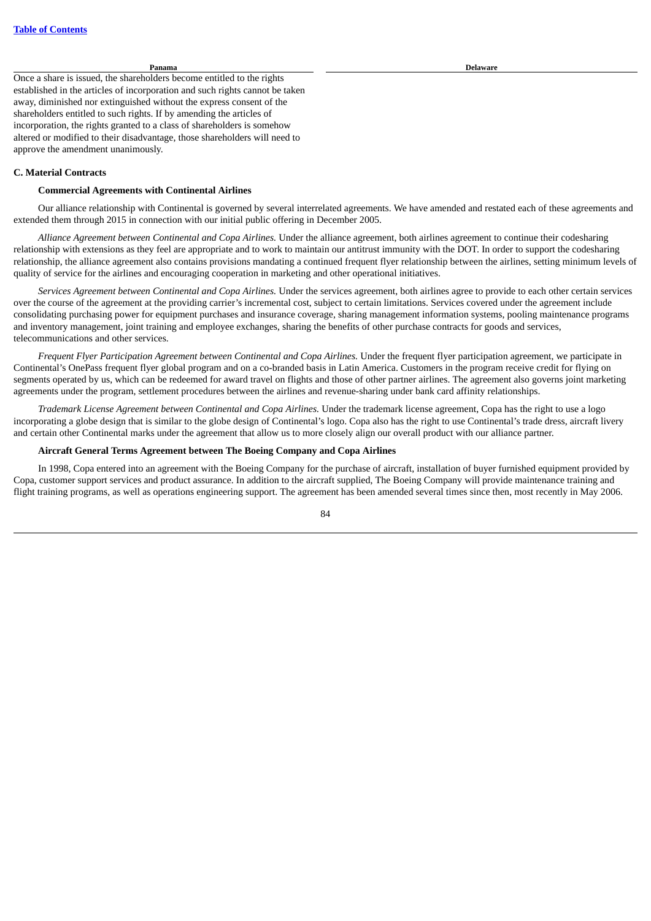| Panama | Delaware |
|---|---|
| Once a share is issued, the shareholders become entitled to the rights established in the articles of incorporation and such rights cannot be taken away, diminished nor extinguished without the express consent of the shareholders entitled to such rights. If by amending the articles of incorporation, the rights granted to a class of shareholders is somehow altered or modified to their disadvantage, those shareholders will need to approve the amendment unanimously. | |

### C. Material Contracts

**Commercial Agreements with Continental Airlines**

Our alliance relationship with Continental is governed by several interrelated agreements. We have amended and restated each of these agreements and extended them through 2015 in connection with our initial public offering in December 2005.

*Alliance Agreement between Continental and Copa Airlines.* Under the alliance agreement, both airlines agreement to continue their codesharing relationship with extensions as they feel are appropriate and to work to maintain our antitrust immunity with the DOT. In order to support the codesharing relationship, the alliance agreement also contains provisions mandating a continued frequent flyer relationship between the airlines, setting minimum levels of quality of service for the airlines and encouraging cooperation in marketing and other operational initiatives.

*Services Agreement between Continental and Copa Airlines.* Under the services agreement, both airlines agree to provide to each other certain services over the course of the agreement at the providing carrier's incremental cost, subject to certain limitations. Services covered under the agreement include consolidating purchasing power for equipment purchases and insurance coverage, sharing management information systems, pooling maintenance programs and inventory management, joint training and employee exchanges, sharing the benefits of other purchase contracts for goods and services, telecommunications and other services.

*Frequent Flyer Participation Agreement between Continental and Copa Airlines.* Under the frequent flyer participation agreement, we participate in Continental's OnePass frequent flyer global program and on a co-branded basis in Latin America. Customers in the program receive credit for flying on segments operated by us, which can be redeemed for award travel on flights and those of other partner airlines. The agreement also governs joint marketing agreements under the program, settlement procedures between the airlines and revenue-sharing under bank card affinity relationships.

*Trademark License Agreement between Continental and Copa Airlines.* Under the trademark license agreement, Copa has the right to use a logo incorporating a globe design that is similar to the globe design of Continental's logo. Copa also has the right to use Continental's trade dress, aircraft livery and certain other Continental marks under the agreement that allow us to more closely align our overall product with our alliance partner.

**Aircraft General Terms Agreement between The Boeing Company and Copa Airlines**

In 1998, Copa entered into an agreement with the Boeing Company for the purchase of aircraft, installation of buyer furnished equipment provided by Copa, customer support services and product assurance. In addition to the aircraft supplied, The Boeing Company will provide maintenance training and flight training programs, as well as operations engineering support. The agreement has been amended several times since then, most recently in May 2006.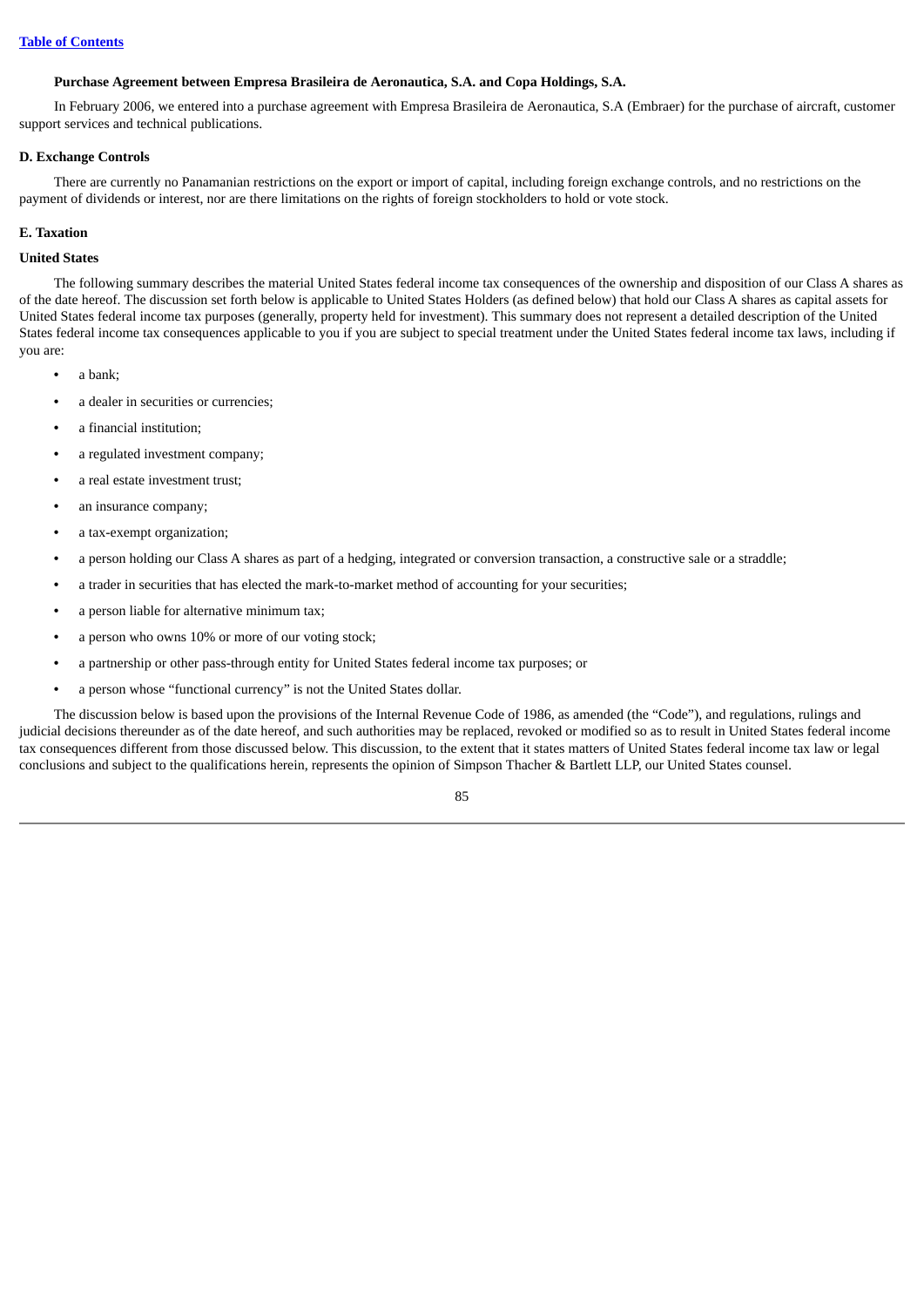**Purchase Agreement between Empresa Brasileira de Aeronautica, S.A. and Copa Holdings, S.A.**

In February 2006, we entered into a purchase agreement with Empresa Brasileira de Aeronautica, S.A (Embraer) for the purchase of aircraft, customer support services and technical publications.

**D. Exchange Controls**

There are currently no Panamanian restrictions on the export or import of capital, including foreign exchange controls, and no restrictions on the payment of dividends or interest, nor are there limitations on the rights of foreign stockholders to hold or vote stock.

**E. Taxation**

**United States**

The following summary describes the material United States federal income tax consequences of the ownership and disposition of our Class A shares as of the date hereof. The discussion set forth below is applicable to United States Holders (as defined below) that hold our Class A shares as capital assets for United States federal income tax purposes (generally, property held for investment). This summary does not represent a detailed description of the United States federal income tax consequences applicable to you if you are subject to special treatment under the United States federal income tax laws, including if you are:

- a bank;
- a dealer in securities or currencies;
- a financial institution;
- a regulated investment company;
- a real estate investment trust;
- an insurance company;
- a tax-exempt organization;
- a person holding our Class A shares as part of a hedging, integrated or conversion transaction, a constructive sale or a straddle;
- a trader in securities that has elected the mark-to-market method of accounting for your securities;
- a person liable for alternative minimum tax;
- a person who owns 10% or more of our voting stock;
- a partnership or other pass-through entity for United States federal income tax purposes; or
- a person whose "functional currency" is not the United States dollar.

The discussion below is based upon the provisions of the Internal Revenue Code of 1986, as amended (the "Code"), and regulations, rulings and judicial decisions thereunder as of the date hereof, and such authorities may be replaced, revoked or modified so as to result in United States federal income tax consequences different from those discussed below. This discussion, to the extent that it states matters of United States federal income tax law or legal conclusions and subject to the qualifications herein, represents the opinion of Simpson Thacher & Bartlett LLP, our United States counsel.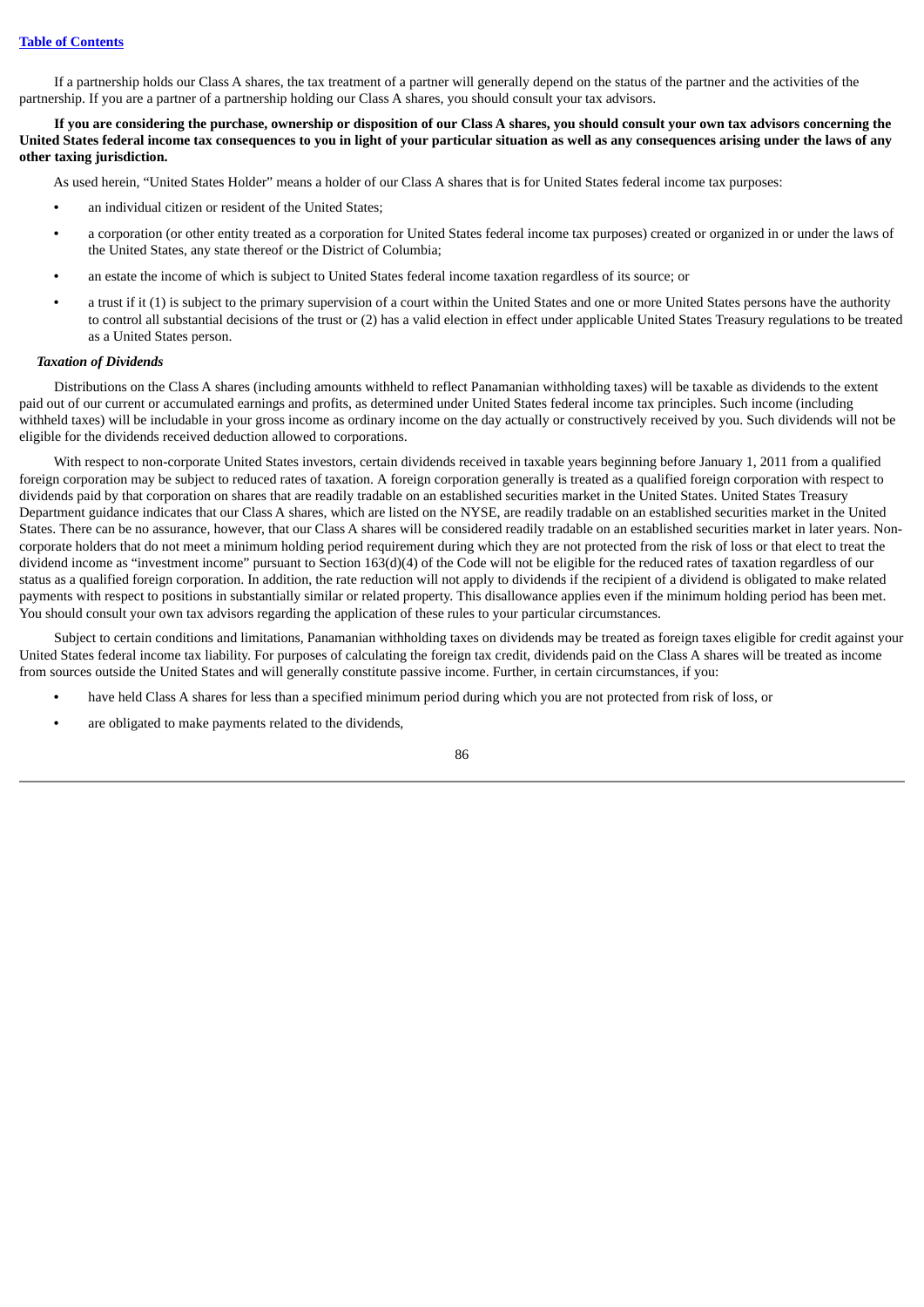If a partnership holds our Class A shares, the tax treatment of a partner will generally depend on the status of the partner and the activities of the partnership. If you are a partner of a partnership holding our Class A shares, you should consult your tax advisors.

**If you are considering the purchase, ownership or disposition of our Class A shares, you should consult your own tax advisors concerning the United States federal income tax consequences to you in light of your particular situation as well as any consequences arising under the laws of any other taxing jurisdiction.**

As used herein, "United States Holder" means a holder of our Class A shares that is for United States federal income tax purposes:

- an individual citizen or resident of the United States;
- a corporation (or other entity treated as a corporation for United States federal income tax purposes) created or organized in or under the laws of the United States, any state thereof or the District of Columbia;
- an estate the income of which is subject to United States federal income taxation regardless of its source; or
- a trust if it (1) is subject to the primary supervision of a court within the United States and one or more United States persons have the authority to control all substantial decisions of the trust or (2) has a valid election in effect under applicable United States Treasury regulations to be treated as a United States person.

***Taxation of Dividends***

Distributions on the Class A shares (including amounts withheld to reflect Panamanian withholding taxes) will be taxable as dividends to the extent paid out of our current or accumulated earnings and profits, as determined under United States federal income tax principles. Such income (including withheld taxes) will be includable in your gross income as ordinary income on the day actually or constructively received by you. Such dividends will not be eligible for the dividends received deduction allowed to corporations.

With respect to non-corporate United States investors, certain dividends received in taxable years beginning before January 1, 2011 from a qualified foreign corporation may be subject to reduced rates of taxation. A foreign corporation generally is treated as a qualified foreign corporation with respect to dividends paid by that corporation on shares that are readily tradable on an established securities market in the United States. United States Treasury Department guidance indicates that our Class A shares, which are listed on the NYSE, are readily tradable on an established securities market in the United States. There can be no assurance, however, that our Class A shares will be considered readily tradable on an established securities market in later years. Non-corporate holders that do not meet a minimum holding period requirement during which they are not protected from the risk of loss or that elect to treat the dividend income as "investment income" pursuant to Section 163(d)(4) of the Code will not be eligible for the reduced rates of taxation regardless of our status as a qualified foreign corporation. In addition, the rate reduction will not apply to dividends if the recipient of a dividend is obligated to make related payments with respect to positions in substantially similar or related property. This disallowance applies even if the minimum holding period has been met. You should consult your own tax advisors regarding the application of these rules to your particular circumstances.

Subject to certain conditions and limitations, Panamanian withholding taxes on dividends may be treated as foreign taxes eligible for credit against your United States federal income tax liability. For purposes of calculating the foreign tax credit, dividends paid on the Class A shares will be treated as income from sources outside the United States and will generally constitute passive income. Further, in certain circumstances, if you:

- have held Class A shares for less than a specified minimum period during which you are not protected from risk of loss, or
- are obligated to make payments related to the dividends,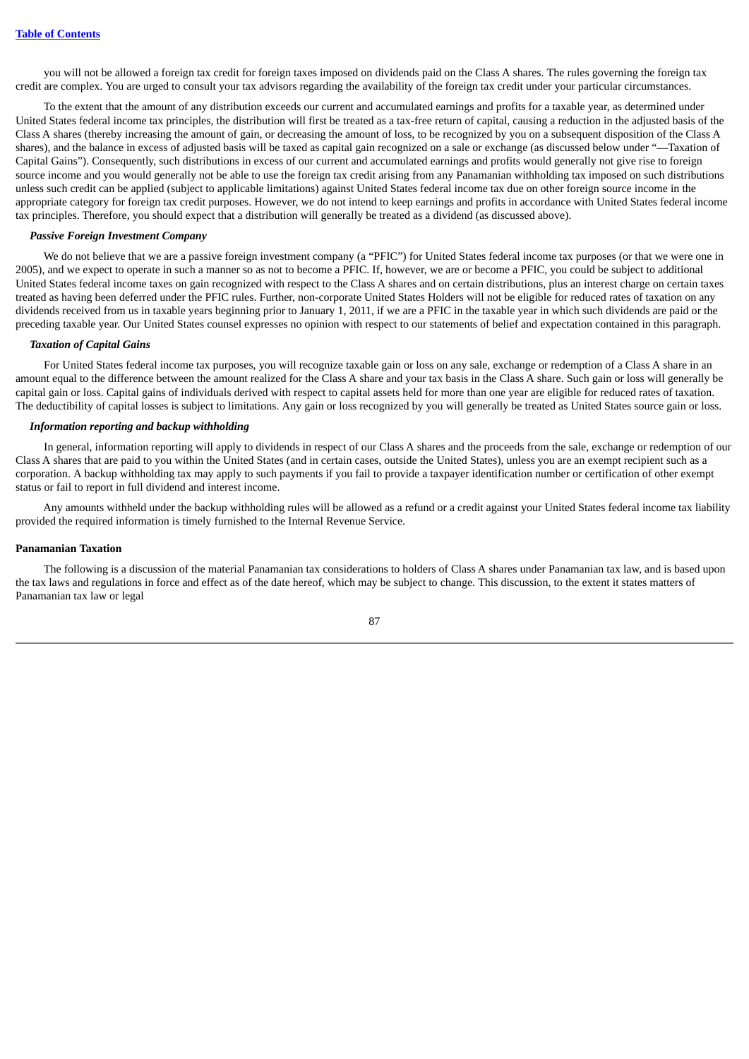you will not be allowed a foreign tax credit for foreign taxes imposed on dividends paid on the Class A shares. The rules governing the foreign tax credit are complex. You are urged to consult your tax advisors regarding the availability of the foreign tax credit under your particular circumstances.

To the extent that the amount of any distribution exceeds our current and accumulated earnings and profits for a taxable year, as determined under United States federal income tax principles, the distribution will first be treated as a tax-free return of capital, causing a reduction in the adjusted basis of the Class A shares (thereby increasing the amount of gain, or decreasing the amount of loss, to be recognized by you on a subsequent disposition of the Class A shares), and the balance in excess of adjusted basis will be taxed as capital gain recognized on a sale or exchange (as discussed below under "—Taxation of Capital Gains"). Consequently, such distributions in excess of our current and accumulated earnings and profits would generally not give rise to foreign source income and you would generally not be able to use the foreign tax credit arising from any Panamanian withholding tax imposed on such distributions unless such credit can be applied (subject to applicable limitations) against United States federal income tax due on other foreign source income in the appropriate category for foreign tax credit purposes. However, we do not intend to keep earnings and profits in accordance with United States federal income tax principles. Therefore, you should expect that a distribution will generally be treated as a dividend (as discussed above).

***Passive Foreign Investment Company***

We do not believe that we are a passive foreign investment company (a "PFIC") for United States federal income tax purposes (or that we were one in 2005), and we expect to operate in such a manner so as not to become a PFIC. If, however, we are or become a PFIC, you could be subject to additional United States federal income taxes on gain recognized with respect to the Class A shares and on certain distributions, plus an interest charge on certain taxes treated as having been deferred under the PFIC rules. Further, non-corporate United States Holders will not be eligible for reduced rates of taxation on any dividends received from us in taxable years beginning prior to January 1, 2011, if we are a PFIC in the taxable year in which such dividends are paid or the preceding taxable year. Our United States counsel expresses no opinion with respect to our statements of belief and expectation contained in this paragraph.

***Taxation of Capital Gains***

For United States federal income tax purposes, you will recognize taxable gain or loss on any sale, exchange or redemption of a Class A share in an amount equal to the difference between the amount realized for the Class A share and your tax basis in the Class A share. Such gain or loss will generally be capital gain or loss. Capital gains of individuals derived with respect to capital assets held for more than one year are eligible for reduced rates of taxation. The deductibility of capital losses is subject to limitations. Any gain or loss recognized by you will generally be treated as United States source gain or loss.

***Information reporting and backup withholding***

In general, information reporting will apply to dividends in respect of our Class A shares and the proceeds from the sale, exchange or redemption of our Class A shares that are paid to you within the United States (and in certain cases, outside the United States), unless you are an exempt recipient such as a corporation. A backup withholding tax may apply to such payments if you fail to provide a taxpayer identification number or certification of other exempt status or fail to report in full dividend and interest income.

Any amounts withheld under the backup withholding rules will be allowed as a refund or a credit against your United States federal income tax liability provided the required information is timely furnished to the Internal Revenue Service.

**Panamanian Taxation**

The following is a discussion of the material Panamanian tax considerations to holders of Class A shares under Panamanian tax law, and is based upon the tax laws and regulations in force and effect as of the date hereof, which may be subject to change. This discussion, to the extent it states matters of Panamanian tax law or legal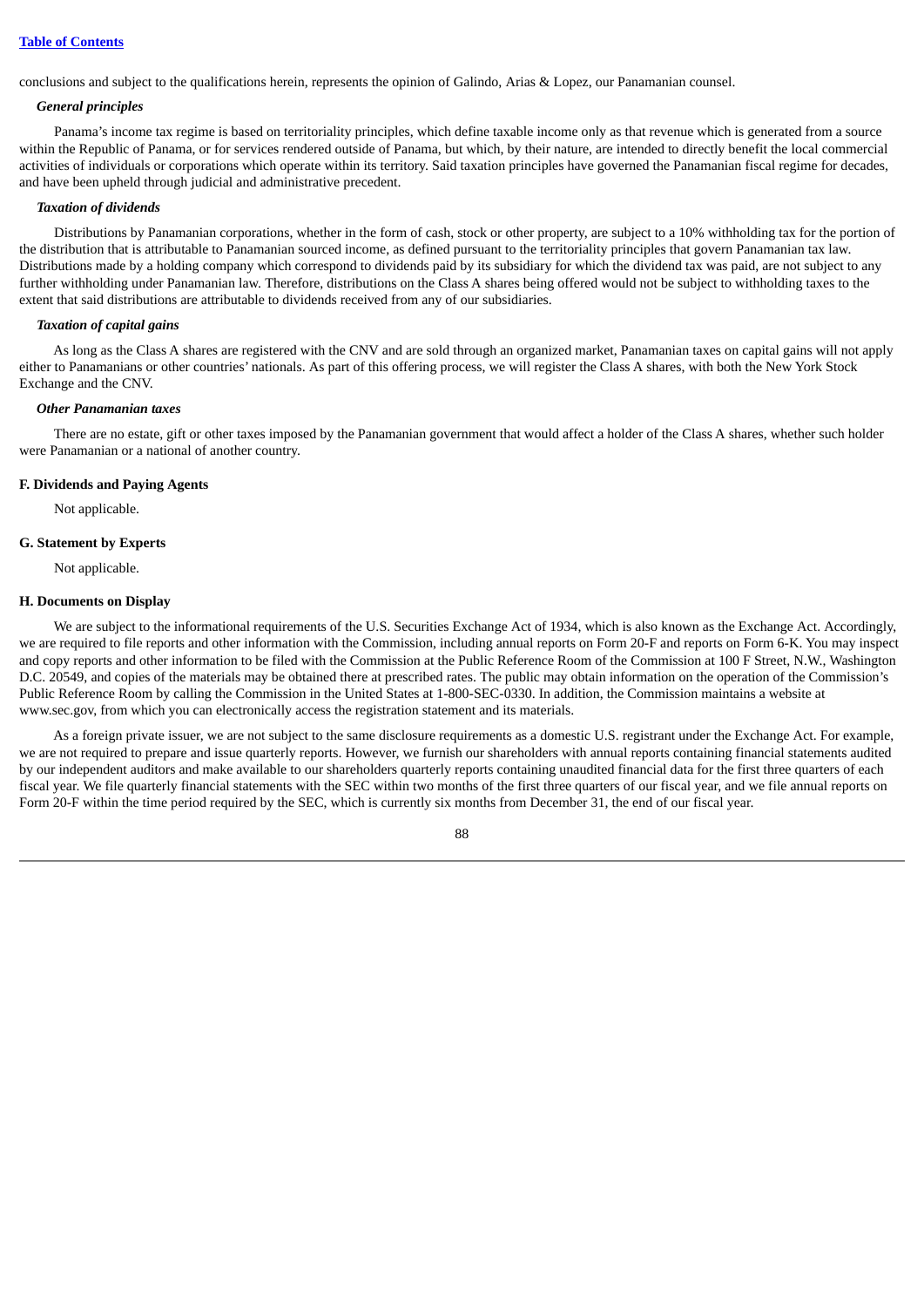conclusions and subject to the qualifications herein, represents the opinion of Galindo, Arias & Lopez, our Panamanian counsel.

***General principles***

Panama's income tax regime is based on territoriality principles, which define taxable income only as that revenue which is generated from a source within the Republic of Panama, or for services rendered outside of Panama, but which, by their nature, are intended to directly benefit the local commercial activities of individuals or corporations which operate within its territory. Said taxation principles have governed the Panamanian fiscal regime for decades, and have been upheld through judicial and administrative precedent.

***Taxation of dividends***

Distributions by Panamanian corporations, whether in the form of cash, stock or other property, are subject to a 10% withholding tax for the portion of the distribution that is attributable to Panamanian sourced income, as defined pursuant to the territoriality principles that govern Panamanian tax law. Distributions made by a holding company which correspond to dividends paid by its subsidiary for which the dividend tax was paid, are not subject to any further withholding under Panamanian law. Therefore, distributions on the Class A shares being offered would not be subject to withholding taxes to the extent that said distributions are attributable to dividends received from any of our subsidiaries.

***Taxation of capital gains***

As long as the Class A shares are registered with the CNV and are sold through an organized market, Panamanian taxes on capital gains will not apply either to Panamanians or other countries' nationals. As part of this offering process, we will register the Class A shares, with both the New York Stock Exchange and the CNV.

***Other Panamanian taxes***

There are no estate, gift or other taxes imposed by the Panamanian government that would affect a holder of the Class A shares, whether such holder were Panamanian or a national of another country.

**F. Dividends and Paying Agents**

Not applicable.

**G. Statement by Experts**

Not applicable.

**H. Documents on Display**

We are subject to the informational requirements of the U.S. Securities Exchange Act of 1934, which is also known as the Exchange Act. Accordingly, we are required to file reports and other information with the Commission, including annual reports on Form 20-F and reports on Form 6-K. You may inspect and copy reports and other information to be filed with the Commission at the Public Reference Room of the Commission at 100 F Street, N.W., Washington D.C. 20549, and copies of the materials may be obtained there at prescribed rates. The public may obtain information on the operation of the Commission's Public Reference Room by calling the Commission in the United States at 1-800-SEC-0330. In addition, the Commission maintains a website at www.sec.gov, from which you can electronically access the registration statement and its materials.

As a foreign private issuer, we are not subject to the same disclosure requirements as a domestic U.S. registrant under the Exchange Act. For example, we are not required to prepare and issue quarterly reports. However, we furnish our shareholders with annual reports containing financial statements audited by our independent auditors and make available to our shareholders quarterly reports containing unaudited financial data for the first three quarters of each fiscal year. We file quarterly financial statements with the SEC within two months of the first three quarters of our fiscal year, and we file annual reports on Form 20-F within the time period required by the SEC, which is currently six months from December 31, the end of our fiscal year.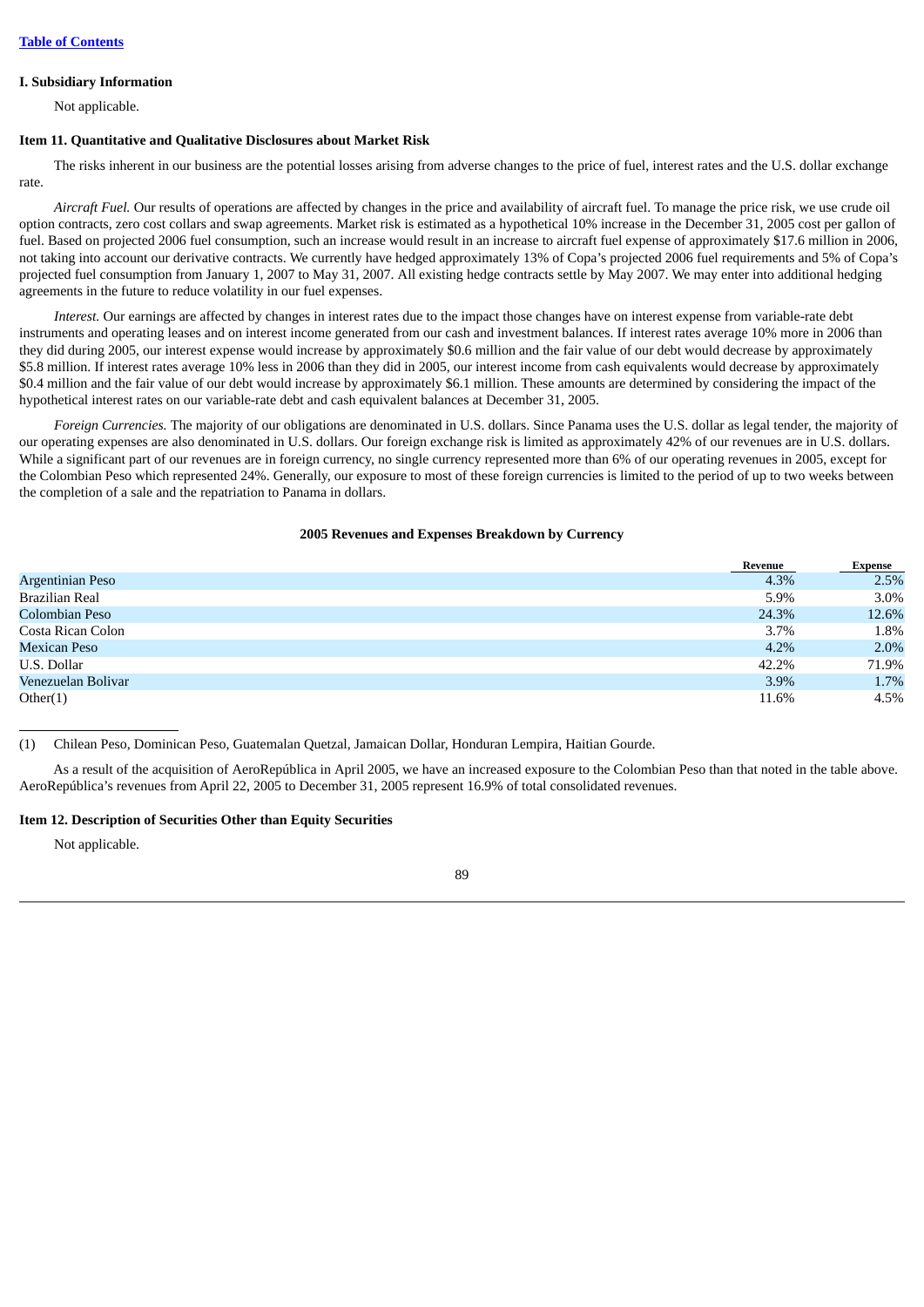[Table of Contents](#)

**I. Subsidiary Information**

Not applicable.

**Item 11. Quantitative and Qualitative Disclosures about Market Risk**

The risks inherent in our business are the potential losses arising from adverse changes to the price of fuel, interest rates and the U.S. dollar exchange rate.

*Aircraft Fuel.* Our results of operations are affected by changes in the price and availability of aircraft fuel. To manage the price risk, we use crude oil option contracts, zero cost collars and swap agreements. Market risk is estimated as a hypothetical 10% increase in the December 31, 2005 cost per gallon of fuel. Based on projected 2006 fuel consumption, such an increase would result in an increase to aircraft fuel expense of approximately $17.6 million in 2006, not taking into account our derivative contracts. We currently have hedged approximately 13% of Copa's projected 2006 fuel requirements and 5% of Copa's projected fuel consumption from January 1, 2007 to May 31, 2007. All existing hedge contracts settle by May 2007. We may enter into additional hedging agreements in the future to reduce volatility in our fuel expenses.

*Interest.* Our earnings are affected by changes in interest rates due to the impact those changes have on interest expense from variable-rate debt instruments and operating leases and on interest income generated from our cash and investment balances. If interest rates average 10% more in 2006 than they did during 2005, our interest expense would increase by approximately $0.6 million and the fair value of our debt would decrease by approximately $5.8 million. If interest rates average 10% less in 2006 than they did in 2005, our interest income from cash equivalents would decrease by approximately $0.4 million and the fair value of our debt would increase by approximately $6.1 million. These amounts are determined by considering the impact of the hypothetical interest rates on our variable-rate debt and cash equivalent balances at December 31, 2005.

*Foreign Currencies.* The majority of our obligations are denominated in U.S. dollars. Since Panama uses the U.S. dollar as legal tender, the majority of our operating expenses are also denominated in U.S. dollars. Our foreign exchange risk is limited as approximately 42% of our revenues are in U.S. dollars. While a significant part of our revenues are in foreign currency, no single currency represented more than 6% of our operating revenues in 2005, except for the Colombian Peso which represented 24%. Generally, our exposure to most of these foreign currencies is limited to the period of up to two weeks between the completion of a sale and the repatriation to Panama in dollars.

**2005 Revenues and Expenses Breakdown by Currency**

| | Revenue | Expense |
|---|---|---|
| Argentinian Peso | 4.3% | 2.5% |
| Brazilian Real | 5.9% | 3.0% |
| Colombian Peso | 24.3% | 12.6% |
| Costa Rican Colon | 3.7% | 1.8% |
| Mexican Peso | 4.2% | 2.0% |
| U.S. Dollar | 42.2% | 71.9% |
| Venezuelan Bolivar | 3.9% | 1.7% |
| Other(1) | 11.6% | 4.5% |

(1) Chilean Peso, Dominican Peso, Guatemalan Quetzal, Jamaican Dollar, Honduran Lempira, Haitian Gourde.

As a result of the acquisition of AeroRepública in April 2005, we have an increased exposure to the Colombian Peso than that noted in the table above. AeroRepública's revenues from April 22, 2005 to December 31, 2005 represent 16.9% of total consolidated revenues.

**Item 12. Description of Securities Other than Equity Securities**

Not applicable.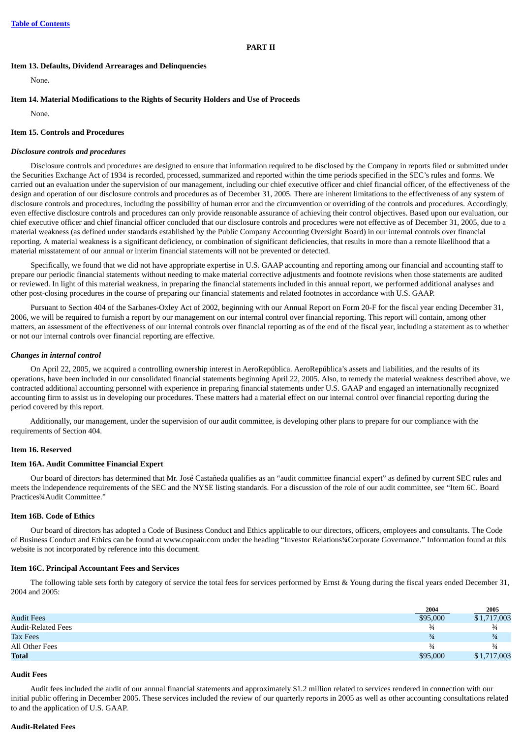[Table of Contents](#)

## PART II

### Item 13. Defaults, Dividend Arrearages and Delinquencies

None.

### Item 14. Material Modifications to the Rights of Security Holders and Use of Proceeds

None.

### Item 15. Controls and Procedures

***Disclosure controls and procedures***

Disclosure controls and procedures are designed to ensure that information required to be disclosed by the Company in reports filed or submitted under the Securities Exchange Act of 1934 is recorded, processed, summarized and reported within the time periods specified in the SEC's rules and forms. We carried out an evaluation under the supervision of our management, including our chief executive officer and chief financial officer, of the effectiveness of the design and operation of our disclosure controls and procedures as of December 31, 2005. There are inherent limitations to the effectiveness of any system of disclosure controls and procedures, including the possibility of human error and the circumvention or overriding of the controls and procedures. Accordingly, even effective disclosure controls and procedures can only provide reasonable assurance of achieving their control objectives. Based upon our evaluation, our chief executive officer and chief financial officer concluded that our disclosure controls and procedures were not effective as of December 31, 2005, due to a material weakness (as defined under standards established by the Public Company Accounting Oversight Board) in our internal controls over financial reporting. A material weakness is a significant deficiency, or combination of significant deficiencies, that results in more than a remote likelihood that a material misstatement of our annual or interim financial statements will not be prevented or detected.

Specifically, we found that we did not have appropriate expertise in U.S. GAAP accounting and reporting among our financial and accounting staff to prepare our periodic financial statements without needing to make material corrective adjustments and footnote revisions when those statements are audited or reviewed. In light of this material weakness, in preparing the financial statements included in this annual report, we performed additional analyses and other post-closing procedures in the course of preparing our financial statements and related footnotes in accordance with U.S. GAAP.

Pursuant to Section 404 of the Sarbanes-Oxley Act of 2002, beginning with our Annual Report on Form 20-F for the fiscal year ending December 31, 2006, we will be required to furnish a report by our management on our internal control over financial reporting. This report will contain, among other matters, an assessment of the effectiveness of our internal controls over financial reporting as of the end of the fiscal year, including a statement as to whether or not our internal controls over financial reporting are effective.

***Changes in internal control***

On April 22, 2005, we acquired a controlling ownership interest in AeroRepública. AeroRepública's assets and liabilities, and the results of its operations, have been included in our consolidated financial statements beginning April 22, 2005. Also, to remedy the material weakness described above, we contracted additional accounting personnel with experience in preparing financial statements under U.S. GAAP and engaged an internationally recognized accounting firm to assist us in developing our procedures. These matters had a material effect on our internal control over financial reporting during the period covered by this report.

Additionally, our management, under the supervision of our audit committee, is developing other plans to prepare for our compliance with the requirements of Section 404.

### Item 16. Reserved

### Item 16A. Audit Committee Financial Expert

Our board of directors has determined that Mr. José Castañeda qualifies as an "audit committee financial expert" as defined by current SEC rules and meets the independence requirements of the SEC and the NYSE listing standards. For a discussion of the role of our audit committee, see "Item 6C. Board Practices¾Audit Committee."

### Item 16B. Code of Ethics

Our board of directors has adopted a Code of Business Conduct and Ethics applicable to our directors, officers, employees and consultants. The Code of Business Conduct and Ethics can be found at www.copaair.com under the heading "Investor Relations¾Corporate Governance." Information found at this website is not incorporated by reference into this document.

### Item 16C. Principal Accountant Fees and Services

The following table sets forth by category of service the total fees for services performed by Ernst & Young during the fiscal years ended December 31, 2004 and 2005:

| | 2004 | 2005 |
|---|---|---|
| Audit Fees | $95,000 | $ 1,717,003 |
| Audit-Related Fees | ¾ | ¾ |
| Tax Fees | ¾ | ¾ |
| All Other Fees | ¾ | ¾ |
| **Total** | $95,000 | $ 1,717,003 |

### Audit Fees

Audit fees included the audit of our annual financial statements and approximately $1.2 million related to services rendered in connection with our initial public offering in December 2005. These services included the review of our quarterly reports in 2005 as well as other accounting consultations related to and the application of U.S. GAAP.

### Audit-Related Fees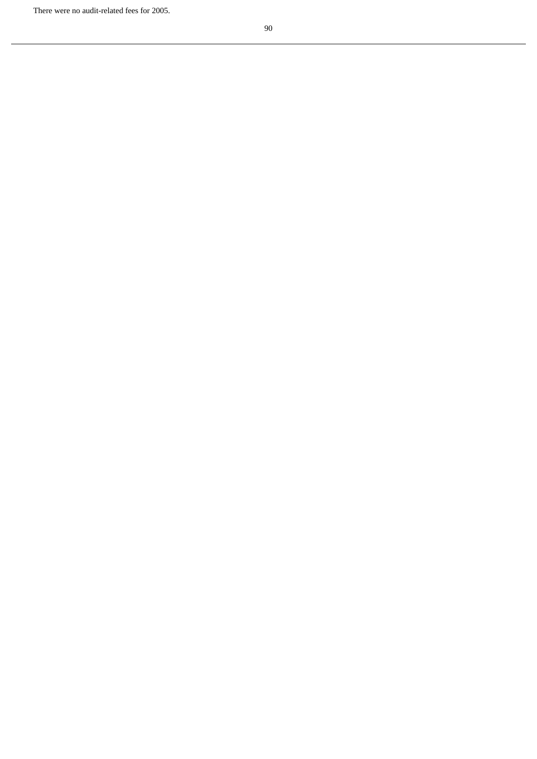There were no audit-related fees for 2005.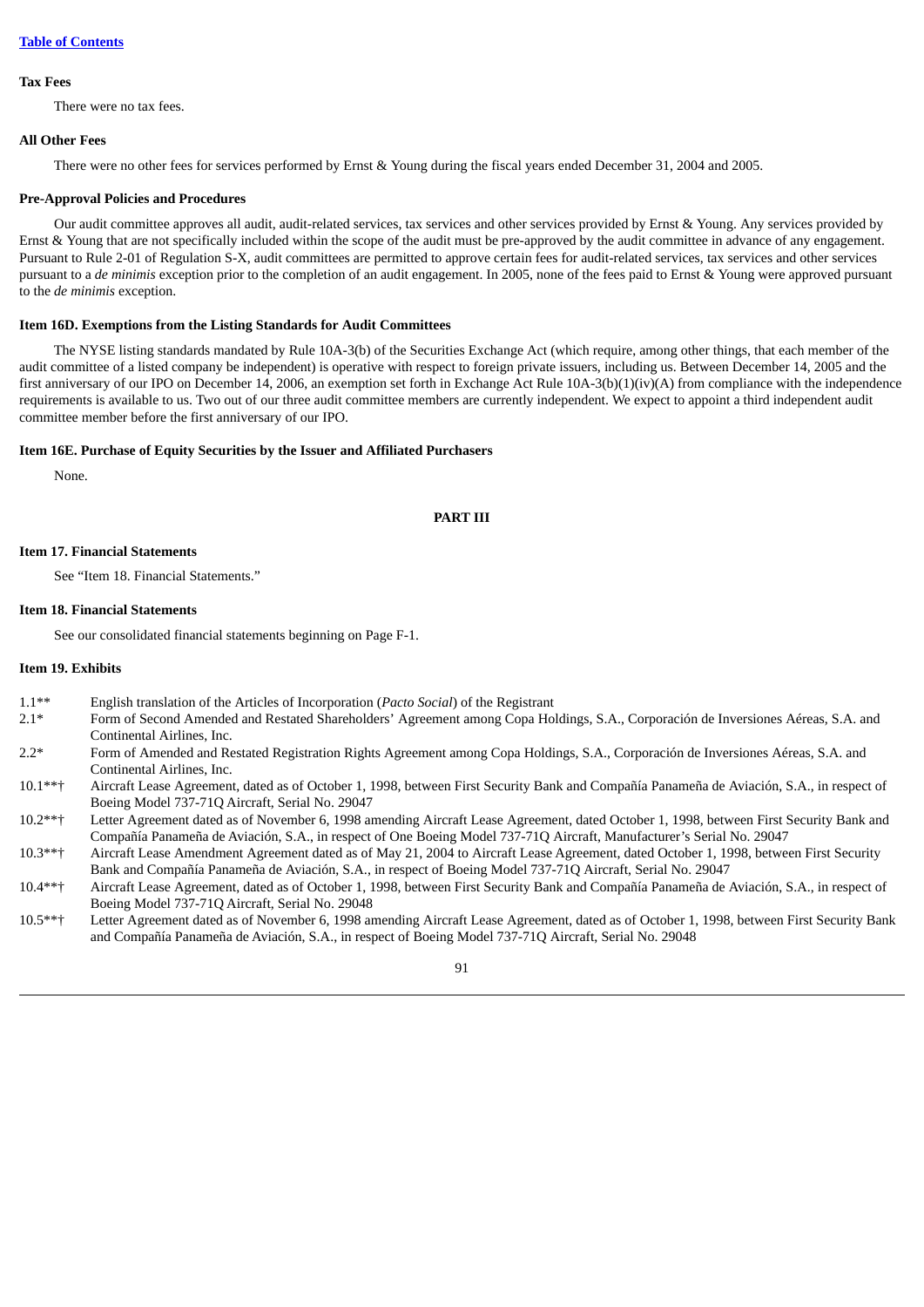[Table of Contents](#)

### Tax Fees

There were no tax fees.

### All Other Fees

There were no other fees for services performed by Ernst & Young during the fiscal years ended December 31, 2004 and 2005.

### Pre-Approval Policies and Procedures

Our audit committee approves all audit, audit-related services, tax services and other services provided by Ernst & Young. Any services provided by Ernst & Young that are not specifically included within the scope of the audit must be pre-approved by the audit committee in advance of any engagement. Pursuant to Rule 2-01 of Regulation S-X, audit committees are permitted to approve certain fees for audit-related services, tax services and other services pursuant to a *de minimis* exception prior to the completion of an audit engagement. In 2005, none of the fees paid to Ernst & Young were approved pursuant to the *de minimis* exception.

### Item 16D. Exemptions from the Listing Standards for Audit Committees

The NYSE listing standards mandated by Rule 10A-3(b) of the Securities Exchange Act (which require, among other things, that each member of the audit committee of a listed company be independent) is operative with respect to foreign private issuers, including us. Between December 14, 2005 and the first anniversary of our IPO on December 14, 2006, an exemption set forth in Exchange Act Rule 10A-3(b)(1)(iv)(A) from compliance with the independence requirements is available to us. Two out of our three audit committee members are currently independent. We expect to appoint a third independent audit committee member before the first anniversary of our IPO.

### Item 16E. Purchase of Equity Securities by the Issuer and Affiliated Purchasers

None.

## PART III

### Item 17. Financial Statements

See "Item 18. Financial Statements."

### Item 18. Financial Statements

See our consolidated financial statements beginning on Page F-1.

### Item 19. Exhibits

| | |
|---|---|
| 1.1** | English translation of the Articles of Incorporation (*Pacto Social*) of the Registrant |
| 2.1* | Form of Second Amended and Restated Shareholders' Agreement among Copa Holdings, S.A., Corporación de Inversiones Aéreas, S.A. and Continental Airlines, Inc. |
| 2.2* | Form of Amended and Restated Registration Rights Agreement among Copa Holdings, S.A., Corporación de Inversiones Aéreas, S.A. and Continental Airlines, Inc. |
| 10.1**† | Aircraft Lease Agreement, dated as of October 1, 1998, between First Security Bank and Compañía Panameña de Aviación, S.A., in respect of Boeing Model 737-71Q Aircraft, Serial No. 29047 |
| 10.2**† | Letter Agreement dated as of November 6, 1998 amending Aircraft Lease Agreement, dated October 1, 1998, between First Security Bank and Compañía Panameña de Aviación, S.A., in respect of One Boeing Model 737-71Q Aircraft, Manufacturer's Serial No. 29047 |
| 10.3**† | Aircraft Lease Amendment Agreement dated as of May 21, 2004 to Aircraft Lease Agreement, dated October 1, 1998, between First Security Bank and Compañía Panameña de Aviación, S.A., in respect of Boeing Model 737-71Q Aircraft, Serial No. 29047 |
| 10.4**† | Aircraft Lease Agreement, dated as of October 1, 1998, between First Security Bank and Compañía Panameña de Aviación, S.A., in respect of Boeing Model 737-71Q Aircraft, Serial No. 29048 |
| 10.5**† | Letter Agreement dated as of November 6, 1998 amending Aircraft Lease Agreement, dated as of October 1, 1998, between First Security Bank and Compañía Panameña de Aviación, S.A., in respect of Boeing Model 737-71Q Aircraft, Serial No. 29048 |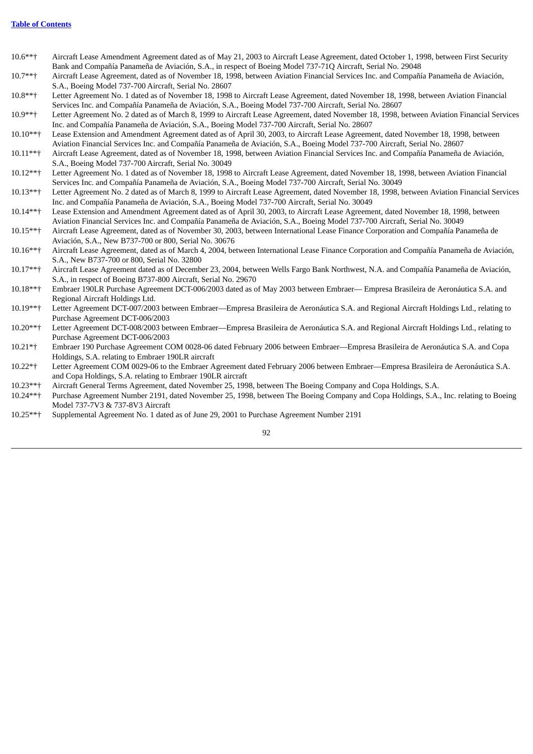[Table of Contents](#)

| | |
|---|---|
| 10.6**† | Aircraft Lease Amendment Agreement dated as of May 21, 2003 to Aircraft Lease Agreement, dated October 1, 1998, between First Security Bank and Compañía Panameña de Aviación, S.A., in respect of Boeing Model 737-71Q Aircraft, Serial No. 29048 |
| 10.7**† | Aircraft Lease Agreement, dated as of November 18, 1998, between Aviation Financial Services Inc. and Compañía Panameña de Aviación, S.A., Boeing Model 737-700 Aircraft, Serial No. 28607 |
| 10.8**† | Letter Agreement No. 1 dated as of November 18, 1998 to Aircraft Lease Agreement, dated November 18, 1998, between Aviation Financial Services Inc. and Compañía Panameña de Aviación, S.A., Boeing Model 737-700 Aircraft, Serial No. 28607 |
| 10.9**† | Letter Agreement No. 2 dated as of March 8, 1999 to Aircraft Lease Agreement, dated November 18, 1998, between Aviation Financial Services Inc. and Compañía Panameña de Aviación, S.A., Boeing Model 737-700 Aircraft, Serial No. 28607 |
| 10.10**† | Lease Extension and Amendment Agreement dated as of April 30, 2003, to Aircraft Lease Agreement, dated November 18, 1998, between Aviation Financial Services Inc. and Compañía Panameña de Aviación, S.A., Boeing Model 737-700 Aircraft, Serial No. 28607 |
| 10.11**† | Aircraft Lease Agreement, dated as of November 18, 1998, between Aviation Financial Services Inc. and Compañía Panameña de Aviación, S.A., Boeing Model 737-700 Aircraft, Serial No. 30049 |
| 10.12**† | Letter Agreement No. 1 dated as of November 18, 1998 to Aircraft Lease Agreement, dated November 18, 1998, between Aviation Financial Services Inc. and Compañía Panameña de Aviación, S.A., Boeing Model 737-700 Aircraft, Serial No. 30049 |
| 10.13**† | Letter Agreement No. 2 dated as of March 8, 1999 to Aircraft Lease Agreement, dated November 18, 1998, between Aviation Financial Services Inc. and Compañía Panameña de Aviación, S.A., Boeing Model 737-700 Aircraft, Serial No. 30049 |
| 10.14**† | Lease Extension and Amendment Agreement dated as of April 30, 2003, to Aircraft Lease Agreement, dated November 18, 1998, between Aviation Financial Services Inc. and Compañía Panameña de Aviación, S.A., Boeing Model 737-700 Aircraft, Serial No. 30049 |
| 10.15**† | Aircraft Lease Agreement, dated as of November 30, 2003, between International Lease Finance Corporation and Compañía Panameña de Aviación, S.A., New B737-700 or 800, Serial No. 30676 |
| 10.16**† | Aircraft Lease Agreement, dated as of March 4, 2004, between International Lease Finance Corporation and Compañía Panameña de Aviación, S.A., New B737-700 or 800, Serial No. 32800 |
| 10.17**† | Aircraft Lease Agreement dated as of December 23, 2004, between Wells Fargo Bank Northwest, N.A. and Compañía Panameña de Aviación, S.A., in respect of Boeing B737-800 Aircraft, Serial No. 29670 |
| 10.18**† | Embraer 190LR Purchase Agreement DCT-006/2003 dated as of May 2003 between Embraer— Empresa Brasileira de Aeronáutica S.A. and Regional Aircraft Holdings Ltd. |
| 10.19**† | Letter Agreement DCT-007/2003 between Embraer—Empresa Brasileira de Aeronáutica S.A. and Regional Aircraft Holdings Ltd., relating to Purchase Agreement DCT-006/2003 |
| 10.20**† | Letter Agreement DCT-008/2003 between Embraer—Empresa Brasileira de Aeronáutica S.A. and Regional Aircraft Holdings Ltd., relating to Purchase Agreement DCT-006/2003 |
| 10.21*† | Embraer 190 Purchase Agreement COM 0028-06 dated February 2006 between Embraer—Empresa Brasileira de Aeronáutica S.A. and Copa Holdings, S.A. relating to Embraer 190LR aircraft |
| 10.22*† | Letter Agreement COM 0029-06 to the Embraer Agreement dated February 2006 between Embraer—Empresa Brasileira de Aeronáutica S.A. and Copa Holdings, S.A. relating to Embraer 190LR aircraft |
| 10.23**† | Aircraft General Terms Agreement, dated November 25, 1998, between The Boeing Company and Copa Holdings, S.A. |
| 10.24**† | Purchase Agreement Number 2191, dated November 25, 1998, between The Boeing Company and Copa Holdings, S.A., Inc. relating to Boeing Model 737-7V3 & 737-8V3 Aircraft |
| 10.25**† | Supplemental Agreement No. 1 dated as of June 29, 2001 to Purchase Agreement Number 2191 |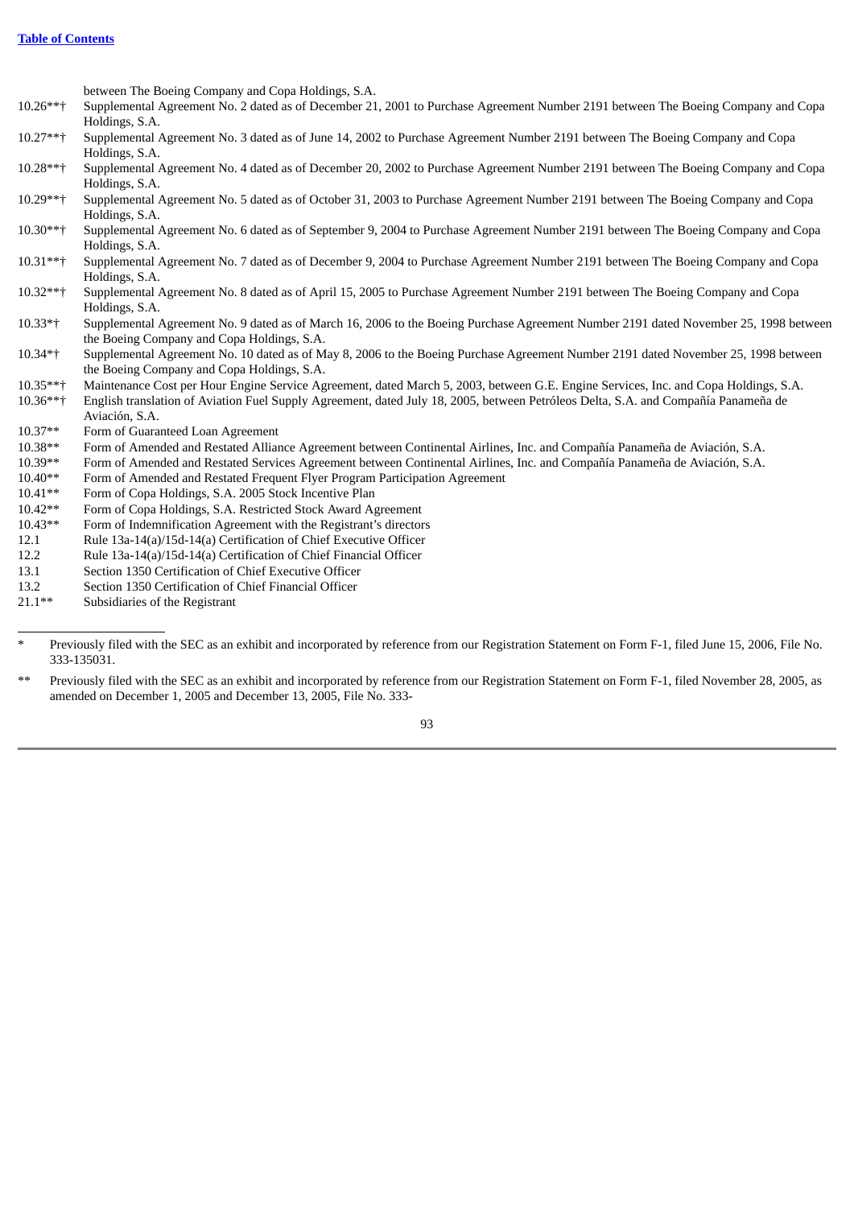| | |
|---|---|
| | between The Boeing Company and Copa Holdings, S.A. |
| 10.26**† | Supplemental Agreement No. 2 dated as of December 21, 2001 to Purchase Agreement Number 2191 between The Boeing Company and Copa Holdings, S.A. |
| 10.27**† | Supplemental Agreement No. 3 dated as of June 14, 2002 to Purchase Agreement Number 2191 between The Boeing Company and Copa Holdings, S.A. |
| 10.28**† | Supplemental Agreement No. 4 dated as of December 20, 2002 to Purchase Agreement Number 2191 between The Boeing Company and Copa Holdings, S.A. |
| 10.29**† | Supplemental Agreement No. 5 dated as of October 31, 2003 to Purchase Agreement Number 2191 between The Boeing Company and Copa Holdings, S.A. |
| 10.30**† | Supplemental Agreement No. 6 dated as of September 9, 2004 to Purchase Agreement Number 2191 between The Boeing Company and Copa Holdings, S.A. |
| 10.31**† | Supplemental Agreement No. 7 dated as of December 9, 2004 to Purchase Agreement Number 2191 between The Boeing Company and Copa Holdings, S.A. |
| 10.32**† | Supplemental Agreement No. 8 dated as of April 15, 2005 to Purchase Agreement Number 2191 between The Boeing Company and Copa Holdings, S.A. |
| 10.33*† | Supplemental Agreement No. 9 dated as of March 16, 2006 to the Boeing Purchase Agreement Number 2191 dated November 25, 1998 between the Boeing Company and Copa Holdings, S.A. |
| 10.34*† | Supplemental Agreement No. 10 dated as of May 8, 2006 to the Boeing Purchase Agreement Number 2191 dated November 25, 1998 between the Boeing Company and Copa Holdings, S.A. |
| 10.35**† | Maintenance Cost per Hour Engine Service Agreement, dated March 5, 2003, between G.E. Engine Services, Inc. and Copa Holdings, S.A. |
| 10.36**† | English translation of Aviation Fuel Supply Agreement, dated July 18, 2005, between Petróleos Delta, S.A. and Compañía Panameña de Aviación, S.A. |
| 10.37** | Form of Guaranteed Loan Agreement |
| 10.38** | Form of Amended and Restated Alliance Agreement between Continental Airlines, Inc. and Compañía Panameña de Aviación, S.A. |
| 10.39** | Form of Amended and Restated Services Agreement between Continental Airlines, Inc. and Compañía Panameña de Aviación, S.A. |
| 10.40** | Form of Amended and Restated Frequent Flyer Program Participation Agreement |
| 10.41** | Form of Copa Holdings, S.A. 2005 Stock Incentive Plan |
| 10.42** | Form of Copa Holdings, S.A. Restricted Stock Award Agreement |
| 10.43** | Form of Indemnification Agreement with the Registrant's directors |
| 12.1 | Rule 13a-14(a)/15d-14(a) Certification of Chief Executive Officer |
| 12.2 | Rule 13a-14(a)/15d-14(a) Certification of Chief Financial Officer |
| 13.1 | Section 1350 Certification of Chief Executive Officer |
| 13.2 | Section 1350 Certification of Chief Financial Officer |
| 21.1** | Subsidiaries of the Registrant |

---

\* Previously filed with the SEC as an exhibit and incorporated by reference from our Registration Statement on Form F-1, filed June 15, 2006, File No. 333-135031.

** Previously filed with the SEC as an exhibit and incorporated by reference from our Registration Statement on Form F-1, filed November 28, 2005, as amended on December 1, 2005 and December 13, 2005, File No. 333-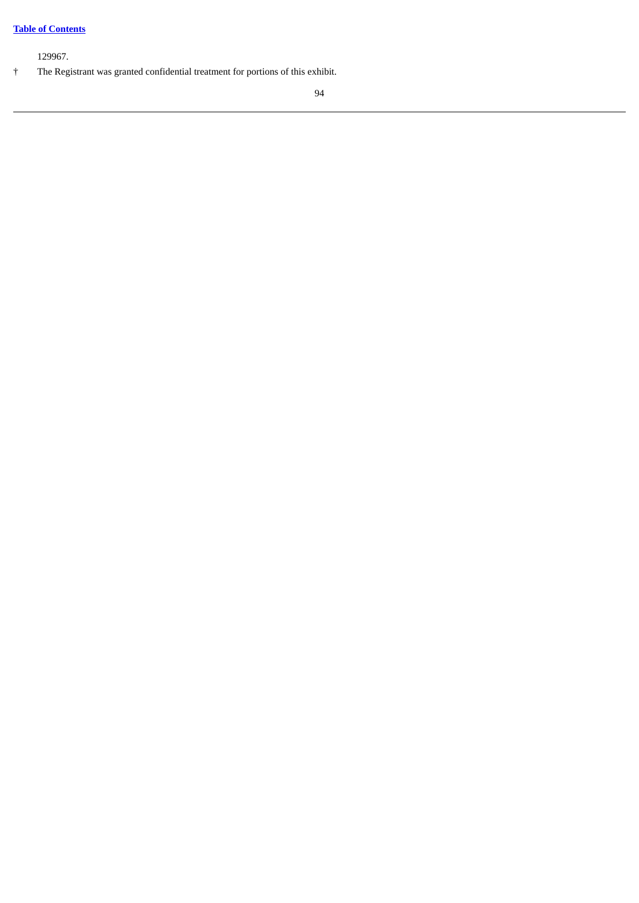129967.

† The Registrant was granted confidential treatment for portions of this exhibit.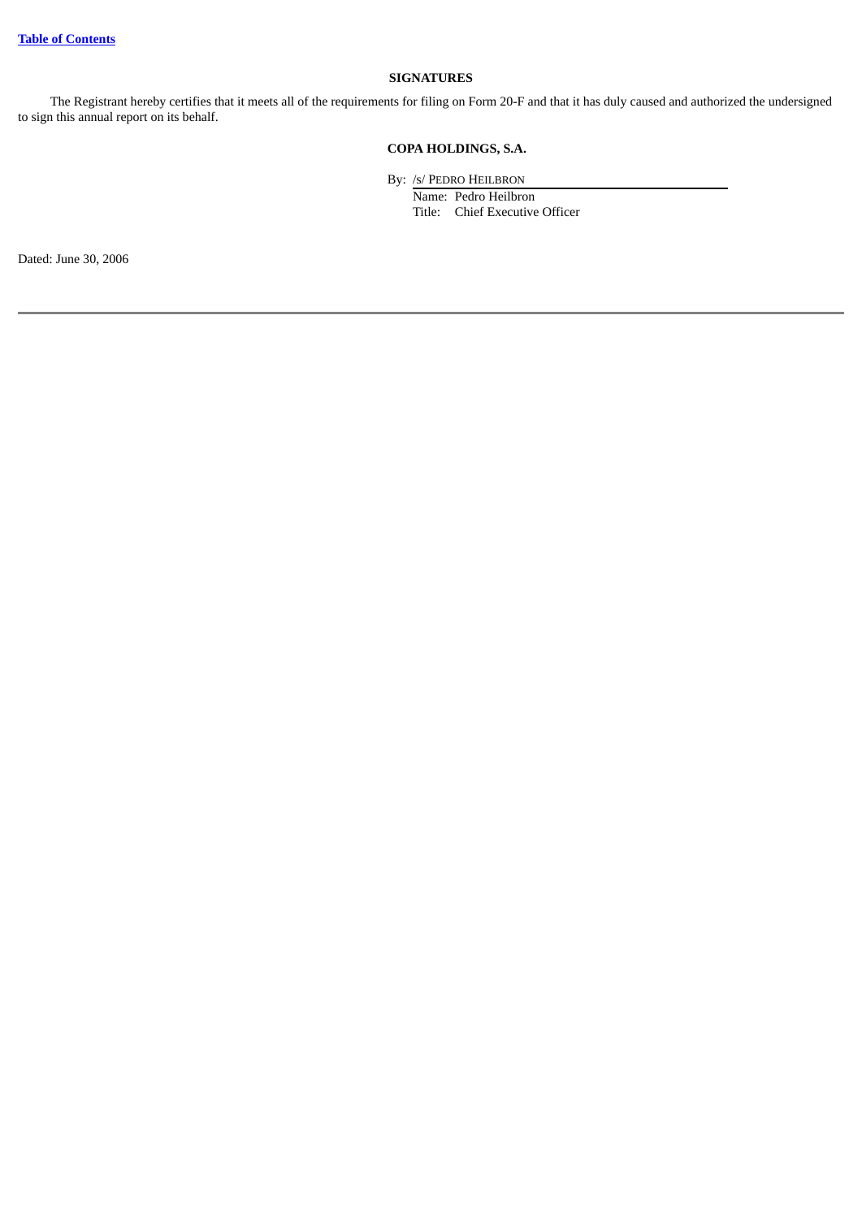## SIGNATURES

The Registrant hereby certifies that it meets all of the requirements for filing on Form 20-F and that it has duly caused and authorized the undersigned to sign this annual report on its behalf.

**COPA HOLDINGS, S.A.**

By: /s/ PEDRO HEILBRON

Name: Pedro Heilbron
Title: Chief Executive Officer

Dated: June 30, 2006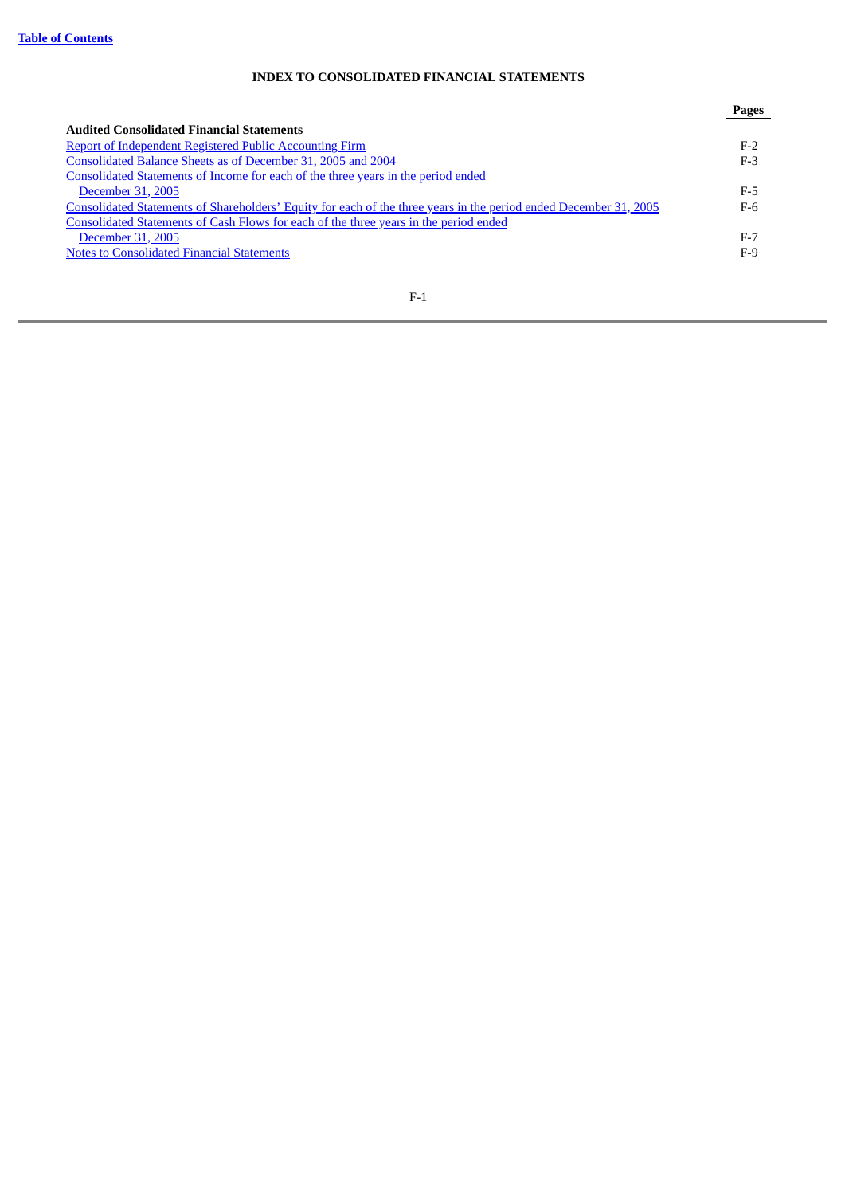[Table of Contents]

## INDEX TO CONSOLIDATED FINANCIAL STATEMENTS

| | Pages |
|---|---|
| **Audited Consolidated Financial Statements** | |
| Report of Independent Registered Public Accounting Firm | F-2 |
| Consolidated Balance Sheets as of December 31, 2005 and 2004 | F-3 |
| Consolidated Statements of Income for each of the three years in the period ended December 31, 2005 | F-5 |
| Consolidated Statements of Shareholders' Equity for each of the three years in the period ended December 31, 2005 | F-6 |
| Consolidated Statements of Cash Flows for each of the three years in the period ended December 31, 2005 | F-7 |
| Notes to Consolidated Financial Statements | F-9 |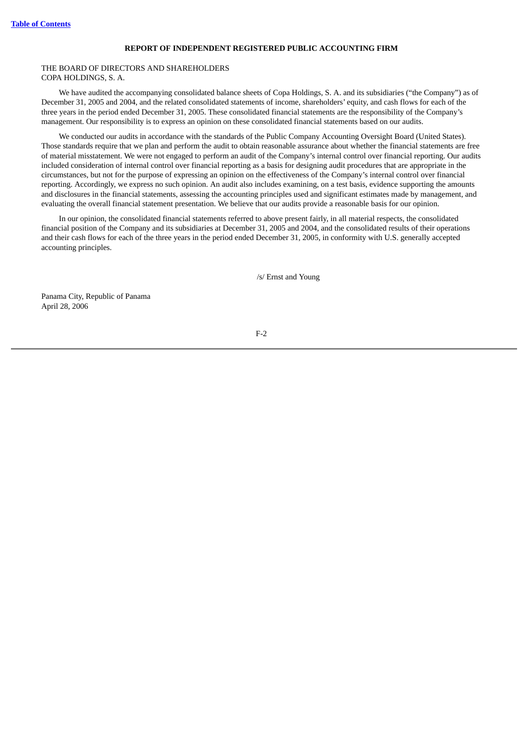**REPORT OF INDEPENDENT REGISTERED PUBLIC ACCOUNTING FIRM**

THE BOARD OF DIRECTORS AND SHAREHOLDERS
COPA HOLDINGS, S. A.

We have audited the accompanying consolidated balance sheets of Copa Holdings, S. A. and its subsidiaries ("the Company") as of December 31, 2005 and 2004, and the related consolidated statements of income, shareholders' equity, and cash flows for each of the three years in the period ended December 31, 2005. These consolidated financial statements are the responsibility of the Company's management. Our responsibility is to express an opinion on these consolidated financial statements based on our audits.

We conducted our audits in accordance with the standards of the Public Company Accounting Oversight Board (United States). Those standards require that we plan and perform the audit to obtain reasonable assurance about whether the financial statements are free of material misstatement. We were not engaged to perform an audit of the Company's internal control over financial reporting. Our audits included consideration of internal control over financial reporting as a basis for designing audit procedures that are appropriate in the circumstances, but not for the purpose of expressing an opinion on the effectiveness of the Company's internal control over financial reporting. Accordingly, we express no such opinion. An audit also includes examining, on a test basis, evidence supporting the amounts and disclosures in the financial statements, assessing the accounting principles used and significant estimates made by management, and evaluating the overall financial statement presentation. We believe that our audits provide a reasonable basis for our opinion.

In our opinion, the consolidated financial statements referred to above present fairly, in all material respects, the consolidated financial position of the Company and its subsidiaries at December 31, 2005 and 2004, and the consolidated results of their operations and their cash flows for each of the three years in the period ended December 31, 2005, in conformity with U.S. generally accepted accounting principles.

/s/ Ernst and Young

Panama City, Republic of Panama
April 28, 2006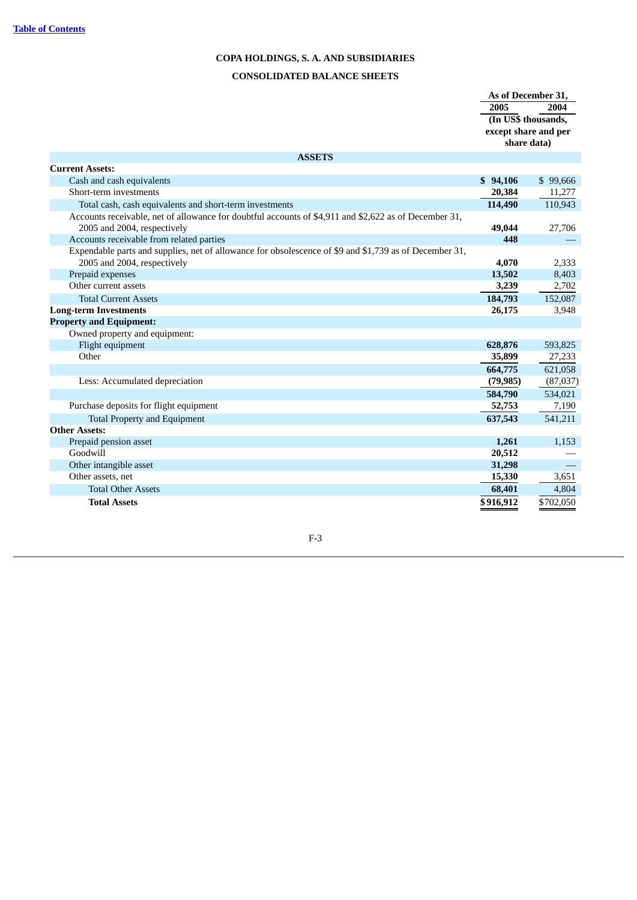**COPA HOLDINGS, S. A. AND SUBSIDIARIES**

**CONSOLIDATED BALANCE SHEETS**

| | As of December 31, 2005 | As of December 31, 2004 |
|---|---|---|
| | (In US$ thousands, except share and per share data) | |
| **ASSETS** | | |
| **Current Assets:** | | |
| Cash and cash equivalents | **$ 94,106** | $ 99,666 |
| Short-term investments | **20,384** | 11,277 |
| Total cash, cash equivalents and short-term investments | **114,490** | 110,943 |
| Accounts receivable, net of allowance for doubtful accounts of $4,911 and $2,622 as of December 31, 2005 and 2004, respectively | **49,044** | 27,706 |
| Accounts receivable from related parties | **448** | — |
| Expendable parts and supplies, net of allowance for obsolescence of $9 and $1,739 as of December 31, 2005 and 2004, respectively | **4,070** | 2,333 |
| Prepaid expenses | **13,502** | 8,403 |
| Other current assets | **3,239** | 2,702 |
| Total Current Assets | **184,793** | 152,087 |
| **Long-term Investments** | **26,175** | 3,948 |
| **Property and Equipment:** | | |
| Owned property and equipment: | | |
| Flight equipment | **628,876** | 593,825 |
| Other | **35,899** | 27,233 |
| | **664,775** | 621,058 |
| Less: Accumulated depreciation | **(79,985)** | (87,037) |
| | **584,790** | 534,021 |
| Purchase deposits for flight equipment | **52,753** | 7,190 |
| Total Property and Equipment | **637,543** | 541,211 |
| **Other Assets:** | | |
| Prepaid pension asset | **1,261** | 1,153 |
| Goodwill | **20,512** | — |
| Other intangible asset | **31,298** | — |
| Other assets, net | **15,330** | 3,651 |
| Total Other Assets | **68,401** | 4,804 |
| **Total Assets** | **$916,912** | $702,050 |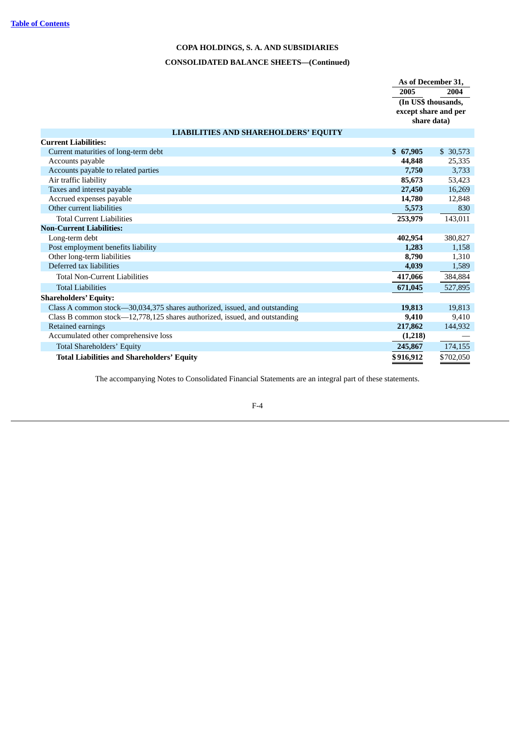**COPA HOLDINGS, S. A. AND SUBSIDIARIES**

**CONSOLIDATED BALANCE SHEETS—(Continued)**

| | As of December 31, | |
|---|---|---|
| | **2005** | **2004** |
| | (In US$ thousands, except share and per share data) | |
| **LIABILITIES AND SHAREHOLDERS' EQUITY** | | |
| **Current Liabilities:** | | |
| Current maturities of long-term debt | **$ 67,905** | $ 30,573 |
| Accounts payable | **44,848** | 25,335 |
| Accounts payable to related parties | **7,750** | 3,733 |
| Air traffic liability | **85,673** | 53,423 |
| Taxes and interest payable | **27,450** | 16,269 |
| Accrued expenses payable | **14,780** | 12,848 |
| Other current liabilities | **5,573** | 830 |
| Total Current Liabilities | **253,979** | 143,011 |
| **Non-Current Liabilities:** | | |
| Long-term debt | **402,954** | 380,827 |
| Post employment benefits liability | **1,283** | 1,158 |
| Other long-term liabilities | **8,790** | 1,310 |
| Deferred tax liabilities | **4,039** | 1,589 |
| Total Non-Current Liabilities | **417,066** | 384,884 |
| Total Liabilities | **671,045** | 527,895 |
| **Shareholders' Equity:** | | |
| Class A common stock—30,034,375 shares authorized, issued, and outstanding | **19,813** | 19,813 |
| Class B common stock—12,778,125 shares authorized, issued, and outstanding | **9,410** | 9,410 |
| Retained earnings | **217,862** | 144,932 |
| Accumulated other comprehensive loss | **(1,218)** | — |
| Total Shareholders' Equity | **245,867** | 174,155 |
| **Total Liabilities and Shareholders' Equity** | **$916,912** | $702,050 |

The accompanying Notes to Consolidated Financial Statements are an integral part of these statements.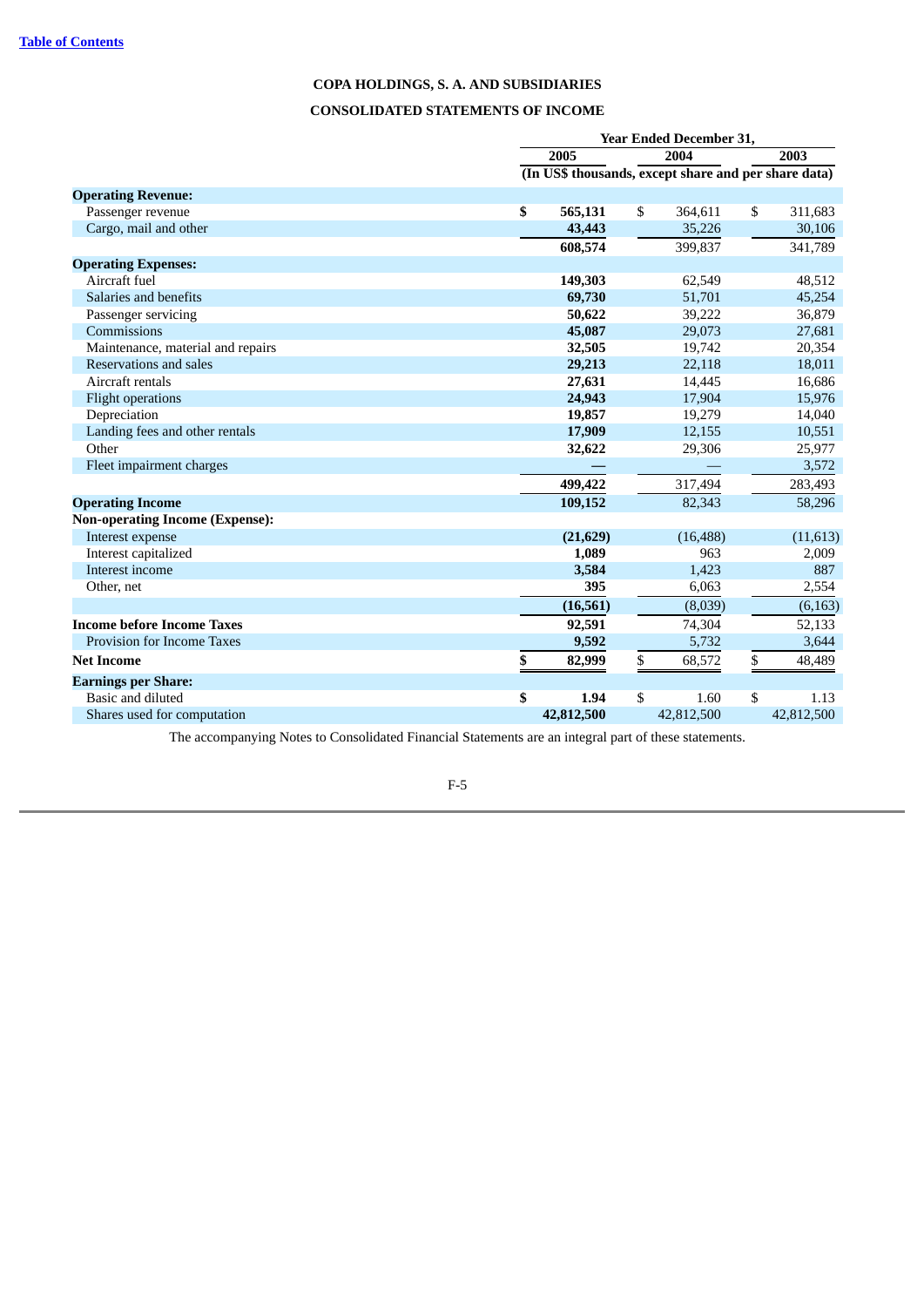[Table of Contents](#)

**COPA HOLDINGS, S. A. AND SUBSIDIARIES**

**CONSOLIDATED STATEMENTS OF INCOME**

| | Year Ended December 31, | | |
|---|---|---|---|
| | **2005** | 2004 | 2003 |
| | (In US$ thousands, except share and per share data) | | |
| **Operating Revenue:** | | | |
| Passenger revenue | **$ 565,131** | $ 364,611 | $ 311,683 |
| Cargo, mail and other | **43,443** | 35,226 | 30,106 |
| | **608,574** | 399,837 | 341,789 |
| **Operating Expenses:** | | | |
| Aircraft fuel | **149,303** | 62,549 | 48,512 |
| Salaries and benefits | **69,730** | 51,701 | 45,254 |
| Passenger servicing | **50,622** | 39,222 | 36,879 |
| Commissions | **45,087** | 29,073 | 27,681 |
| Maintenance, material and repairs | **32,505** | 19,742 | 20,354 |
| Reservations and sales | **29,213** | 22,118 | 18,011 |
| Aircraft rentals | **27,631** | 14,445 | 16,686 |
| Flight operations | **24,943** | 17,904 | 15,976 |
| Depreciation | **19,857** | 19,279 | 14,040 |
| Landing fees and other rentals | **17,909** | 12,155 | 10,551 |
| Other | **32,622** | 29,306 | 25,977 |
| Fleet impairment charges | **—** | — | 3,572 |
| | **499,422** | 317,494 | 283,493 |
| **Operating Income** | **109,152** | 82,343 | 58,296 |
| **Non-operating Income (Expense):** | | | |
| Interest expense | **(21,629)** | (16,488) | (11,613) |
| Interest capitalized | **1,089** | 963 | 2,009 |
| Interest income | **3,584** | 1,423 | 887 |
| Other, net | **395** | 6,063 | 2,554 |
| | **(16,561)** | (8,039) | (6,163) |
| **Income before Income Taxes** | **92,591** | 74,304 | 52,133 |
| Provision for Income Taxes | **9,592** | 5,732 | 3,644 |
| **Net Income** | **$ 82,999** | $ 68,572 | $ 48,489 |
| **Earnings per Share:** | | | |
| Basic and diluted | **$ 1.94** | $ 1.60 | $ 1.13 |
| Shares used for computation | **42,812,500** | 42,812,500 | 42,812,500 |

The accompanying Notes to Consolidated Financial Statements are an integral part of these statements.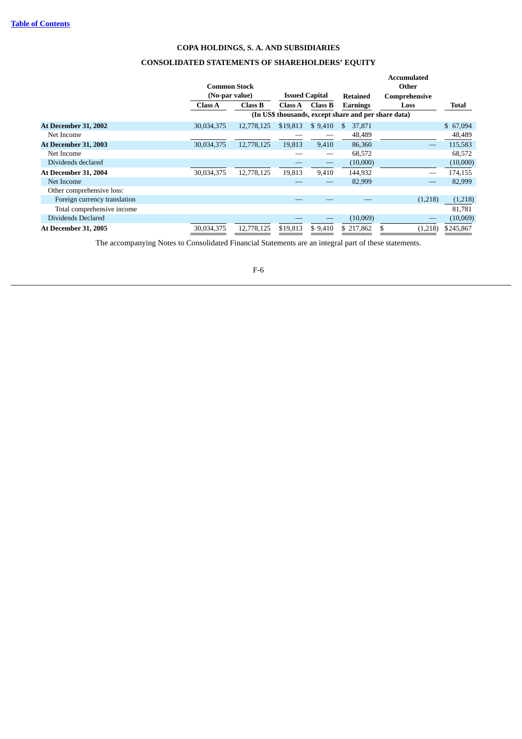# COPA HOLDINGS, S. A. AND SUBSIDIARIES

## CONSOLIDATED STATEMENTS OF SHAREHOLDERS' EQUITY

| | Common Stock (No-par value) | | Issued Capital | | Retained Earnings | Accumulated Other Comprehensive Loss | Total |
|---|---|---|---|---|---|---|---|
| | Class A | Class B | Class A | Class B | | | |
| | | | (In US$ thousands, except share and per share data) | | | | |
| **At December 31, 2002** | 30,034,375 | 12,778,125 | $19,813 | $ 9,410 | $ 37,871 | | $ 67,094 |
| Net Income | | | — | — | 48,489 | | 48,489 |
| **At December 31, 2003** | 30,034,375 | 12,778,125 | 19,813 | 9,410 | 86,360 | — | 115,583 |
| Net Income | | | — | — | 68,572 | | 68,572 |
| Dividends declared | | | — | — | (10,000) | | (10,000) |
| **At December 31, 2004** | 30,034,375 | 12,778,125 | 19,813 | 9,410 | 144,932 | — | 174,155 |
| Net Income | | | — | — | 82,999 | — | 82,999 |
| Other comprehensive loss: | | | | | | | |
| Foreign currency translation | | | — | — | — | (1,218) | (1,218) |
| Total comprehensive income | | | | | | | 81,781 |
| Dividends Declared | | | — | — | (10,069) | — | (10,069) |
| **At December 31, 2005** | 30,034,375 | 12,778,125 | $19,813 | $ 9,410 | $ 217,862 | $ (1,218) | $245,867 |

The accompanying Notes to Consolidated Financial Statements are an integral part of these statements.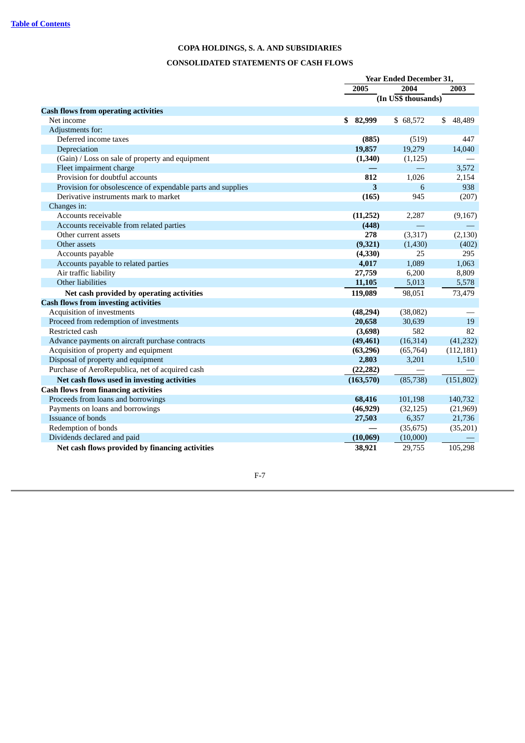[Table of Contents](#)

**COPA HOLDINGS, S. A. AND SUBSIDIARIES**

**CONSOLIDATED STATEMENTS OF CASH FLOWS**

| | Year Ended December 31, | | |
|---|---|---|---|
| | **2005** | **2004** | **2003** |
| | (In US$ thousands) | | |
| **Cash flows from operating activities** | | | |
| Net income | **$ 82,999** | $ 68,572 | $ 48,489 |
| Adjustments for: | | | |
| Deferred income taxes | **(885)** | (519) | 447 |
| Depreciation | **19,857** | 19,279 | 14,040 |
| (Gain) / Loss on sale of property and equipment | **(1,340)** | (1,125) | — |
| Fleet impairment charge | **—** | — | 3,572 |
| Provision for doubtful accounts | **812** | 1,026 | 2,154 |
| Provision for obsolescence of expendable parts and supplies | **3** | 6 | 938 |
| Derivative instruments mark to market | **(165)** | 945 | (207) |
| Changes in: | | | |
| Accounts receivable | **(11,252)** | 2,287 | (9,167) |
| Accounts receivable from related parties | **(448)** | — | — |
| Other current assets | **278** | (3,317) | (2,130) |
| Other assets | **(9,321)** | (1,430) | (402) |
| Accounts payable | **(4,330)** | 25 | 295 |
| Accounts payable to related parties | **4,017** | 1,089 | 1,063 |
| Air traffic liability | **27,759** | 6,200 | 8,809 |
| Other liabilities | **11,105** | 5,013 | 5,578 |
| **Net cash provided by operating activities** | **119,089** | 98,051 | 73,479 |
| **Cash flows from investing activities** | | | |
| Acquisition of investments | **(48,294)** | (38,082) | — |
| Proceed from redemption of investments | **20,658** | 30,639 | 19 |
| Restricted cash | **(3,698)** | 582 | 82 |
| Advance payments on aircraft purchase contracts | **(49,461)** | (16,314) | (41,232) |
| Acquisition of property and equipment | **(63,296)** | (65,764) | (112,181) |
| Disposal of property and equipment | **2,803** | 3,201 | 1,510 |
| Purchase of AeroRepublica, net of acquired cash | **(22,282)** | — | — |
| **Net cash flows used in investing activities** | **(163,570)** | (85,738) | (151,802) |
| **Cash flows from financing activities** | | | |
| Proceeds from loans and borrowings | **68,416** | 101,198 | 140,732 |
| Payments on loans and borrowings | **(46,929)** | (32,125) | (21,969) |
| Issuance of bonds | **27,503** | 6,357 | 21,736 |
| Redemption of bonds | **—** | (35,675) | (35,201) |
| Dividends declared and paid | **(10,069)** | (10,000) | — |
| **Net cash flows provided by financing activities** | **38,921** | 29,755 | 105,298 |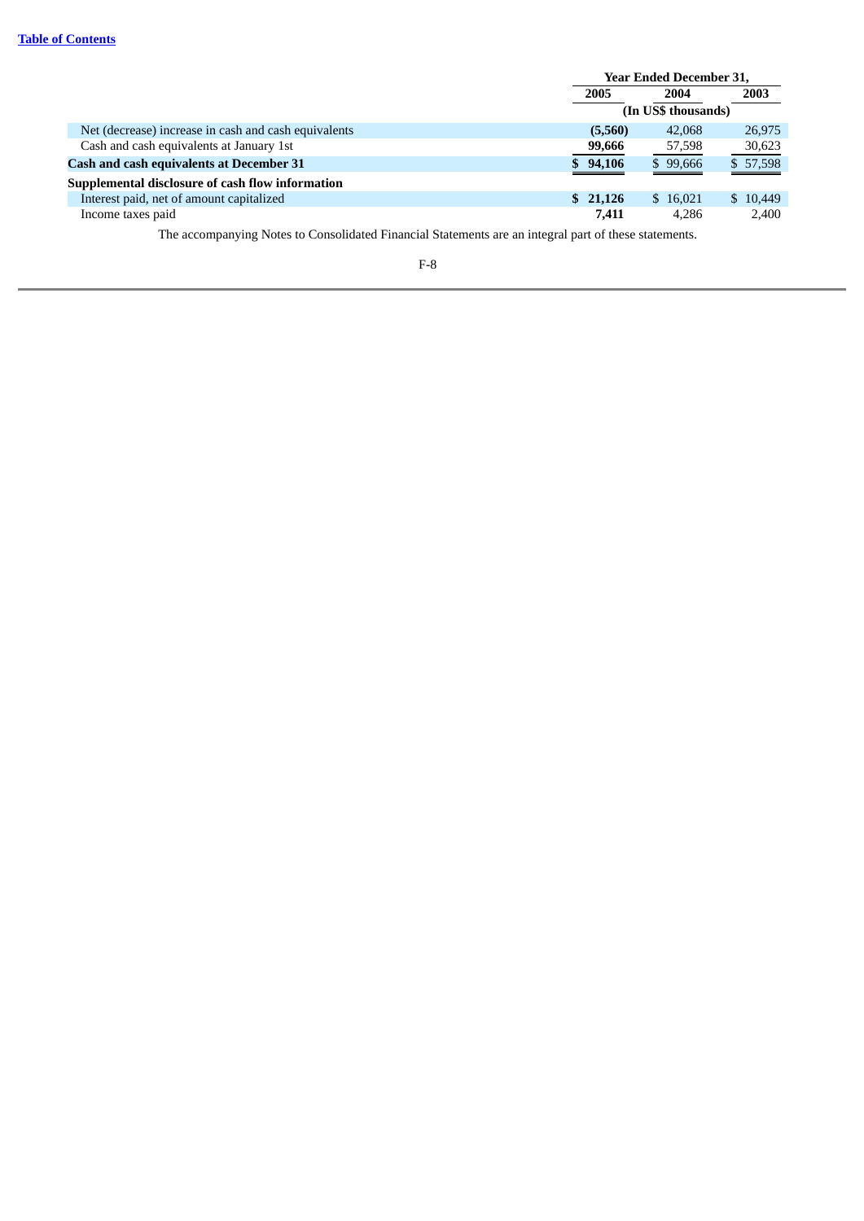|  | Year Ended December 31, | | |
| --- | --- | --- | --- |
|  | **2005** | **2004** | **2003** |
|  | (In US$ thousands) | | |
| Net (decrease) increase in cash and cash equivalents | **(5,560)** | 42,068 | 26,975 |
| Cash and cash equivalents at January 1st | **99,666** | 57,598 | 30,623 |
| **Cash and cash equivalents at December 31** | **$ 94,106** | $ 99,666 | $ 57,598 |
| **Supplemental disclosure of cash flow information** |  |  |  |
| Interest paid, net of amount capitalized | **$ 21,126** | $ 16,021 | $ 10,449 |
| Income taxes paid | **7,411** | 4,286 | 2,400 |

The accompanying Notes to Consolidated Financial Statements are an integral part of these statements.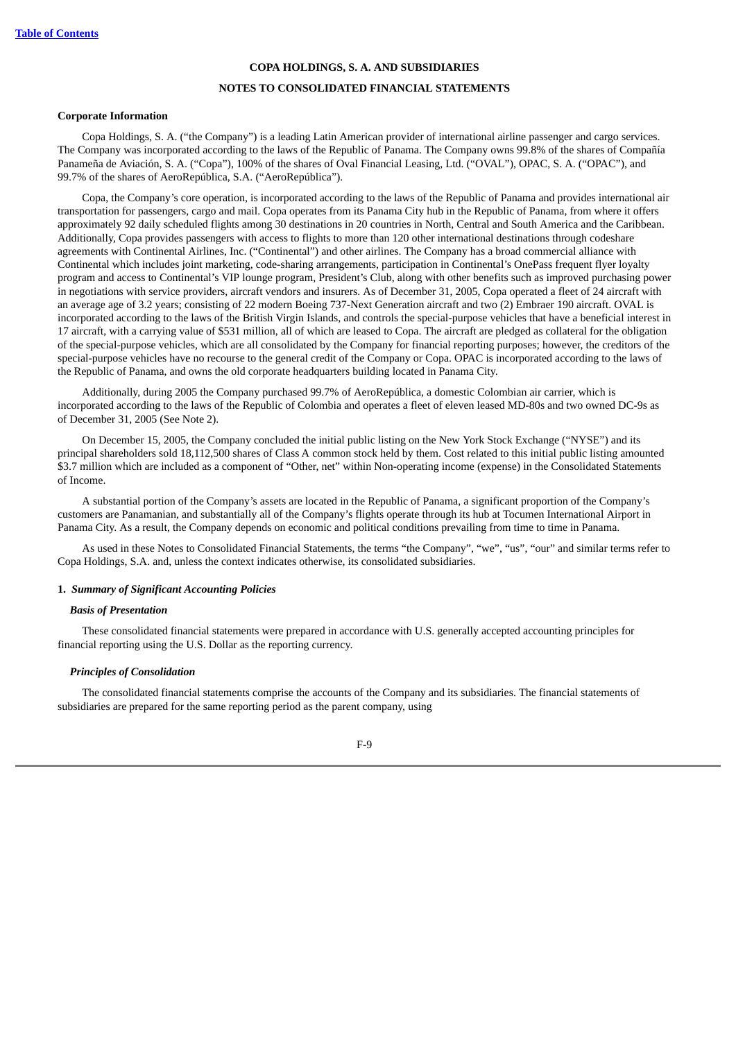**COPA HOLDINGS, S. A. AND SUBSIDIARIES**

**NOTES TO CONSOLIDATED FINANCIAL STATEMENTS**

**Corporate Information**

Copa Holdings, S. A. ("the Company") is a leading Latin American provider of international airline passenger and cargo services. The Company was incorporated according to the laws of the Republic of Panama. The Company owns 99.8% of the shares of Compañía Panameña de Aviación, S. A. ("Copa"), 100% of the shares of Oval Financial Leasing, Ltd. ("OVAL"), OPAC, S. A. ("OPAC"), and 99.7% of the shares of AeroRepública, S.A. ("AeroRepública").

Copa, the Company's core operation, is incorporated according to the laws of the Republic of Panama and provides international air transportation for passengers, cargo and mail. Copa operates from its Panama City hub in the Republic of Panama, from where it offers approximately 92 daily scheduled flights among 30 destinations in 20 countries in North, Central and South America and the Caribbean. Additionally, Copa provides passengers with access to flights to more than 120 other international destinations through codeshare agreements with Continental Airlines, Inc. ("Continental") and other airlines. The Company has a broad commercial alliance with Continental which includes joint marketing, code-sharing arrangements, participation in Continental's OnePass frequent flyer loyalty program and access to Continental's VIP lounge program, President's Club, along with other benefits such as improved purchasing power in negotiations with service providers, aircraft vendors and insurers. As of December 31, 2005, Copa operated a fleet of 24 aircraft with an average age of 3.2 years; consisting of 22 modern Boeing 737-Next Generation aircraft and two (2) Embraer 190 aircraft. OVAL is incorporated according to the laws of the British Virgin Islands, and controls the special-purpose vehicles that have a beneficial interest in 17 aircraft, with a carrying value of $531 million, all of which are leased to Copa. The aircraft are pledged as collateral for the obligation of the special-purpose vehicles, which are all consolidated by the Company for financial reporting purposes; however, the creditors of the special-purpose vehicles have no recourse to the general credit of the Company or Copa. OPAC is incorporated according to the laws of the Republic of Panama, and owns the old corporate headquarters building located in Panama City.

Additionally, during 2005 the Company purchased 99.7% of AeroRepública, a domestic Colombian air carrier, which is incorporated according to the laws of the Republic of Colombia and operates a fleet of eleven leased MD-80s and two owned DC-9s as of December 31, 2005 (See Note 2).

On December 15, 2005, the Company concluded the initial public listing on the New York Stock Exchange ("NYSE") and its principal shareholders sold 18,112,500 shares of Class A common stock held by them. Cost related to this initial public listing amounted $3.7 million which are included as a component of "Other, net" within Non-operating income (expense) in the Consolidated Statements of Income.

A substantial portion of the Company's assets are located in the Republic of Panama, a significant proportion of the Company's customers are Panamanian, and substantially all of the Company's flights operate through its hub at Tocumen International Airport in Panama City. As a result, the Company depends on economic and political conditions prevailing from time to time in Panama.

As used in these Notes to Consolidated Financial Statements, the terms "the Company", "we", "us", "our" and similar terms refer to Copa Holdings, S.A. and, unless the context indicates otherwise, its consolidated subsidiaries.

**1.** ***Summary of Significant Accounting Policies***

***Basis of Presentation***

These consolidated financial statements were prepared in accordance with U.S. generally accepted accounting principles for financial reporting using the U.S. Dollar as the reporting currency.

***Principles of Consolidation***

The consolidated financial statements comprise the accounts of the Company and its subsidiaries. The financial statements of subsidiaries are prepared for the same reporting period as the parent company, using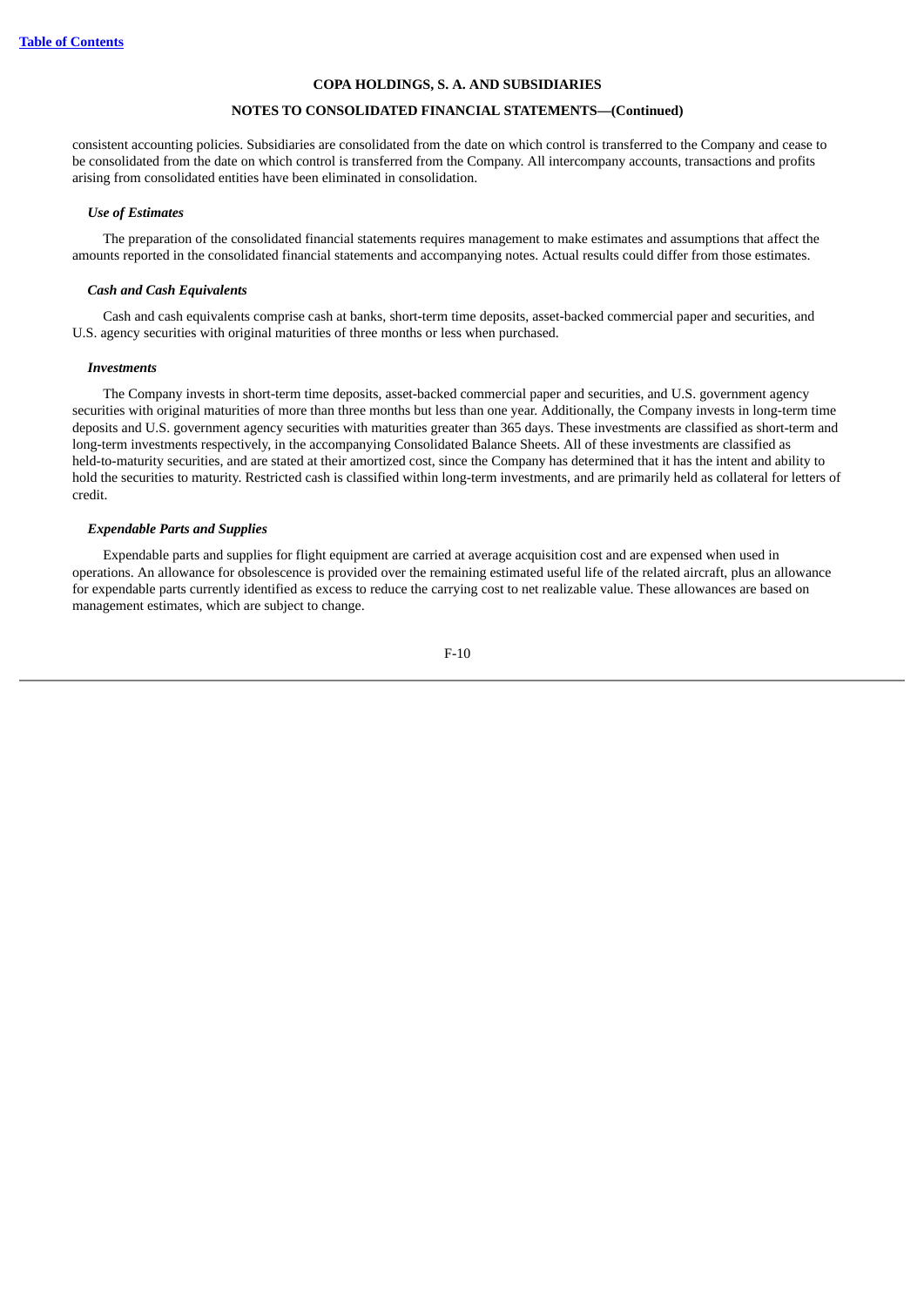consistent accounting policies. Subsidiaries are consolidated from the date on which control is transferred to the Company and cease to be consolidated from the date on which control is transferred from the Company. All intercompany accounts, transactions and profits arising from consolidated entities have been eliminated in consolidation.

***Use of Estimates***

The preparation of the consolidated financial statements requires management to make estimates and assumptions that affect the amounts reported in the consolidated financial statements and accompanying notes. Actual results could differ from those estimates.

***Cash and Cash Equivalents***

Cash and cash equivalents comprise cash at banks, short-term time deposits, asset-backed commercial paper and securities, and U.S. agency securities with original maturities of three months or less when purchased.

***Investments***

The Company invests in short-term time deposits, asset-backed commercial paper and securities, and U.S. government agency securities with original maturities of more than three months but less than one year. Additionally, the Company invests in long-term time deposits and U.S. government agency securities with maturities greater than 365 days. These investments are classified as short-term and long-term investments respectively, in the accompanying Consolidated Balance Sheets. All of these investments are classified as held-to-maturity securities, and are stated at their amortized cost, since the Company has determined that it has the intent and ability to hold the securities to maturity. Restricted cash is classified within long-term investments, and are primarily held as collateral for letters of credit.

***Expendable Parts and Supplies***

Expendable parts and supplies for flight equipment are carried at average acquisition cost and are expensed when used in operations. An allowance for obsolescence is provided over the remaining estimated useful life of the related aircraft, plus an allowance for expendable parts currently identified as excess to reduce the carrying cost to net realizable value. These allowances are based on management estimates, which are subject to change.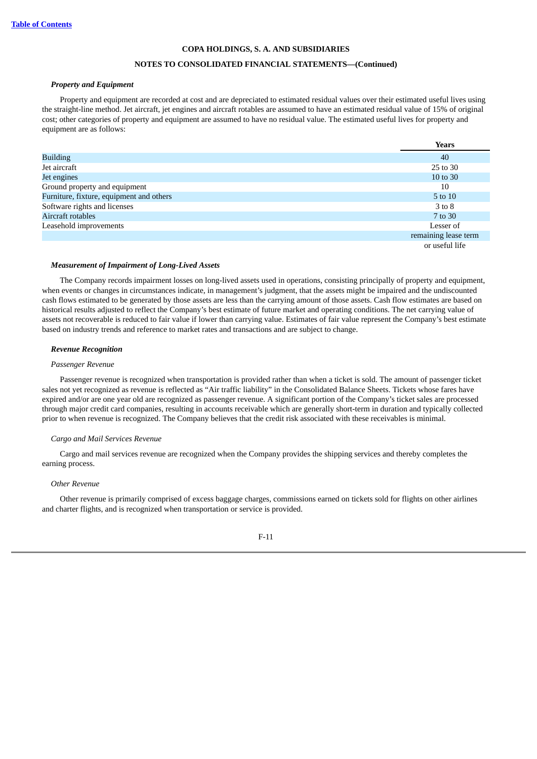**COPA HOLDINGS, S. A. AND SUBSIDIARIES**

**NOTES TO CONSOLIDATED FINANCIAL STATEMENTS—(Continued)**

***Property and Equipment***

Property and equipment are recorded at cost and are depreciated to estimated residual values over their estimated useful lives using the straight-line method. Jet aircraft, jet engines and aircraft rotables are assumed to have an estimated residual value of 15% of original cost; other categories of property and equipment are assumed to have no residual value. The estimated useful lives for property and equipment are as follows:

| | Years |
|---|---|
| Building | 40 |
| Jet aircraft | 25 to 30 |
| Jet engines | 10 to 30 |
| Ground property and equipment | 10 |
| Furniture, fixture, equipment and others | 5 to 10 |
| Software rights and licenses | 3 to 8 |
| Aircraft rotables | 7 to 30 |
| Leasehold improvements | Lesser of remaining lease term or useful life |

***Measurement of Impairment of Long-Lived Assets***

The Company records impairment losses on long-lived assets used in operations, consisting principally of property and equipment, when events or changes in circumstances indicate, in management's judgment, that the assets might be impaired and the undiscounted cash flows estimated to be generated by those assets are less than the carrying amount of those assets. Cash flow estimates are based on historical results adjusted to reflect the Company's best estimate of future market and operating conditions. The net carrying value of assets not recoverable is reduced to fair value if lower than carrying value. Estimates of fair value represent the Company's best estimate based on industry trends and reference to market rates and transactions and are subject to change.

***Revenue Recognition***

*Passenger Revenue*

Passenger revenue is recognized when transportation is provided rather than when a ticket is sold. The amount of passenger ticket sales not yet recognized as revenue is reflected as "Air traffic liability" in the Consolidated Balance Sheets. Tickets whose fares have expired and/or are one year old are recognized as passenger revenue. A significant portion of the Company's ticket sales are processed through major credit card companies, resulting in accounts receivable which are generally short-term in duration and typically collected prior to when revenue is recognized. The Company believes that the credit risk associated with these receivables is minimal.

*Cargo and Mail Services Revenue*

Cargo and mail services revenue are recognized when the Company provides the shipping services and thereby completes the earning process.

*Other Revenue*

Other revenue is primarily comprised of excess baggage charges, commissions earned on tickets sold for flights on other airlines and charter flights, and is recognized when transportation or service is provided.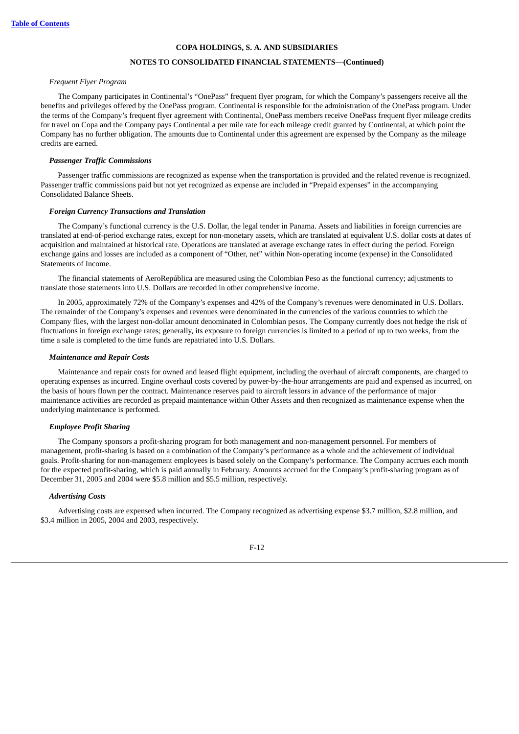COPA HOLDINGS, S. A. AND SUBSIDIARIES

NOTES TO CONSOLIDATED FINANCIAL STATEMENTS—(Continued)

*Frequent Flyer Program*

The Company participates in Continental's "OnePass" frequent flyer program, for which the Company's passengers receive all the benefits and privileges offered by the OnePass program. Continental is responsible for the administration of the OnePass program. Under the terms of the Company's frequent flyer agreement with Continental, OnePass members receive OnePass frequent flyer mileage credits for travel on Copa and the Company pays Continental a per mile rate for each mileage credit granted by Continental, at which point the Company has no further obligation. The amounts due to Continental under this agreement are expensed by the Company as the mileage credits are earned.

***Passenger Traffic Commissions***

Passenger traffic commissions are recognized as expense when the transportation is provided and the related revenue is recognized. Passenger traffic commissions paid but not yet recognized as expense are included in "Prepaid expenses" in the accompanying Consolidated Balance Sheets.

***Foreign Currency Transactions and Translation***

The Company's functional currency is the U.S. Dollar, the legal tender in Panama. Assets and liabilities in foreign currencies are translated at end-of-period exchange rates, except for non-monetary assets, which are translated at equivalent U.S. dollar costs at dates of acquisition and maintained at historical rate. Operations are translated at average exchange rates in effect during the period. Foreign exchange gains and losses are included as a component of "Other, net" within Non-operating income (expense) in the Consolidated Statements of Income.

The financial statements of AeroRepública are measured using the Colombian Peso as the functional currency; adjustments to translate those statements into U.S. Dollars are recorded in other comprehensive income.

In 2005, approximately 72% of the Company's expenses and 42% of the Company's revenues were denominated in U.S. Dollars. The remainder of the Company's expenses and revenues were denominated in the currencies of the various countries to which the Company flies, with the largest non-dollar amount denominated in Colombian pesos. The Company currently does not hedge the risk of fluctuations in foreign exchange rates; generally, its exposure to foreign currencies is limited to a period of up to two weeks, from the time a sale is completed to the time funds are repatriated into U.S. Dollars.

***Maintenance and Repair Costs***

Maintenance and repair costs for owned and leased flight equipment, including the overhaul of aircraft components, are charged to operating expenses as incurred. Engine overhaul costs covered by power-by-the-hour arrangements are paid and expensed as incurred, on the basis of hours flown per the contract. Maintenance reserves paid to aircraft lessors in advance of the performance of major maintenance activities are recorded as prepaid maintenance within Other Assets and then recognized as maintenance expense when the underlying maintenance is performed.

***Employee Profit Sharing***

The Company sponsors a profit-sharing program for both management and non-management personnel. For members of management, profit-sharing is based on a combination of the Company's performance as a whole and the achievement of individual goals. Profit-sharing for non-management employees is based solely on the Company's performance. The Company accrues each month for the expected profit-sharing, which is paid annually in February. Amounts accrued for the Company's profit-sharing program as of December 31, 2005 and 2004 were \$5.8 million and \$5.5 million, respectively.

***Advertising Costs***

Advertising costs are expensed when incurred. The Company recognized as advertising expense \$3.7 million, \$2.8 million, and \$3.4 million in 2005, 2004 and 2003, respectively.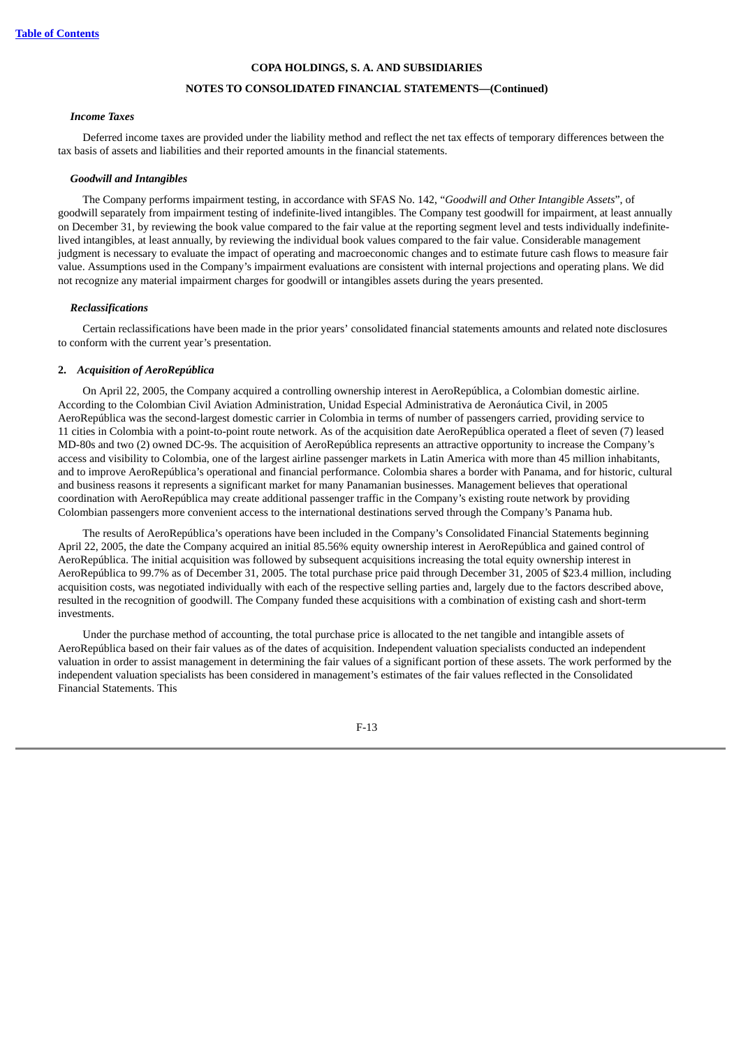# COPA HOLDINGS, S. A. AND SUBSIDIARIES

## NOTES TO CONSOLIDATED FINANCIAL STATEMENTS—(Continued)

***Income Taxes***

Deferred income taxes are provided under the liability method and reflect the net tax effects of temporary differences between the tax basis of assets and liabilities and their reported amounts in the financial statements.

***Goodwill and Intangibles***

The Company performs impairment testing, in accordance with SFAS No. 142, "*Goodwill and Other Intangible Assets*", of goodwill separately from impairment testing of indefinite-lived intangibles. The Company test goodwill for impairment, at least annually on December 31, by reviewing the book value compared to the fair value at the reporting segment level and tests individually indefinite-lived intangibles, at least annually, by reviewing the individual book values compared to the fair value. Considerable management judgment is necessary to evaluate the impact of operating and macroeconomic changes and to estimate future cash flows to measure fair value. Assumptions used in the Company's impairment evaluations are consistent with internal projections and operating plans. We did not recognize any material impairment charges for goodwill or intangibles assets during the years presented.

***Reclassifications***

Certain reclassifications have been made in the prior years' consolidated financial statements amounts and related note disclosures to conform with the current year's presentation.

**2.** ***Acquisition of AeroRepública***

On April 22, 2005, the Company acquired a controlling ownership interest in AeroRepública, a Colombian domestic airline. According to the Colombian Civil Aviation Administration, Unidad Especial Administrativa de Aeronáutica Civil, in 2005 AeroRepública was the second-largest domestic carrier in Colombia in terms of number of passengers carried, providing service to 11 cities in Colombia with a point-to-point route network. As of the acquisition date AeroRepública operated a fleet of seven (7) leased MD-80s and two (2) owned DC-9s. The acquisition of AeroRepública represents an attractive opportunity to increase the Company's access and visibility to Colombia, one of the largest airline passenger markets in Latin America with more than 45 million inhabitants, and to improve AeroRepública's operational and financial performance. Colombia shares a border with Panama, and for historic, cultural and business reasons it represents a significant market for many Panamanian businesses. Management believes that operational coordination with AeroRepública may create additional passenger traffic in the Company's existing route network by providing Colombian passengers more convenient access to the international destinations served through the Company's Panama hub.

The results of AeroRepública's operations have been included in the Company's Consolidated Financial Statements beginning April 22, 2005, the date the Company acquired an initial 85.56% equity ownership interest in AeroRepública and gained control of AeroRepública. The initial acquisition was followed by subsequent acquisitions increasing the total equity ownership interest in AeroRepública to 99.7% as of December 31, 2005. The total purchase price paid through December 31, 2005 of $23.4 million, including acquisition costs, was negotiated individually with each of the respective selling parties and, largely due to the factors described above, resulted in the recognition of goodwill. The Company funded these acquisitions with a combination of existing cash and short-term investments.

Under the purchase method of accounting, the total purchase price is allocated to the net tangible and intangible assets of AeroRepública based on their fair values as of the dates of acquisition. Independent valuation specialists conducted an independent valuation in order to assist management in determining the fair values of a significant portion of these assets. The work performed by the independent valuation specialists has been considered in management's estimates of the fair values reflected in the Consolidated Financial Statements. This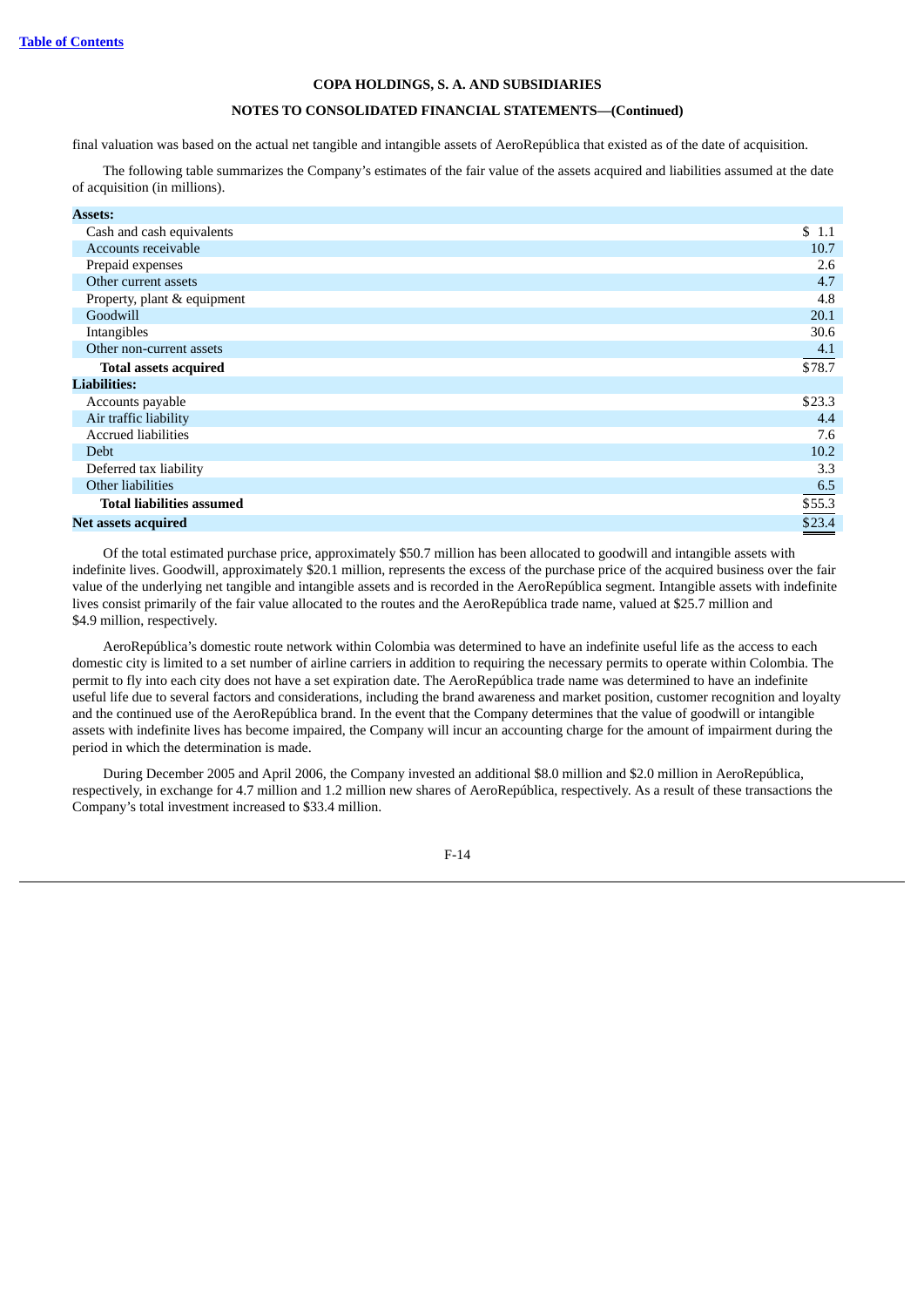**COPA HOLDINGS, S. A. AND SUBSIDIARIES**

**NOTES TO CONSOLIDATED FINANCIAL STATEMENTS—(Continued)**

final valuation was based on the actual net tangible and intangible assets of AeroRepública that existed as of the date of acquisition.

The following table summarizes the Company's estimates of the fair value of the assets acquired and liabilities assumed at the date of acquisition (in millions).

| | |
|---|---|
| **Assets:** | |
| Cash and cash equivalents | $ 1.1 |
| Accounts receivable | 10.7 |
| Prepaid expenses | 2.6 |
| Other current assets | 4.7 |
| Property, plant & equipment | 4.8 |
| Goodwill | 20.1 |
| Intangibles | 30.6 |
| Other non-current assets | 4.1 |
| **Total assets acquired** | $78.7 |
| **Liabilities:** | |
| Accounts payable | $23.3 |
| Air traffic liability | 4.4 |
| Accrued liabilities | 7.6 |
| Debt | 10.2 |
| Deferred tax liability | 3.3 |
| Other liabilities | 6.5 |
| **Total liabilities assumed** | $55.3 |
| **Net assets acquired** | $23.4 |

Of the total estimated purchase price, approximately $50.7 million has been allocated to goodwill and intangible assets with indefinite lives. Goodwill, approximately $20.1 million, represents the excess of the purchase price of the acquired business over the fair value of the underlying net tangible and intangible assets and is recorded in the AeroRepública segment. Intangible assets with indefinite lives consist primarily of the fair value allocated to the routes and the AeroRepública trade name, valued at $25.7 million and $4.9 million, respectively.

AeroRepública's domestic route network within Colombia was determined to have an indefinite useful life as the access to each domestic city is limited to a set number of airline carriers in addition to requiring the necessary permits to operate within Colombia. The permit to fly into each city does not have a set expiration date. The AeroRepública trade name was determined to have an indefinite useful life due to several factors and considerations, including the brand awareness and market position, customer recognition and loyalty and the continued use of the AeroRepública brand. In the event that the Company determines that the value of goodwill or intangible assets with indefinite lives has become impaired, the Company will incur an accounting charge for the amount of impairment during the period in which the determination is made.

During December 2005 and April 2006, the Company invested an additional $8.0 million and $2.0 million in AeroRepública, respectively, in exchange for 4.7 million and 1.2 million new shares of AeroRepública, respectively. As a result of these transactions the Company's total investment increased to $33.4 million.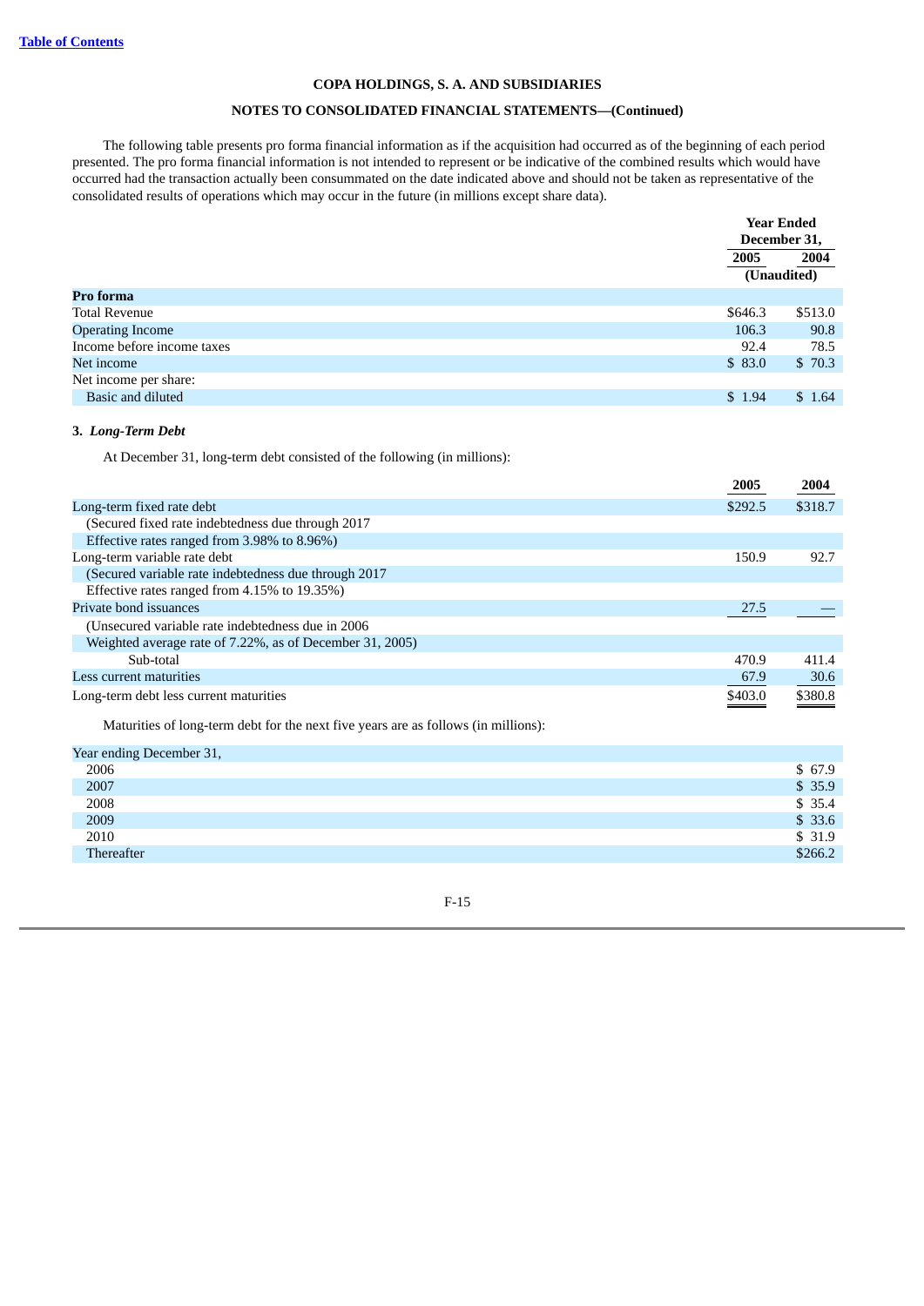**COPA HOLDINGS, S. A. AND SUBSIDIARIES**

**NOTES TO CONSOLIDATED FINANCIAL STATEMENTS—(Continued)**

The following table presents pro forma financial information as if the acquisition had occurred as of the beginning of each period presented. The pro forma financial information is not intended to represent or be indicative of the combined results which would have occurred had the transaction actually been consummated on the date indicated above and should not be taken as representative of the consolidated results of operations which may occur in the future (in millions except share data).

| | Year Ended December 31, | |
|---|---|---|
| | 2005 | 2004 |
| | (Unaudited) | |
| **Pro forma** | | |
| Total Revenue | $646.3 | $513.0 |
| Operating Income | 106.3 | 90.8 |
| Income before income taxes | 92.4 | 78.5 |
| Net income | $ 83.0 | $ 70.3 |
| Net income per share: | | |
| Basic and diluted | $ 1.94 | $ 1.64 |

### 3. *Long-Term Debt*

At December 31, long-term debt consisted of the following (in millions):

| | 2005 | 2004 |
|---|---|---|
| Long-term fixed rate debt | $292.5 | $318.7 |
| (Secured fixed rate indebtedness due through 2017 | | |
| Effective rates ranged from 3.98% to 8.96%) | | |
| Long-term variable rate debt | 150.9 | 92.7 |
| (Secured variable rate indebtedness due through 2017 | | |
| Effective rates ranged from 4.15% to 19.35%) | | |
| Private bond issuances | 27.5 | — |
| (Unsecured variable rate indebtedness due in 2006 | | |
| Weighted average rate of 7.22%, as of December 31, 2005) | | |
| Sub-total | 470.9 | 411.4 |
| Less current maturities | 67.9 | 30.6 |
| Long-term debt less current maturities | $403.0 | $380.8 |

Maturities of long-term debt for the next five years are as follows (in millions):

| Year ending December 31, | |
|---|---|
| 2006 | $ 67.9 |
| 2007 | $ 35.9 |
| 2008 | $ 35.4 |
| 2009 | $ 33.6 |
| 2010 | $ 31.9 |
| Thereafter | $266.2 |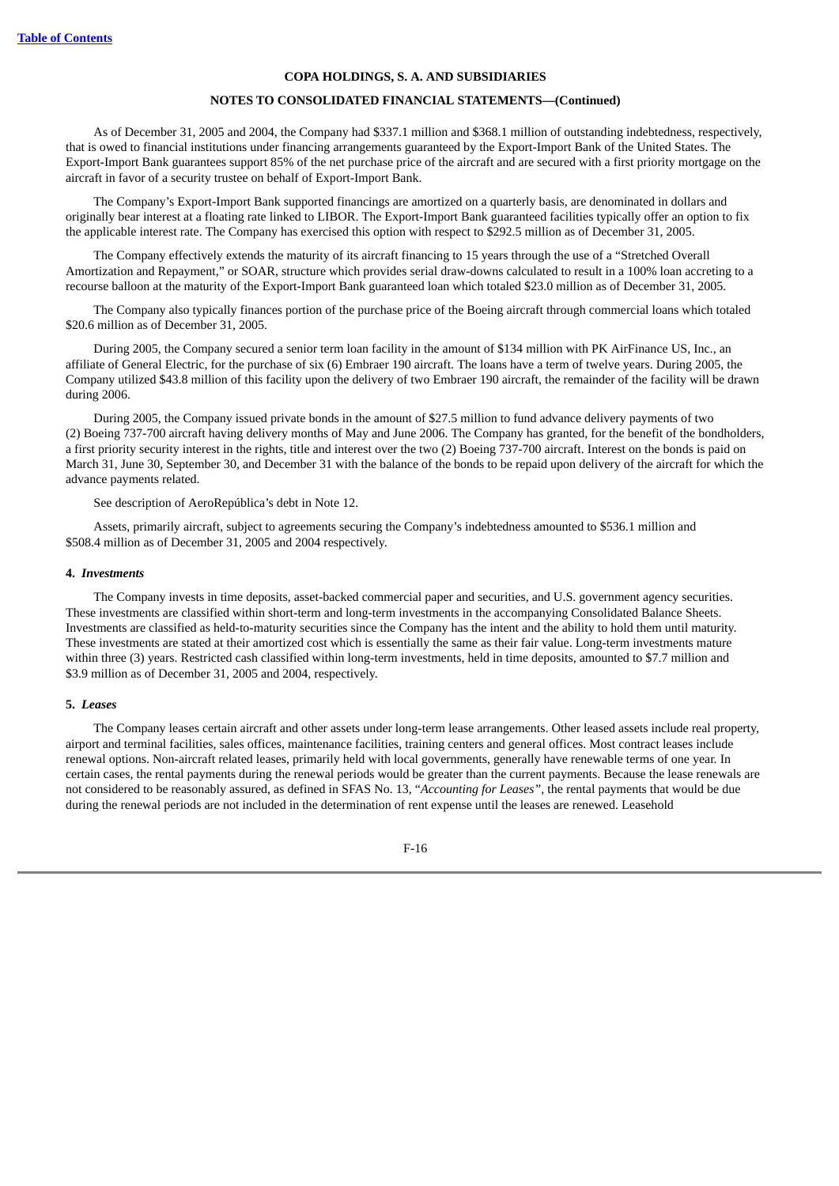**COPA HOLDINGS, S. A. AND SUBSIDIARIES**

**NOTES TO CONSOLIDATED FINANCIAL STATEMENTS—(Continued)**

As of December 31, 2005 and 2004, the Company had $337.1 million and $368.1 million of outstanding indebtedness, respectively, that is owed to financial institutions under financing arrangements guaranteed by the Export-Import Bank of the United States. The Export-Import Bank guarantees support 85% of the net purchase price of the aircraft and are secured with a first priority mortgage on the aircraft in favor of a security trustee on behalf of Export-Import Bank.

The Company's Export-Import Bank supported financings are amortized on a quarterly basis, are denominated in dollars and originally bear interest at a floating rate linked to LIBOR. The Export-Import Bank guaranteed facilities typically offer an option to fix the applicable interest rate. The Company has exercised this option with respect to $292.5 million as of December 31, 2005.

The Company effectively extends the maturity of its aircraft financing to 15 years through the use of a "Stretched Overall Amortization and Repayment," or SOAR, structure which provides serial draw-downs calculated to result in a 100% loan accreting to a recourse balloon at the maturity of the Export-Import Bank guaranteed loan which totaled $23.0 million as of December 31, 2005.

The Company also typically finances portion of the purchase price of the Boeing aircraft through commercial loans which totaled $20.6 million as of December 31, 2005.

During 2005, the Company secured a senior term loan facility in the amount of $134 million with PK AirFinance US, Inc., an affiliate of General Electric, for the purchase of six (6) Embraer 190 aircraft. The loans have a term of twelve years. During 2005, the Company utilized $43.8 million of this facility upon the delivery of two Embraer 190 aircraft, the remainder of the facility will be drawn during 2006.

During 2005, the Company issued private bonds in the amount of $27.5 million to fund advance delivery payments of two (2) Boeing 737-700 aircraft having delivery months of May and June 2006. The Company has granted, for the benefit of the bondholders, a first priority security interest in the rights, title and interest over the two (2) Boeing 737-700 aircraft. Interest on the bonds is paid on March 31, June 30, September 30, and December 31 with the balance of the bonds to be repaid upon delivery of the aircraft for which the advance payments related.

See description of AeroRepública's debt in Note 12.

Assets, primarily aircraft, subject to agreements securing the Company's indebtedness amounted to $536.1 million and $508.4 million as of December 31, 2005 and 2004 respectively.

### 4. *Investments*

The Company invests in time deposits, asset-backed commercial paper and securities, and U.S. government agency securities. These investments are classified within short-term and long-term investments in the accompanying Consolidated Balance Sheets. Investments are classified as held-to-maturity securities since the Company has the intent and the ability to hold them until maturity. These investments are stated at their amortized cost which is essentially the same as their fair value. Long-term investments mature within three (3) years. Restricted cash classified within long-term investments, held in time deposits, amounted to $7.7 million and $3.9 million as of December 31, 2005 and 2004, respectively.

### 5. *Leases*

The Company leases certain aircraft and other assets under long-term lease arrangements. Other leased assets include real property, airport and terminal facilities, sales offices, maintenance facilities, training centers and general offices. Most contract leases include renewal options. Non-aircraft related leases, primarily held with local governments, generally have renewable terms of one year. In certain cases, the rental payments during the renewal periods would be greater than the current payments. Because the lease renewals are not considered to be reasonably assured, as defined in SFAS No. 13, "*Accounting for Leases*", the rental payments that would be due during the renewal periods are not included in the determination of rent expense until the leases are renewed. Leasehold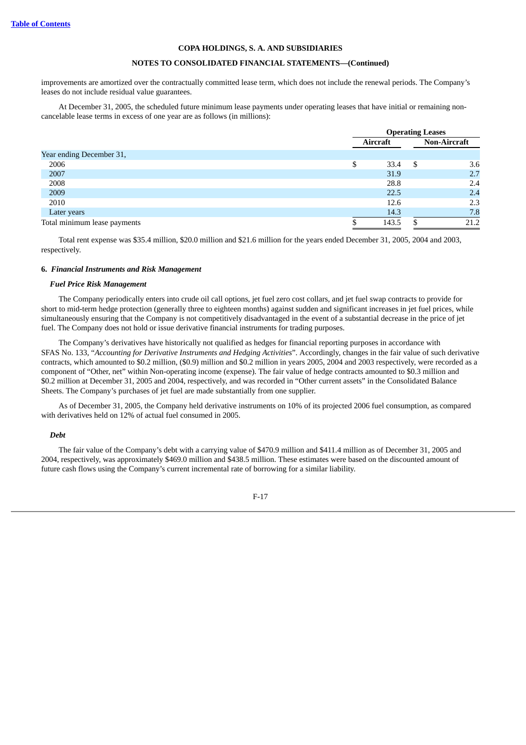improvements are amortized over the contractually committed lease term, which does not include the renewal periods. The Company's leases do not include residual value guarantees.

At December 31, 2005, the scheduled future minimum lease payments under operating leases that have initial or remaining non-cancelable lease terms in excess of one year are as follows (in millions):

| | Operating Leases | |
|---|---|---|
| | Aircraft | Non-Aircraft |
| Year ending December 31, | | |
| 2006 | $ 33.4 | $ 3.6 |
| 2007 | 31.9 | 2.7 |
| 2008 | 28.8 | 2.4 |
| 2009 | 22.5 | 2.4 |
| 2010 | 12.6 | 2.3 |
| Later years | 14.3 | 7.8 |
| Total minimum lease payments | $ 143.5 | $ 21.2 |

Total rent expense was $35.4 million, $20.0 million and $21.6 million for the years ended December 31, 2005, 2004 and 2003, respectively.

### 6. *Financial Instruments and Risk Management*

#### *Fuel Price Risk Management*

The Company periodically enters into crude oil call options, jet fuel zero cost collars, and jet fuel swap contracts to provide for short to mid-term hedge protection (generally three to eighteen months) against sudden and significant increases in jet fuel prices, while simultaneously ensuring that the Company is not competitively disadvantaged in the event of a substantial decrease in the price of jet fuel. The Company does not hold or issue derivative financial instruments for trading purposes.

The Company's derivatives have historically not qualified as hedges for financial reporting purposes in accordance with SFAS No. 133, "*Accounting for Derivative Instruments and Hedging Activities*". Accordingly, changes in the fair value of such derivative contracts, which amounted to $0.2 million, ($0.9) million and $0.2 million in years 2005, 2004 and 2003 respectively, were recorded as a component of "Other, net" within Non-operating income (expense). The fair value of hedge contracts amounted to $0.3 million and $0.2 million at December 31, 2005 and 2004, respectively, and was recorded in "Other current assets" in the Consolidated Balance Sheets. The Company's purchases of jet fuel are made substantially from one supplier.

As of December 31, 2005, the Company held derivative instruments on 10% of its projected 2006 fuel consumption, as compared with derivatives held on 12% of actual fuel consumed in 2005.

#### *Debt*

The fair value of the Company's debt with a carrying value of $470.9 million and $411.4 million as of December 31, 2005 and 2004, respectively, was approximately $469.0 million and $438.5 million. These estimates were based on the discounted amount of future cash flows using the Company's current incremental rate of borrowing for a similar liability.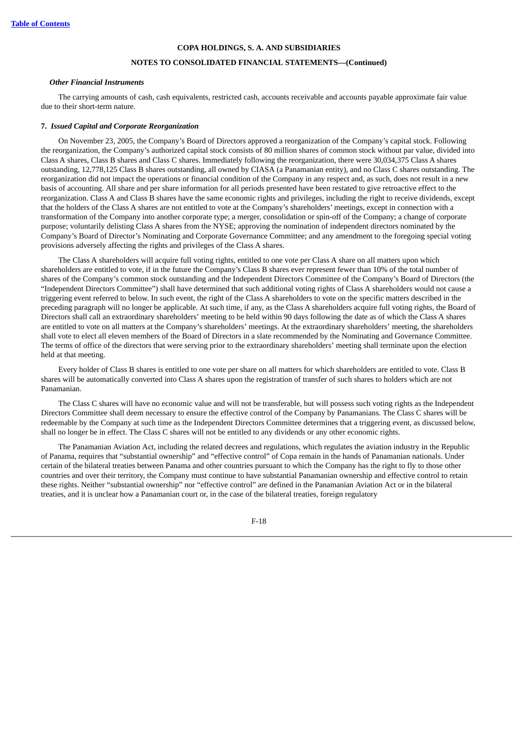*Other Financial Instruments*

The carrying amounts of cash, cash equivalents, restricted cash, accounts receivable and accounts payable approximate fair value due to their short-term nature.

**7.** ***Issued Capital and Corporate Reorganization***

On November 23, 2005, the Company's Board of Directors approved a reorganization of the Company's capital stock. Following the reorganization, the Company's authorized capital stock consists of 80 million shares of common stock without par value, divided into Class A shares, Class B shares and Class C shares. Immediately following the reorganization, there were 30,034,375 Class A shares outstanding, 12,778,125 Class B shares outstanding, all owned by CIASA (a Panamanian entity), and no Class C shares outstanding. The reorganization did not impact the operations or financial condition of the Company in any respect and, as such, does not result in a new basis of accounting. All share and per share information for all periods presented have been restated to give retroactive effect to the reorganization. Class A and Class B shares have the same economic rights and privileges, including the right to receive dividends, except that the holders of the Class A shares are not entitled to vote at the Company's shareholders' meetings, except in connection with a transformation of the Company into another corporate type; a merger, consolidation or spin-off of the Company; a change of corporate purpose; voluntarily delisting Class A shares from the NYSE; approving the nomination of independent directors nominated by the Company's Board of Director's Nominating and Corporate Governance Committee; and any amendment to the foregoing special voting provisions adversely affecting the rights and privileges of the Class A shares.

The Class A shareholders will acquire full voting rights, entitled to one vote per Class A share on all matters upon which shareholders are entitled to vote, if in the future the Company's Class B shares ever represent fewer than 10% of the total number of shares of the Company's common stock outstanding and the Independent Directors Committee of the Company's Board of Directors (the "Independent Directors Committee") shall have determined that such additional voting rights of Class A shareholders would not cause a triggering event referred to below. In such event, the right of the Class A shareholders to vote on the specific matters described in the preceding paragraph will no longer be applicable. At such time, if any, as the Class A shareholders acquire full voting rights, the Board of Directors shall call an extraordinary shareholders' meeting to be held within 90 days following the date as of which the Class A shares are entitled to vote on all matters at the Company's shareholders' meetings. At the extraordinary shareholders' meeting, the shareholders shall vote to elect all eleven members of the Board of Directors in a slate recommended by the Nominating and Governance Committee. The terms of office of the directors that were serving prior to the extraordinary shareholders' meeting shall terminate upon the election held at that meeting.

Every holder of Class B shares is entitled to one vote per share on all matters for which shareholders are entitled to vote. Class B shares will be automatically converted into Class A shares upon the registration of transfer of such shares to holders which are not Panamanian.

The Class C shares will have no economic value and will not be transferable, but will possess such voting rights as the Independent Directors Committee shall deem necessary to ensure the effective control of the Company by Panamanians. The Class C shares will be redeemable by the Company at such time as the Independent Directors Committee determines that a triggering event, as discussed below, shall no longer be in effect. The Class C shares will not be entitled to any dividends or any other economic rights.

The Panamanian Aviation Act, including the related decrees and regulations, which regulates the aviation industry in the Republic of Panama, requires that "substantial ownership" and "effective control" of Copa remain in the hands of Panamanian nationals. Under certain of the bilateral treaties between Panama and other countries pursuant to which the Company has the right to fly to those other countries and over their territory, the Company must continue to have substantial Panamanian ownership and effective control to retain these rights. Neither "substantial ownership" nor "effective control" are defined in the Panamanian Aviation Act or in the bilateral treaties, and it is unclear how a Panamanian court or, in the case of the bilateral treaties, foreign regulatory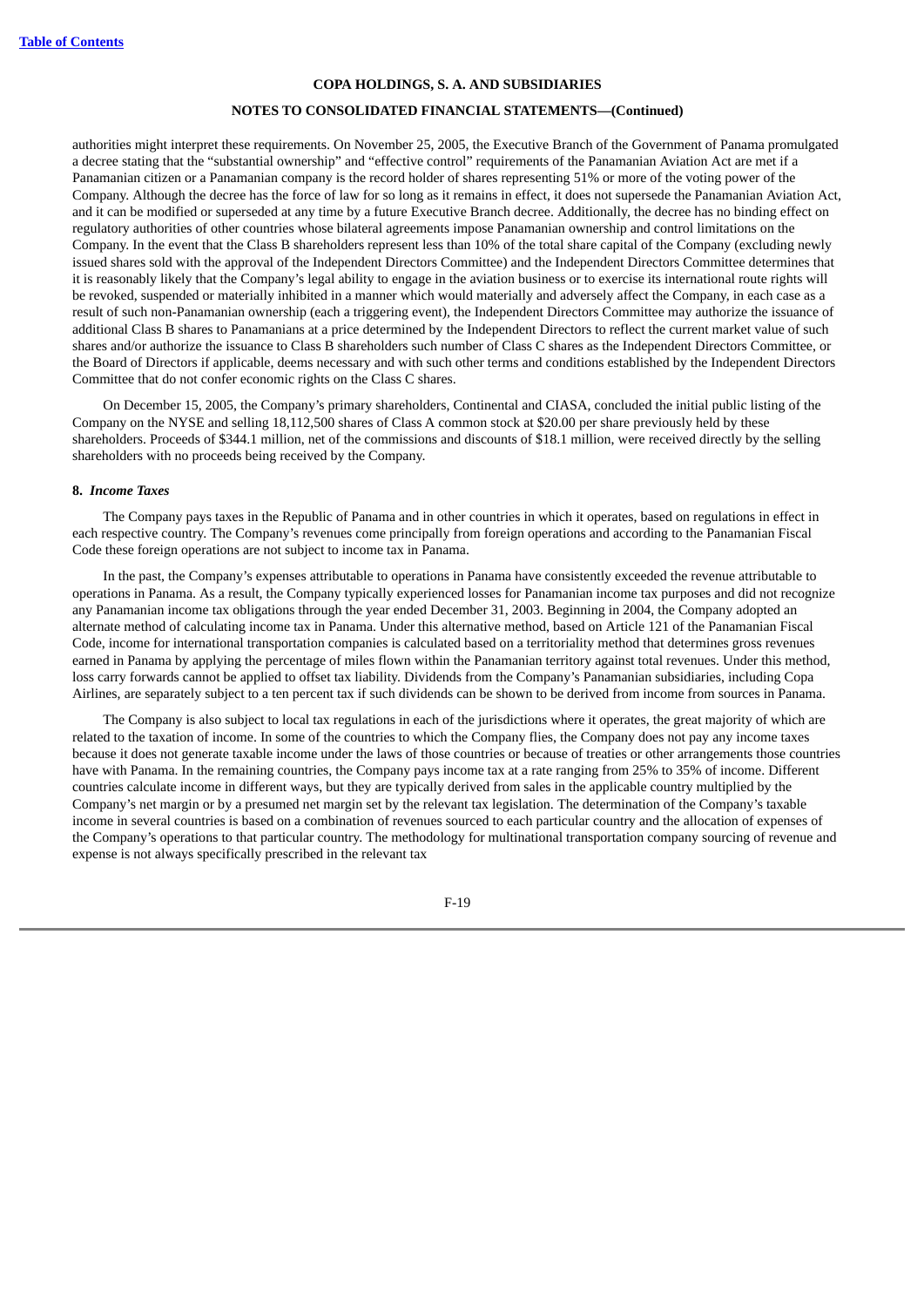authorities might interpret these requirements. On November 25, 2005, the Executive Branch of the Government of Panama promulgated a decree stating that the "substantial ownership" and "effective control" requirements of the Panamanian Aviation Act are met if a Panamanian citizen or a Panamanian company is the record holder of shares representing 51% or more of the voting power of the Company. Although the decree has the force of law for so long as it remains in effect, it does not supersede the Panamanian Aviation Act, and it can be modified or superseded at any time by a future Executive Branch decree. Additionally, the decree has no binding effect on regulatory authorities of other countries whose bilateral agreements impose Panamanian ownership and control limitations on the Company. In the event that the Class B shareholders represent less than 10% of the total share capital of the Company (excluding newly issued shares sold with the approval of the Independent Directors Committee) and the Independent Directors Committee determines that it is reasonably likely that the Company's legal ability to engage in the aviation business or to exercise its international route rights will be revoked, suspended or materially inhibited in a manner which would materially and adversely affect the Company, in each case as a result of such non-Panamanian ownership (each a triggering event), the Independent Directors Committee may authorize the issuance of additional Class B shares to Panamanians at a price determined by the Independent Directors to reflect the current market value of such shares and/or authorize the issuance to Class B shareholders such number of Class C shares as the Independent Directors Committee, or the Board of Directors if applicable, deems necessary and with such other terms and conditions established by the Independent Directors Committee that do not confer economic rights on the Class C shares.

On December 15, 2005, the Company's primary shareholders, Continental and CIASA, concluded the initial public listing of the Company on the NYSE and selling 18,112,500 shares of Class A common stock at $20.00 per share previously held by these shareholders. Proceeds of $344.1 million, net of the commissions and discounts of $18.1 million, were received directly by the selling shareholders with no proceeds being received by the Company.

**8.** ***Income Taxes***

The Company pays taxes in the Republic of Panama and in other countries in which it operates, based on regulations in effect in each respective country. The Company's revenues come principally from foreign operations and according to the Panamanian Fiscal Code these foreign operations are not subject to income tax in Panama.

In the past, the Company's expenses attributable to operations in Panama have consistently exceeded the revenue attributable to operations in Panama. As a result, the Company typically experienced losses for Panamanian income tax purposes and did not recognize any Panamanian income tax obligations through the year ended December 31, 2003. Beginning in 2004, the Company adopted an alternate method of calculating income tax in Panama. Under this alternative method, based on Article 121 of the Panamanian Fiscal Code, income for international transportation companies is calculated based on a territoriality method that determines gross revenues earned in Panama by applying the percentage of miles flown within the Panamanian territory against total revenues. Under this method, loss carry forwards cannot be applied to offset tax liability. Dividends from the Company's Panamanian subsidiaries, including Copa Airlines, are separately subject to a ten percent tax if such dividends can be shown to be derived from income from sources in Panama.

The Company is also subject to local tax regulations in each of the jurisdictions where it operates, the great majority of which are related to the taxation of income. In some of the countries to which the Company flies, the Company does not pay any income taxes because it does not generate taxable income under the laws of those countries or because of treaties or other arrangements those countries have with Panama. In the remaining countries, the Company pays income tax at a rate ranging from 25% to 35% of income. Different countries calculate income in different ways, but they are typically derived from sales in the applicable country multiplied by the Company's net margin or by a presumed net margin set by the relevant tax legislation. The determination of the Company's taxable income in several countries is based on a combination of revenues sourced to each particular country and the allocation of expenses of the Company's operations to that particular country. The methodology for multinational transportation company sourcing of revenue and expense is not always specifically prescribed in the relevant tax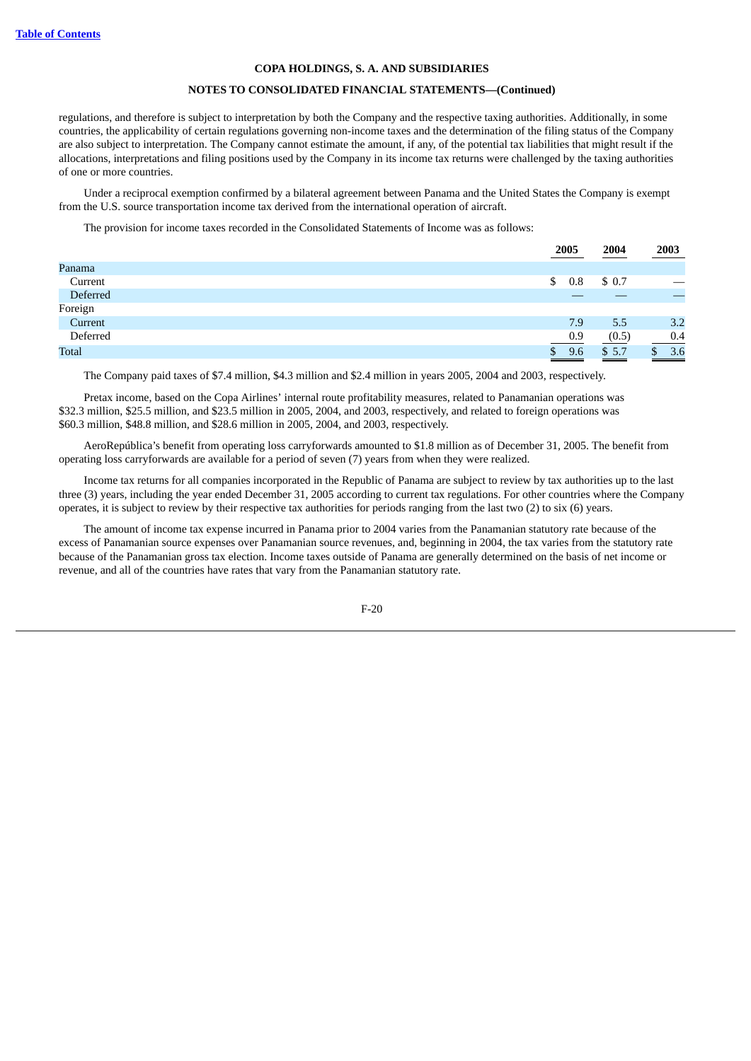regulations, and therefore is subject to interpretation by both the Company and the respective taxing authorities. Additionally, in some countries, the applicability of certain regulations governing non-income taxes and the determination of the filing status of the Company are also subject to interpretation. The Company cannot estimate the amount, if any, of the potential tax liabilities that might result if the allocations, interpretations and filing positions used by the Company in its income tax returns were challenged by the taxing authorities of one or more countries.

Under a reciprocal exemption confirmed by a bilateral agreement between Panama and the United States the Company is exempt from the U.S. source transportation income tax derived from the international operation of aircraft.

The provision for income taxes recorded in the Consolidated Statements of Income was as follows:

| | 2005 | 2004 | 2003 |
|---|---|---|---|
| Panama | | | |
| Current | $ 0.8 | $ 0.7 | — |
| Deferred | — | — | — |
| Foreign | | | |
| Current | 7.9 | 5.5 | 3.2 |
| Deferred | 0.9 | (0.5) | 0.4 |
| Total | $ 9.6 | $ 5.7 | $ 3.6 |

The Company paid taxes of $7.4 million, $4.3 million and $2.4 million in years 2005, 2004 and 2003, respectively.

Pretax income, based on the Copa Airlines' internal route profitability measures, related to Panamanian operations was $32.3 million, $25.5 million, and $23.5 million in 2005, 2004, and 2003, respectively, and related to foreign operations was $60.3 million, $48.8 million, and $28.6 million in 2005, 2004, and 2003, respectively.

AeroRepública's benefit from operating loss carryforwards amounted to $1.8 million as of December 31, 2005. The benefit from operating loss carryforwards are available for a period of seven (7) years from when they were realized.

Income tax returns for all companies incorporated in the Republic of Panama are subject to review by tax authorities up to the last three (3) years, including the year ended December 31, 2005 according to current tax regulations. For other countries where the Company operates, it is subject to review by their respective tax authorities for periods ranging from the last two (2) to six (6) years.

The amount of income tax expense incurred in Panama prior to 2004 varies from the Panamanian statutory rate because of the excess of Panamanian source expenses over Panamanian source revenues, and, beginning in 2004, the tax varies from the statutory rate because of the Panamanian gross tax election. Income taxes outside of Panama are generally determined on the basis of net income or revenue, and all of the countries have rates that vary from the Panamanian statutory rate.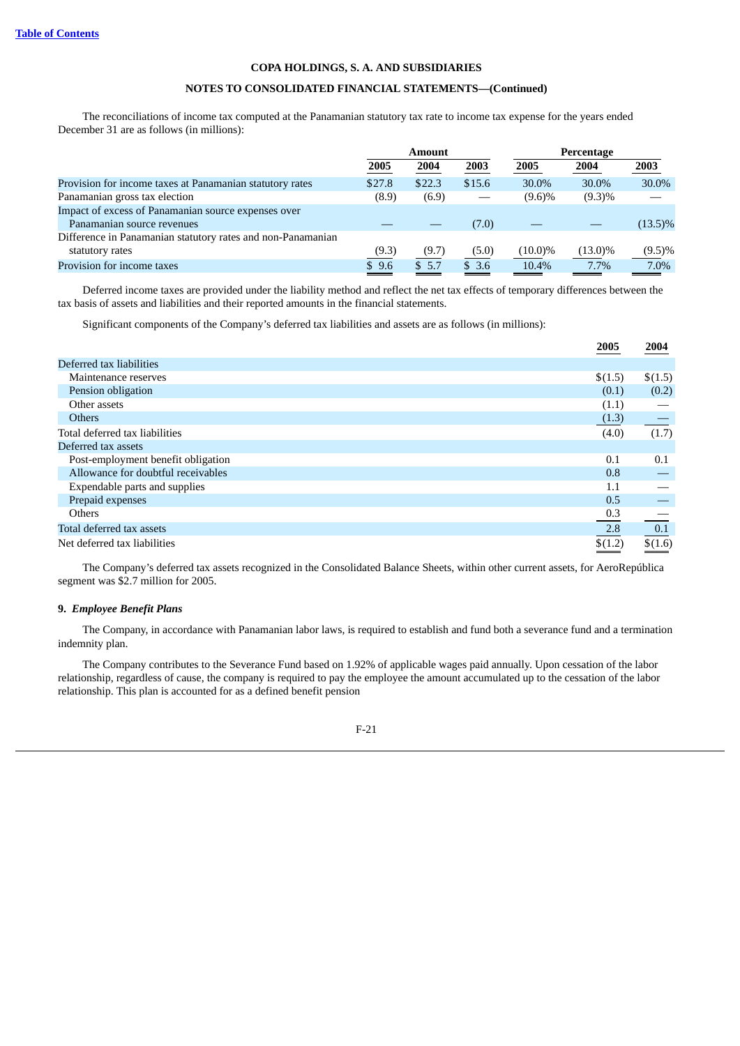COPA HOLDINGS, S. A. AND SUBSIDIARIES

NOTES TO CONSOLIDATED FINANCIAL STATEMENTS—(Continued)

The reconciliations of income tax computed at the Panamanian statutory tax rate to income tax expense for the years ended December 31 are as follows (in millions):

| | Amount | | | Percentage | | |
|---|---|---|---|---|---|---|
| | 2005 | 2004 | 2003 | 2005 | 2004 | 2003 |
| Provision for income taxes at Panamanian statutory rates | $27.8 | $22.3 | $15.6 | 30.0% | 30.0% | 30.0% |
| Panamanian gross tax election | (8.9) | (6.9) | — | (9.6)% | (9.3)% | — |
| Impact of excess of Panamanian source expenses over Panamanian source revenues | — | — | (7.0) | — | — | (13.5)% |
| Difference in Panamanian statutory rates and non-Panamanian statutory rates | (9.3) | (9.7) | (5.0) | (10.0)% | (13.0)% | (9.5)% |
| Provision for income taxes | $ 9.6 | $ 5.7 | $ 3.6 | 10.4% | 7.7% | 7.0% |

Deferred income taxes are provided under the liability method and reflect the net tax effects of temporary differences between the tax basis of assets and liabilities and their reported amounts in the financial statements.

Significant components of the Company's deferred tax liabilities and assets are as follows (in millions):

| | 2005 | 2004 |
|---|---|---|
| Deferred tax liabilities | | |
| Maintenance reserves | $(1.5) | $(1.5) |
| Pension obligation | (0.1) | (0.2) |
| Other assets | (1.1) | — |
| Others | (1.3) | — |
| Total deferred tax liabilities | (4.0) | (1.7) |
| Deferred tax assets | | |
| Post-employment benefit obligation | 0.1 | 0.1 |
| Allowance for doubtful receivables | 0.8 | — |
| Expendable parts and supplies | 1.1 | — |
| Prepaid expenses | 0.5 | — |
| Others | 0.3 | — |
| Total deferred tax assets | 2.8 | 0.1 |
| Net deferred tax liabilities | $(1.2) | $(1.6) |

The Company's deferred tax assets recognized in the Consolidated Balance Sheets, within other current assets, for AeroRepública segment was $2.7 million for 2005.

## 9. *Employee Benefit Plans*

The Company, in accordance with Panamanian labor laws, is required to establish and fund both a severance fund and a termination indemnity plan.

The Company contributes to the Severance Fund based on 1.92% of applicable wages paid annually. Upon cessation of the labor relationship, regardless of cause, the company is required to pay the employee the amount accumulated up to the cessation of the labor relationship. This plan is accounted for as a defined benefit pension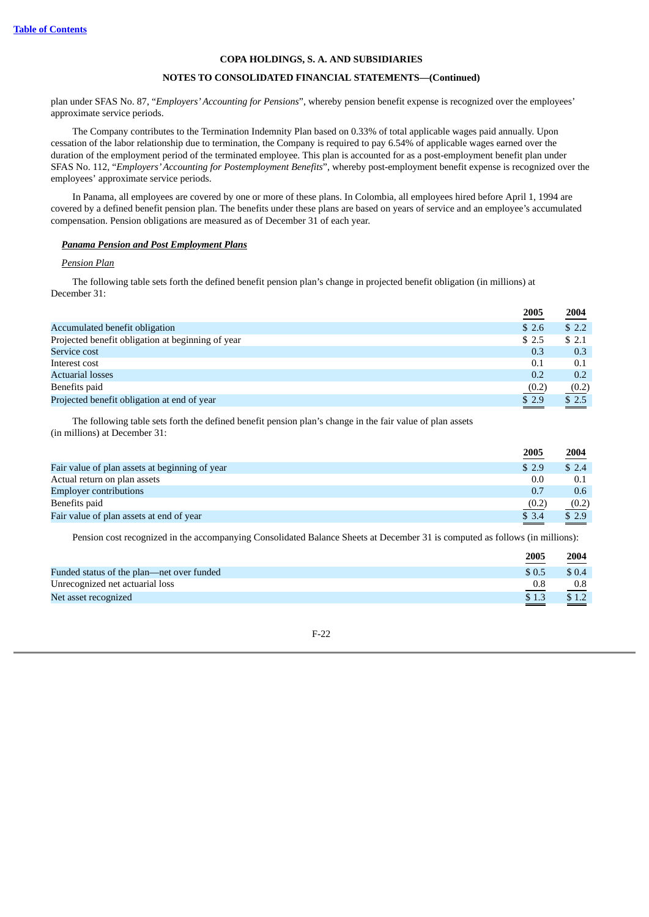**COPA HOLDINGS, S. A. AND SUBSIDIARIES**

**NOTES TO CONSOLIDATED FINANCIAL STATEMENTS—(Continued)**

plan under SFAS No. 87, "*Employers' Accounting for Pensions*", whereby pension benefit expense is recognized over the employees' approximate service periods.

The Company contributes to the Termination Indemnity Plan based on 0.33% of total applicable wages paid annually. Upon cessation of the labor relationship due to termination, the Company is required to pay 6.54% of applicable wages earned over the duration of the employment period of the terminated employee. This plan is accounted for as a post-employment benefit plan under SFAS No. 112, "*Employers' Accounting for Postemployment Benefits*", whereby post-employment benefit expense is recognized over the employees' approximate service periods.

In Panama, all employees are covered by one or more of these plans. In Colombia, all employees hired before April 1, 1994 are covered by a defined benefit pension plan. The benefits under these plans are based on years of service and an employee's accumulated compensation. Pension obligations are measured as of December 31 of each year.

***Panama Pension and Post Employment Plans***

*Pension Plan*

The following table sets forth the defined benefit pension plan's change in projected benefit obligation (in millions) at December 31:

| | 2005 | 2004 |
|---|---|---|
| Accumulated benefit obligation | $ 2.6 | $ 2.2 |
| Projected benefit obligation at beginning of year | $ 2.5 | $ 2.1 |
| Service cost | 0.3 | 0.3 |
| Interest cost | 0.1 | 0.1 |
| Actuarial losses | 0.2 | 0.2 |
| Benefits paid | (0.2) | (0.2) |
| Projected benefit obligation at end of year | $ 2.9 | $ 2.5 |

The following table sets forth the defined benefit pension plan's change in the fair value of plan assets (in millions) at December 31:

| | 2005 | 2004 |
|---|---|---|
| Fair value of plan assets at beginning of year | $ 2.9 | $ 2.4 |
| Actual return on plan assets | 0.0 | 0.1 |
| Employer contributions | 0.7 | 0.6 |
| Benefits paid | (0.2) | (0.2) |
| Fair value of plan assets at end of year | $ 3.4 | $ 2.9 |

Pension cost recognized in the accompanying Consolidated Balance Sheets at December 31 is computed as follows (in millions):

| | 2005 | 2004 |
|---|---|---|
| Funded status of the plan—net over funded | $ 0.5 | $ 0.4 |
| Unrecognized net actuarial loss | 0.8 | 0.8 |
| Net asset recognized | $ 1.3 | $ 1.2 |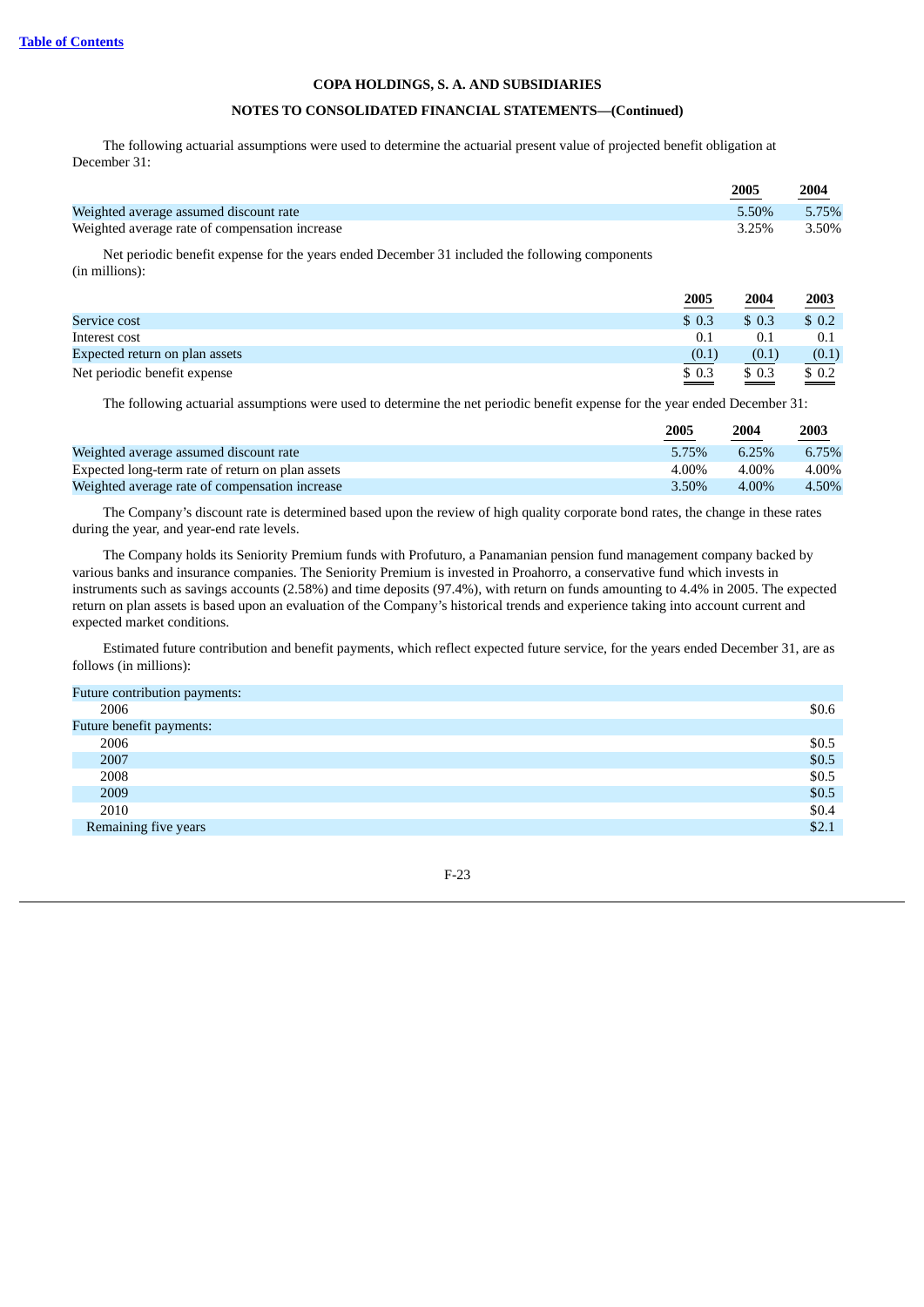**COPA HOLDINGS, S. A. AND SUBSIDIARIES**

**NOTES TO CONSOLIDATED FINANCIAL STATEMENTS—(Continued)**

The following actuarial assumptions were used to determine the actuarial present value of projected benefit obligation at December 31:

| | 2005 | 2004 |
|---|---|---|
| Weighted average assumed discount rate | 5.50% | 5.75% |
| Weighted average rate of compensation increase | 3.25% | 3.50% |

Net periodic benefit expense for the years ended December 31 included the following components (in millions):

| | 2005 | 2004 | 2003 |
|---|---|---|---|
| Service cost | $ 0.3 | $ 0.3 | $ 0.2 |
| Interest cost | 0.1 | 0.1 | 0.1 |
| Expected return on plan assets | (0.1) | (0.1) | (0.1) |
| Net periodic benefit expense | $ 0.3 | $ 0.3 | $ 0.2 |

The following actuarial assumptions were used to determine the net periodic benefit expense for the year ended December 31:

| | 2005 | 2004 | 2003 |
|---|---|---|---|
| Weighted average assumed discount rate | 5.75% | 6.25% | 6.75% |
| Expected long-term rate of return on plan assets | 4.00% | 4.00% | 4.00% |
| Weighted average rate of compensation increase | 3.50% | 4.00% | 4.50% |

The Company's discount rate is determined based upon the review of high quality corporate bond rates, the change in these rates during the year, and year-end rate levels.

The Company holds its Seniority Premium funds with Profuturo, a Panamanian pension fund management company backed by various banks and insurance companies. The Seniority Premium is invested in Proahorro, a conservative fund which invests in instruments such as savings accounts (2.58%) and time deposits (97.4%), with return on funds amounting to 4.4% in 2005. The expected return on plan assets is based upon an evaluation of the Company's historical trends and experience taking into account current and expected market conditions.

Estimated future contribution and benefit payments, which reflect expected future service, for the years ended December 31, are as follows (in millions):

| | |
|---|---|
| Future contribution payments: | |
| 2006 | $0.6 |
| Future benefit payments: | |
| 2006 | $0.5 |
| 2007 | $0.5 |
| 2008 | $0.5 |
| 2009 | $0.5 |
| 2010 | $0.4 |
| Remaining five years | $2.1 |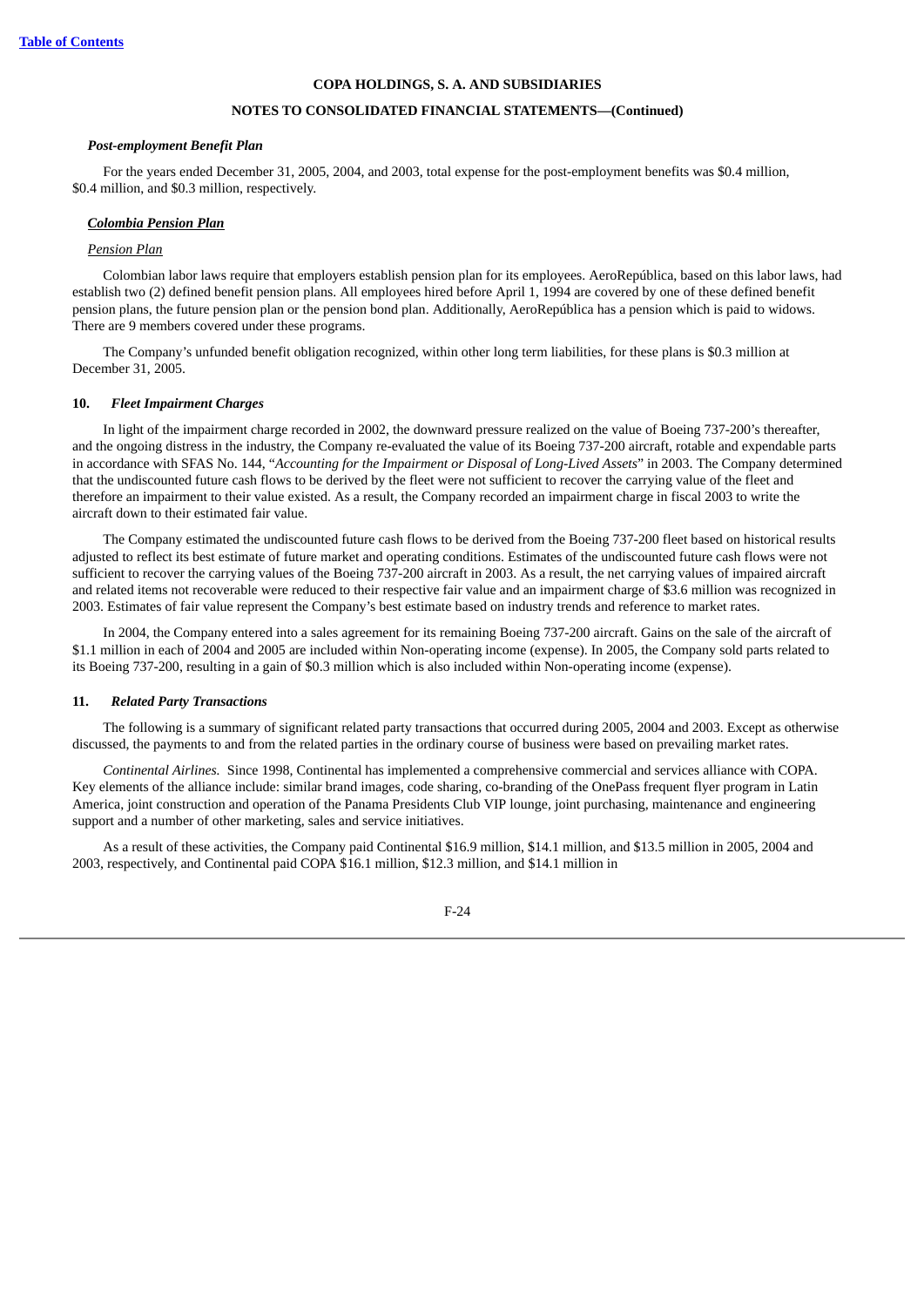*Post-employment Benefit Plan*

For the years ended December 31, 2005, 2004, and 2003, total expense for the post-employment benefits was \$0.4 million, \$0.4 million, and \$0.3 million, respectively.

***Colombia Pension Plan***

*Pension Plan*

Colombian labor laws require that employers establish pension plan for its employees. AeroRepública, based on this labor laws, had establish two (2) defined benefit pension plans. All employees hired before April 1, 1994 are covered by one of these defined benefit pension plans, the future pension plan or the pension bond plan. Additionally, AeroRepública has a pension which is paid to widows. There are 9 members covered under these programs.

The Company's unfunded benefit obligation recognized, within other long term liabilities, for these plans is \$0.3 million at December 31, 2005.

**10. *Fleet Impairment Charges***

In light of the impairment charge recorded in 2002, the downward pressure realized on the value of Boeing 737-200's thereafter, and the ongoing distress in the industry, the Company re-evaluated the value of its Boeing 737-200 aircraft, rotable and expendable parts in accordance with SFAS No. 144, "*Accounting for the Impairment or Disposal of Long-Lived Assets*" in 2003. The Company determined that the undiscounted future cash flows to be derived by the fleet were not sufficient to recover the carrying value of the fleet and therefore an impairment to their value existed. As a result, the Company recorded an impairment charge in fiscal 2003 to write the aircraft down to their estimated fair value.

The Company estimated the undiscounted future cash flows to be derived from the Boeing 737-200 fleet based on historical results adjusted to reflect its best estimate of future market and operating conditions. Estimates of the undiscounted future cash flows were not sufficient to recover the carrying values of the Boeing 737-200 aircraft in 2003. As a result, the net carrying values of impaired aircraft and related items not recoverable were reduced to their respective fair value and an impairment charge of \$3.6 million was recognized in 2003. Estimates of fair value represent the Company's best estimate based on industry trends and reference to market rates.

In 2004, the Company entered into a sales agreement for its remaining Boeing 737-200 aircraft. Gains on the sale of the aircraft of \$1.1 million in each of 2004 and 2005 are included within Non-operating income (expense). In 2005, the Company sold parts related to its Boeing 737-200, resulting in a gain of \$0.3 million which is also included within Non-operating income (expense).

**11. *Related Party Transactions***

The following is a summary of significant related party transactions that occurred during 2005, 2004 and 2003. Except as otherwise discussed, the payments to and from the related parties in the ordinary course of business were based on prevailing market rates.

*Continental Airlines.* Since 1998, Continental has implemented a comprehensive commercial and services alliance with COPA. Key elements of the alliance include: similar brand images, code sharing, co-branding of the OnePass frequent flyer program in Latin America, joint construction and operation of the Panama Presidents Club VIP lounge, joint purchasing, maintenance and engineering support and a number of other marketing, sales and service initiatives.

As a result of these activities, the Company paid Continental \$16.9 million, \$14.1 million, and \$13.5 million in 2005, 2004 and 2003, respectively, and Continental paid COPA \$16.1 million, \$12.3 million, and \$14.1 million in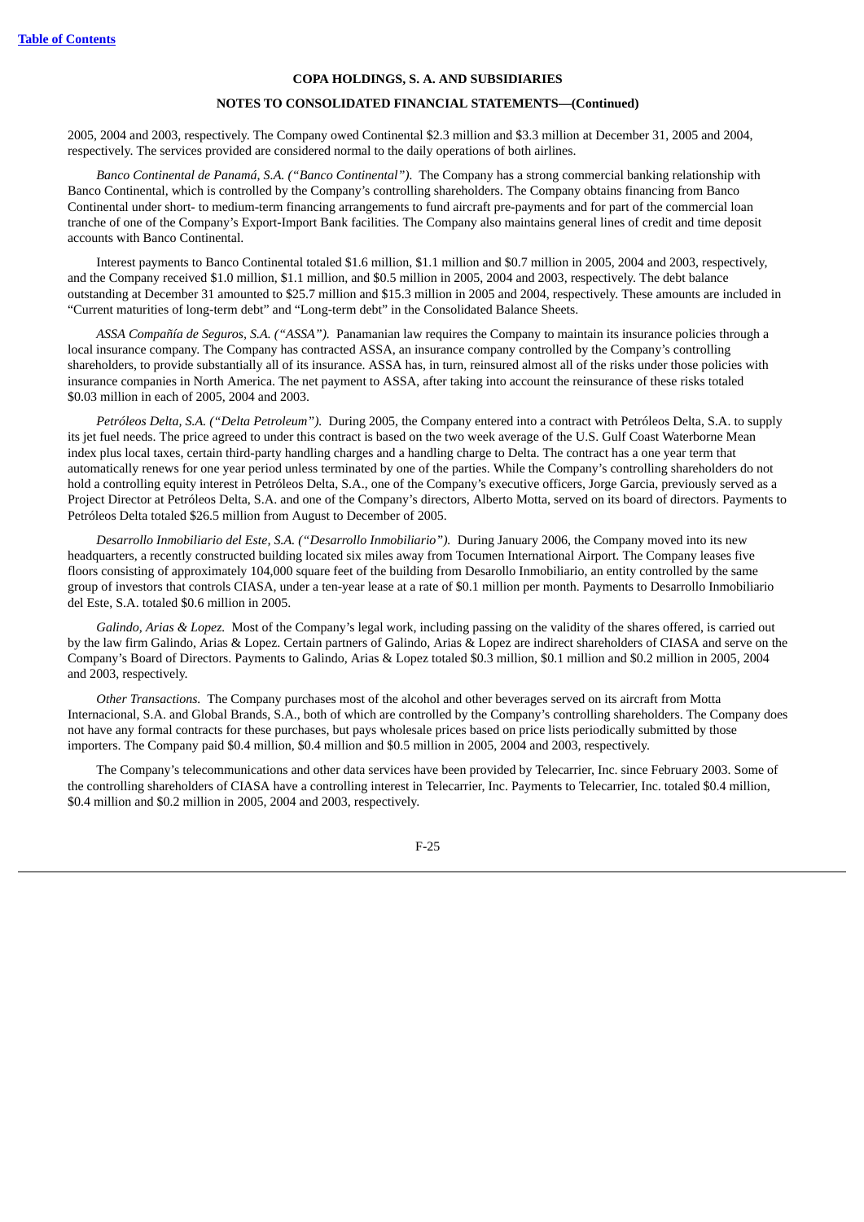2005, 2004 and 2003, respectively. The Company owed Continental $2.3 million and $3.3 million at December 31, 2005 and 2004, respectively. The services provided are considered normal to the daily operations of both airlines.

*Banco Continental de Panamá, S.A. ("Banco Continental").* The Company has a strong commercial banking relationship with Banco Continental, which is controlled by the Company's controlling shareholders. The Company obtains financing from Banco Continental under short- to medium-term financing arrangements to fund aircraft pre-payments and for part of the commercial loan tranche of one of the Company's Export-Import Bank facilities. The Company also maintains general lines of credit and time deposit accounts with Banco Continental.

Interest payments to Banco Continental totaled $1.6 million, $1.1 million and $0.7 million in 2005, 2004 and 2003, respectively, and the Company received $1.0 million, $1.1 million, and $0.5 million in 2005, 2004 and 2003, respectively. The debt balance outstanding at December 31 amounted to $25.7 million and $15.3 million in 2005 and 2004, respectively. These amounts are included in "Current maturities of long-term debt" and "Long-term debt" in the Consolidated Balance Sheets.

*ASSA Compañía de Seguros, S.A. ("ASSA").* Panamanian law requires the Company to maintain its insurance policies through a local insurance company. The Company has contracted ASSA, an insurance company controlled by the Company's controlling shareholders, to provide substantially all of its insurance. ASSA has, in turn, reinsured almost all of the risks under those policies with insurance companies in North America. The net payment to ASSA, after taking into account the reinsurance of these risks totaled $0.03 million in each of 2005, 2004 and 2003.

*Petróleos Delta, S.A. ("Delta Petroleum").* During 2005, the Company entered into a contract with Petróleos Delta, S.A. to supply its jet fuel needs. The price agreed to under this contract is based on the two week average of the U.S. Gulf Coast Waterborne Mean index plus local taxes, certain third-party handling charges and a handling charge to Delta. The contract has a one year term that automatically renews for one year period unless terminated by one of the parties. While the Company's controlling shareholders do not hold a controlling equity interest in Petróleos Delta, S.A., one of the Company's executive officers, Jorge Garcia, previously served as a Project Director at Petróleos Delta, S.A. and one of the Company's directors, Alberto Motta, served on its board of directors. Payments to Petróleos Delta totaled $26.5 million from August to December of 2005.

*Desarrollo Inmobiliario del Este, S.A. ("Desarrollo Inmobiliario").* During January 2006, the Company moved into its new headquarters, a recently constructed building located six miles away from Tocumen International Airport. The Company leases five floors consisting of approximately 104,000 square feet of the building from Desarollo Inmobiliario, an entity controlled by the same group of investors that controls CIASA, under a ten-year lease at a rate of $0.1 million per month. Payments to Desarrollo Inmobiliario del Este, S.A. totaled $0.6 million in 2005.

*Galindo, Arias & Lopez.* Most of the Company's legal work, including passing on the validity of the shares offered, is carried out by the law firm Galindo, Arias & Lopez. Certain partners of Galindo, Arias & Lopez are indirect shareholders of CIASA and serve on the Company's Board of Directors. Payments to Galindo, Arias & Lopez totaled $0.3 million, $0.1 million and $0.2 million in 2005, 2004 and 2003, respectively.

*Other Transactions.* The Company purchases most of the alcohol and other beverages served on its aircraft from Motta Internacional, S.A. and Global Brands, S.A., both of which are controlled by the Company's controlling shareholders. The Company does not have any formal contracts for these purchases, but pays wholesale prices based on price lists periodically submitted by those importers. The Company paid $0.4 million, $0.4 million and $0.5 million in 2005, 2004 and 2003, respectively.

The Company's telecommunications and other data services have been provided by Telecarrier, Inc. since February 2003. Some of the controlling shareholders of CIASA have a controlling interest in Telecarrier, Inc. Payments to Telecarrier, Inc. totaled $0.4 million, $0.4 million and $0.2 million in 2005, 2004 and 2003, respectively.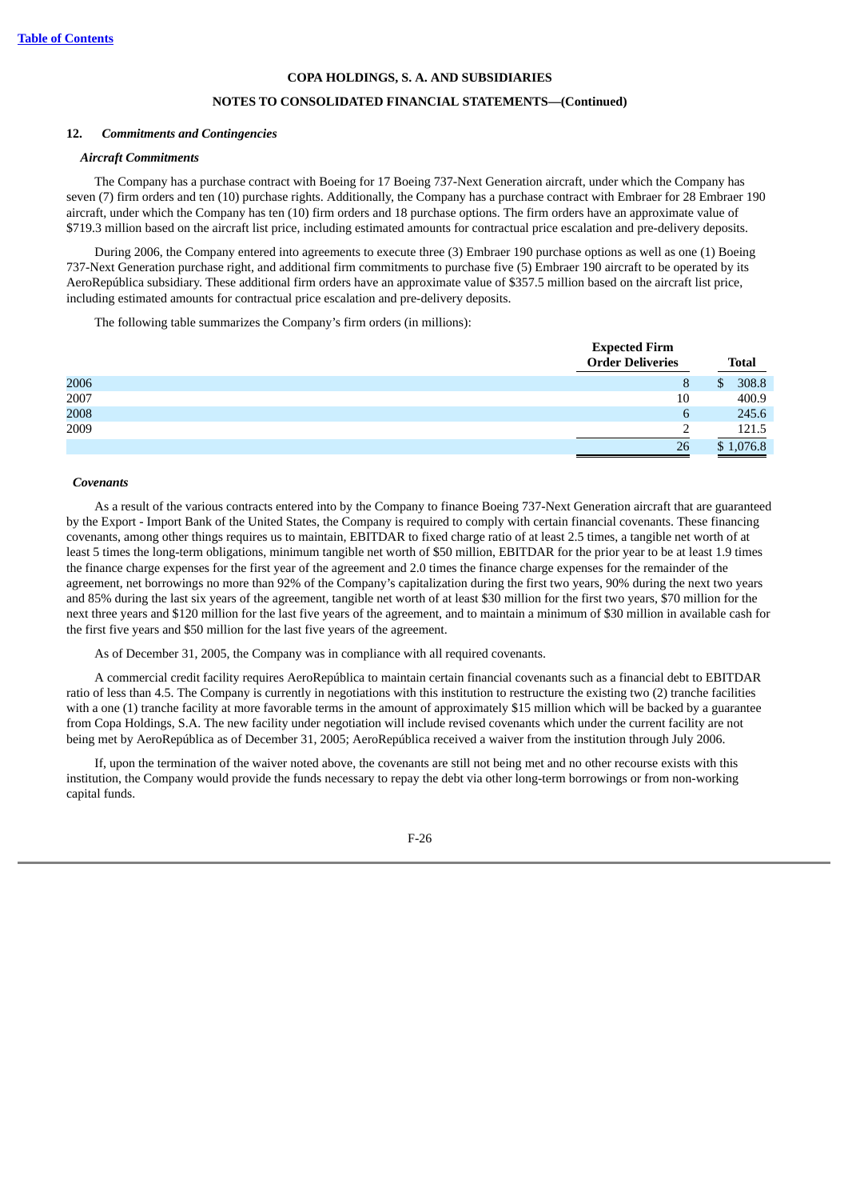## COPA HOLDINGS, S. A. AND SUBSIDIARIES

## NOTES TO CONSOLIDATED FINANCIAL STATEMENTS—(Continued)

### 12. *Commitments and Contingencies*

#### *Aircraft Commitments*

The Company has a purchase contract with Boeing for 17 Boeing 737-Next Generation aircraft, under which the Company has seven (7) firm orders and ten (10) purchase rights. Additionally, the Company has a purchase contract with Embraer for 28 Embraer 190 aircraft, under which the Company has ten (10) firm orders and 18 purchase options. The firm orders have an approximate value of $719.3 million based on the aircraft list price, including estimated amounts for contractual price escalation and pre-delivery deposits.

During 2006, the Company entered into agreements to execute three (3) Embraer 190 purchase options as well as one (1) Boeing 737-Next Generation purchase right, and additional firm commitments to purchase five (5) Embraer 190 aircraft to be operated by its AeroRepública subsidiary. These additional firm orders have an approximate value of $357.5 million based on the aircraft list price, including estimated amounts for contractual price escalation and pre-delivery deposits.

The following table summarizes the Company's firm orders (in millions):

| | Expected Firm Order Deliveries | Total |
|---|---|---|
| 2006 | 8 | $ 308.8 |
| 2007 | 10 | 400.9 |
| 2008 | 6 | 245.6 |
| 2009 | 2 | 121.5 |
| | 26 | $ 1,076.8 |

#### *Covenants*

As a result of the various contracts entered into by the Company to finance Boeing 737-Next Generation aircraft that are guaranteed by the Export - Import Bank of the United States, the Company is required to comply with certain financial covenants. These financing covenants, among other things requires us to maintain, EBITDAR to fixed charge ratio of at least 2.5 times, a tangible net worth of at least 5 times the long-term obligations, minimum tangible net worth of $50 million, EBITDAR for the prior year to be at least 1.9 times the finance charge expenses for the first year of the agreement and 2.0 times the finance charge expenses for the remainder of the agreement, net borrowings no more than 92% of the Company's capitalization during the first two years, 90% during the next two years and 85% during the last six years of the agreement, tangible net worth of at least $30 million for the first two years, $70 million for the next three years and $120 million for the last five years of the agreement, and to maintain a minimum of $30 million in available cash for the first five years and $50 million for the last five years of the agreement.

As of December 31, 2005, the Company was in compliance with all required covenants.

A commercial credit facility requires AeroRepública to maintain certain financial covenants such as a financial debt to EBITDAR ratio of less than 4.5. The Company is currently in negotiations with this institution to restructure the existing two (2) tranche facilities with a one (1) tranche facility at more favorable terms in the amount of approximately $15 million which will be backed by a guarantee from Copa Holdings, S.A. The new facility under negotiation will include revised covenants which under the current facility are not being met by AeroRepública as of December 31, 2005; AeroRepública received a waiver from the institution through July 2006.

If, upon the termination of the waiver noted above, the covenants are still not being met and no other recourse exists with this institution, the Company would provide the funds necessary to repay the debt via other long-term borrowings or from non-working capital funds.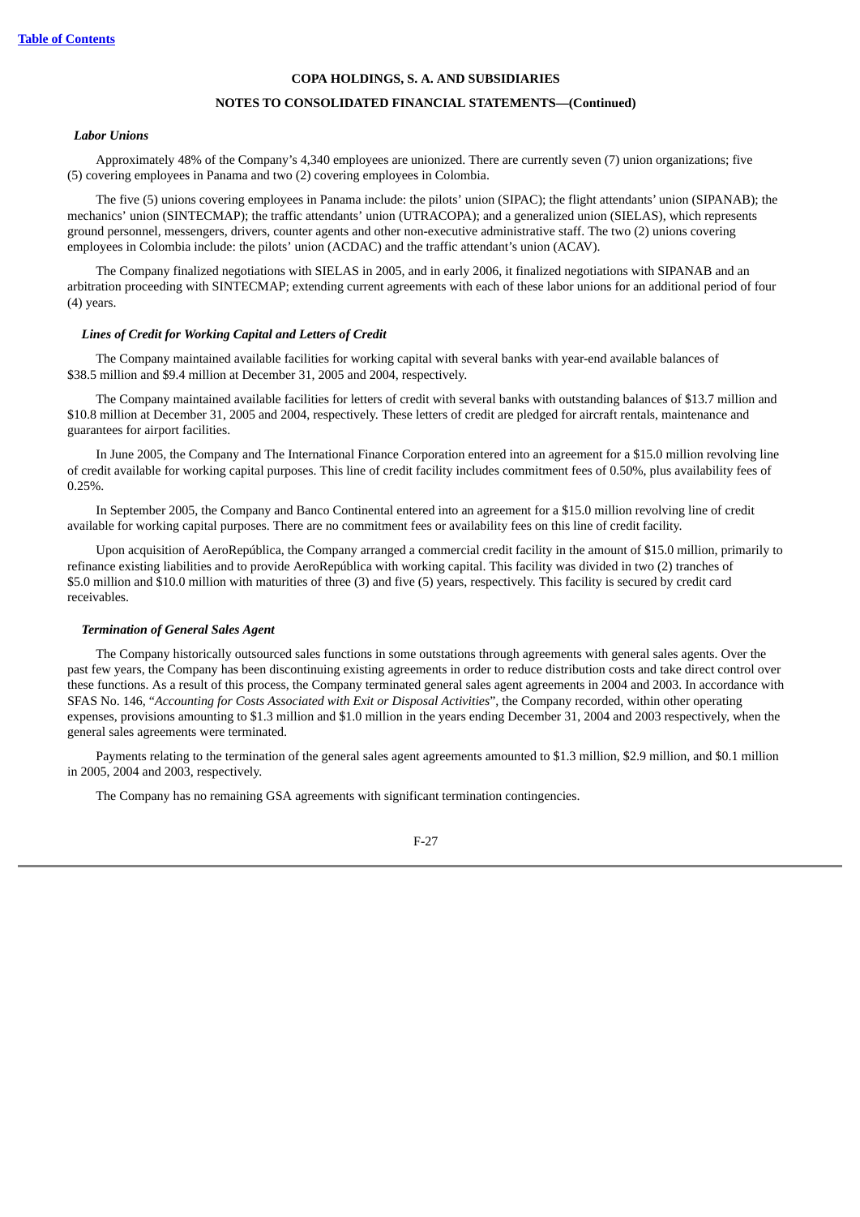**COPA HOLDINGS, S. A. AND SUBSIDIARIES**

**NOTES TO CONSOLIDATED FINANCIAL STATEMENTS—(Continued)**

***Labor Unions***

Approximately 48% of the Company's 4,340 employees are unionized. There are currently seven (7) union organizations; five (5) covering employees in Panama and two (2) covering employees in Colombia.

The five (5) unions covering employees in Panama include: the pilots' union (SIPAC); the flight attendants' union (SIPANAB); the mechanics' union (SINTECMAP); the traffic attendants' union (UTRACOPA); and a generalized union (SIELAS), which represents ground personnel, messengers, drivers, counter agents and other non-executive administrative staff. The two (2) unions covering employees in Colombia include: the pilots' union (ACDAC) and the traffic attendant's union (ACAV).

The Company finalized negotiations with SIELAS in 2005, and in early 2006, it finalized negotiations with SIPANAB and an arbitration proceeding with SINTECMAP; extending current agreements with each of these labor unions for an additional period of four (4) years.

***Lines of Credit for Working Capital and Letters of Credit***

The Company maintained available facilities for working capital with several banks with year-end available balances of $38.5 million and $9.4 million at December 31, 2005 and 2004, respectively.

The Company maintained available facilities for letters of credit with several banks with outstanding balances of $13.7 million and $10.8 million at December 31, 2005 and 2004, respectively. These letters of credit are pledged for aircraft rentals, maintenance and guarantees for airport facilities.

In June 2005, the Company and The International Finance Corporation entered into an agreement for a $15.0 million revolving line of credit available for working capital purposes. This line of credit facility includes commitment fees of 0.50%, plus availability fees of 0.25%.

In September 2005, the Company and Banco Continental entered into an agreement for a $15.0 million revolving line of credit available for working capital purposes. There are no commitment fees or availability fees on this line of credit facility.

Upon acquisition of AeroRepública, the Company arranged a commercial credit facility in the amount of $15.0 million, primarily to refinance existing liabilities and to provide AeroRepública with working capital. This facility was divided in two (2) tranches of $5.0 million and $10.0 million with maturities of three (3) and five (5) years, respectively. This facility is secured by credit card receivables.

***Termination of General Sales Agent***

The Company historically outsourced sales functions in some outstations through agreements with general sales agents. Over the past few years, the Company has been discontinuing existing agreements in order to reduce distribution costs and take direct control over these functions. As a result of this process, the Company terminated general sales agent agreements in 2004 and 2003. In accordance with SFAS No. 146, "*Accounting for Costs Associated with Exit or Disposal Activities*", the Company recorded, within other operating expenses, provisions amounting to $1.3 million and $1.0 million in the years ending December 31, 2004 and 2003 respectively, when the general sales agreements were terminated.

Payments relating to the termination of the general sales agent agreements amounted to $1.3 million, $2.9 million, and $0.1 million in 2005, 2004 and 2003, respectively.

The Company has no remaining GSA agreements with significant termination contingencies.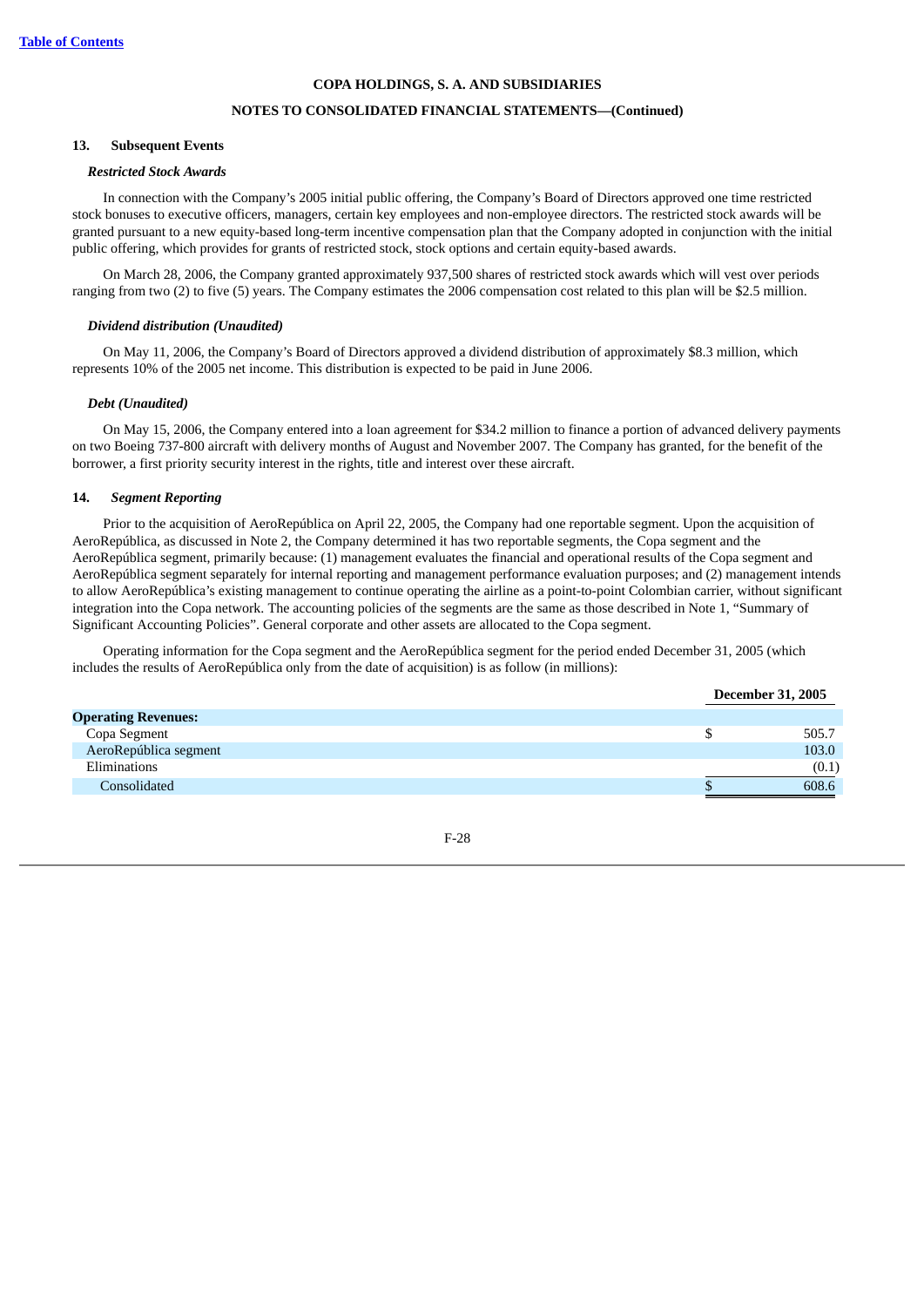[Table of Contents](#)

**COPA HOLDINGS, S. A. AND SUBSIDIARIES**

**NOTES TO CONSOLIDATED FINANCIAL STATEMENTS—(Continued)**

## 13. Subsequent Events

***Restricted Stock Awards***

In connection with the Company's 2005 initial public offering, the Company's Board of Directors approved one time restricted stock bonuses to executive officers, managers, certain key employees and non-employee directors. The restricted stock awards will be granted pursuant to a new equity-based long-term incentive compensation plan that the Company adopted in conjunction with the initial public offering, which provides for grants of restricted stock, stock options and certain equity-based awards.

On March 28, 2006, the Company granted approximately 937,500 shares of restricted stock awards which will vest over periods ranging from two (2) to five (5) years. The Company estimates the 2006 compensation cost related to this plan will be $2.5 million.

***Dividend distribution (Unaudited)***

On May 11, 2006, the Company's Board of Directors approved a dividend distribution of approximately $8.3 million, which represents 10% of the 2005 net income. This distribution is expected to be paid in June 2006.

***Debt (Unaudited)***

On May 15, 2006, the Company entered into a loan agreement for $34.2 million to finance a portion of advanced delivery payments on two Boeing 737-800 aircraft with delivery months of August and November 2007. The Company has granted, for the benefit of the borrower, a first priority security interest in the rights, title and interest over these aircraft.

## 14. *Segment Reporting*

Prior to the acquisition of AeroRepública on April 22, 2005, the Company had one reportable segment. Upon the acquisition of AeroRepública, as discussed in Note 2, the Company determined it has two reportable segments, the Copa segment and the AeroRepública segment, primarily because: (1) management evaluates the financial and operational results of the Copa segment and AeroRepública segment separately for internal reporting and management performance evaluation purposes; and (2) management intends to allow AeroRepública's existing management to continue operating the airline as a point-to-point Colombian carrier, without significant integration into the Copa network. The accounting policies of the segments are the same as those described in Note 1, "Summary of Significant Accounting Policies". General corporate and other assets are allocated to the Copa segment.

Operating information for the Copa segment and the AeroRepública segment for the period ended December 31, 2005 (which includes the results of AeroRepública only from the date of acquisition) is as follow (in millions):

| | December 31, 2005 |
|---|---|
| **Operating Revenues:** | |
| Copa Segment | $ 505.7 |
| AeroRepública segment | 103.0 |
| Eliminations | (0.1) |
| Consolidated | $ 608.6 |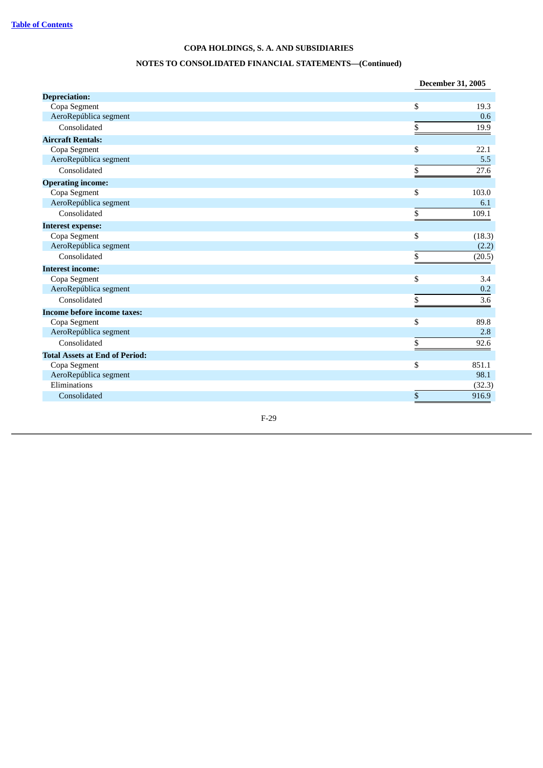COPA HOLDINGS, S. A. AND SUBSIDIARIES

NOTES TO CONSOLIDATED FINANCIAL STATEMENTS—(Continued)

| | December 31, 2005 |
|---|---|
| **Depreciation:** | |
| Copa Segment | $ 19.3 |
| AeroRepública segment | 0.6 |
| Consolidated | $ 19.9 |
| **Aircraft Rentals:** | |
| Copa Segment | $ 22.1 |
| AeroRepública segment | 5.5 |
| Consolidated | $ 27.6 |
| **Operating income:** | |
| Copa Segment | $ 103.0 |
| AeroRepública segment | 6.1 |
| Consolidated | $ 109.1 |
| **Interest expense:** | |
| Copa Segment | $ (18.3) |
| AeroRepública segment | (2.2) |
| Consolidated | $ (20.5) |
| **Interest income:** | |
| Copa Segment | $ 3.4 |
| AeroRepública segment | 0.2 |
| Consolidated | $ 3.6 |
| **Income before income taxes:** | |
| Copa Segment | $ 89.8 |
| AeroRepública segment | 2.8 |
| Consolidated | $ 92.6 |
| **Total Assets at End of Period:** | |
| Copa Segment | $ 851.1 |
| AeroRepública segment | 98.1 |
| Eliminations | (32.3) |
| Consolidated | $ 916.9 |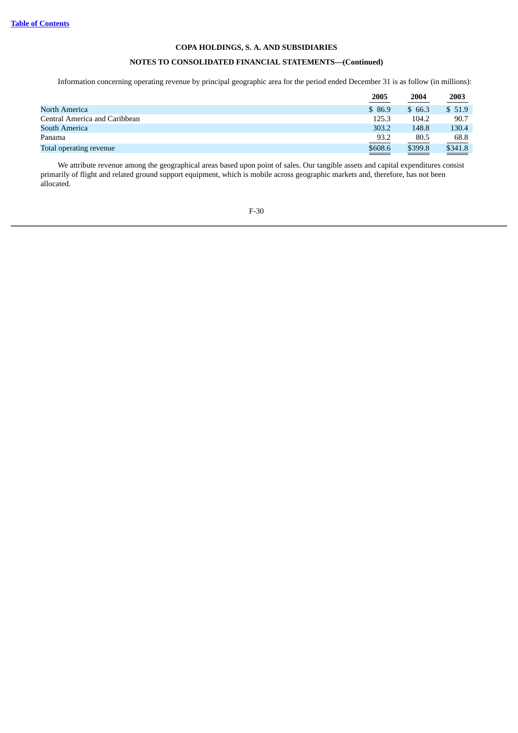**COPA HOLDINGS, S. A. AND SUBSIDIARIES**

**NOTES TO CONSOLIDATED FINANCIAL STATEMENTS—(Continued)**

Information concerning operating revenue by principal geographic area for the period ended December 31 is as follow (in millions):

| | 2005 | 2004 | 2003 |
|---|---|---|---|
| North America | $ 86.9 | $ 66.3 | $ 51.9 |
| Central America and Caribbean | 125.3 | 104.2 | 90.7 |
| South America | 303.2 | 148.8 | 130.4 |
| Panama | 93.2 | 80.5 | 68.8 |
| Total operating revenue | $608.6 | $399.8 | $341.8 |

We attribute revenue among the geographical areas based upon point of sales. Our tangible assets and capital expenditures consist primarily of flight and related ground support equipment, which is mobile across geographic markets and, therefore, has not been allocated.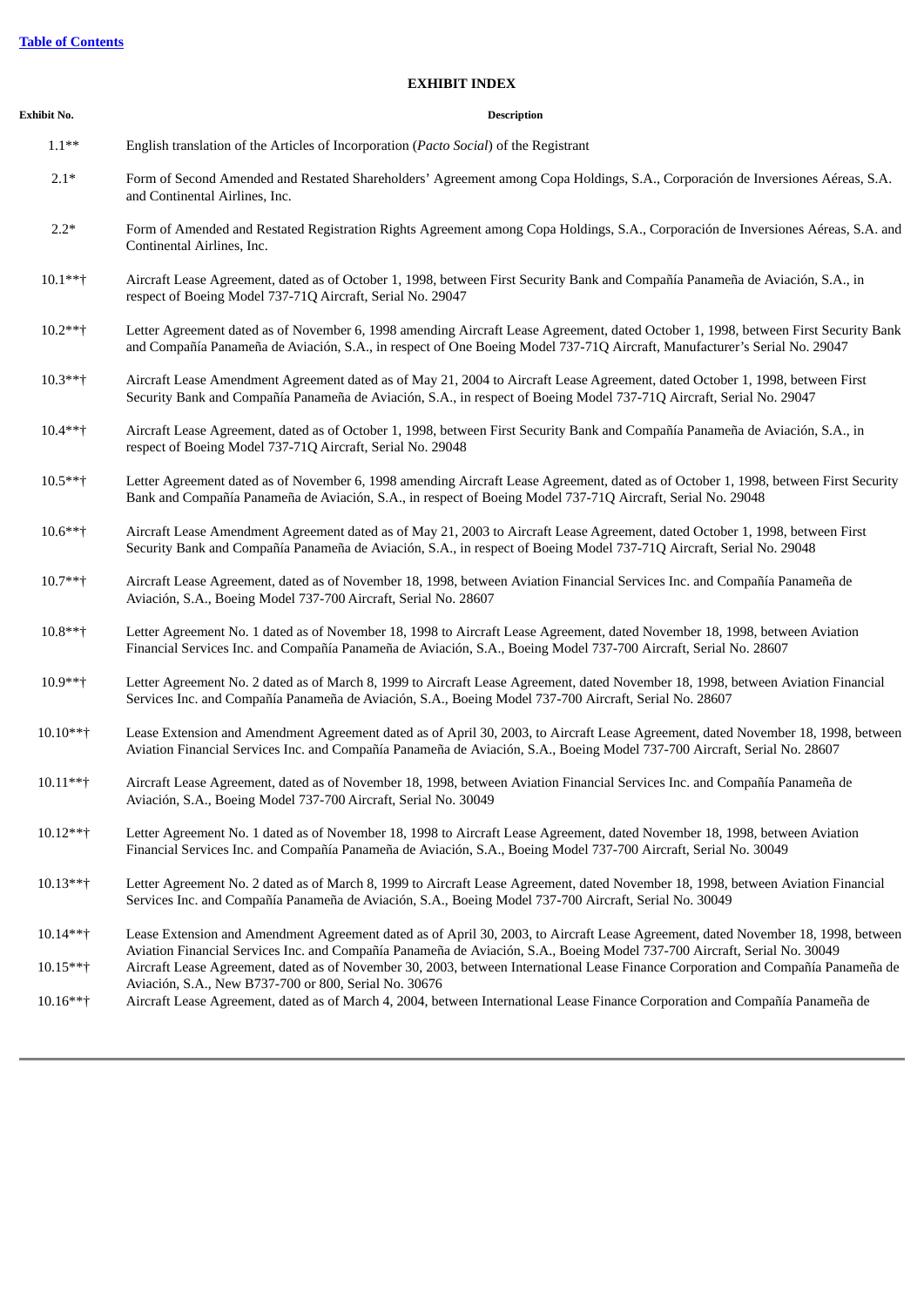[Table of Contents](#)

## EXHIBIT INDEX

| Exhibit No. | Description |
|---|---|
| 1.1** | English translation of the Articles of Incorporation (*Pacto Social*) of the Registrant |
| 2.1* | Form of Second Amended and Restated Shareholders' Agreement among Copa Holdings, S.A., Corporación de Inversiones Aéreas, S.A. and Continental Airlines, Inc. |
| 2.2* | Form of Amended and Restated Registration Rights Agreement among Copa Holdings, S.A., Corporación de Inversiones Aéreas, S.A. and Continental Airlines, Inc. |
| 10.1**† | Aircraft Lease Agreement, dated as of October 1, 1998, between First Security Bank and Compañía Panameña de Aviación, S.A., in respect of Boeing Model 737-71Q Aircraft, Serial No. 29047 |
| 10.2**† | Letter Agreement dated as of November 6, 1998 amending Aircraft Lease Agreement, dated October 1, 1998, between First Security Bank and Compañía Panameña de Aviación, S.A., in respect of One Boeing Model 737-71Q Aircraft, Manufacturer's Serial No. 29047 |
| 10.3**† | Aircraft Lease Amendment Agreement dated as of May 21, 2004 to Aircraft Lease Agreement, dated October 1, 1998, between First Security Bank and Compañía Panameña de Aviación, S.A., in respect of Boeing Model 737-71Q Aircraft, Serial No. 29047 |
| 10.4**† | Aircraft Lease Agreement, dated as of October 1, 1998, between First Security Bank and Compañía Panameña de Aviación, S.A., in respect of Boeing Model 737-71Q Aircraft, Serial No. 29048 |
| 10.5**† | Letter Agreement dated as of November 6, 1998 amending Aircraft Lease Agreement, dated as of October 1, 1998, between First Security Bank and Compañía Panameña de Aviación, S.A., in respect of Boeing Model 737-71Q Aircraft, Serial No. 29048 |
| 10.6**† | Aircraft Lease Amendment Agreement dated as of May 21, 2003 to Aircraft Lease Agreement, dated October 1, 1998, between First Security Bank and Compañía Panameña de Aviación, S.A., in respect of Boeing Model 737-71Q Aircraft, Serial No. 29048 |
| 10.7**† | Aircraft Lease Agreement, dated as of November 18, 1998, between Aviation Financial Services Inc. and Compañía Panameña de Aviación, S.A., Boeing Model 737-700 Aircraft, Serial No. 28607 |
| 10.8**† | Letter Agreement No. 1 dated as of November 18, 1998 to Aircraft Lease Agreement, dated November 18, 1998, between Aviation Financial Services Inc. and Compañía Panameña de Aviación, S.A., Boeing Model 737-700 Aircraft, Serial No. 28607 |
| 10.9**† | Letter Agreement No. 2 dated as of March 8, 1999 to Aircraft Lease Agreement, dated November 18, 1998, between Aviation Financial Services Inc. and Compañía Panameña de Aviación, S.A., Boeing Model 737-700 Aircraft, Serial No. 28607 |
| 10.10**† | Lease Extension and Amendment Agreement dated as of April 30, 2003, to Aircraft Lease Agreement, dated November 18, 1998, between Aviation Financial Services Inc. and Compañía Panameña de Aviación, S.A., Boeing Model 737-700 Aircraft, Serial No. 28607 |
| 10.11**† | Aircraft Lease Agreement, dated as of November 18, 1998, between Aviation Financial Services Inc. and Compañía Panameña de Aviación, S.A., Boeing Model 737-700 Aircraft, Serial No. 30049 |
| 10.12**† | Letter Agreement No. 1 dated as of November 18, 1998 to Aircraft Lease Agreement, dated November 18, 1998, between Aviation Financial Services Inc. and Compañía Panameña de Aviación, S.A., Boeing Model 737-700 Aircraft, Serial No. 30049 |
| 10.13**† | Letter Agreement No. 2 dated as of March 8, 1999 to Aircraft Lease Agreement, dated November 18, 1998, between Aviation Financial Services Inc. and Compañía Panameña de Aviación, S.A., Boeing Model 737-700 Aircraft, Serial No. 30049 |
| 10.14**† | Lease Extension and Amendment Agreement dated as of April 30, 2003, to Aircraft Lease Agreement, dated November 18, 1998, between Aviation Financial Services Inc. and Compañía Panameña de Aviación, S.A., Boeing Model 737-700 Aircraft, Serial No. 30049 |
| 10.15**† | Aircraft Lease Agreement, dated as of November 30, 2003, between International Lease Finance Corporation and Compañía Panameña de Aviación, S.A., New B737-700 or 800, Serial No. 30676 |
| 10.16**† | Aircraft Lease Agreement, dated as of March 4, 2004, between International Lease Finance Corporation and Compañía Panameña de |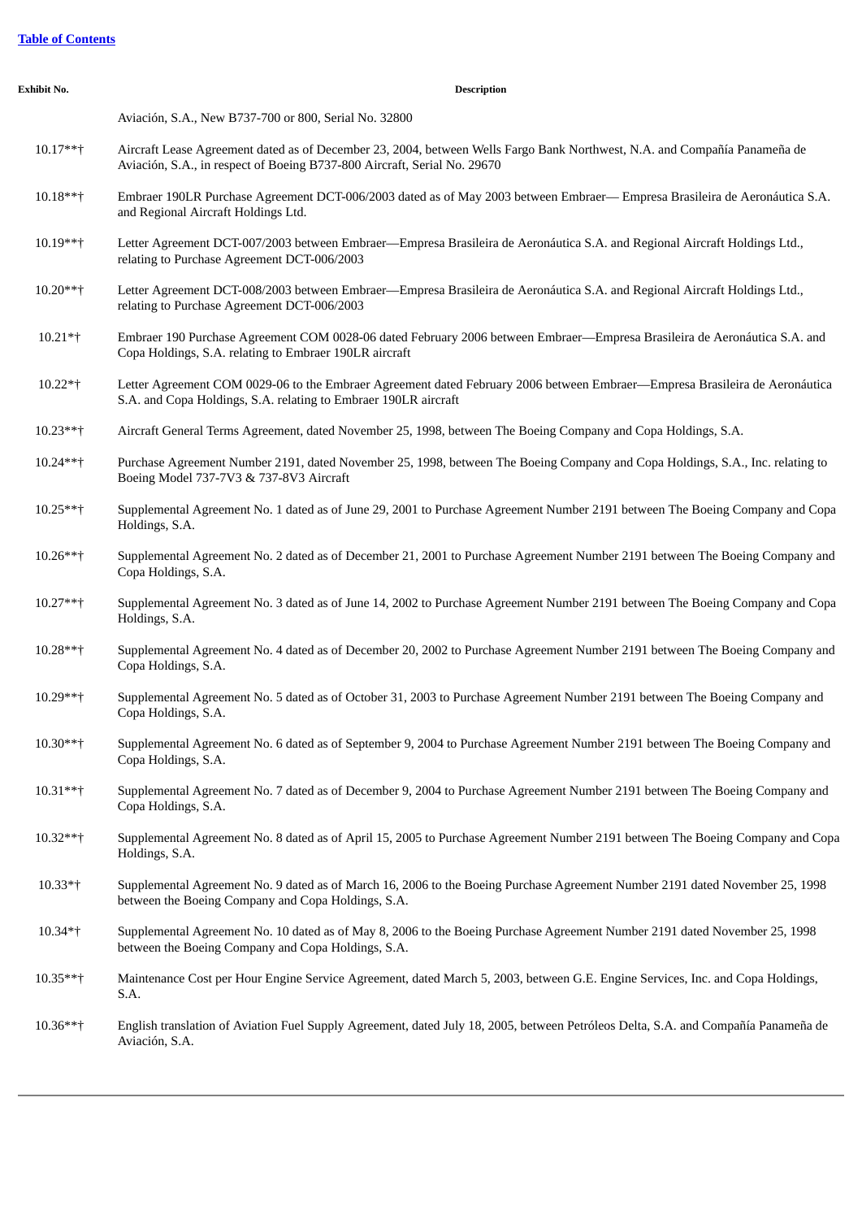[Table of Contents](#)

| Exhibit No. | Description |
|---|---|
| | Aviación, S.A., New B737-700 or 800, Serial No. 32800 |
| 10.17**† | Aircraft Lease Agreement dated as of December 23, 2004, between Wells Fargo Bank Northwest, N.A. and Compañía Panameña de Aviación, S.A., in respect of Boeing B737-800 Aircraft, Serial No. 29670 |
| 10.18**† | Embraer 190LR Purchase Agreement DCT-006/2003 dated as of May 2003 between Embraer— Empresa Brasileira de Aeronáutica S.A. and Regional Aircraft Holdings Ltd. |
| 10.19**† | Letter Agreement DCT-007/2003 between Embraer—Empresa Brasileira de Aeronáutica S.A. and Regional Aircraft Holdings Ltd., relating to Purchase Agreement DCT-006/2003 |
| 10.20**† | Letter Agreement DCT-008/2003 between Embraer—Empresa Brasileira de Aeronáutica S.A. and Regional Aircraft Holdings Ltd., relating to Purchase Agreement DCT-006/2003 |
| 10.21*† | Embraer 190 Purchase Agreement COM 0028-06 dated February 2006 between Embraer—Empresa Brasileira de Aeronáutica S.A. and Copa Holdings, S.A. relating to Embraer 190LR aircraft |
| 10.22*† | Letter Agreement COM 0029-06 to the Embraer Agreement dated February 2006 between Embraer—Empresa Brasileira de Aeronáutica S.A. and Copa Holdings, S.A. relating to Embraer 190LR aircraft |
| 10.23**† | Aircraft General Terms Agreement, dated November 25, 1998, between The Boeing Company and Copa Holdings, S.A. |
| 10.24**† | Purchase Agreement Number 2191, dated November 25, 1998, between The Boeing Company and Copa Holdings, S.A., Inc. relating to Boeing Model 737-7V3 & 737-8V3 Aircraft |
| 10.25**† | Supplemental Agreement No. 1 dated as of June 29, 2001 to Purchase Agreement Number 2191 between The Boeing Company and Copa Holdings, S.A. |
| 10.26**† | Supplemental Agreement No. 2 dated as of December 21, 2001 to Purchase Agreement Number 2191 between The Boeing Company and Copa Holdings, S.A. |
| 10.27**† | Supplemental Agreement No. 3 dated as of June 14, 2002 to Purchase Agreement Number 2191 between The Boeing Company and Copa Holdings, S.A. |
| 10.28**† | Supplemental Agreement No. 4 dated as of December 20, 2002 to Purchase Agreement Number 2191 between The Boeing Company and Copa Holdings, S.A. |
| 10.29**† | Supplemental Agreement No. 5 dated as of October 31, 2003 to Purchase Agreement Number 2191 between The Boeing Company and Copa Holdings, S.A. |
| 10.30**† | Supplemental Agreement No. 6 dated as of September 9, 2004 to Purchase Agreement Number 2191 between The Boeing Company and Copa Holdings, S.A. |
| 10.31**† | Supplemental Agreement No. 7 dated as of December 9, 2004 to Purchase Agreement Number 2191 between The Boeing Company and Copa Holdings, S.A. |
| 10.32**† | Supplemental Agreement No. 8 dated as of April 15, 2005 to Purchase Agreement Number 2191 between The Boeing Company and Copa Holdings, S.A. |
| 10.33*† | Supplemental Agreement No. 9 dated as of March 16, 2006 to the Boeing Purchase Agreement Number 2191 dated November 25, 1998 between the Boeing Company and Copa Holdings, S.A. |
| 10.34*† | Supplemental Agreement No. 10 dated as of May 8, 2006 to the Boeing Purchase Agreement Number 2191 dated November 25, 1998 between the Boeing Company and Copa Holdings, S.A. |
| 10.35**† | Maintenance Cost per Hour Engine Service Agreement, dated March 5, 2003, between G.E. Engine Services, Inc. and Copa Holdings, S.A. |
| 10.36**† | English translation of Aviation Fuel Supply Agreement, dated July 18, 2005, between Petróleos Delta, S.A. and Compañía Panameña de Aviación, S.A. |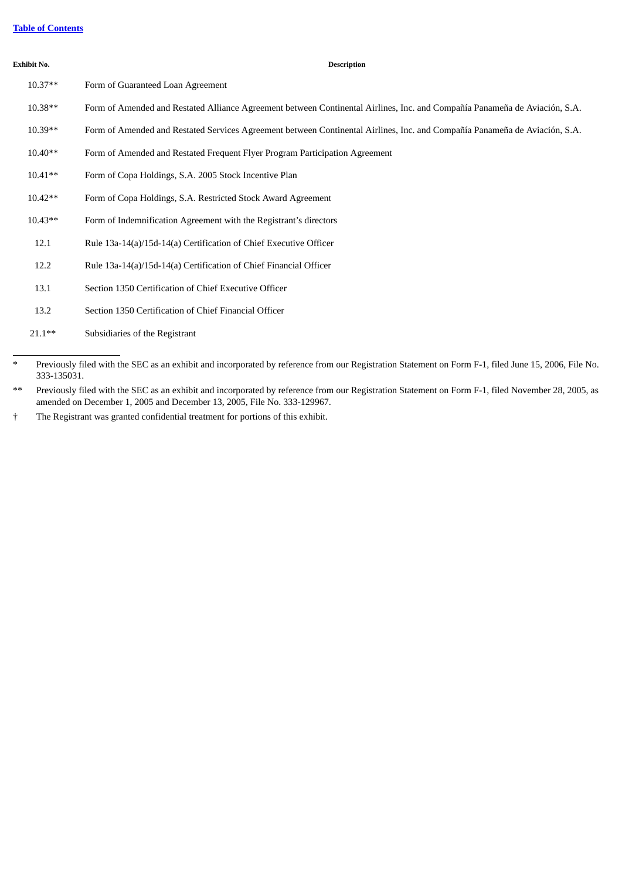[Table of Contents](#)

| Exhibit No. | Description |
|---|---|
| 10.37** | Form of Guaranteed Loan Agreement |
| 10.38** | Form of Amended and Restated Alliance Agreement between Continental Airlines, Inc. and Compañía Panameña de Aviación, S.A. |
| 10.39** | Form of Amended and Restated Services Agreement between Continental Airlines, Inc. and Compañía Panameña de Aviación, S.A. |
| 10.40** | Form of Amended and Restated Frequent Flyer Program Participation Agreement |
| 10.41** | Form of Copa Holdings, S.A. 2005 Stock Incentive Plan |
| 10.42** | Form of Copa Holdings, S.A. Restricted Stock Award Agreement |
| 10.43** | Form of Indemnification Agreement with the Registrant's directors |
| 12.1 | Rule 13a-14(a)/15d-14(a) Certification of Chief Executive Officer |
| 12.2 | Rule 13a-14(a)/15d-14(a) Certification of Chief Financial Officer |
| 13.1 | Section 1350 Certification of Chief Executive Officer |
| 13.2 | Section 1350 Certification of Chief Financial Officer |
| 21.1** | Subsidiaries of the Registrant |

---

\* Previously filed with the SEC as an exhibit and incorporated by reference from our Registration Statement on Form F-1, filed June 15, 2006, File No. 333-135031.

** Previously filed with the SEC as an exhibit and incorporated by reference from our Registration Statement on Form F-1, filed November 28, 2005, as amended on December 1, 2005 and December 13, 2005, File No. 333-129967.

† The Registrant was granted confidential treatment for portions of this exhibit.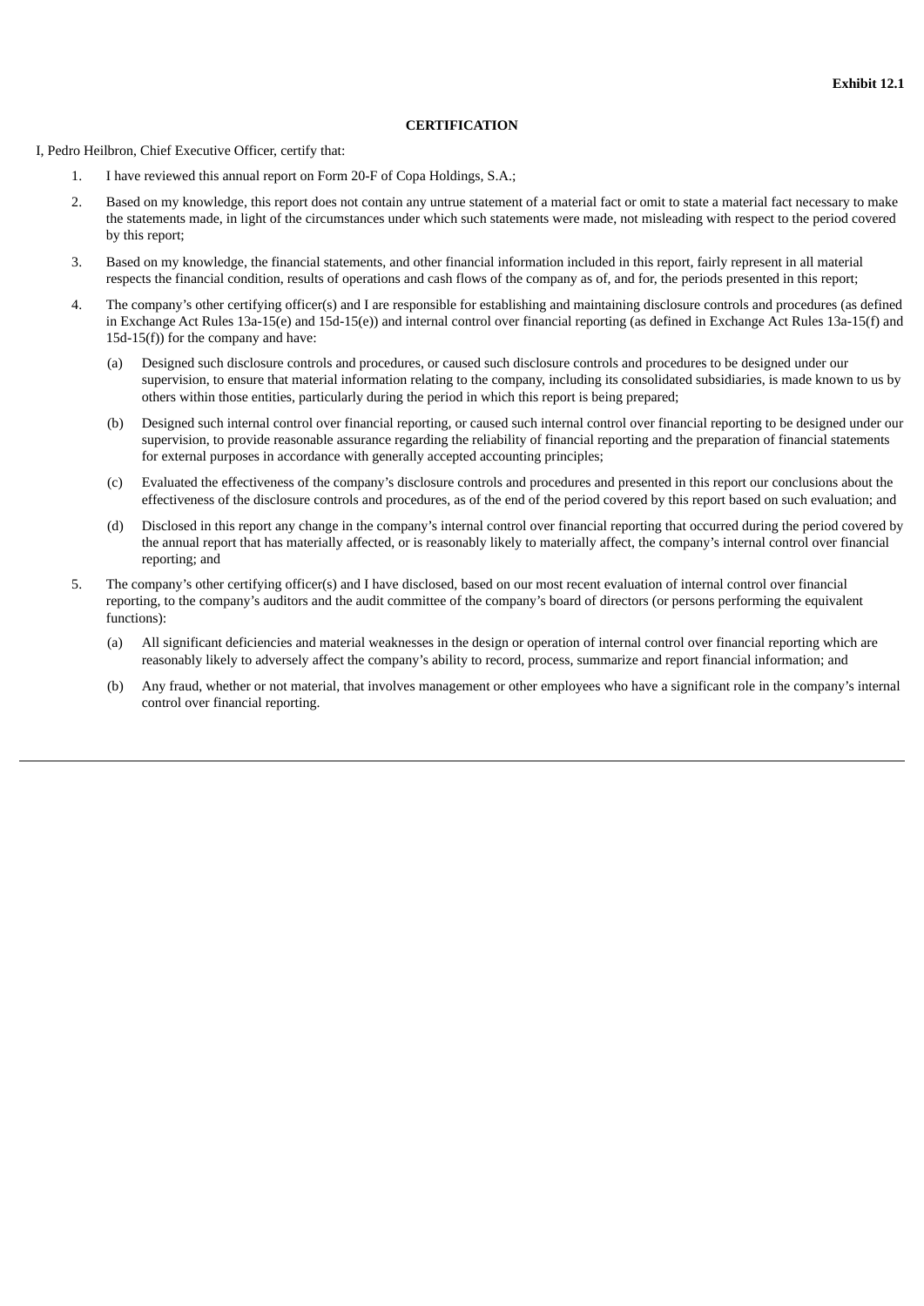**Exhibit 12.1**

**CERTIFICATION**

I, Pedro Heilbron, Chief Executive Officer, certify that:

1. I have reviewed this annual report on Form 20-F of Copa Holdings, S.A.;

2. Based on my knowledge, this report does not contain any untrue statement of a material fact or omit to state a material fact necessary to make the statements made, in light of the circumstances under which such statements were made, not misleading with respect to the period covered by this report;

3. Based on my knowledge, the financial statements, and other financial information included in this report, fairly represent in all material respects the financial condition, results of operations and cash flows of the company as of, and for, the periods presented in this report;

4. The company's other certifying officer(s) and I are responsible for establishing and maintaining disclosure controls and procedures (as defined in Exchange Act Rules 13a-15(e) and 15d-15(e)) and internal control over financial reporting (as defined in Exchange Act Rules 13a-15(f) and 15d-15(f)) for the company and have:

   (a) Designed such disclosure controls and procedures, or caused such disclosure controls and procedures to be designed under our supervision, to ensure that material information relating to the company, including its consolidated subsidiaries, is made known to us by others within those entities, particularly during the period in which this report is being prepared;

   (b) Designed such internal control over financial reporting, or caused such internal control over financial reporting to be designed under our supervision, to provide reasonable assurance regarding the reliability of financial reporting and the preparation of financial statements for external purposes in accordance with generally accepted accounting principles;

   (c) Evaluated the effectiveness of the company's disclosure controls and procedures and presented in this report our conclusions about the effectiveness of the disclosure controls and procedures, as of the end of the period covered by this report based on such evaluation; and

   (d) Disclosed in this report any change in the company's internal control over financial reporting that occurred during the period covered by the annual report that has materially affected, or is reasonably likely to materially affect, the company's internal control over financial reporting; and

5. The company's other certifying officer(s) and I have disclosed, based on our most recent evaluation of internal control over financial reporting, to the company's auditors and the audit committee of the company's board of directors (or persons performing the equivalent functions):

   (a) All significant deficiencies and material weaknesses in the design or operation of internal control over financial reporting which are reasonably likely to adversely affect the company's ability to record, process, summarize and report financial information; and

   (b) Any fraud, whether or not material, that involves management or other employees who have a significant role in the company's internal control over financial reporting.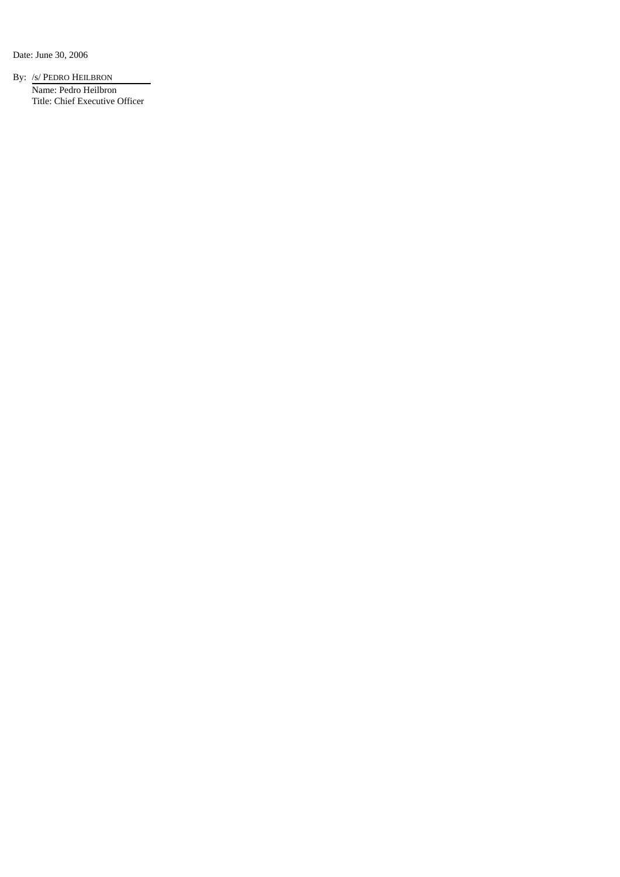Date: June 30, 2006

By: /s/ PEDRO HEILBRON

Name: Pedro Heilbron

Title: Chief Executive Officer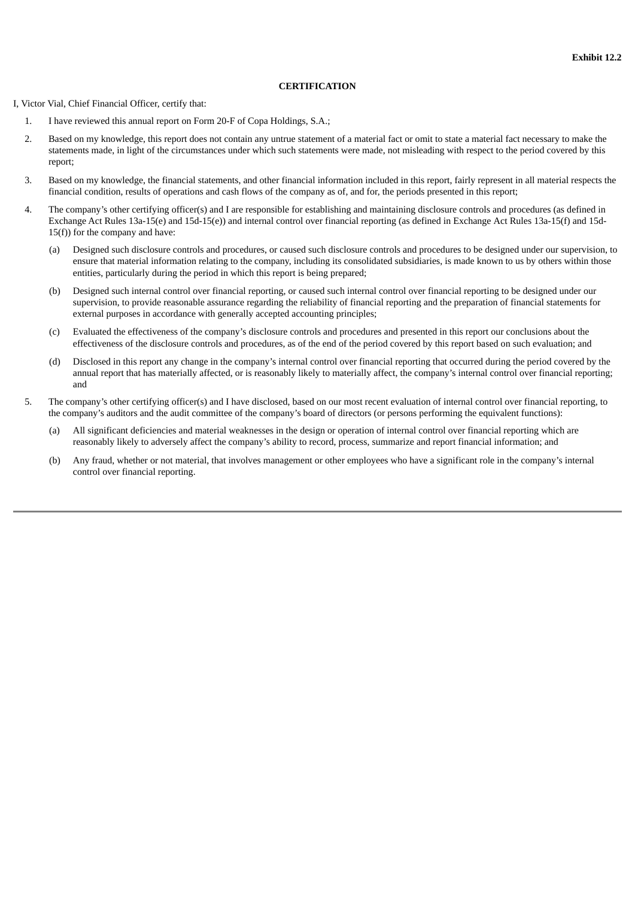**Exhibit 12.2**

**CERTIFICATION**

I, Victor Vial, Chief Financial Officer, certify that:

1. I have reviewed this annual report on Form 20-F of Copa Holdings, S.A.;

2. Based on my knowledge, this report does not contain any untrue statement of a material fact or omit to state a material fact necessary to make the statements made, in light of the circumstances under which such statements were made, not misleading with respect to the period covered by this report;

3. Based on my knowledge, the financial statements, and other financial information included in this report, fairly represent in all material respects the financial condition, results of operations and cash flows of the company as of, and for, the periods presented in this report;

4. The company's other certifying officer(s) and I are responsible for establishing and maintaining disclosure controls and procedures (as defined in Exchange Act Rules 13a-15(e) and 15d-15(e)) and internal control over financial reporting (as defined in Exchange Act Rules 13a-15(f) and 15d-15(f)) for the company and have:

   (a) Designed such disclosure controls and procedures, or caused such disclosure controls and procedures to be designed under our supervision, to ensure that material information relating to the company, including its consolidated subsidiaries, is made known to us by others within those entities, particularly during the period in which this report is being prepared;

   (b) Designed such internal control over financial reporting, or caused such internal control over financial reporting to be designed under our supervision, to provide reasonable assurance regarding the reliability of financial reporting and the preparation of financial statements for external purposes in accordance with generally accepted accounting principles;

   (c) Evaluated the effectiveness of the company's disclosure controls and procedures and presented in this report our conclusions about the effectiveness of the disclosure controls and procedures, as of the end of the period covered by this report based on such evaluation; and

   (d) Disclosed in this report any change in the company's internal control over financial reporting that occurred during the period covered by the annual report that has materially affected, or is reasonably likely to materially affect, the company's internal control over financial reporting; and

5. The company's other certifying officer(s) and I have disclosed, based on our most recent evaluation of internal control over financial reporting, to the company's auditors and the audit committee of the company's board of directors (or persons performing the equivalent functions):

   (a) All significant deficiencies and material weaknesses in the design or operation of internal control over financial reporting which are reasonably likely to adversely affect the company's ability to record, process, summarize and report financial information; and

   (b) Any fraud, whether or not material, that involves management or other employees who have a significant role in the company's internal control over financial reporting.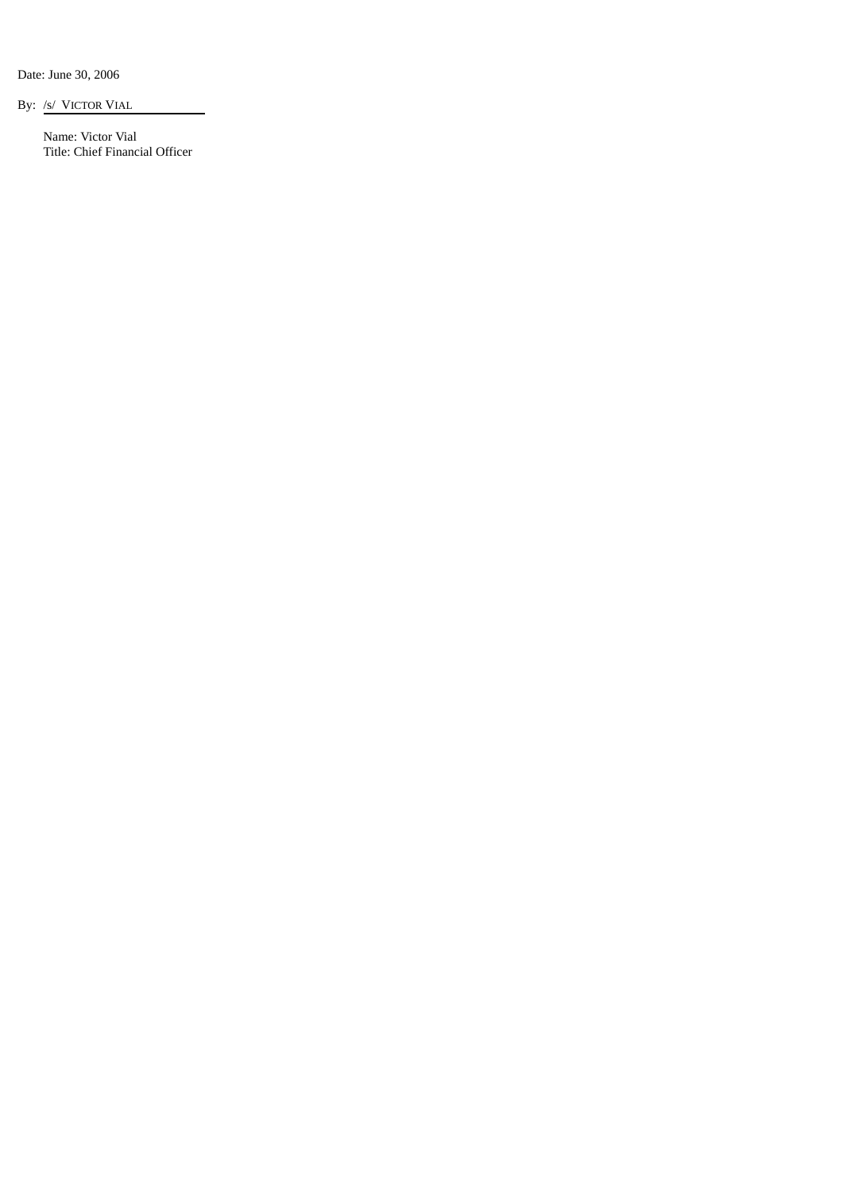Date: June 30, 2006

By: /s/ VICTOR VIAL

Name: Victor Vial
Title: Chief Financial Officer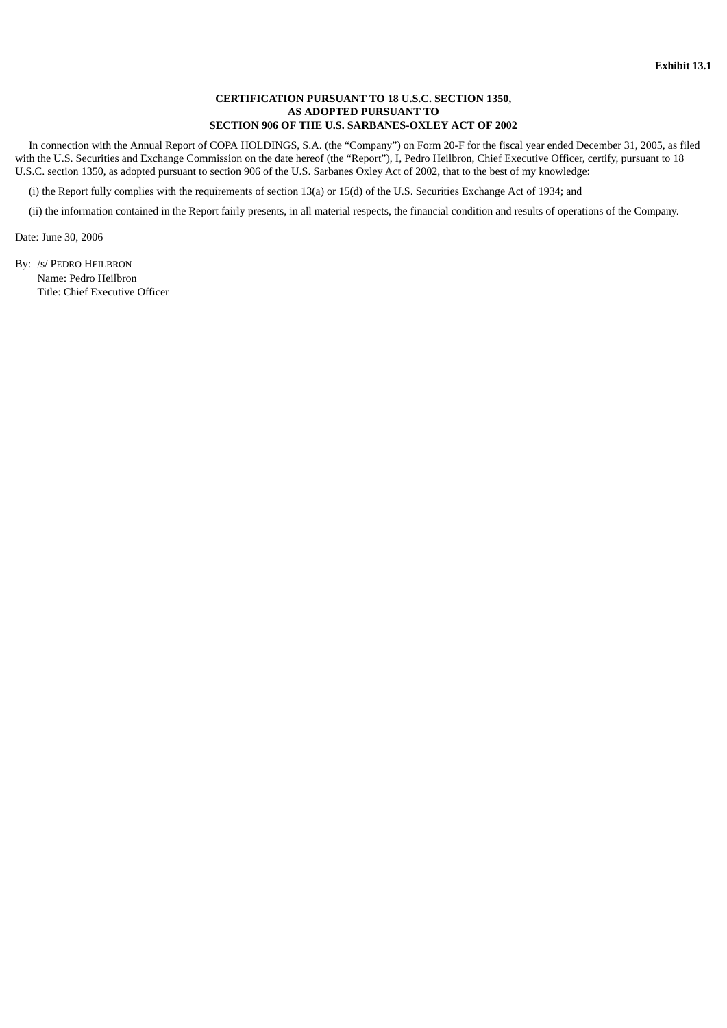**Exhibit 13.1**

**CERTIFICATION PURSUANT TO 18 U.S.C. SECTION 1350,**
**AS ADOPTED PURSUANT TO**
**SECTION 906 OF THE U.S. SARBANES-OXLEY ACT OF 2002**

In connection with the Annual Report of COPA HOLDINGS, S.A. (the "Company") on Form 20-F for the fiscal year ended December 31, 2005, as filed with the U.S. Securities and Exchange Commission on the date hereof (the "Report"), I, Pedro Heilbron, Chief Executive Officer, certify, pursuant to 18 U.S.C. section 1350, as adopted pursuant to section 906 of the U.S. Sarbanes Oxley Act of 2002, that to the best of my knowledge:

(i) the Report fully complies with the requirements of section 13(a) or 15(d) of the U.S. Securities Exchange Act of 1934; and

(ii) the information contained in the Report fairly presents, in all material respects, the financial condition and results of operations of the Company.

Date: June 30, 2006

By: /s/ PEDRO HEILBRON
Name: Pedro Heilbron
Title: Chief Executive Officer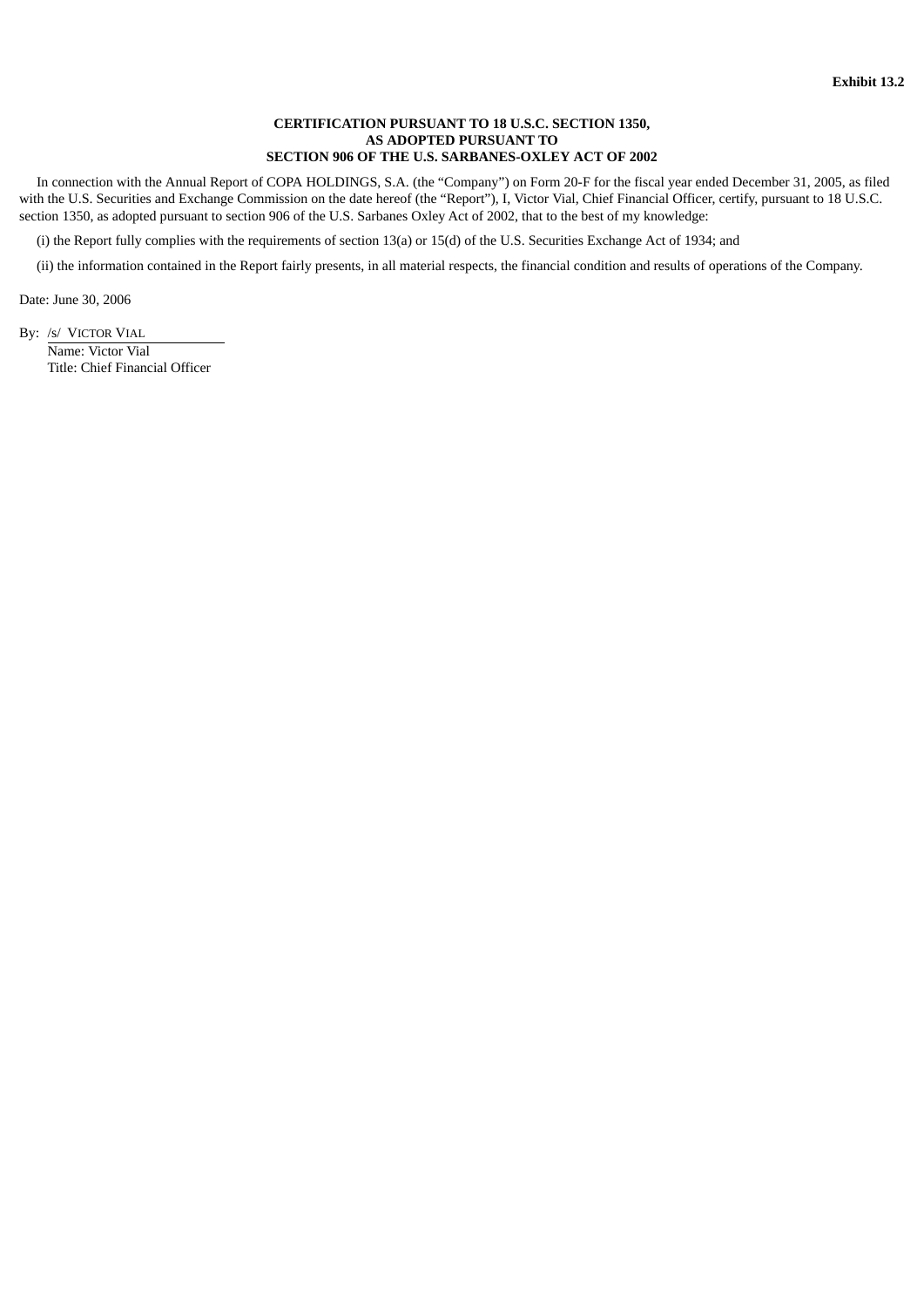**Exhibit 13.2**

**CERTIFICATION PURSUANT TO 18 U.S.C. SECTION 1350,**
**AS ADOPTED PURSUANT TO**
**SECTION 906 OF THE U.S. SARBANES-OXLEY ACT OF 2002**

In connection with the Annual Report of COPA HOLDINGS, S.A. (the “Company”) on Form 20-F for the fiscal year ended December 31, 2005, as filed with the U.S. Securities and Exchange Commission on the date hereof (the “Report”), I, Victor Vial, Chief Financial Officer, certify, pursuant to 18 U.S.C. section 1350, as adopted pursuant to section 906 of the U.S. Sarbanes Oxley Act of 2002, that to the best of my knowledge:

(i) the Report fully complies with the requirements of section 13(a) or 15(d) of the U.S. Securities Exchange Act of 1934; and

(ii) the information contained in the Report fairly presents, in all material respects, the financial condition and results of operations of the Company.

Date: June 30, 2006

By: /s/ VICTOR VIAL

Name: Victor Vial
Title: Chief Financial Officer